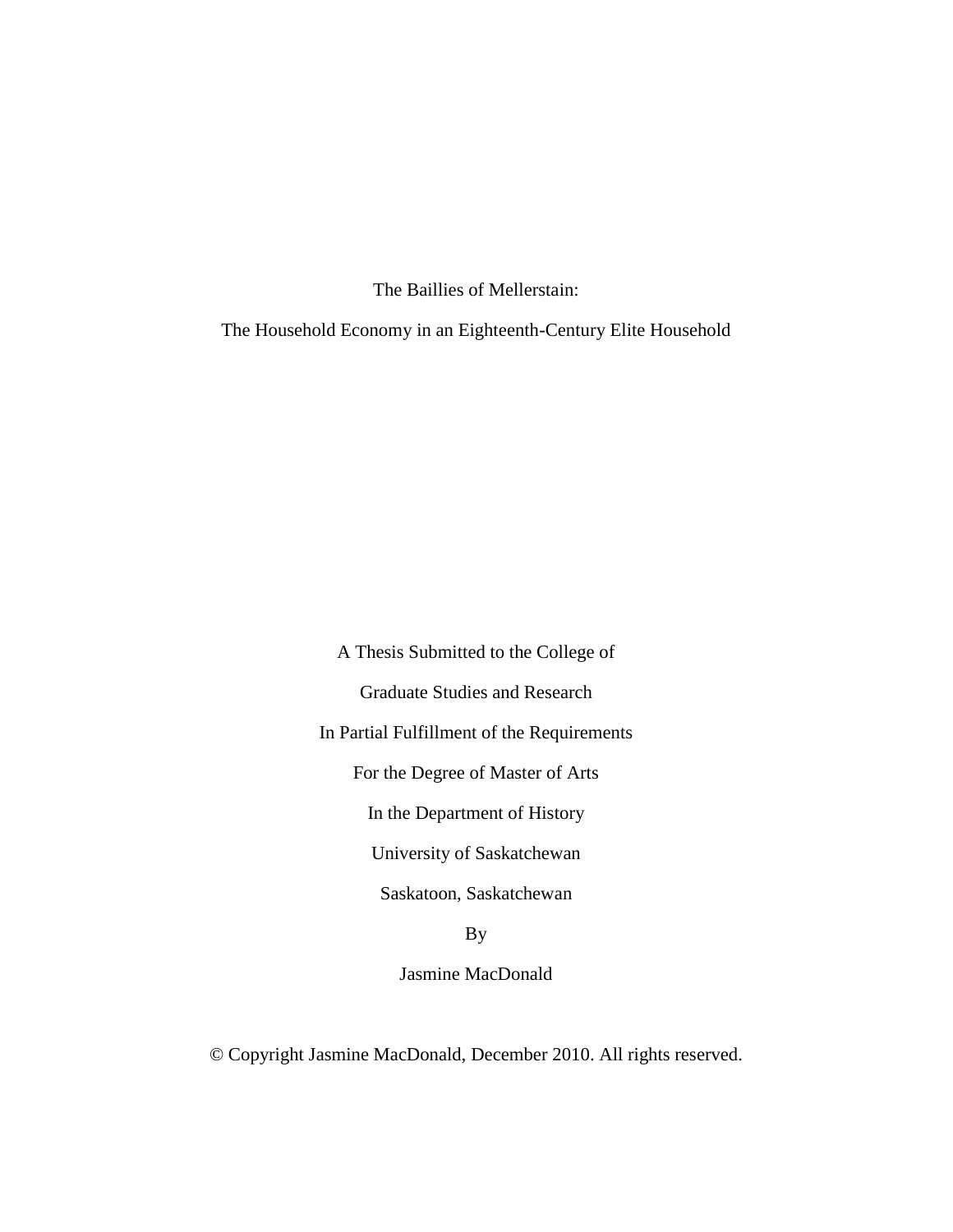# The Baillies of Mellerstain:

## The Household Economy in an Eighteenth-Century Elite Household

A Thesis Submitted to the College of

Graduate Studies and Research

In Partial Fulfillment of the Requirements

For the Degree of Master of Arts

In the Department of History

University of Saskatchewan

Saskatoon, Saskatchewan

By

Jasmine MacDonald

© Copyright Jasmine MacDonald, December 2010. All rights reserved.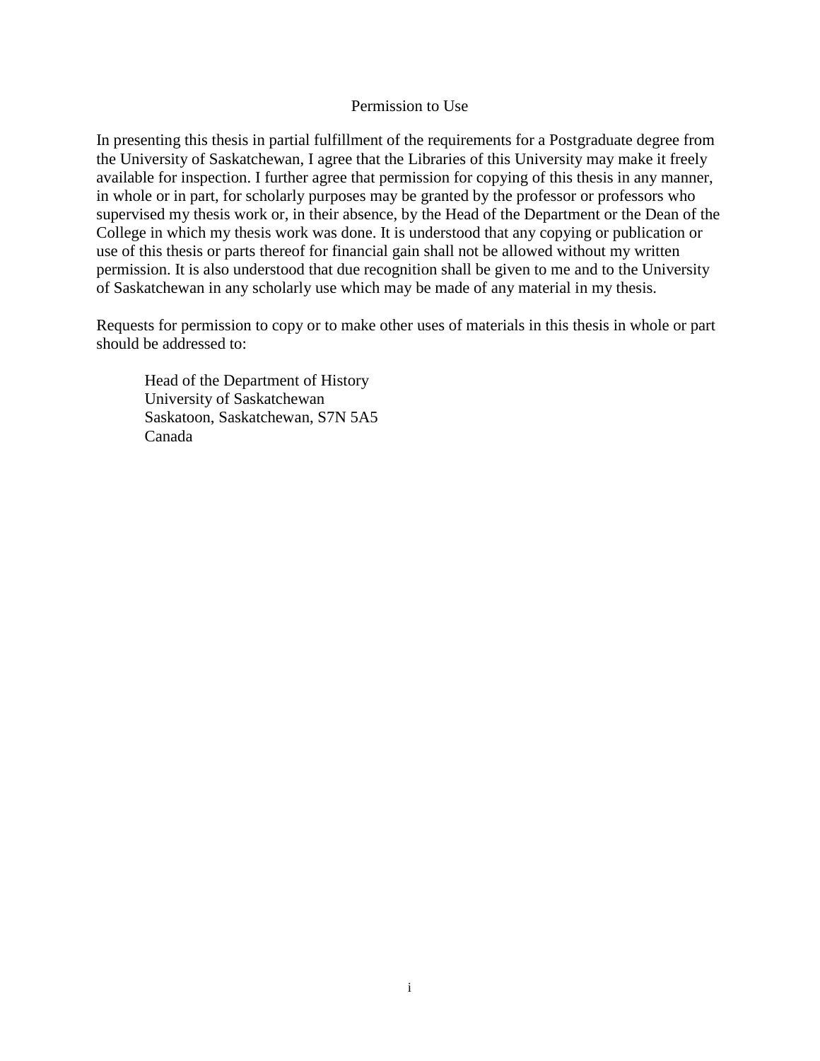# Permission to Use

In presenting this thesis in partial fulfillment of the requirements for a Postgraduate degree from the University of Saskatchewan, I agree that the Libraries of this University may make it freely available for inspection. I further agree that permission for copying of this thesis in any manner, in whole or in part, for scholarly purposes may be granted by the professor or professors who supervised my thesis work or, in their absence, by the Head of the Department or the Dean of the College in which my thesis work was done. It is understood that any copying or publication or use of this thesis or parts thereof for financial gain shall not be allowed without my written permission. It is also understood that due recognition shall be given to me and to the University of Saskatchewan in any scholarly use which may be made of any material in my thesis.

Requests for permission to copy or to make other uses of materials in this thesis in whole or part should be addressed to:

> Head of the Department of History
> University of Saskatchewan
> Saskatoon, Saskatchewan, S7N 5A5
> Canada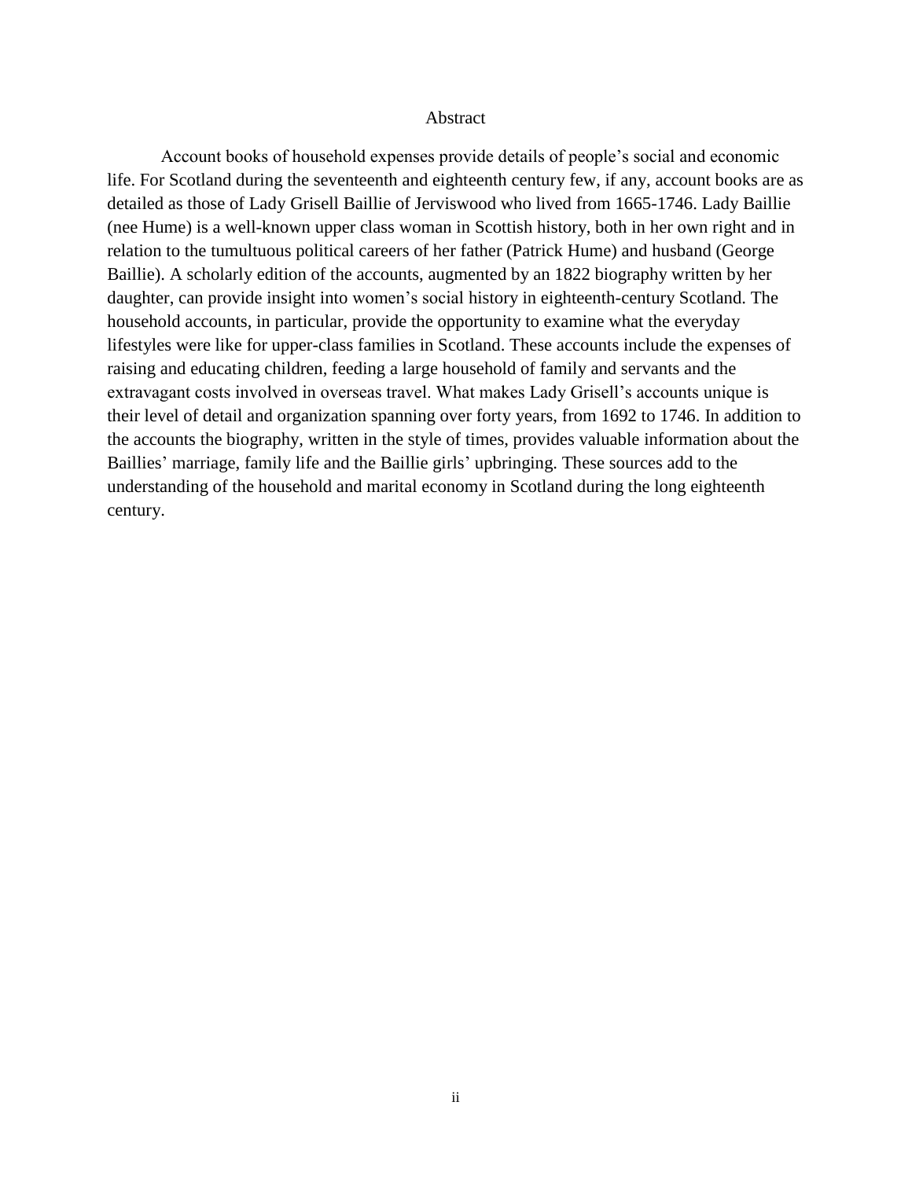# Abstract

Account books of household expenses provide details of people's social and economic life. For Scotland during the seventeenth and eighteenth century few, if any, account books are as detailed as those of Lady Grisell Baillie of Jerviswood who lived from 1665-1746. Lady Baillie (nee Hume) is a well-known upper class woman in Scottish history, both in her own right and in relation to the tumultuous political careers of her father (Patrick Hume) and husband (George Baillie). A scholarly edition of the accounts, augmented by an 1822 biography written by her daughter, can provide insight into women's social history in eighteenth-century Scotland. The household accounts, in particular, provide the opportunity to examine what the everyday lifestyles were like for upper-class families in Scotland. These accounts include the expenses of raising and educating children, feeding a large household of family and servants and the extravagant costs involved in overseas travel. What makes Lady Grisell's accounts unique is their level of detail and organization spanning over forty years, from 1692 to 1746. In addition to the accounts the biography, written in the style of times, provides valuable information about the Baillies' marriage, family life and the Baillie girls' upbringing. These sources add to the understanding of the household and marital economy in Scotland during the long eighteenth century.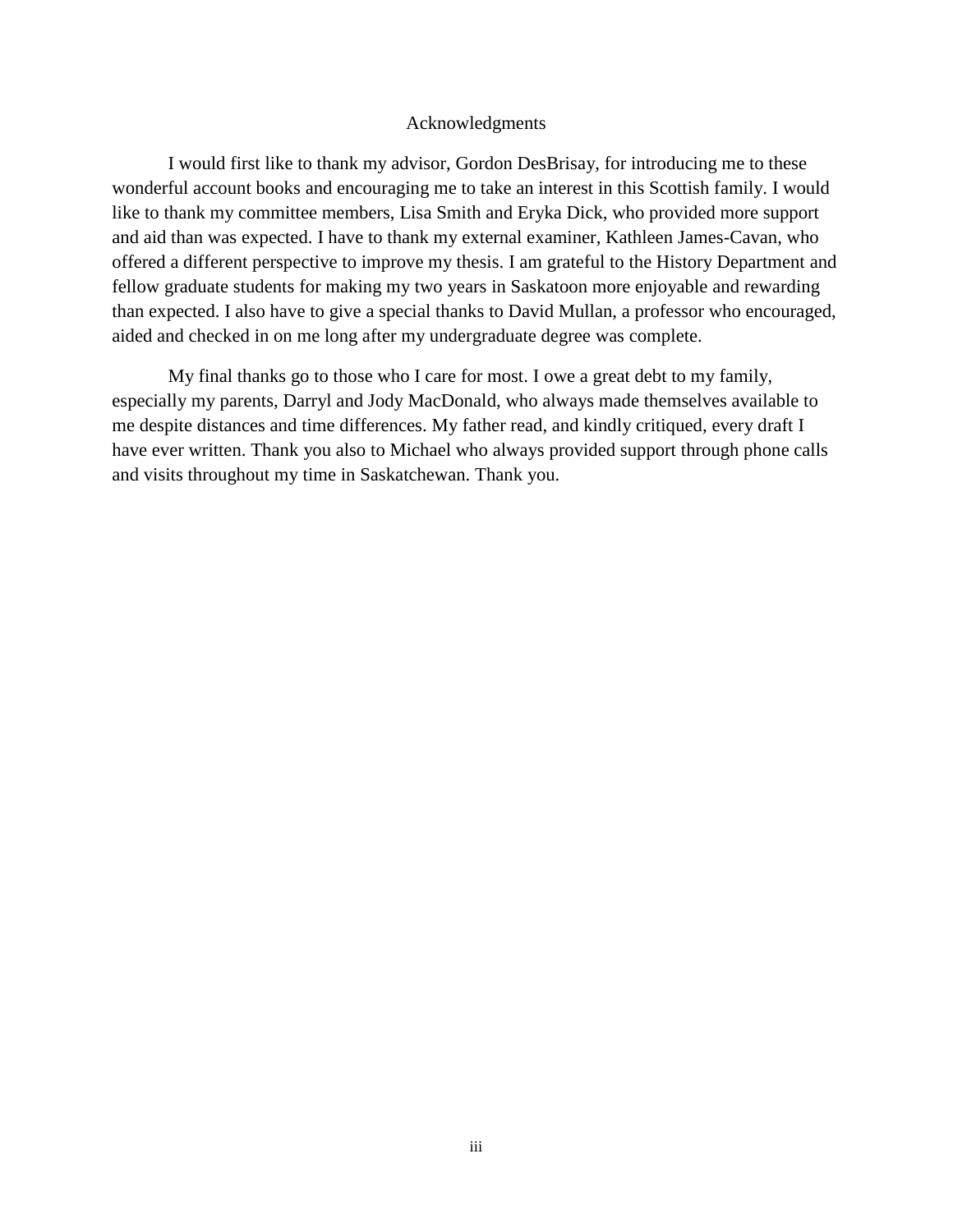# Acknowledgments

I would first like to thank my advisor, Gordon DesBrisay, for introducing me to these wonderful account books and encouraging me to take an interest in this Scottish family. I would like to thank my committee members, Lisa Smith and Eryka Dick, who provided more support and aid than was expected. I have to thank my external examiner, Kathleen James-Cavan, who offered a different perspective to improve my thesis. I am grateful to the History Department and fellow graduate students for making my two years in Saskatoon more enjoyable and rewarding than expected. I also have to give a special thanks to David Mullan, a professor who encouraged, aided and checked in on me long after my undergraduate degree was complete.

My final thanks go to those who I care for most. I owe a great debt to my family, especially my parents, Darryl and Jody MacDonald, who always made themselves available to me despite distances and time differences. My father read, and kindly critiqued, every draft I have ever written. Thank you also to Michael who always provided support through phone calls and visits throughout my time in Saskatchewan. Thank you.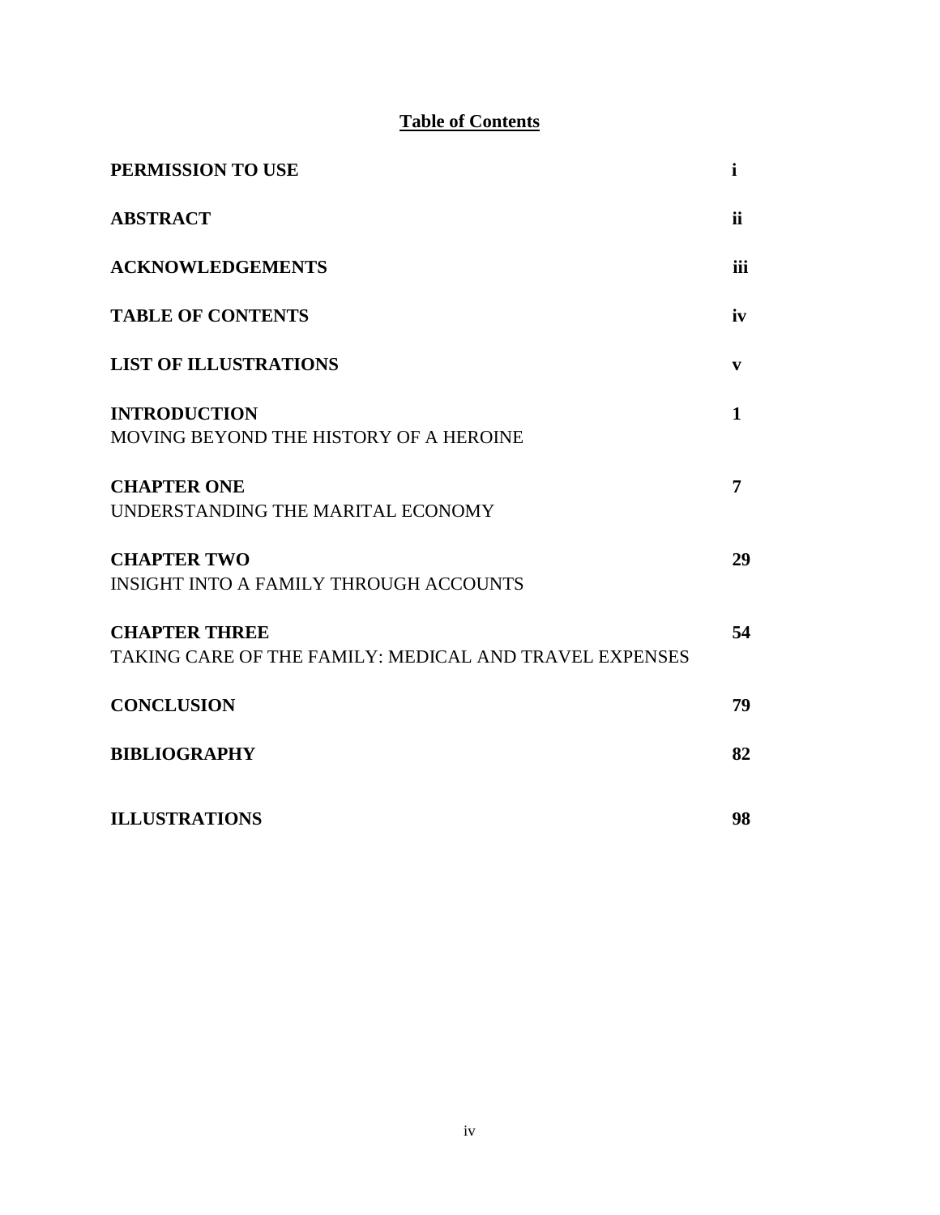# Table of Contents

| | |
|---|---|
| **PERMISSION TO USE** | **i** |
| **ABSTRACT** | **ii** |
| **ACKNOWLEDGEMENTS** | **iii** |
| **TABLE OF CONTENTS** | **iv** |
| **LIST OF ILLUSTRATIONS** | **v** |
| **INTRODUCTION** MOVING BEYOND THE HISTORY OF A HEROINE | **1** |
| **CHAPTER ONE** UNDERSTANDING THE MARITAL ECONOMY | **7** |
| **CHAPTER TWO** INSIGHT INTO A FAMILY THROUGH ACCOUNTS | **29** |
| **CHAPTER THREE** TAKING CARE OF THE FAMILY: MEDICAL AND TRAVEL EXPENSES | **54** |
| **CONCLUSION** | **79** |
| **BIBLIOGRAPHY** | **82** |
| **ILLUSTRATIONS** | **98** |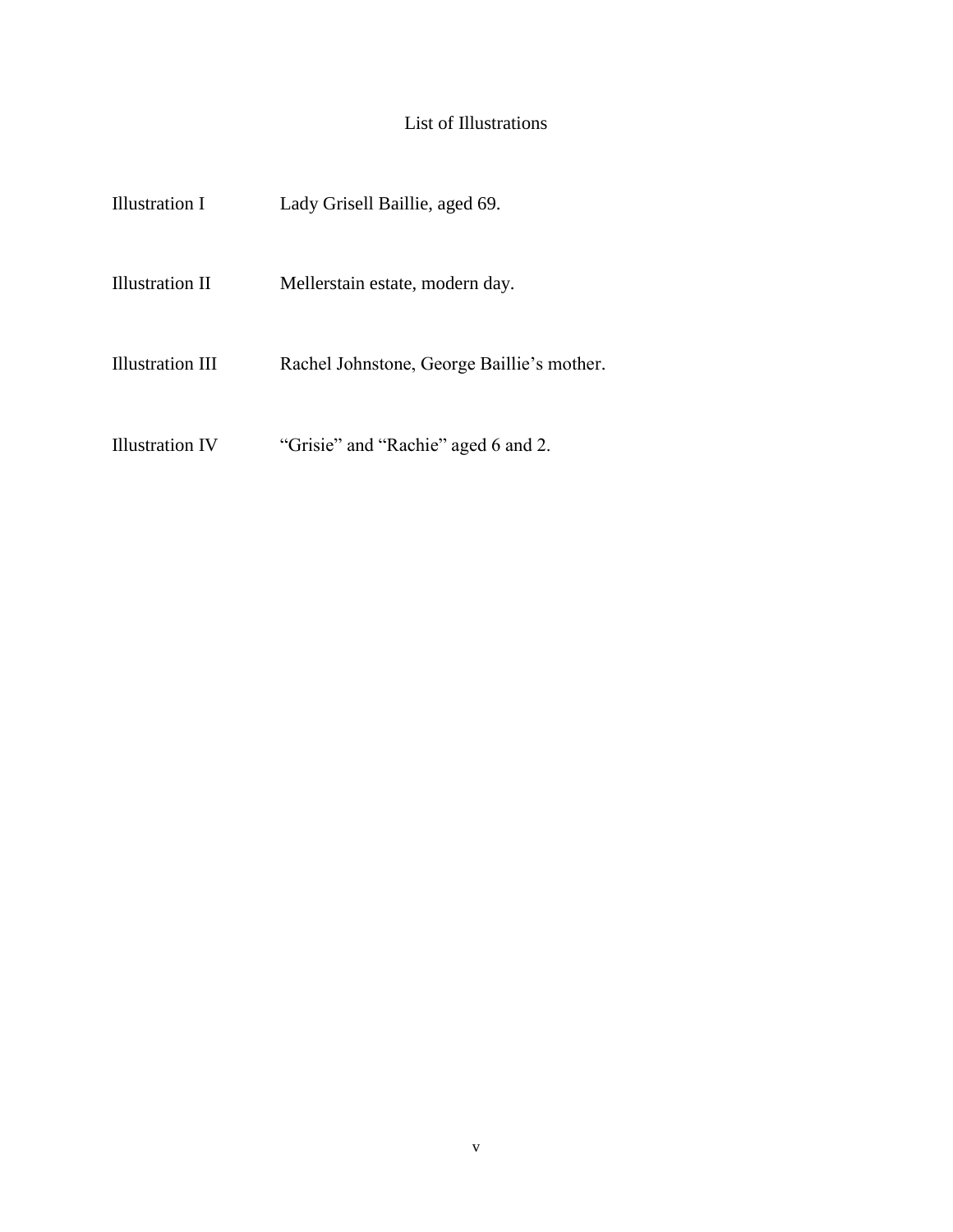# List of Illustrations

| | |
|---|---|
| Illustration I | Lady Grisell Baillie, aged 69. |
| Illustration II | Mellerstain estate, modern day. |
| Illustration III | Rachel Johnstone, George Baillie's mother. |
| Illustration IV | "Grisie" and "Rachie" aged 6 and 2. |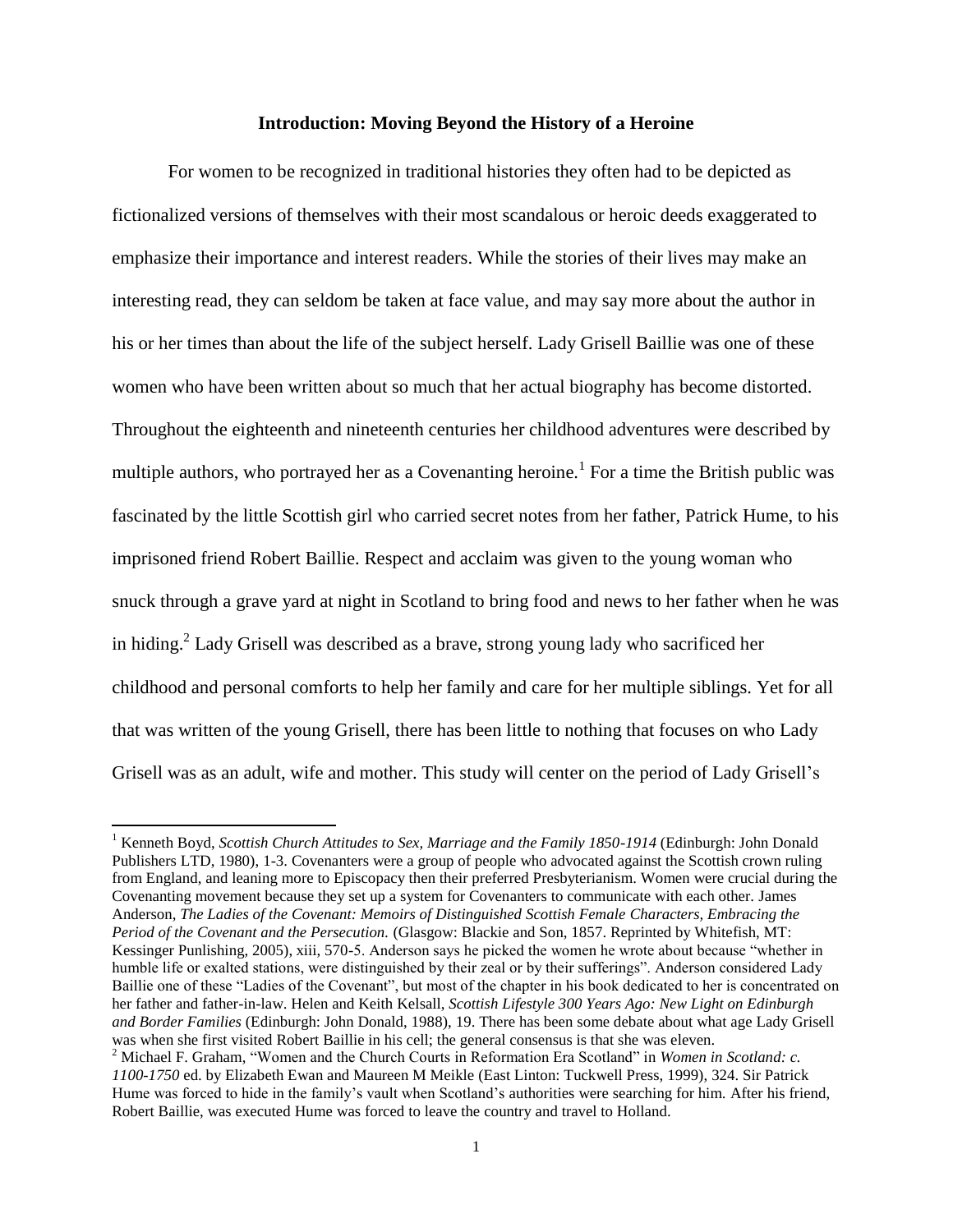## Introduction: Moving Beyond the History of a Heroine

For women to be recognized in traditional histories they often had to be depicted as fictionalized versions of themselves with their most scandalous or heroic deeds exaggerated to emphasize their importance and interest readers. While the stories of their lives may make an interesting read, they can seldom be taken at face value, and may say more about the author in his or her times than about the life of the subject herself. Lady Grisell Baillie was one of these women who have been written about so much that her actual biography has become distorted. Throughout the eighteenth and nineteenth centuries her childhood adventures were described by multiple authors, who portrayed her as a Covenanting heroine.[1] For a time the British public was fascinated by the little Scottish girl who carried secret notes from her father, Patrick Hume, to his imprisoned friend Robert Baillie. Respect and acclaim was given to the young woman who snuck through a grave yard at night in Scotland to bring food and news to her father when he was in hiding.[2] Lady Grisell was described as a brave, strong young lady who sacrificed her childhood and personal comforts to help her family and care for her multiple siblings. Yet for all that was written of the young Grisell, there has been little to nothing that focuses on who Lady Grisell was as an adult, wife and mother. This study will center on the period of Lady Grisell's

---

[1] Kenneth Boyd, *Scottish Church Attitudes to Sex, Marriage and the Family 1850-1914* (Edinburgh: John Donald Publishers LTD, 1980), 1-3. Covenanters were a group of people who advocated against the Scottish crown ruling from England, and leaning more to Episcopacy then their preferred Presbyterianism. Women were crucial during the Covenanting movement because they set up a system for Covenanters to communicate with each other. James Anderson, *The Ladies of the Covenant: Memoirs of Distinguished Scottish Female Characters, Embracing the Period of the Covenant and the Persecution.* (Glasgow: Blackie and Son, 1857. Reprinted by Whitefish, MT: Kessinger Punlishing, 2005), xiii, 570-5. Anderson says he picked the women he wrote about because "whether in humble life or exalted stations, were distinguished by their zeal or by their sufferings". Anderson considered Lady Baillie one of these "Ladies of the Covenant", but most of the chapter in his book dedicated to her is concentrated on her father and father-in-law. Helen and Keith Kelsall, *Scottish Lifestyle 300 Years Ago: New Light on Edinburgh and Border Families* (Edinburgh: John Donald, 1988), 19. There has been some debate about what age Lady Grisell was when she first visited Robert Baillie in his cell; the general consensus is that she was eleven.

[2] Michael F. Graham, "Women and the Church Courts in Reformation Era Scotland" in *Women in Scotland: c. 1100-1750* ed. by Elizabeth Ewan and Maureen M Meikle (East Linton: Tuckwell Press, 1999), 324. Sir Patrick Hume was forced to hide in the family's vault when Scotland's authorities were searching for him. After his friend, Robert Baillie, was executed Hume was forced to leave the country and travel to Holland.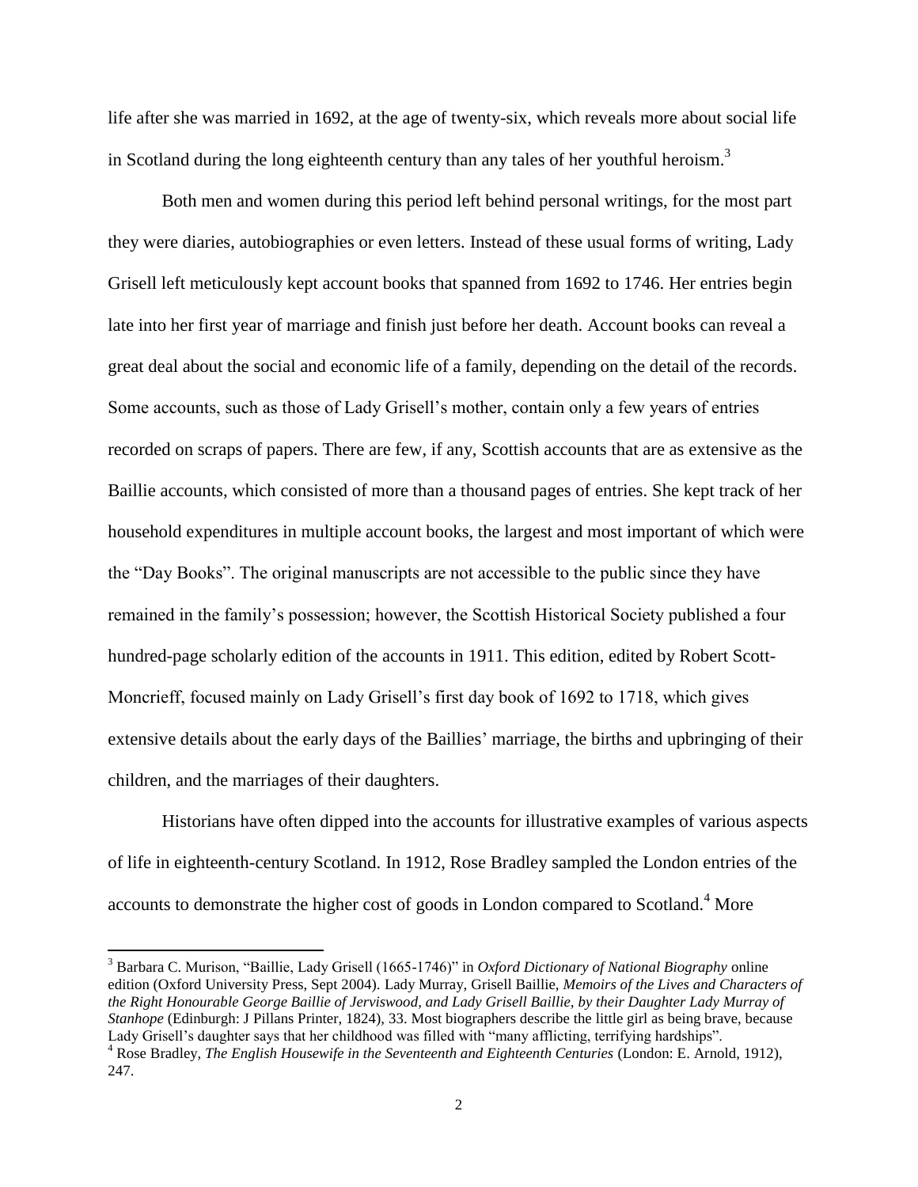life after she was married in 1692, at the age of twenty-six, which reveals more about social life in Scotland during the long eighteenth century than any tales of her youthful heroism.[3]

Both men and women during this period left behind personal writings, for the most part they were diaries, autobiographies or even letters. Instead of these usual forms of writing, Lady Grisell left meticulously kept account books that spanned from 1692 to 1746. Her entries begin late into her first year of marriage and finish just before her death. Account books can reveal a great deal about the social and economic life of a family, depending on the detail of the records. Some accounts, such as those of Lady Grisell's mother, contain only a few years of entries recorded on scraps of papers. There are few, if any, Scottish accounts that are as extensive as the Baillie accounts, which consisted of more than a thousand pages of entries. She kept track of her household expenditures in multiple account books, the largest and most important of which were the "Day Books". The original manuscripts are not accessible to the public since they have remained in the family's possession; however, the Scottish Historical Society published a four hundred-page scholarly edition of the accounts in 1911. This edition, edited by Robert Scott-Moncrieff, focused mainly on Lady Grisell's first day book of 1692 to 1718, which gives extensive details about the early days of the Baillies' marriage, the births and upbringing of their children, and the marriages of their daughters.

Historians have often dipped into the accounts for illustrative examples of various aspects of life in eighteenth-century Scotland. In 1912, Rose Bradley sampled the London entries of the accounts to demonstrate the higher cost of goods in London compared to Scotland.[4] More

---

[3] Barbara C. Murison, "Baillie, Lady Grisell (1665-1746)" in *Oxford Dictionary of National Biography* online edition (Oxford University Press, Sept 2004). Lady Murray, Grisell Baillie, *Memoirs of the Lives and Characters of the Right Honourable George Baillie of Jerviswood, and Lady Grisell Baillie, by their Daughter Lady Murray of Stanhope* (Edinburgh: J Pillans Printer, 1824), 33. Most biographers describe the little girl as being brave, because Lady Grisell's daughter says that her childhood was filled with "many afflicting, terrifying hardships".

[4] Rose Bradley, *The English Housewife in the Seventeenth and Eighteenth Centuries* (London: E. Arnold, 1912), 247.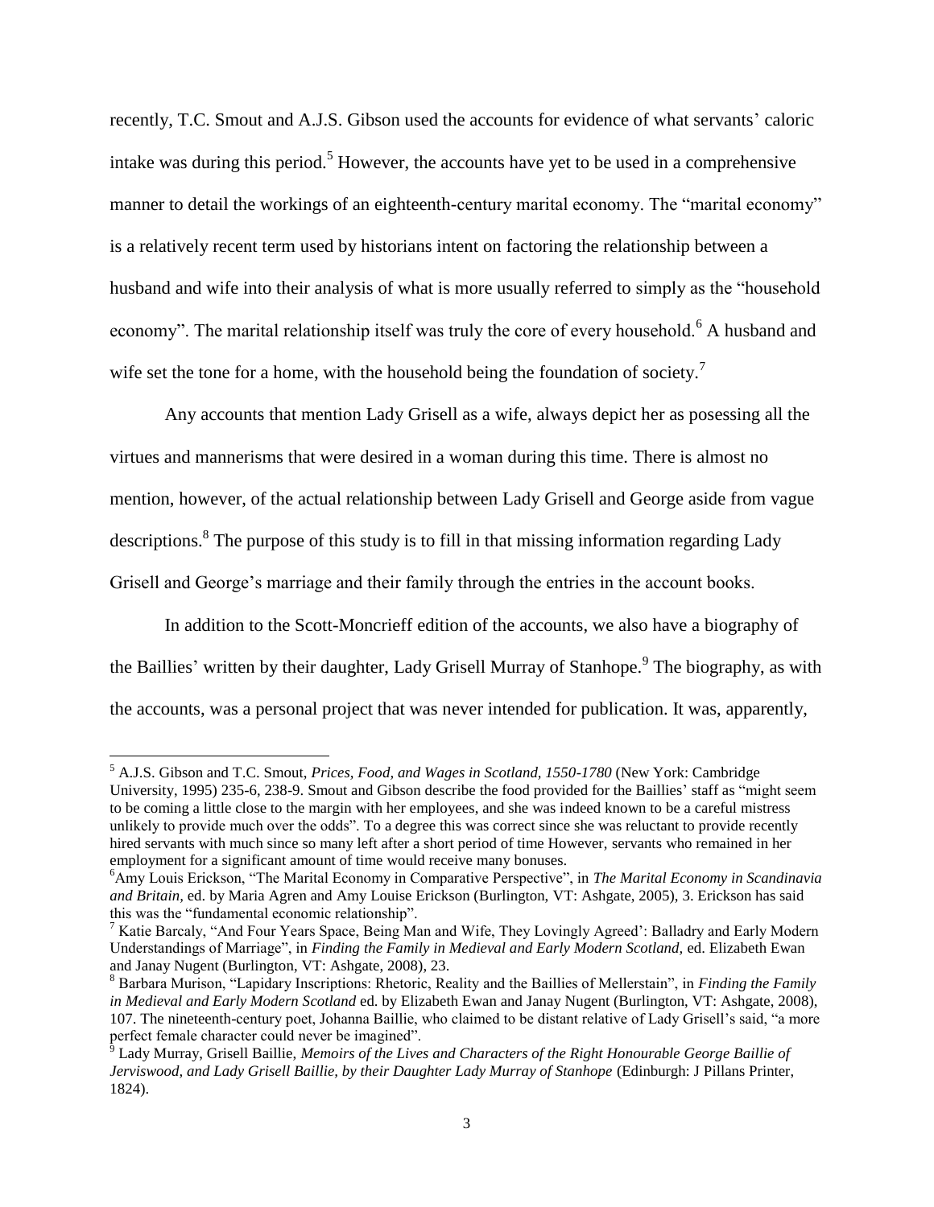recently, T.C. Smout and A.J.S. Gibson used the accounts for evidence of what servants' caloric intake was during this period.[5] However, the accounts have yet to be used in a comprehensive manner to detail the workings of an eighteenth-century marital economy. The "marital economy" is a relatively recent term used by historians intent on factoring the relationship between a husband and wife into their analysis of what is more usually referred to simply as the "household economy". The marital relationship itself was truly the core of every household.[6] A husband and wife set the tone for a home, with the household being the foundation of society.[7]

Any accounts that mention Lady Grisell as a wife, always depict her as posessing all the virtues and mannerisms that were desired in a woman during this time. There is almost no mention, however, of the actual relationship between Lady Grisell and George aside from vague descriptions.[8] The purpose of this study is to fill in that missing information regarding Lady Grisell and George's marriage and their family through the entries in the account books.

In addition to the Scott-Moncrieff edition of the accounts, we also have a biography of the Baillies' written by their daughter, Lady Grisell Murray of Stanhope.[9] The biography, as with the accounts, was a personal project that was never intended for publication. It was, apparently,

---

[5] A.J.S. Gibson and T.C. Smout, *Prices, Food, and Wages in Scotland, 1550-1780* (New York: Cambridge University, 1995) 235-6, 238-9. Smout and Gibson describe the food provided for the Baillies' staff as "might seem to be coming a little close to the margin with her employees, and she was indeed known to be a careful mistress unlikely to provide much over the odds". To a degree this was correct since she was reluctant to provide recently hired servants with much since so many left after a short period of time However, servants who remained in her employment for a significant amount of time would receive many bonuses.

[6] Amy Louis Erickson, "The Marital Economy in Comparative Perspective", in *The Marital Economy in Scandinavia and Britain,* ed. by Maria Agren and Amy Louise Erickson (Burlington, VT: Ashgate, 2005), 3. Erickson has said this was the "fundamental economic relationship".

[7] Katie Barcaly, "And Four Years Space, Being Man and Wife, They Lovingly Agreed': Balladry and Early Modern Understandings of Marriage", in *Finding the Family in Medieval and Early Modern Scotland,* ed. Elizabeth Ewan and Janay Nugent (Burlington, VT: Ashgate, 2008), 23.

[8] Barbara Murison, "Lapidary Inscriptions: Rhetoric, Reality and the Baillies of Mellerstain", in *Finding the Family in Medieval and Early Modern Scotland* ed. by Elizabeth Ewan and Janay Nugent (Burlington, VT: Ashgate, 2008), 107. The nineteenth-century poet, Johanna Baillie, who claimed to be distant relative of Lady Grisell's said, "a more perfect female character could never be imagined".

[9] Lady Murray, Grisell Baillie, *Memoirs of the Lives and Characters of the Right Honourable George Baillie of Jerviswood, and Lady Grisell Baillie, by their Daughter Lady Murray of Stanhope* (Edinburgh: J Pillans Printer, 1824).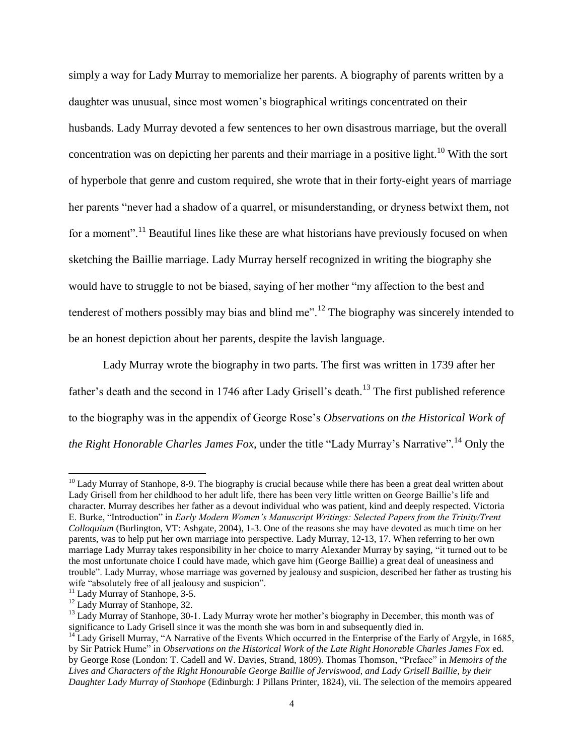simply a way for Lady Murray to memorialize her parents. A biography of parents written by a daughter was unusual, since most women's biographical writings concentrated on their husbands. Lady Murray devoted a few sentences to her own disastrous marriage, but the overall concentration was on depicting her parents and their marriage in a positive light.[10] With the sort of hyperbole that genre and custom required, she wrote that in their forty-eight years of marriage her parents "never had a shadow of a quarrel, or misunderstanding, or dryness betwixt them, not for a moment".[11] Beautiful lines like these are what historians have previously focused on when sketching the Baillie marriage. Lady Murray herself recognized in writing the biography she would have to struggle to not be biased, saying of her mother "my affection to the best and tenderest of mothers possibly may bias and blind me".[12] The biography was sincerely intended to be an honest depiction about her parents, despite the lavish language.

Lady Murray wrote the biography in two parts. The first was written in 1739 after her father's death and the second in 1746 after Lady Grisell's death.[13] The first published reference to the biography was in the appendix of George Rose's *Observations on the Historical Work of the Right Honorable Charles James Fox,* under the title "Lady Murray's Narrative".[14] Only the

---

[10] Lady Murray of Stanhope, 8-9. The biography is crucial because while there has been a great deal written about Lady Grisell from her childhood to her adult life, there has been very little written on George Baillie's life and character. Murray describes her father as a devout individual who was patient, kind and deeply respected. Victoria E. Burke, "Introduction" in *Early Modern Women's Manuscript Writings: Selected Papers from the Trinity/Trent Colloquium* (Burlington, VT: Ashgate, 2004), 1-3. One of the reasons she may have devoted as much time on her parents, was to help put her own marriage into perspective. Lady Murray, 12-13, 17. When referring to her own marriage Lady Murray takes responsibility in her choice to marry Alexander Murray by saying, "it turned out to be the most unfortunate choice I could have made, which gave him (George Baillie) a great deal of uneasiness and trouble". Lady Murray, whose marriage was governed by jealousy and suspicion, described her father as trusting his wife "absolutely free of all jealousy and suspicion".

[11] Lady Murray of Stanhope, 3-5.

[12] Lady Murray of Stanhope, 32.

[13] Lady Murray of Stanhope, 30-1. Lady Murray wrote her mother's biography in December, this month was of significance to Lady Grisell since it was the month she was born in and subsequently died in.

[14] Lady Grisell Murray, "A Narrative of the Events Which occurred in the Enterprise of the Early of Argyle, in 1685, by Sir Patrick Hume" in *Observations on the Historical Work of the Late Right Honorable Charles James Fox* ed. by George Rose (London: T. Cadell and W. Davies, Strand, 1809). Thomas Thomson, "Preface" in *Memoirs of the Lives and Characters of the Right Honourable George Baillie of Jerviswood, and Lady Grisell Baillie, by their Daughter Lady Murray of Stanhope* (Edinburgh: J Pillans Printer, 1824), vii. The selection of the memoirs appeared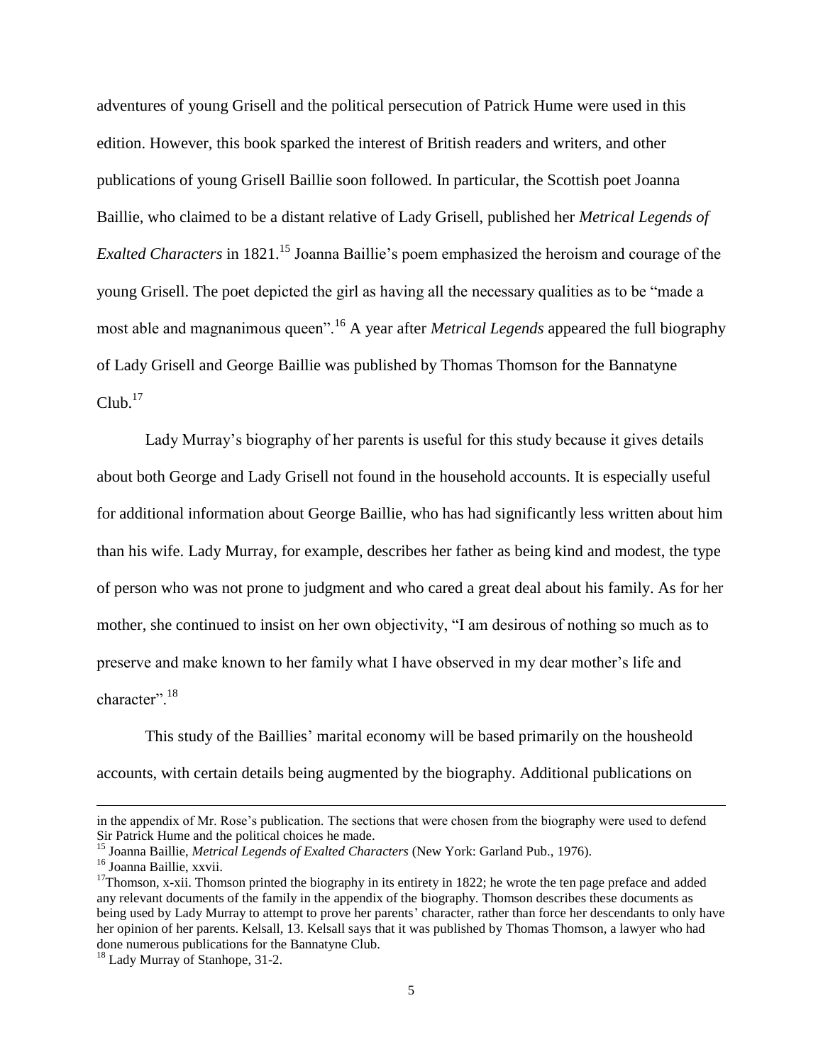adventures of young Grisell and the political persecution of Patrick Hume were used in this edition. However, this book sparked the interest of British readers and writers, and other publications of young Grisell Baillie soon followed. In particular, the Scottish poet Joanna Baillie, who claimed to be a distant relative of Lady Grisell, published her *Metrical Legends of Exalted Characters* in 1821.[15] Joanna Baillie's poem emphasized the heroism and courage of the young Grisell. The poet depicted the girl as having all the necessary qualities as to be "made a most able and magnanimous queen".[16] A year after *Metrical Legends* appeared the full biography of Lady Grisell and George Baillie was published by Thomas Thomson for the Bannatyne Club.[17]

Lady Murray's biography of her parents is useful for this study because it gives details about both George and Lady Grisell not found in the household accounts. It is especially useful for additional information about George Baillie, who has had significantly less written about him than his wife. Lady Murray, for example, describes her father as being kind and modest, the type of person who was not prone to judgment and who cared a great deal about his family. As for her mother, she continued to insist on her own objectivity, "I am desirous of nothing so much as to preserve and make known to her family what I have observed in my dear mother's life and character".[18]

This study of the Baillies' marital economy will be based primarily on the housheold accounts, with certain details being augmented by the biography. Additional publications on

---

in the appendix of Mr. Rose's publication. The sections that were chosen from the biography were used to defend Sir Patrick Hume and the political choices he made.

[15] Joanna Baillie, *Metrical Legends of Exalted Characters* (New York: Garland Pub., 1976).

[16] Joanna Baillie, xxvii.

[17] Thomson, x-xii. Thomson printed the biography in its entirety in 1822; he wrote the ten page preface and added any relevant documents of the family in the appendix of the biography. Thomson describes these documents as being used by Lady Murray to attempt to prove her parents' character, rather than force her descendants to only have her opinion of her parents. Kelsall, 13. Kelsall says that it was published by Thomas Thomson, a lawyer who had done numerous publications for the Bannatyne Club.

[18] Lady Murray of Stanhope, 31-2.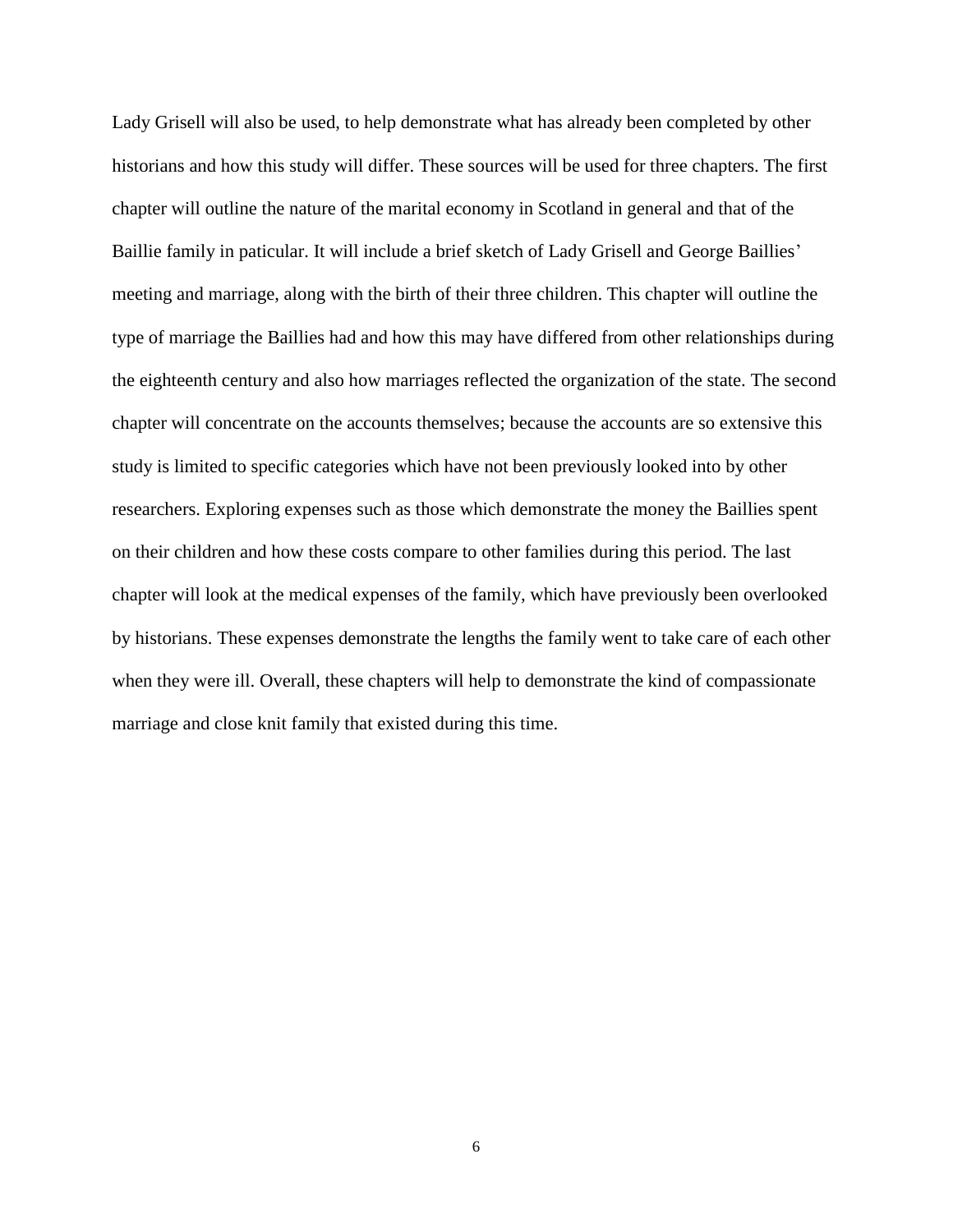Lady Grisell will also be used, to help demonstrate what has already been completed by other historians and how this study will differ. These sources will be used for three chapters. The first chapter will outline the nature of the marital economy in Scotland in general and that of the Baillie family in paticular. It will include a brief sketch of Lady Grisell and George Baillies' meeting and marriage, along with the birth of their three children. This chapter will outline the type of marriage the Baillies had and how this may have differed from other relationships during the eighteenth century and also how marriages reflected the organization of the state. The second chapter will concentrate on the accounts themselves; because the accounts are so extensive this study is limited to specific categories which have not been previously looked into by other researchers. Exploring expenses such as those which demonstrate the money the Baillies spent on their children and how these costs compare to other families during this period. The last chapter will look at the medical expenses of the family, which have previously been overlooked by historians. These expenses demonstrate the lengths the family went to take care of each other when they were ill. Overall, these chapters will help to demonstrate the kind of compassionate marriage and close knit family that existed during this time.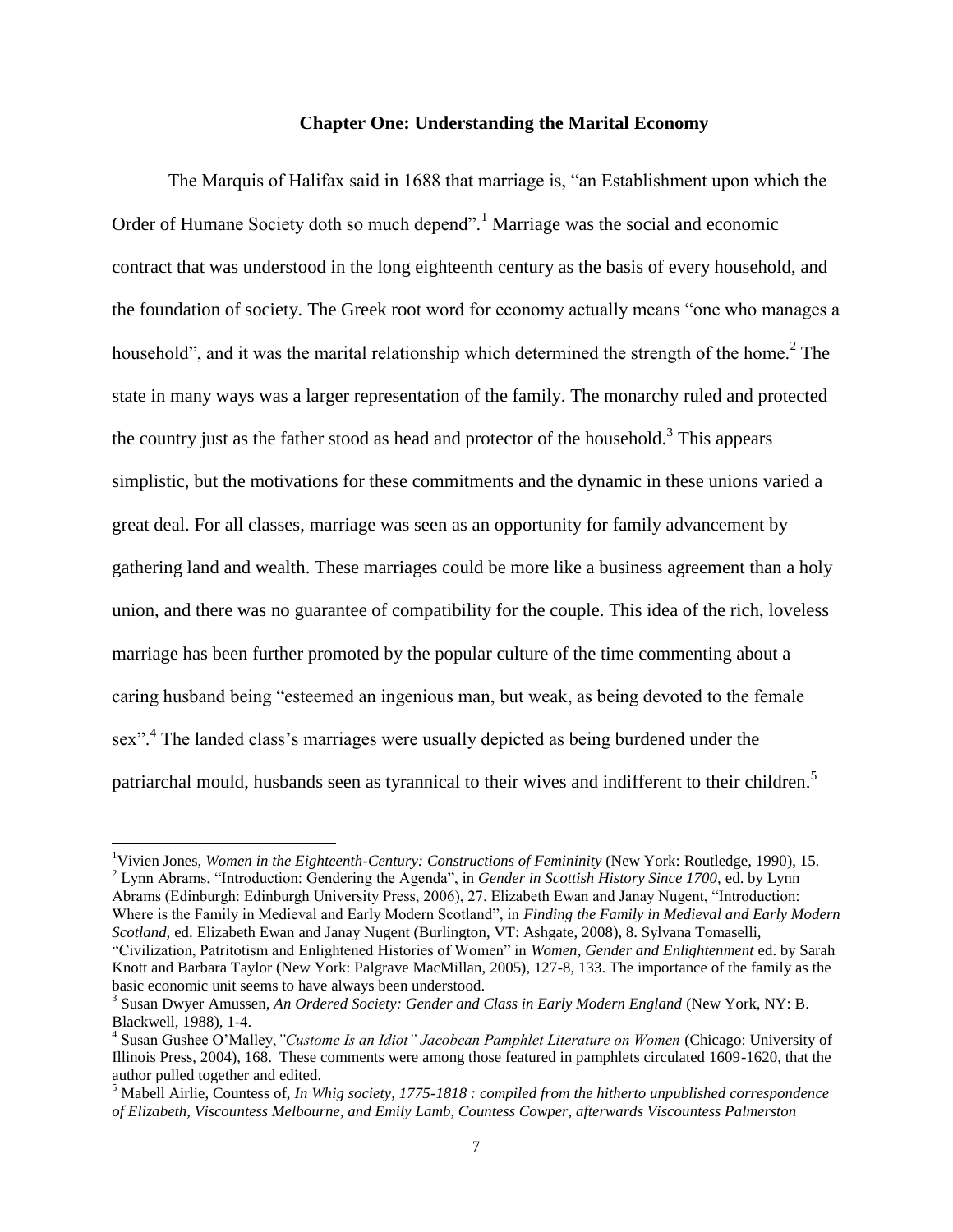## Chapter One: Understanding the Marital Economy

The Marquis of Halifax said in 1688 that marriage is, "an Establishment upon which the Order of Humane Society doth so much depend".[1] Marriage was the social and economic contract that was understood in the long eighteenth century as the basis of every household, and the foundation of society. The Greek root word for economy actually means "one who manages a household", and it was the marital relationship which determined the strength of the home.[2] The state in many ways was a larger representation of the family. The monarchy ruled and protected the country just as the father stood as head and protector of the household.[3] This appears simplistic, but the motivations for these commitments and the dynamic in these unions varied a great deal. For all classes, marriage was seen as an opportunity for family advancement by gathering land and wealth. These marriages could be more like a business agreement than a holy union, and there was no guarantee of compatibility for the couple. This idea of the rich, loveless marriage has been further promoted by the popular culture of the time commenting about a caring husband being "esteemed an ingenious man, but weak, as being devoted to the female sex".[4] The landed class's marriages were usually depicted as being burdened under the patriarchal mould, husbands seen as tyrannical to their wives and indifferent to their children.[5]

---

[1] Vivien Jones, *Women in the Eighteenth-Century: Constructions of Femininity* (New York: Routledge, 1990), 15.

[2] Lynn Abrams, "Introduction: Gendering the Agenda", in *Gender in Scottish History Since 1700,* ed. by Lynn Abrams (Edinburgh: Edinburgh University Press, 2006), 27. Elizabeth Ewan and Janay Nugent, "Introduction: Where is the Family in Medieval and Early Modern Scotland", in *Finding the Family in Medieval and Early Modern Scotland,* ed. Elizabeth Ewan and Janay Nugent (Burlington, VT: Ashgate, 2008), 8. Sylvana Tomaselli, "Civilization, Patritotism and Enlightened Histories of Women" in *Women, Gender and Enlightenment* ed. by Sarah Knott and Barbara Taylor (New York: Palgrave MacMillan, 2005), 127-8, 133. The importance of the family as the basic economic unit seems to have always been understood.

[3] Susan Dwyer Amussen, *An Ordered Society: Gender and Class in Early Modern England* (New York, NY: B. Blackwell, 1988), 1-4.

[4] Susan Gushee O'Malley,*"Custome Is an Idiot" Jacobean Pamphlet Literature on Women* (Chicago: University of Illinois Press, 2004), 168. These comments were among those featured in pamphlets circulated 1609-1620, that the author pulled together and edited.

[5] Mabell Airlie, Countess of, *In Whig society, 1775-1818 : compiled from the hitherto unpublished correspondence of Elizabeth, Viscountess Melbourne, and Emily Lamb, Countess Cowper, afterwards Viscountess Palmerston*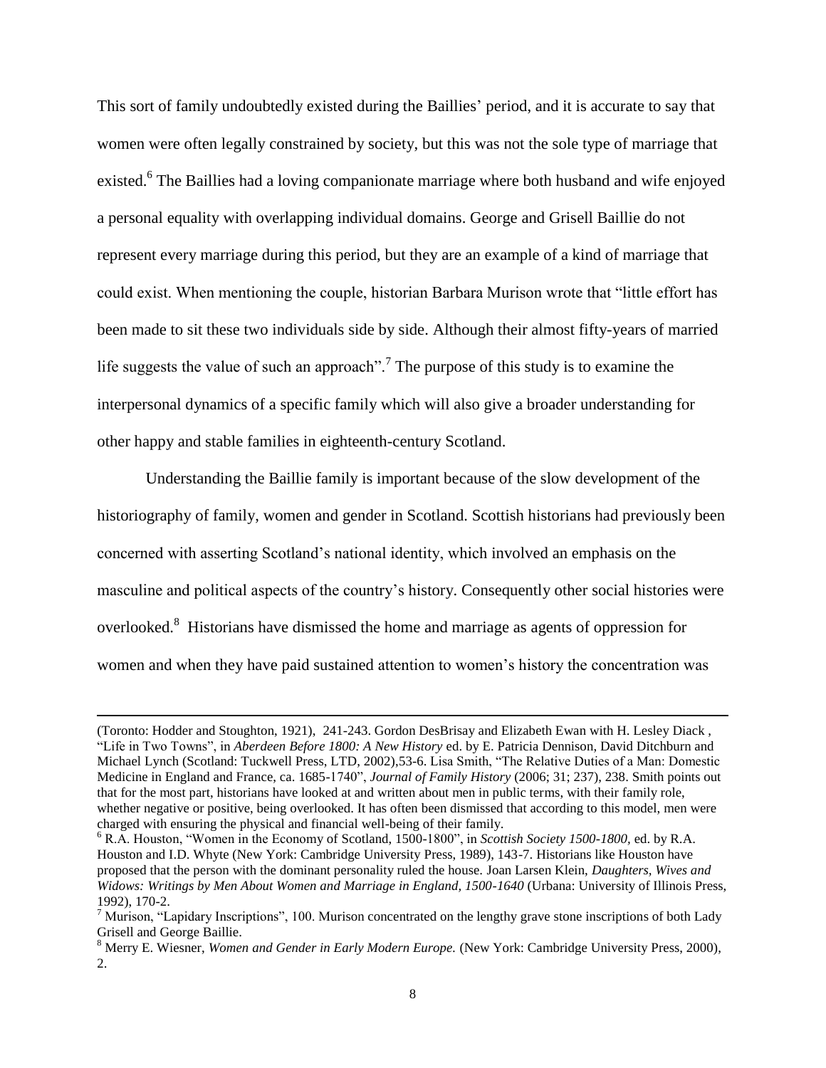This sort of family undoubtedly existed during the Baillies' period, and it is accurate to say that women were often legally constrained by society, but this was not the sole type of marriage that existed.[6] The Baillies had a loving companionate marriage where both husband and wife enjoyed a personal equality with overlapping individual domains. George and Grisell Baillie do not represent every marriage during this period, but they are an example of a kind of marriage that could exist. When mentioning the couple, historian Barbara Murison wrote that "little effort has been made to sit these two individuals side by side. Although their almost fifty-years of married life suggests the value of such an approach".[7] The purpose of this study is to examine the interpersonal dynamics of a specific family which will also give a broader understanding for other happy and stable families in eighteenth-century Scotland.

Understanding the Baillie family is important because of the slow development of the historiography of family, women and gender in Scotland. Scottish historians had previously been concerned with asserting Scotland's national identity, which involved an emphasis on the masculine and political aspects of the country's history. Consequently other social histories were overlooked.[8] Historians have dismissed the home and marriage as agents of oppression for women and when they have paid sustained attention to women's history the concentration was

---

(Toronto: Hodder and Stoughton, 1921), 241-243. Gordon DesBrisay and Elizabeth Ewan with H. Lesley Diack , "Life in Two Towns", in *Aberdeen Before 1800: A New History* ed. by E. Patricia Dennison, David Ditchburn and Michael Lynch (Scotland: Tuckwell Press, LTD, 2002),53-6. Lisa Smith, "The Relative Duties of a Man: Domestic Medicine in England and France, ca. 1685-1740", *Journal of Family History* (2006; 31; 237), 238. Smith points out that for the most part, historians have looked at and written about men in public terms, with their family role, whether negative or positive, being overlooked. It has often been dismissed that according to this model, men were charged with ensuring the physical and financial well-being of their family.

[6] R.A. Houston, "Women in the Economy of Scotland, 1500-1800", in *Scottish Society 1500-1800,* ed. by R.A. Houston and I.D. Whyte (New York: Cambridge University Press, 1989), 143-7. Historians like Houston have proposed that the person with the dominant personality ruled the house. Joan Larsen Klein, *Daughters, Wives and Widows: Writings by Men About Women and Marriage in England, 1500-1640* (Urbana: University of Illinois Press, 1992), 170-2.

[7] Murison, "Lapidary Inscriptions", 100. Murison concentrated on the lengthy grave stone inscriptions of both Lady Grisell and George Baillie.

[8] Merry E. Wiesner, *Women and Gender in Early Modern Europe.* (New York: Cambridge University Press, 2000), 2.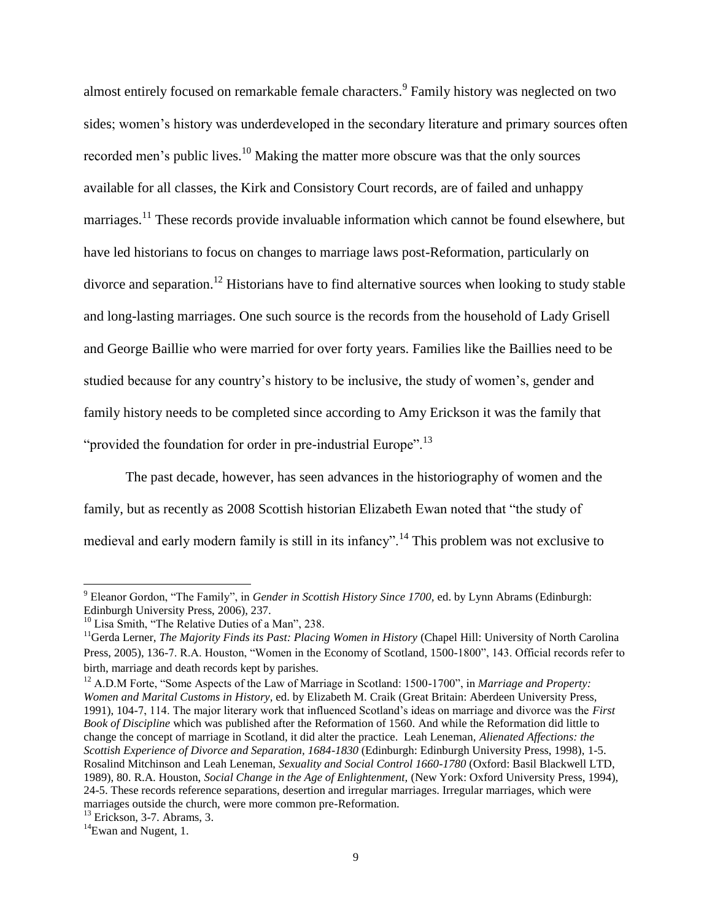almost entirely focused on remarkable female characters.[9] Family history was neglected on two sides; women's history was underdeveloped in the secondary literature and primary sources often recorded men's public lives.[10] Making the matter more obscure was that the only sources available for all classes, the Kirk and Consistory Court records, are of failed and unhappy marriages.[11] These records provide invaluable information which cannot be found elsewhere, but have led historians to focus on changes to marriage laws post-Reformation, particularly on divorce and separation.[12] Historians have to find alternative sources when looking to study stable and long-lasting marriages. One such source is the records from the household of Lady Grisell and George Baillie who were married for over forty years. Families like the Baillies need to be studied because for any country's history to be inclusive, the study of women's, gender and family history needs to be completed since according to Amy Erickson it was the family that "provided the foundation for order in pre-industrial Europe".[13]

The past decade, however, has seen advances in the historiography of women and the family, but as recently as 2008 Scottish historian Elizabeth Ewan noted that "the study of medieval and early modern family is still in its infancy".[14] This problem was not exclusive to

---

[9] Eleanor Gordon, "The Family", in *Gender in Scottish History Since 1700,* ed. by Lynn Abrams (Edinburgh: Edinburgh University Press, 2006), 237.

[10] Lisa Smith, "The Relative Duties of a Man", 238.

[11] Gerda Lerner, *The Majority Finds its Past: Placing Women in History* (Chapel Hill: University of North Carolina Press, 2005), 136-7. R.A. Houston, "Women in the Economy of Scotland, 1500-1800", 143. Official records refer to birth, marriage and death records kept by parishes.

[12] A.D.M Forte, "Some Aspects of the Law of Marriage in Scotland: 1500-1700", in *Marriage and Property: Women and Marital Customs in History,* ed. by Elizabeth M. Craik (Great Britain: Aberdeen University Press, 1991), 104-7, 114. The major literary work that influenced Scotland's ideas on marriage and divorce was the *First Book of Discipline* which was published after the Reformation of 1560. And while the Reformation did little to change the concept of marriage in Scotland, it did alter the practice. Leah Leneman, *Alienated Affections: the Scottish Experience of Divorce and Separation, 1684-1830* (Edinburgh: Edinburgh University Press, 1998), 1-5. Rosalind Mitchinson and Leah Leneman, *Sexuality and Social Control 1660-1780* (Oxford: Basil Blackwell LTD, 1989), 80. R.A. Houston, *Social Change in the Age of Enlightenment,* (New York: Oxford University Press, 1994), 24-5. These records reference separations, desertion and irregular marriages. Irregular marriages, which were marriages outside the church, were more common pre-Reformation.

[13] Erickson, 3-7. Abrams, 3.

[14] Ewan and Nugent, 1.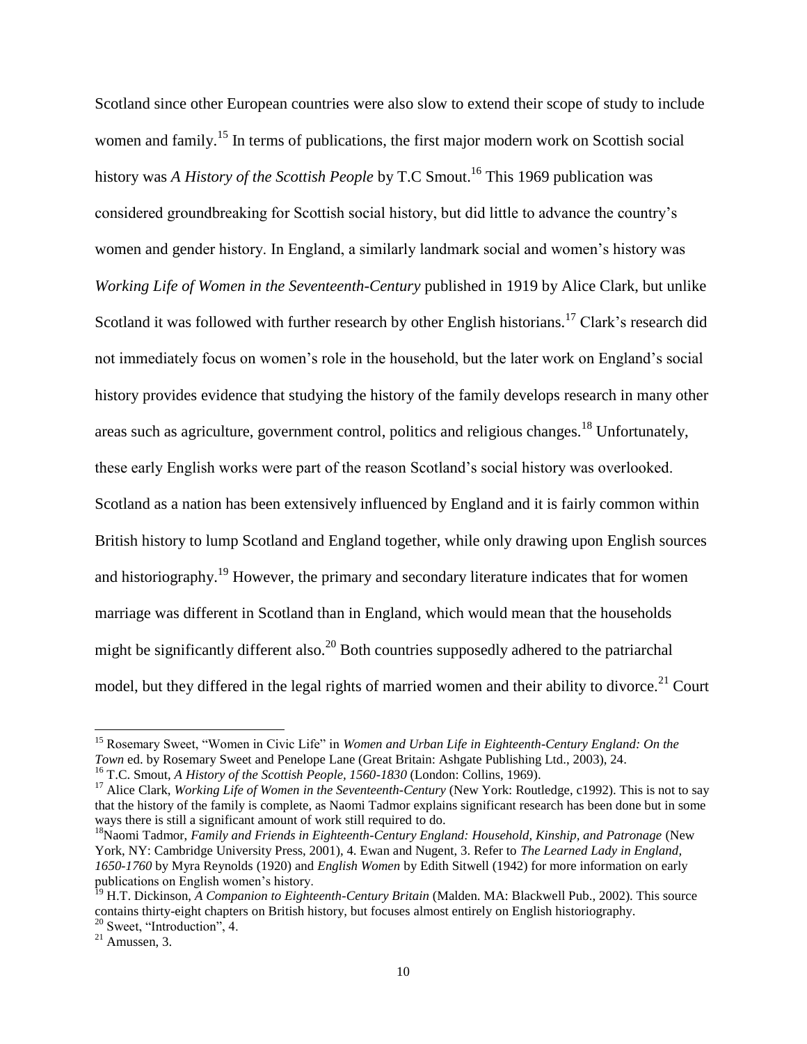Scotland since other European countries were also slow to extend their scope of study to include women and family.[15] In terms of publications, the first major modern work on Scottish social history was *A History of the Scottish People* by T.C Smout.[16] This 1969 publication was considered groundbreaking for Scottish social history, but did little to advance the country's women and gender history. In England, a similarly landmark social and women's history was *Working Life of Women in the Seventeenth-Century* published in 1919 by Alice Clark, but unlike Scotland it was followed with further research by other English historians.[17] Clark's research did not immediately focus on women's role in the household, but the later work on England's social history provides evidence that studying the history of the family develops research in many other areas such as agriculture, government control, politics and religious changes.[18] Unfortunately, these early English works were part of the reason Scotland's social history was overlooked. Scotland as a nation has been extensively influenced by England and it is fairly common within British history to lump Scotland and England together, while only drawing upon English sources and historiography.[19] However, the primary and secondary literature indicates that for women marriage was different in Scotland than in England, which would mean that the households might be significantly different also.[20] Both countries supposedly adhered to the patriarchal model, but they differed in the legal rights of married women and their ability to divorce.[21] Court

---

[15] Rosemary Sweet, "Women in Civic Life" in *Women and Urban Life in Eighteenth-Century England: On the Town* ed. by Rosemary Sweet and Penelope Lane (Great Britain: Ashgate Publishing Ltd., 2003), 24.

[16] T.C. Smout, *A History of the Scottish People, 1560-1830* (London: Collins, 1969).

[17] Alice Clark, *Working Life of Women in the Seventeenth-Century* (New York: Routledge, c1992). This is not to say that the history of the family is complete, as Naomi Tadmor explains significant research has been done but in some ways there is still a significant amount of work still required to do.

[18] Naomi Tadmor, *Family and Friends in Eighteenth-Century England: Household, Kinship, and Patronage* (New York, NY: Cambridge University Press, 2001), 4. Ewan and Nugent, 3. Refer to *The Learned Lady in England, 1650-1760* by Myra Reynolds (1920) and *English Women* by Edith Sitwell (1942) for more information on early publications on English women's history.

[19] H.T. Dickinson, *A Companion to Eighteenth-Century Britain* (Malden. MA: Blackwell Pub., 2002). This source contains thirty-eight chapters on British history, but focuses almost entirely on English historiography.

[20] Sweet, "Introduction", 4.

[21] Amussen, 3.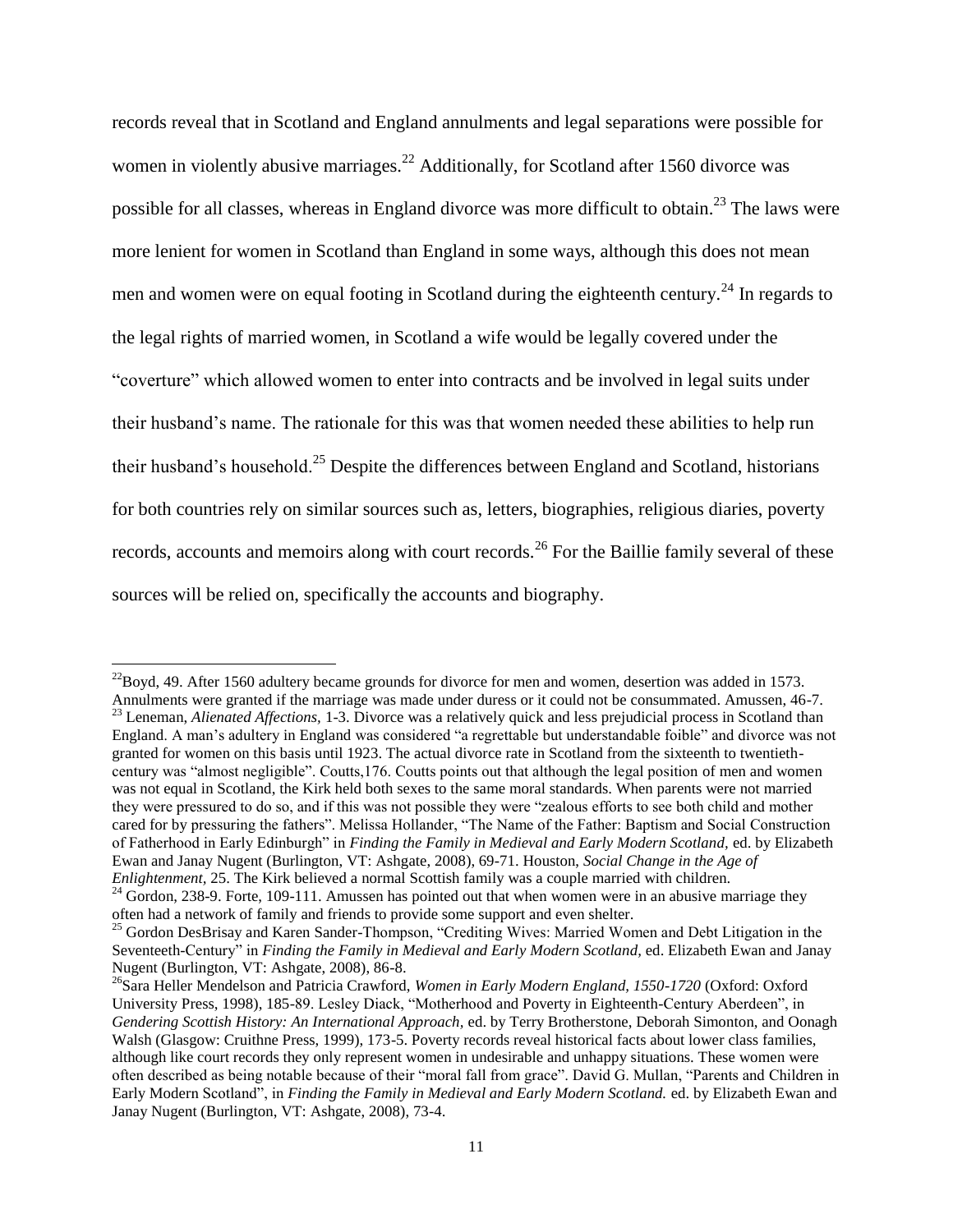records reveal that in Scotland and England annulments and legal separations were possible for women in violently abusive marriages.[22] Additionally, for Scotland after 1560 divorce was possible for all classes, whereas in England divorce was more difficult to obtain.[23] The laws were more lenient for women in Scotland than England in some ways, although this does not mean men and women were on equal footing in Scotland during the eighteenth century.[24] In regards to the legal rights of married women, in Scotland a wife would be legally covered under the "coverture" which allowed women to enter into contracts and be involved in legal suits under their husband's name. The rationale for this was that women needed these abilities to help run their husband's household.[25] Despite the differences between England and Scotland, historians for both countries rely on similar sources such as, letters, biographies, religious diaries, poverty records, accounts and memoirs along with court records.[26] For the Baillie family several of these sources will be relied on, specifically the accounts and biography.

---

[22]Boyd, 49. After 1560 adultery became grounds for divorce for men and women, desertion was added in 1573. Annulments were granted if the marriage was made under duress or it could not be consummated. Amussen, 46-7.

[23] Leneman, *Alienated Affections,* 1-3. Divorce was a relatively quick and less prejudicial process in Scotland than England. A man's adultery in England was considered "a regrettable but understandable foible" and divorce was not granted for women on this basis until 1923. The actual divorce rate in Scotland from the sixteenth to twentieth-century was "almost negligible". Coutts,176. Coutts points out that although the legal position of men and women was not equal in Scotland, the Kirk held both sexes to the same moral standards. When parents were not married they were pressured to do so, and if this was not possible they were "zealous efforts to see both child and mother cared for by pressuring the fathers". Melissa Hollander, "The Name of the Father: Baptism and Social Construction of Fatherhood in Early Edinburgh" in *Finding the Family in Medieval and Early Modern Scotland,* ed. by Elizabeth Ewan and Janay Nugent (Burlington, VT: Ashgate, 2008), 69-71. Houston, *Social Change in the Age of Enlightenment,* 25. The Kirk believed a normal Scottish family was a couple married with children.

[24] Gordon, 238-9. Forte, 109-111. Amussen has pointed out that when women were in an abusive marriage they often had a network of family and friends to provide some support and even shelter.

[25] Gordon DesBrisay and Karen Sander-Thompson, "Crediting Wives: Married Women and Debt Litigation in the Seventeeth-Century" in *Finding the Family in Medieval and Early Modern Scotland,* ed. Elizabeth Ewan and Janay Nugent (Burlington, VT: Ashgate, 2008), 86-8.

[26]Sara Heller Mendelson and Patricia Crawford, *Women in Early Modern England, 1550-1720* (Oxford: Oxford University Press, 1998), 185-89. Lesley Diack, "Motherhood and Poverty in Eighteenth-Century Aberdeen", in *Gendering Scottish History: An International Approach,* ed. by Terry Brotherstone, Deborah Simonton, and Oonagh Walsh (Glasgow: Cruithne Press, 1999), 173-5. Poverty records reveal historical facts about lower class families, although like court records they only represent women in undesirable and unhappy situations. These women were often described as being notable because of their "moral fall from grace". David G. Mullan, "Parents and Children in Early Modern Scotland", in *Finding the Family in Medieval and Early Modern Scotland.* ed. by Elizabeth Ewan and Janay Nugent (Burlington, VT: Ashgate, 2008), 73-4.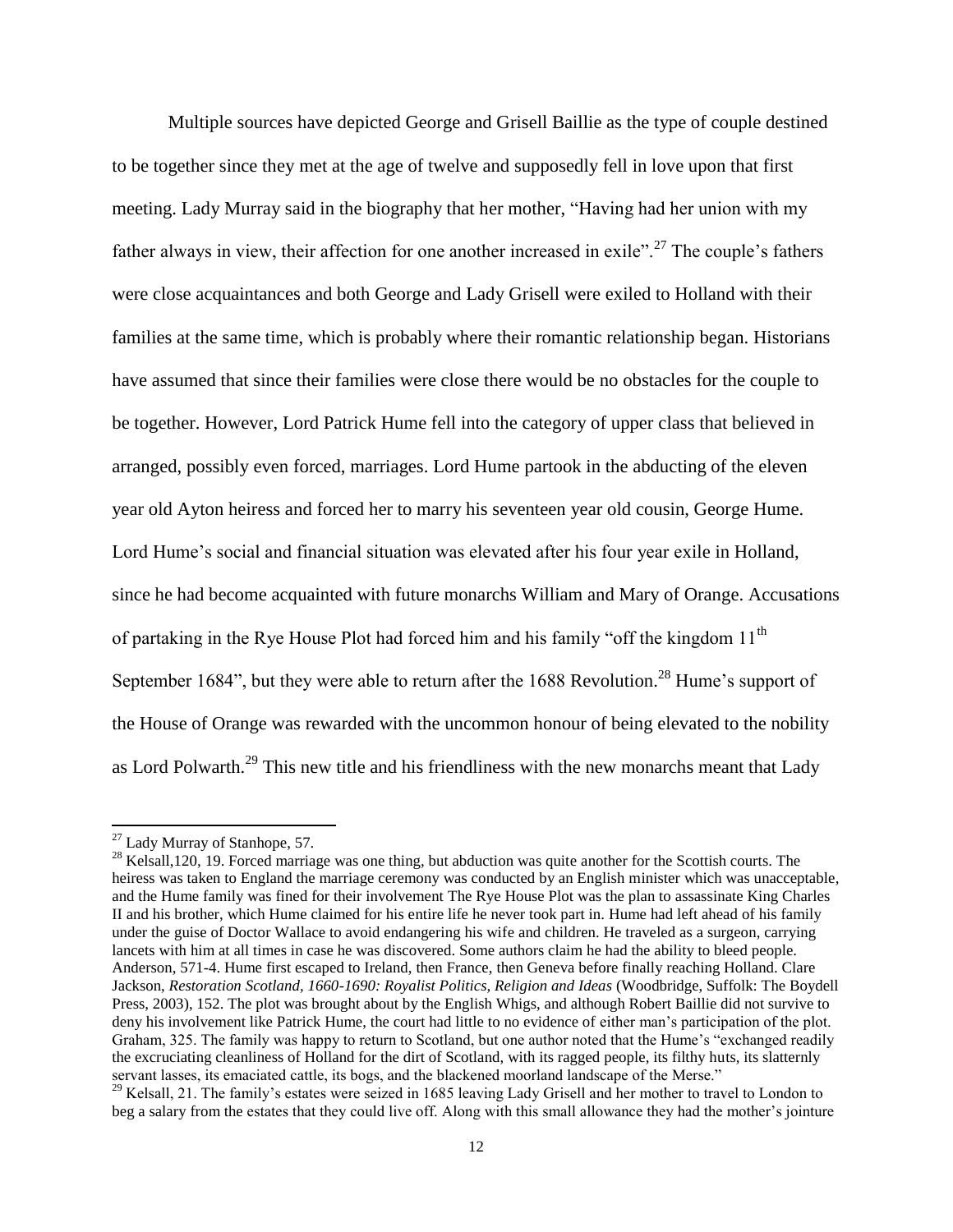Multiple sources have depicted George and Grisell Baillie as the type of couple destined to be together since they met at the age of twelve and supposedly fell in love upon that first meeting. Lady Murray said in the biography that her mother, "Having had her union with my father always in view, their affection for one another increased in exile".[27] The couple's fathers were close acquaintances and both George and Lady Grisell were exiled to Holland with their families at the same time, which is probably where their romantic relationship began. Historians have assumed that since their families were close there would be no obstacles for the couple to be together. However, Lord Patrick Hume fell into the category of upper class that believed in arranged, possibly even forced, marriages. Lord Hume partook in the abducting of the eleven year old Ayton heiress and forced her to marry his seventeen year old cousin, George Hume. Lord Hume's social and financial situation was elevated after his four year exile in Holland, since he had become acquainted with future monarchs William and Mary of Orange. Accusations of partaking in the Rye House Plot had forced him and his family "off the kingdom 11th September 1684", but they were able to return after the 1688 Revolution.[28] Hume's support of the House of Orange was rewarded with the uncommon honour of being elevated to the nobility as Lord Polwarth.[29] This new title and his friendliness with the new monarchs meant that Lady

---

[27] Lady Murray of Stanhope, 57.

[28] Kelsall,120, 19. Forced marriage was one thing, but abduction was quite another for the Scottish courts. The heiress was taken to England the marriage ceremony was conducted by an English minister which was unacceptable, and the Hume family was fined for their involvement The Rye House Plot was the plan to assassinate King Charles II and his brother, which Hume claimed for his entire life he never took part in. Hume had left ahead of his family under the guise of Doctor Wallace to avoid endangering his wife and children. He traveled as a surgeon, carrying lancets with him at all times in case he was discovered. Some authors claim he had the ability to bleed people. Anderson, 571-4. Hume first escaped to Ireland, then France, then Geneva before finally reaching Holland. Clare Jackson, *Restoration Scotland, 1660-1690: Royalist Politics, Religion and Ideas* (Woodbridge, Suffolk: The Boydell Press, 2003), 152. The plot was brought about by the English Whigs, and although Robert Baillie did not survive to deny his involvement like Patrick Hume, the court had little to no evidence of either man's participation of the plot. Graham, 325. The family was happy to return to Scotland, but one author noted that the Hume's "exchanged readily the excruciating cleanliness of Holland for the dirt of Scotland, with its ragged people, its filthy huts, its slatternly servant lasses, its emaciated cattle, its bogs, and the blackened moorland landscape of the Merse."

[29] Kelsall, 21. The family's estates were seized in 1685 leaving Lady Grisell and her mother to travel to London to beg a salary from the estates that they could live off. Along with this small allowance they had the mother's jointure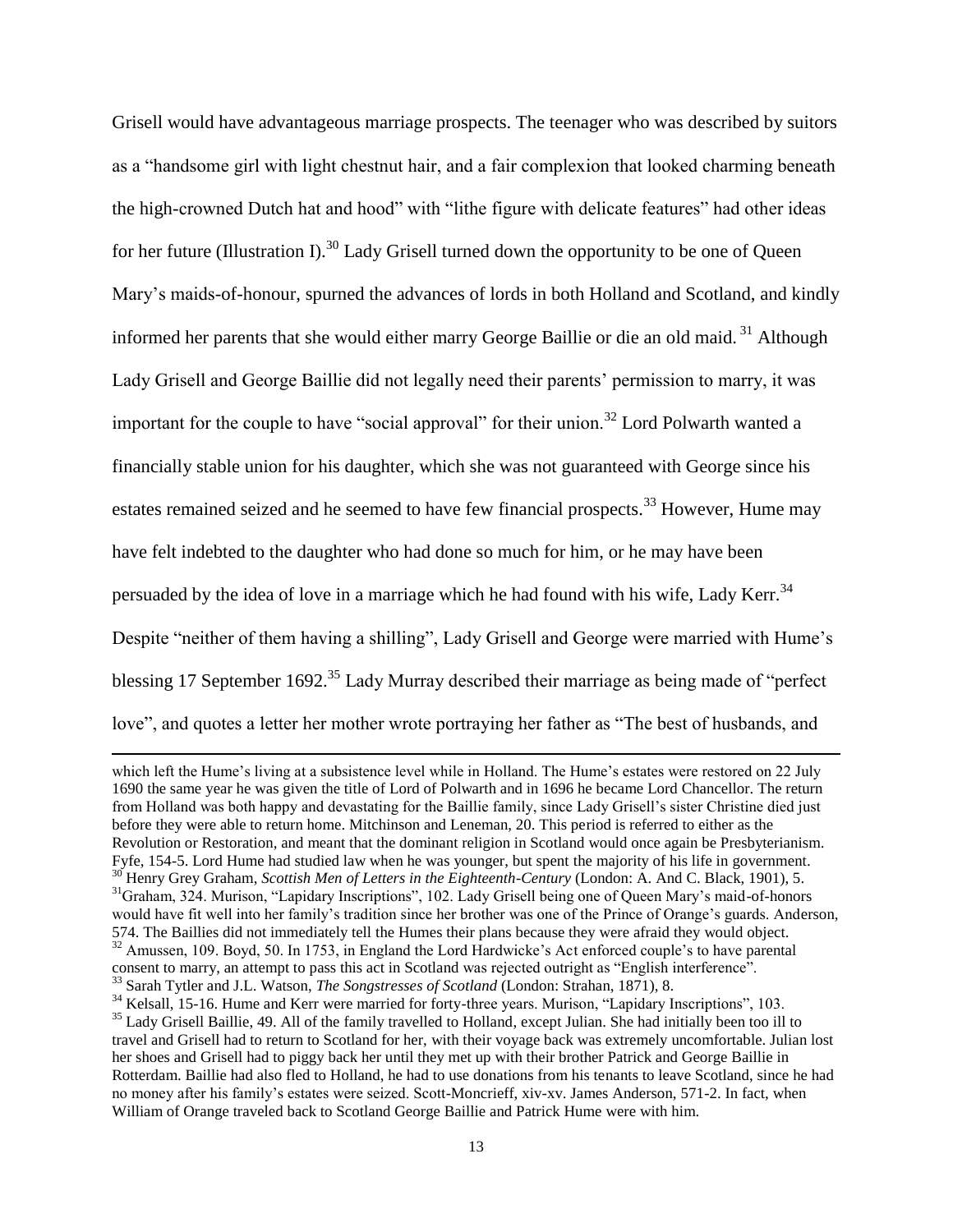Grisell would have advantageous marriage prospects. The teenager who was described by suitors as a "handsome girl with light chestnut hair, and a fair complexion that looked charming beneath the high-crowned Dutch hat and hood" with "lithe figure with delicate features" had other ideas for her future (Illustration I).[30] Lady Grisell turned down the opportunity to be one of Queen Mary's maids-of-honour, spurned the advances of lords in both Holland and Scotland, and kindly informed her parents that she would either marry George Baillie or die an old maid.[31] Although Lady Grisell and George Baillie did not legally need their parents' permission to marry, it was important for the couple to have "social approval" for their union.[32] Lord Polwarth wanted a financially stable union for his daughter, which she was not guaranteed with George since his estates remained seized and he seemed to have few financial prospects.[33] However, Hume may have felt indebted to the daughter who had done so much for him, or he may have been persuaded by the idea of love in a marriage which he had found with his wife, Lady Kerr.[34] Despite "neither of them having a shilling", Lady Grisell and George were married with Hume's blessing 17 September 1692.[35] Lady Murray described their marriage as being made of "perfect love", and quotes a letter her mother wrote portraying her father as "The best of husbands, and

---

which left the Hume's living at a subsistence level while in Holland. The Hume's estates were restored on 22 July 1690 the same year he was given the title of Lord of Polwarth and in 1696 he became Lord Chancellor. The return from Holland was both happy and devastating for the Baillie family, since Lady Grisell's sister Christine died just before they were able to return home. Mitchinson and Leneman, 20. This period is referred to either as the Revolution or Restoration, and meant that the dominant religion in Scotland would once again be Presbyterianism. Fyfe, 154-5. Lord Hume had studied law when he was younger, but spent the majority of his life in government.

[30] Henry Grey Graham, *Scottish Men of Letters in the Eighteenth-Century* (London: A. And C. Black, 1901), 5.

[31] Graham, 324. Murison, "Lapidary Inscriptions", 102. Lady Grisell being one of Queen Mary's maid-of-honors would have fit well into her family's tradition since her brother was one of the Prince of Orange's guards. Anderson, 574. The Baillies did not immediately tell the Humes their plans because they were afraid they would object.

[32] Amussen, 109. Boyd, 50. In 1753, in England the Lord Hardwicke's Act enforced couple's to have parental consent to marry, an attempt to pass this act in Scotland was rejected outright as "English interference".

[33] Sarah Tytler and J.L. Watson, *The Songstresses of Scotland* (London: Strahan, 1871), 8.

[34] Kelsall, 15-16. Hume and Kerr were married for forty-three years. Murison, "Lapidary Inscriptions", 103.

[35] Lady Grisell Baillie, 49. All of the family travelled to Holland, except Julian. She had initially been too ill to travel and Grisell had to return to Scotland for her, with their voyage back was extremely uncomfortable. Julian lost her shoes and Grisell had to piggy back her until they met up with their brother Patrick and George Baillie in Rotterdam. Baillie had also fled to Holland, he had to use donations from his tenants to leave Scotland, since he had no money after his family's estates were seized. Scott-Moncrieff, xiv-xv. James Anderson, 571-2. In fact, when William of Orange traveled back to Scotland George Baillie and Patrick Hume were with him.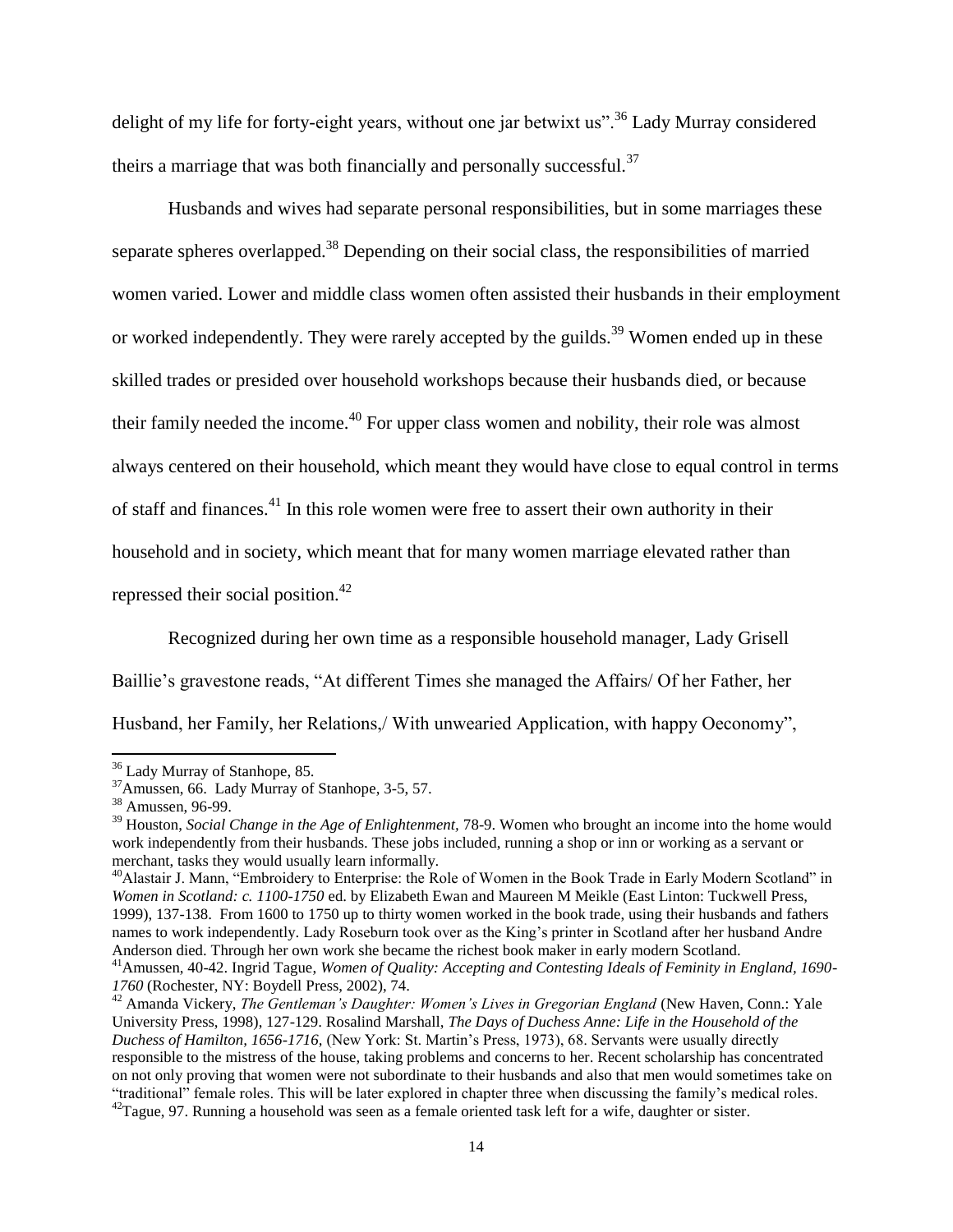delight of my life for forty-eight years, without one jar betwixt us".[36] Lady Murray considered theirs a marriage that was both financially and personally successful.[37]

Husbands and wives had separate personal responsibilities, but in some marriages these separate spheres overlapped.[38] Depending on their social class, the responsibilities of married women varied. Lower and middle class women often assisted their husbands in their employment or worked independently. They were rarely accepted by the guilds.[39] Women ended up in these skilled trades or presided over household workshops because their husbands died, or because their family needed the income.[40] For upper class women and nobility, their role was almost always centered on their household, which meant they would have close to equal control in terms of staff and finances.[41] In this role women were free to assert their own authority in their household and in society, which meant that for many women marriage elevated rather than repressed their social position.[42]

Recognized during her own time as a responsible household manager, Lady Grisell Baillie's gravestone reads, "At different Times she managed the Affairs/ Of her Father, her Husband, her Family, her Relations,/ With unwearied Application, with happy Oeconomy",

---

[36] Lady Murray of Stanhope, 85.

[37] Amussen, 66. Lady Murray of Stanhope, 3-5, 57.

[38] Amussen, 96-99.

[39] Houston, *Social Change in the Age of Enlightenment,* 78-9. Women who brought an income into the home would work independently from their husbands. These jobs included, running a shop or inn or working as a servant or merchant, tasks they would usually learn informally.

[40] Alastair J. Mann, "Embroidery to Enterprise: the Role of Women in the Book Trade in Early Modern Scotland" in *Women in Scotland: c. 1100-1750* ed. by Elizabeth Ewan and Maureen M Meikle (East Linton: Tuckwell Press, 1999), 137-138. From 1600 to 1750 up to thirty women worked in the book trade, using their husbands and fathers names to work independently. Lady Roseburn took over as the King's printer in Scotland after her husband Andre Anderson died. Through her own work she became the richest book maker in early modern Scotland.

[41] Amussen, 40-42. Ingrid Tague, *Women of Quality: Accepting and Contesting Ideals of Feminity in England, 1690-1760* (Rochester, NY: Boydell Press, 2002), 74.

[42] Amanda Vickery, *The Gentleman's Daughter: Women's Lives in Gregorian England* (New Haven, Conn.: Yale University Press, 1998), 127-129. Rosalind Marshall, *The Days of Duchess Anne: Life in the Household of the Duchess of Hamilton, 1656-1716,* (New York: St. Martin's Press, 1973), 68. Servants were usually directly responsible to the mistress of the house, taking problems and concerns to her. Recent scholarship has concentrated on not only proving that women were not subordinate to their husbands and also that men would sometimes take on "traditional" female roles. This will be later explored in chapter three when discussing the family's medical roles.

[42] Tague, 97. Running a household was seen as a female oriented task left for a wife, daughter or sister.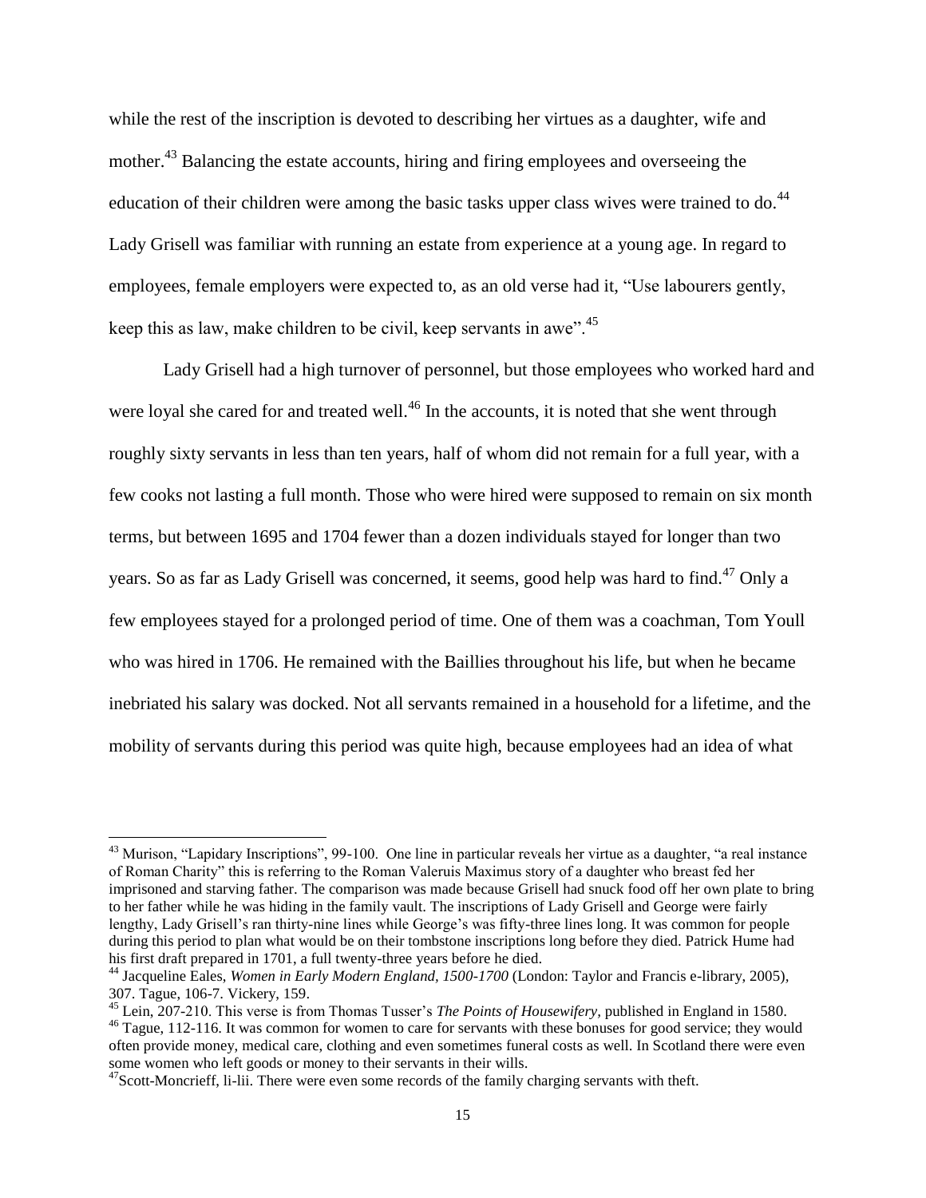while the rest of the inscription is devoted to describing her virtues as a daughter, wife and mother.[43] Balancing the estate accounts, hiring and firing employees and overseeing the education of their children were among the basic tasks upper class wives were trained to do.[44] Lady Grisell was familiar with running an estate from experience at a young age. In regard to employees, female employers were expected to, as an old verse had it, "Use labourers gently, keep this as law, make children to be civil, keep servants in awe".[45]

Lady Grisell had a high turnover of personnel, but those employees who worked hard and were loyal she cared for and treated well.[46] In the accounts, it is noted that she went through roughly sixty servants in less than ten years, half of whom did not remain for a full year, with a few cooks not lasting a full month. Those who were hired were supposed to remain on six month terms, but between 1695 and 1704 fewer than a dozen individuals stayed for longer than two years. So as far as Lady Grisell was concerned, it seems, good help was hard to find.[47] Only a few employees stayed for a prolonged period of time. One of them was a coachman, Tom Youll who was hired in 1706. He remained with the Baillies throughout his life, but when he became inebriated his salary was docked. Not all servants remained in a household for a lifetime, and the mobility of servants during this period was quite high, because employees had an idea of what

---

[43] Murison, "Lapidary Inscriptions", 99-100. One line in particular reveals her virtue as a daughter, "a real instance of Roman Charity" this is referring to the Roman Valeruis Maximus story of a daughter who breast fed her imprisoned and starving father. The comparison was made because Grisell had snuck food off her own plate to bring to her father while he was hiding in the family vault. The inscriptions of Lady Grisell and George were fairly lengthy, Lady Grisell's ran thirty-nine lines while George's was fifty-three lines long. It was common for people during this period to plan what would be on their tombstone inscriptions long before they died. Patrick Hume had his first draft prepared in 1701, a full twenty-three years before he died.

[44] Jacqueline Eales, *Women in Early Modern England, 1500-1700* (London: Taylor and Francis e-library, 2005), 307. Tague, 106-7. Vickery, 159.

[45] Lein, 207-210. This verse is from Thomas Tusser's *The Points of Housewifery*, published in England in 1580.

[46] Tague, 112-116. It was common for women to care for servants with these bonuses for good service; they would often provide money, medical care, clothing and even sometimes funeral costs as well. In Scotland there were even some women who left goods or money to their servants in their wills.

[47] Scott-Moncrieff, li-lii. There were even some records of the family charging servants with theft.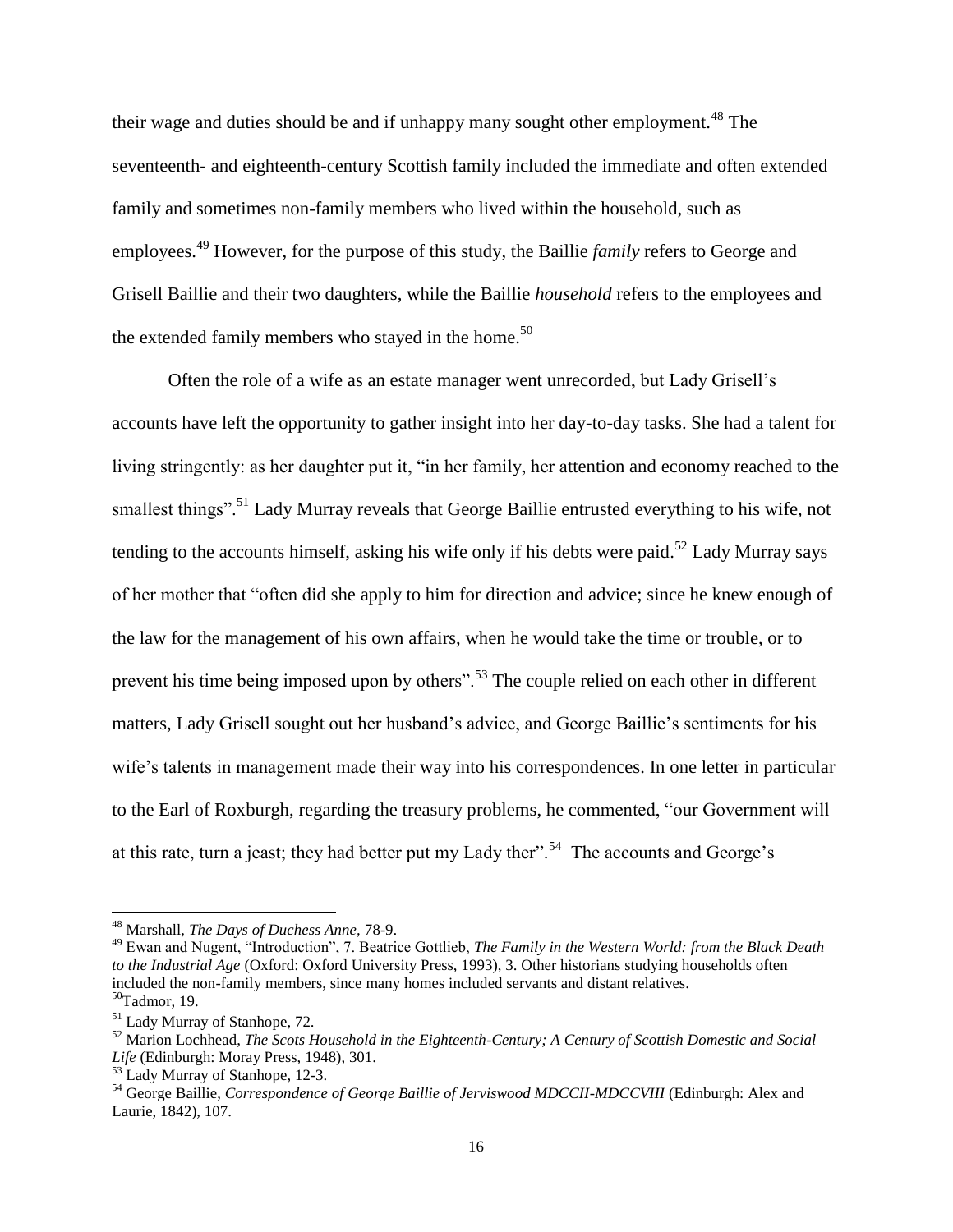their wage and duties should be and if unhappy many sought other employment.[48] The seventeenth- and eighteenth-century Scottish family included the immediate and often extended family and sometimes non-family members who lived within the household, such as employees.[49] However, for the purpose of this study, the Baillie *family* refers to George and Grisell Baillie and their two daughters, while the Baillie *household* refers to the employees and the extended family members who stayed in the home.[50]

Often the role of a wife as an estate manager went unrecorded, but Lady Grisell's accounts have left the opportunity to gather insight into her day-to-day tasks. She had a talent for living stringently: as her daughter put it, "in her family, her attention and economy reached to the smallest things".[51] Lady Murray reveals that George Baillie entrusted everything to his wife, not tending to the accounts himself, asking his wife only if his debts were paid.[52] Lady Murray says of her mother that "often did she apply to him for direction and advice; since he knew enough of the law for the management of his own affairs, when he would take the time or trouble, or to prevent his time being imposed upon by others".[53] The couple relied on each other in different matters, Lady Grisell sought out her husband's advice, and George Baillie's sentiments for his wife's talents in management made their way into his correspondences. In one letter in particular to the Earl of Roxburgh, regarding the treasury problems, he commented, "our Government will at this rate, turn a jeast; they had better put my Lady ther".[54] The accounts and George's

---

[48] Marshall, *The Days of Duchess Anne*, 78-9.

[49] Ewan and Nugent, "Introduction", 7. Beatrice Gottlieb, *The Family in the Western World: from the Black Death to the Industrial Age* (Oxford: Oxford University Press, 1993), 3. Other historians studying households often included the non-family members, since many homes included servants and distant relatives.

[50] Tadmor, 19.

[51] Lady Murray of Stanhope, 72.

[52] Marion Lochhead, *The Scots Household in the Eighteenth-Century; A Century of Scottish Domestic and Social Life* (Edinburgh: Moray Press, 1948), 301.

[53] Lady Murray of Stanhope, 12-3.

[54] George Baillie, *Correspondence of George Baillie of Jerviswood MDCCII-MDCCVIII* (Edinburgh: Alex and Laurie, 1842), 107.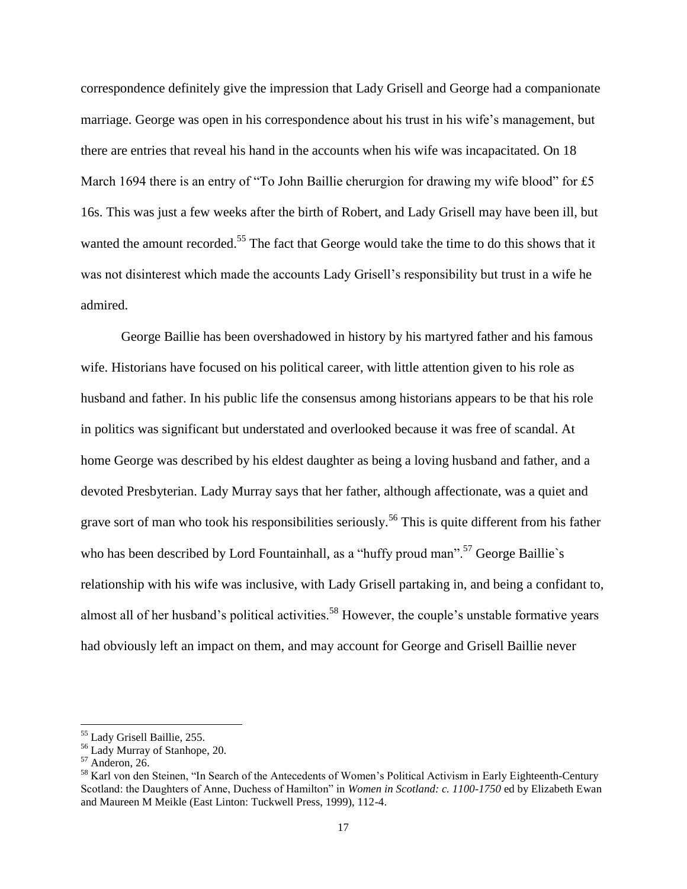correspondence definitely give the impression that Lady Grisell and George had a companionate marriage. George was open in his correspondence about his trust in his wife's management, but there are entries that reveal his hand in the accounts when his wife was incapacitated. On 18 March 1694 there is an entry of "To John Baillie cherurgion for drawing my wife blood" for £5 16s. This was just a few weeks after the birth of Robert, and Lady Grisell may have been ill, but wanted the amount recorded.[55] The fact that George would take the time to do this shows that it was not disinterest which made the accounts Lady Grisell's responsibility but trust in a wife he admired.

George Baillie has been overshadowed in history by his martyred father and his famous wife. Historians have focused on his political career, with little attention given to his role as husband and father. In his public life the consensus among historians appears to be that his role in politics was significant but understated and overlooked because it was free of scandal. At home George was described by his eldest daughter as being a loving husband and father, and a devoted Presbyterian. Lady Murray says that her father, although affectionate, was a quiet and grave sort of man who took his responsibilities seriously.[56] This is quite different from his father who has been described by Lord Fountainhall, as a "huffy proud man".[57] George Baillie`s relationship with his wife was inclusive, with Lady Grisell partaking in, and being a confidant to, almost all of her husband's political activities.[58] However, the couple's unstable formative years had obviously left an impact on them, and may account for George and Grisell Baillie never

---

[55] Lady Grisell Baillie, 255.

[56] Lady Murray of Stanhope, 20.

[57] Anderon, 26.

[58] Karl von den Steinen, "In Search of the Antecedents of Women's Political Activism in Early Eighteenth-Century Scotland: the Daughters of Anne, Duchess of Hamilton" in *Women in Scotland: c. 1100-1750* ed by Elizabeth Ewan and Maureen M Meikle (East Linton: Tuckwell Press, 1999), 112-4.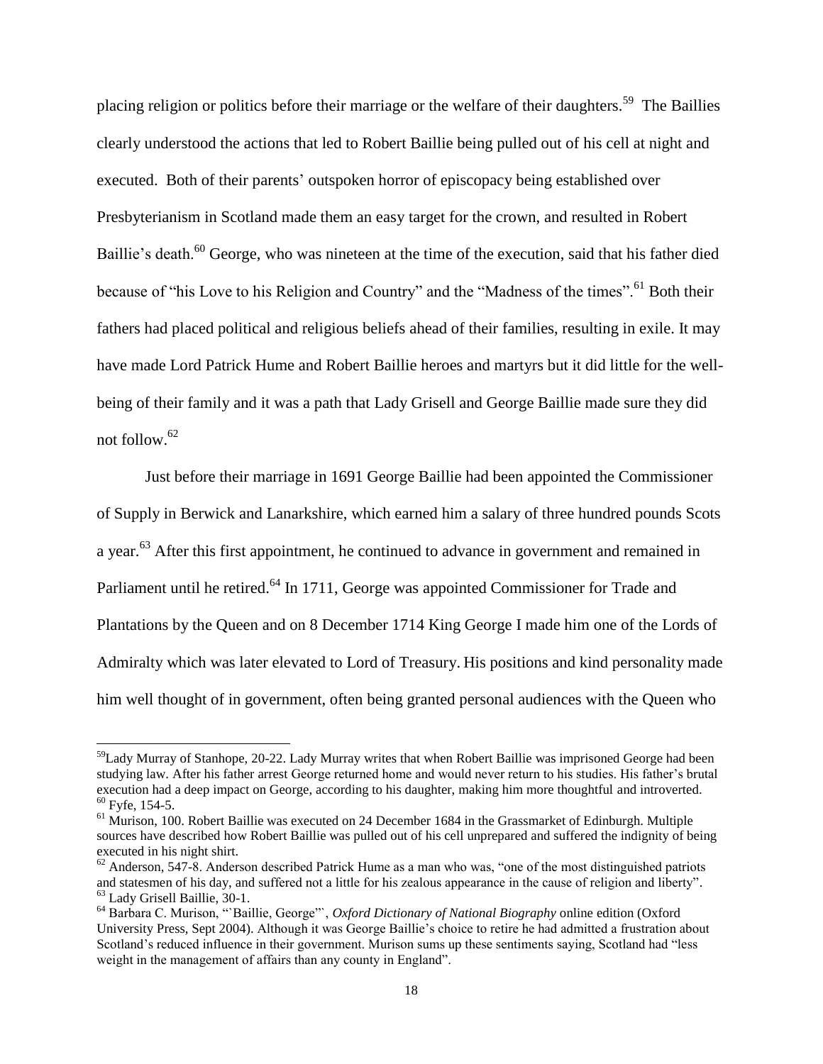placing religion or politics before their marriage or the welfare of their daughters.[59] The Baillies clearly understood the actions that led to Robert Baillie being pulled out of his cell at night and executed. Both of their parents' outspoken horror of episcopacy being established over Presbyterianism in Scotland made them an easy target for the crown, and resulted in Robert Baillie's death.[60] George, who was nineteen at the time of the execution, said that his father died because of "his Love to his Religion and Country" and the "Madness of the times".[61] Both their fathers had placed political and religious beliefs ahead of their families, resulting in exile. It may have made Lord Patrick Hume and Robert Baillie heroes and martyrs but it did little for the well-being of their family and it was a path that Lady Grisell and George Baillie made sure they did not follow.[62]

Just before their marriage in 1691 George Baillie had been appointed the Commissioner of Supply in Berwick and Lanarkshire, which earned him a salary of three hundred pounds Scots a year.[63] After this first appointment, he continued to advance in government and remained in Parliament until he retired.[64] In 1711, George was appointed Commissioner for Trade and Plantations by the Queen and on 8 December 1714 King George I made him one of the Lords of Admiralty which was later elevated to Lord of Treasury. His positions and kind personality made him well thought of in government, often being granted personal audiences with the Queen who

---

[59] Lady Murray of Stanhope, 20-22. Lady Murray writes that when Robert Baillie was imprisoned George had been studying law. After his father arrest George returned home and would never return to his studies. His father's brutal execution had a deep impact on George, according to his daughter, making him more thoughtful and introverted.

[60] Fyfe, 154-5.

[61] Murison, 100. Robert Baillie was executed on 24 December 1684 in the Grassmarket of Edinburgh. Multiple sources have described how Robert Baillie was pulled out of his cell unprepared and suffered the indignity of being executed in his night shirt.

[62] Anderson, 547-8. Anderson described Patrick Hume as a man who was, "one of the most distinguished patriots and statesmen of his day, and suffered not a little for his zealous appearance in the cause of religion and liberty".

[63] Lady Grisell Baillie, 30-1.

[64] Barbara C. Murison, "`Baillie, George"`, *Oxford Dictionary of National Biography* online edition (Oxford University Press, Sept 2004). Although it was George Baillie's choice to retire he had admitted a frustration about Scotland's reduced influence in their government. Murison sums up these sentiments saying, Scotland had "less weight in the management of affairs than any county in England".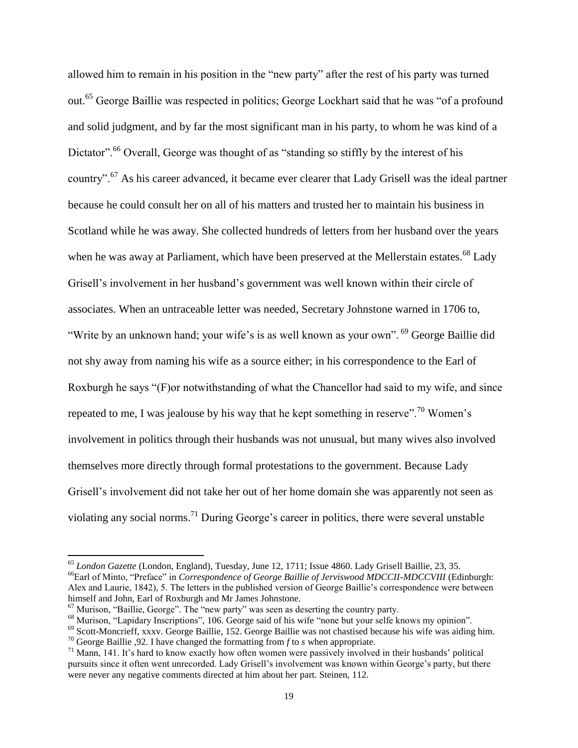allowed him to remain in his position in the "new party" after the rest of his party was turned out.[65] George Baillie was respected in politics; George Lockhart said that he was "of a profound and solid judgment, and by far the most significant man in his party, to whom he was kind of a Dictator".[66] Overall, George was thought of as "standing so stiffly by the interest of his country".[67] As his career advanced, it became ever clearer that Lady Grisell was the ideal partner because he could consult her on all of his matters and trusted her to maintain his business in Scotland while he was away. She collected hundreds of letters from her husband over the years when he was away at Parliament, which have been preserved at the Mellerstain estates.[68] Lady Grisell's involvement in her husband's government was well known within their circle of associates. When an untraceable letter was needed, Secretary Johnstone warned in 1706 to, "Write by an unknown hand; your wife's is as well known as your own". [69] George Baillie did not shy away from naming his wife as a source either; in his correspondence to the Earl of Roxburgh he says "(F)or notwithstanding of what the Chancellor had said to my wife, and since repeated to me, I was jealouse by his way that he kept something in reserve".[70] Women's involvement in politics through their husbands was not unusual, but many wives also involved themselves more directly through formal protestations to the government. Because Lady Grisell's involvement did not take her out of her home domain she was apparently not seen as violating any social norms.[71] During George's career in politics, there were several unstable

---

[65] *London Gazette* (London, England), Tuesday, June 12, 1711; Issue 4860. Lady Grisell Baillie, 23, 35.

[66] Earl of Minto, "Preface" in *Correspondence of George Baillie of Jerviswood MDCCII-MDCCVIII* (Edinburgh: Alex and Laurie, 1842), 5. The letters in the published version of George Baillie's correspondence were between himself and John, Earl of Roxburgh and Mr James Johnstone.

[67] Murison, "Baillie, George". The "new party" was seen as deserting the country party.

[68] Murison, "Lapidary Inscriptions", 106. George said of his wife "none but your selfe knows my opinion".

[69] Scott-Moncrieff, xxxv. George Baillie, 152. George Baillie was not chastised because his wife was aiding him.

[70] George Baillie ,92. I have changed the formatting from *f* to *s* when appropriate.

[71] Mann, 141. It's hard to know exactly how often women were passively involved in their husbands' political pursuits since it often went unrecorded. Lady Grisell's involvement was known within George's party, but there were never any negative comments directed at him about her part. Steinen, 112.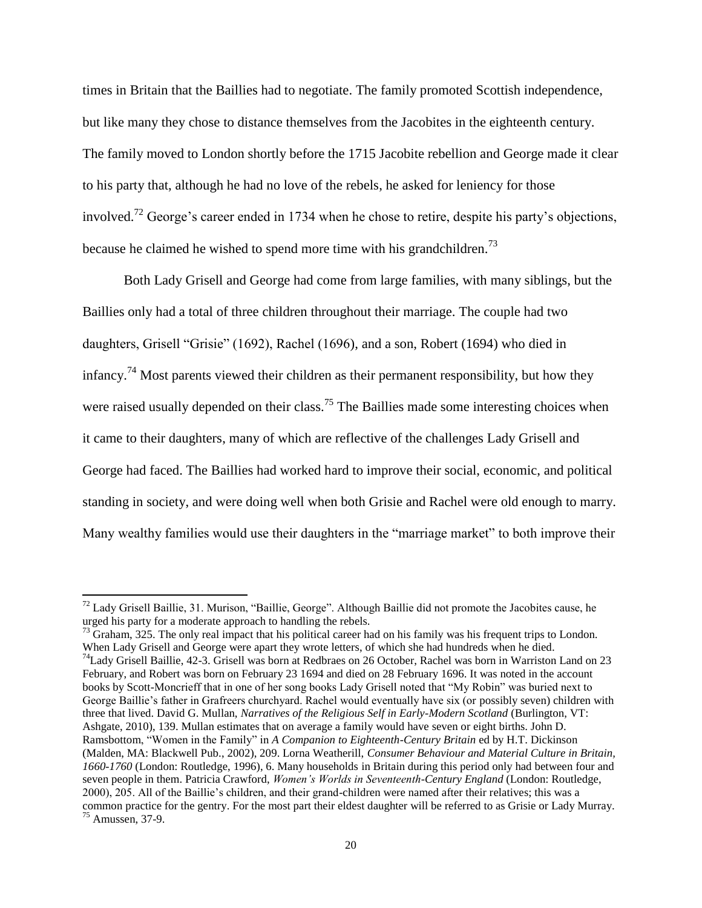times in Britain that the Baillies had to negotiate. The family promoted Scottish independence, but like many they chose to distance themselves from the Jacobites in the eighteenth century. The family moved to London shortly before the 1715 Jacobite rebellion and George made it clear to his party that, although he had no love of the rebels, he asked for leniency for those involved.[72] George's career ended in 1734 when he chose to retire, despite his party's objections, because he claimed he wished to spend more time with his grandchildren.[73]

Both Lady Grisell and George had come from large families, with many siblings, but the Baillies only had a total of three children throughout their marriage. The couple had two daughters, Grisell "Grisie" (1692), Rachel (1696), and a son, Robert (1694) who died in infancy.[74] Most parents viewed their children as their permanent responsibility, but how they were raised usually depended on their class.[75] The Baillies made some interesting choices when it came to their daughters, many of which are reflective of the challenges Lady Grisell and George had faced. The Baillies had worked hard to improve their social, economic, and political standing in society, and were doing well when both Grisie and Rachel were old enough to marry. Many wealthy families would use their daughters in the "marriage market" to both improve their

---

[72] Lady Grisell Baillie, 31. Murison, "Baillie, George". Although Baillie did not promote the Jacobites cause, he urged his party for a moderate approach to handling the rebels.

[73] Graham, 325. The only real impact that his political career had on his family was his frequent trips to London. When Lady Grisell and George were apart they wrote letters, of which she had hundreds when he died.

[74] Lady Grisell Baillie, 42-3. Grisell was born at Redbraes on 26 October, Rachel was born in Warriston Land on 23 February, and Robert was born on February 23 1694 and died on 28 February 1696. It was noted in the account books by Scott-Moncrieff that in one of her song books Lady Grisell noted that "My Robin" was buried next to George Baillie's father in Grafreers churchyard. Rachel would eventually have six (or possibly seven) children with three that lived. David G. Mullan, *Narratives of the Religious Self in Early-Modern Scotland* (Burlington, VT: Ashgate, 2010), 139. Mullan estimates that on average a family would have seven or eight births. John D. Ramsbottom, "Women in the Family" in *A Companion to Eighteenth-Century Britain* ed by H.T. Dickinson (Malden, MA: Blackwell Pub., 2002), 209. Lorna Weatherill, *Consumer Behaviour and Material Culture in Britain, 1660-1760* (London: Routledge, 1996), 6. Many households in Britain during this period only had between four and seven people in them. Patricia Crawford, *Women's Worlds in Seventeenth-Century England* (London: Routledge, 2000), 205. All of the Baillie's children, and their grand-children were named after their relatives; this was a common practice for the gentry. For the most part their eldest daughter will be referred to as Grisie or Lady Murray.

[75] Amussen, 37-9.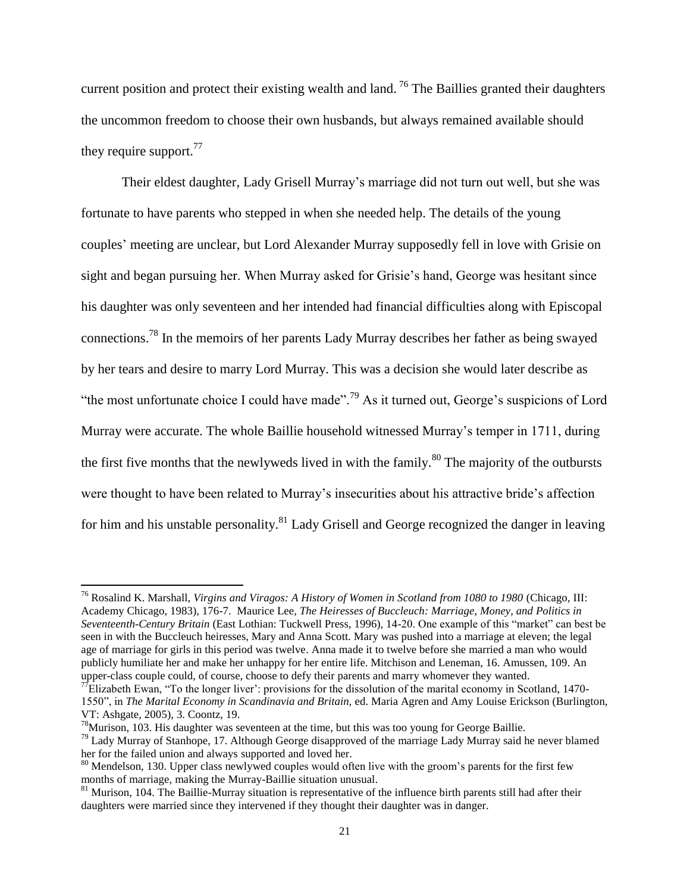current position and protect their existing wealth and land.[76] The Baillies granted their daughters the uncommon freedom to choose their own husbands, but always remained available should they require support.[77]

Their eldest daughter, Lady Grisell Murray's marriage did not turn out well, but she was fortunate to have parents who stepped in when she needed help. The details of the young couples' meeting are unclear, but Lord Alexander Murray supposedly fell in love with Grisie on sight and began pursuing her. When Murray asked for Grisie's hand, George was hesitant since his daughter was only seventeen and her intended had financial difficulties along with Episcopal connections.[78] In the memoirs of her parents Lady Murray describes her father as being swayed by her tears and desire to marry Lord Murray. This was a decision she would later describe as "the most unfortunate choice I could have made".[79] As it turned out, George's suspicions of Lord Murray were accurate. The whole Baillie household witnessed Murray's temper in 1711, during the first five months that the newlyweds lived in with the family.[80] The majority of the outbursts were thought to have been related to Murray's insecurities about his attractive bride's affection for him and his unstable personality.[81] Lady Grisell and George recognized the danger in leaving

---

[76] Rosalind K. Marshall, *Virgins and Viragos: A History of Women in Scotland from 1080 to 1980* (Chicago, III: Academy Chicago, 1983), 176-7. Maurice Lee, *The Heiresses of Buccleuch: Marriage, Money, and Politics in Seventeenth-Century Britain* (East Lothian: Tuckwell Press, 1996), 14-20. One example of this "market" can best be seen in with the Buccleuch heiresses, Mary and Anna Scott. Mary was pushed into a marriage at eleven; the legal age of marriage for girls in this period was twelve. Anna made it to twelve before she married a man who would publicly humiliate her and make her unhappy for her entire life. Mitchison and Leneman, 16. Amussen, 109. An upper-class couple could, of course, choose to defy their parents and marry whomever they wanted.

[77] Elizabeth Ewan, "To the longer liver': provisions for the dissolution of the marital economy in Scotland, 1470-1550", in *The Marital Economy in Scandinavia and Britain*, ed. Maria Agren and Amy Louise Erickson (Burlington, VT: Ashgate, 2005), 3. Coontz, 19.

[78] Murison, 103. His daughter was seventeen at the time, but this was too young for George Baillie.

[79] Lady Murray of Stanhope, 17. Although George disapproved of the marriage Lady Murray said he never blamed her for the failed union and always supported and loved her.

[80] Mendelson, 130. Upper class newlywed couples would often live with the groom's parents for the first few months of marriage, making the Murray-Baillie situation unusual.

[81] Murison, 104. The Baillie-Murray situation is representative of the influence birth parents still had after their daughters were married since they intervened if they thought their daughter was in danger.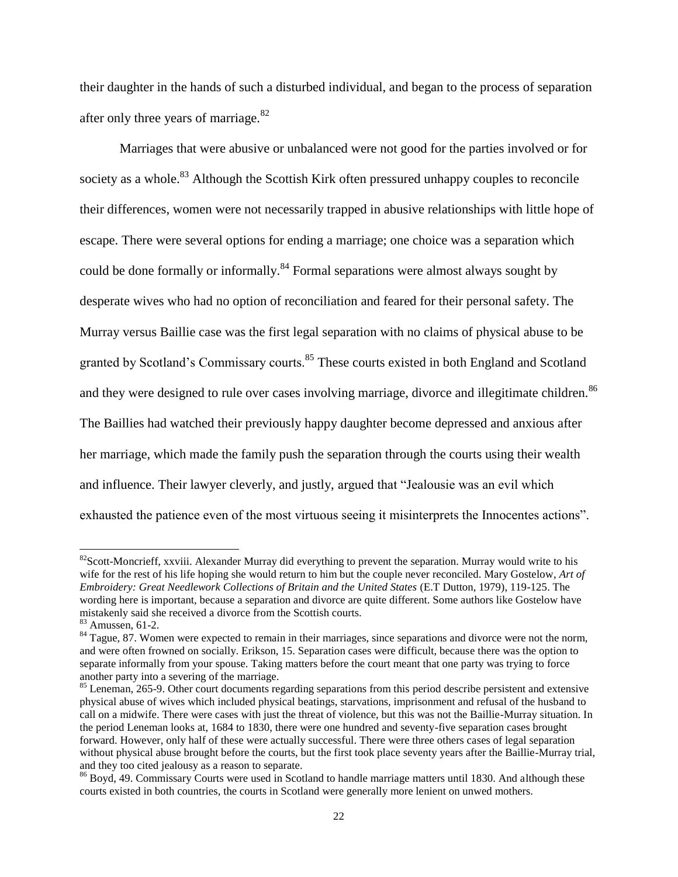their daughter in the hands of such a disturbed individual, and began to the process of separation after only three years of marriage.[82]

Marriages that were abusive or unbalanced were not good for the parties involved or for society as a whole.[83] Although the Scottish Kirk often pressured unhappy couples to reconcile their differences, women were not necessarily trapped in abusive relationships with little hope of escape. There were several options for ending a marriage; one choice was a separation which could be done formally or informally.[84] Formal separations were almost always sought by desperate wives who had no option of reconciliation and feared for their personal safety. The Murray versus Baillie case was the first legal separation with no claims of physical abuse to be granted by Scotland's Commissary courts.[85] These courts existed in both England and Scotland and they were designed to rule over cases involving marriage, divorce and illegitimate children.[86] The Baillies had watched their previously happy daughter become depressed and anxious after her marriage, which made the family push the separation through the courts using their wealth and influence. Their lawyer cleverly, and justly, argued that "Jealousie was an evil which exhausted the patience even of the most virtuous seeing it misinterprets the Innocentes actions".

---

[82] Scott-Moncrieff, xxviii. Alexander Murray did everything to prevent the separation. Murray would write to his wife for the rest of his life hoping she would return to him but the couple never reconciled. Mary Gostelow, *Art of Embroidery: Great Needlework Collections of Britain and the United States* (E.T Dutton, 1979), 119-125. The wording here is important, because a separation and divorce are quite different. Some authors like Gostelow have mistakenly said she received a divorce from the Scottish courts.

[83] Amussen, 61-2.

[84] Tague, 87. Women were expected to remain in their marriages, since separations and divorce were not the norm, and were often frowned on socially. Erikson, 15. Separation cases were difficult, because there was the option to separate informally from your spouse. Taking matters before the court meant that one party was trying to force another party into a severing of the marriage.

[85] Leneman, 265-9. Other court documents regarding separations from this period describe persistent and extensive physical abuse of wives which included physical beatings, starvations, imprisonment and refusal of the husband to call on a midwife. There were cases with just the threat of violence, but this was not the Baillie-Murray situation. In the period Leneman looks at, 1684 to 1830, there were one hundred and seventy-five separation cases brought forward. However, only half of these were actually successful. There were three others cases of legal separation without physical abuse brought before the courts, but the first took place seventy years after the Baillie-Murray trial, and they too cited jealousy as a reason to separate.

[86] Boyd, 49. Commissary Courts were used in Scotland to handle marriage matters until 1830. And although these courts existed in both countries, the courts in Scotland were generally more lenient on unwed mothers.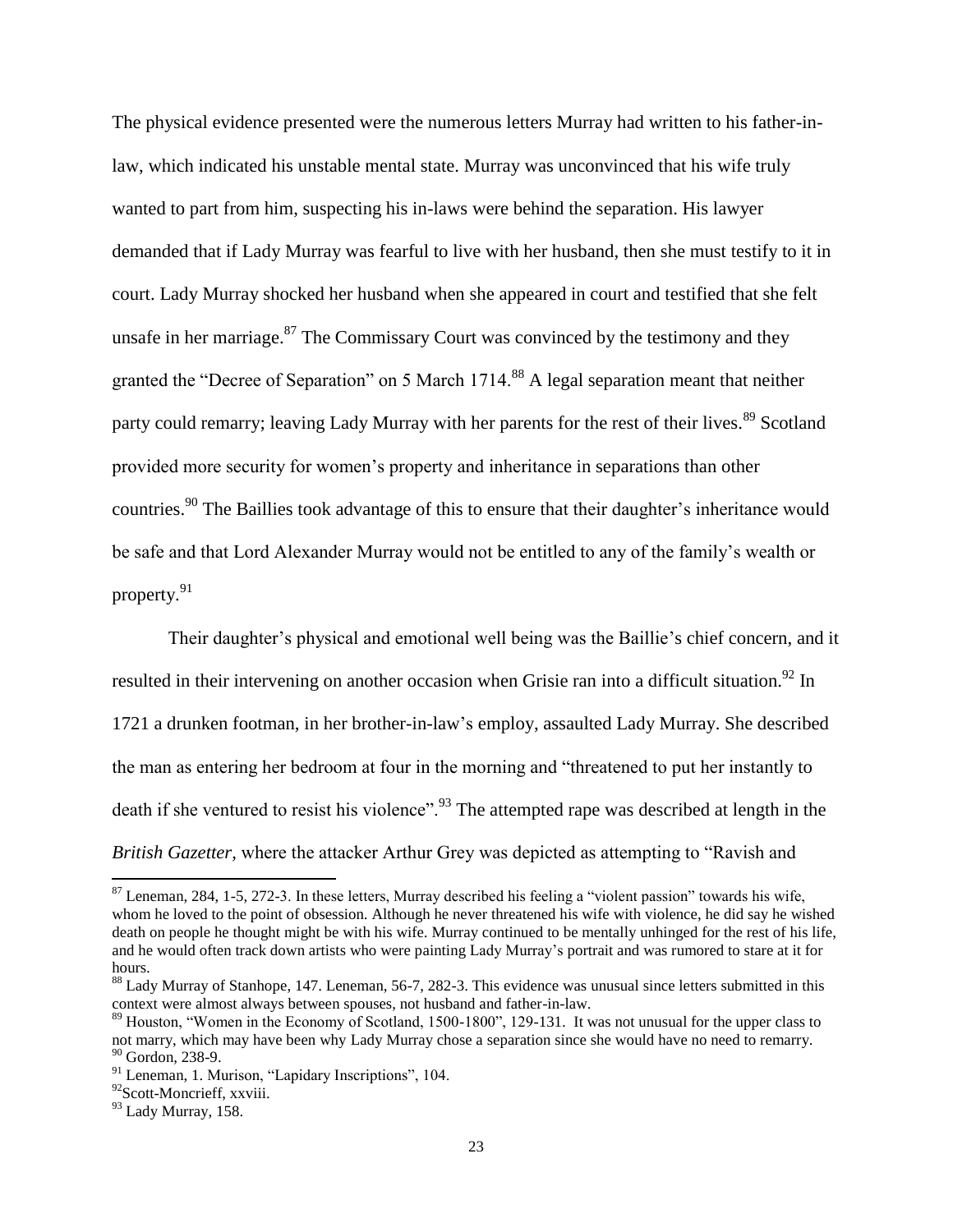The physical evidence presented were the numerous letters Murray had written to his father-in-law, which indicated his unstable mental state. Murray was unconvinced that his wife truly wanted to part from him, suspecting his in-laws were behind the separation. His lawyer demanded that if Lady Murray was fearful to live with her husband, then she must testify to it in court. Lady Murray shocked her husband when she appeared in court and testified that she felt unsafe in her marriage.[87] The Commissary Court was convinced by the testimony and they granted the "Decree of Separation" on 5 March 1714.[88] A legal separation meant that neither party could remarry; leaving Lady Murray with her parents for the rest of their lives.[89] Scotland provided more security for women's property and inheritance in separations than other countries.[90] The Baillies took advantage of this to ensure that their daughter's inheritance would be safe and that Lord Alexander Murray would not be entitled to any of the family's wealth or property.[91]

Their daughter's physical and emotional well being was the Baillie's chief concern, and it resulted in their intervening on another occasion when Grisie ran into a difficult situation.[92] In 1721 a drunken footman, in her brother-in-law's employ, assaulted Lady Murray. She described the man as entering her bedroom at four in the morning and "threatened to put her instantly to death if she ventured to resist his violence".[93] The attempted rape was described at length in the *British Gazetter*, where the attacker Arthur Grey was depicted as attempting to "Ravish and

---

[87] Leneman, 284, 1-5, 272-3. In these letters, Murray described his feeling a "violent passion" towards his wife, whom he loved to the point of obsession. Although he never threatened his wife with violence, he did say he wished death on people he thought might be with his wife. Murray continued to be mentally unhinged for the rest of his life, and he would often track down artists who were painting Lady Murray's portrait and was rumored to stare at it for hours.

[88] Lady Murray of Stanhope, 147. Leneman, 56-7, 282-3. This evidence was unusual since letters submitted in this context were almost always between spouses, not husband and father-in-law.

[89] Houston, "Women in the Economy of Scotland, 1500-1800", 129-131. It was not unusual for the upper class to not marry, which may have been why Lady Murray chose a separation since she would have no need to remarry.

[90] Gordon, 238-9.

[91] Leneman, 1. Murison, "Lapidary Inscriptions", 104.

[92] Scott-Moncrieff, xxviii.

[93] Lady Murray, 158.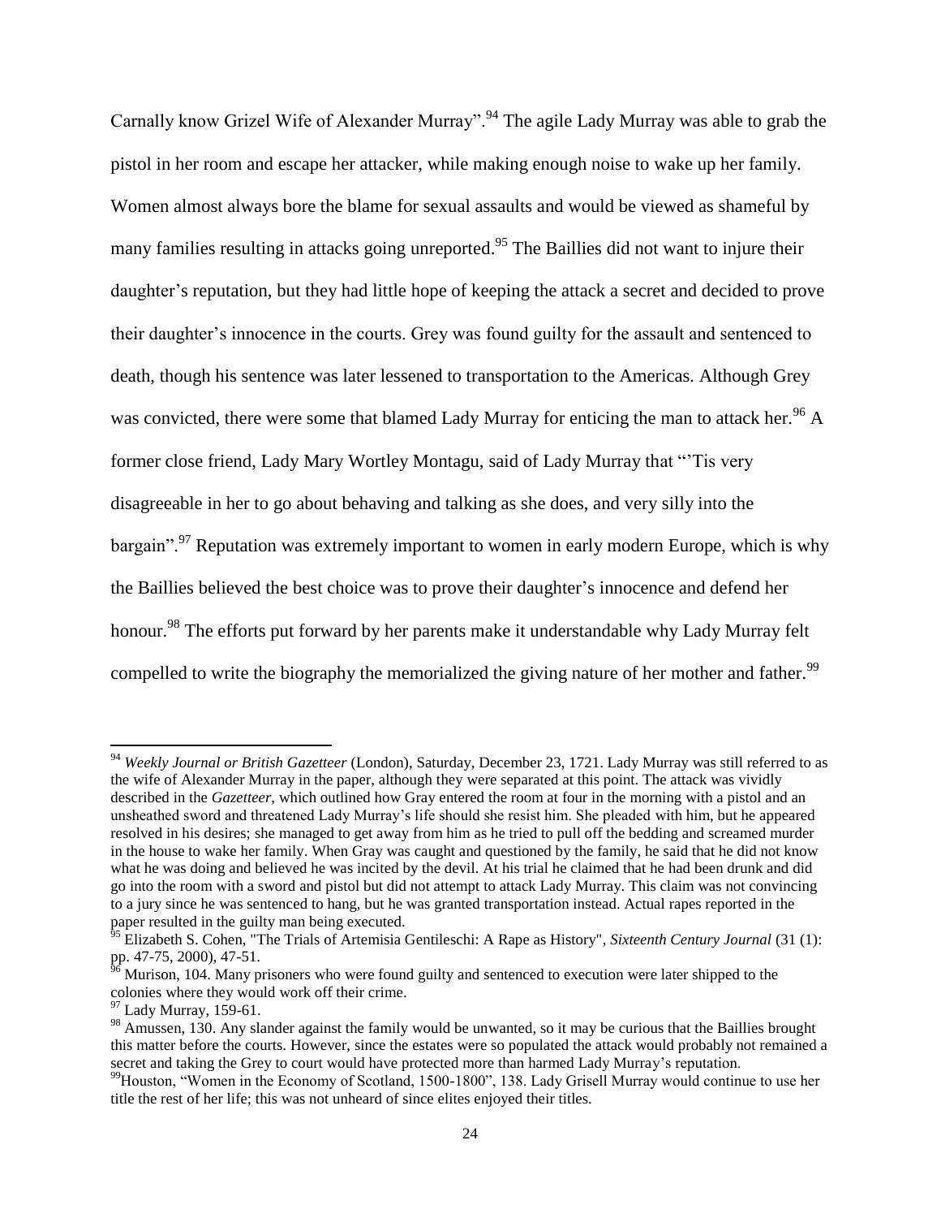Carnally know Grizel Wife of Alexander Murray".[94] The agile Lady Murray was able to grab the pistol in her room and escape her attacker, while making enough noise to wake up her family. Women almost always bore the blame for sexual assaults and would be viewed as shameful by many families resulting in attacks going unreported.[95] The Baillies did not want to injure their daughter's reputation, but they had little hope of keeping the attack a secret and decided to prove their daughter's innocence in the courts. Grey was found guilty for the assault and sentenced to death, though his sentence was later lessened to transportation to the Americas. Although Grey was convicted, there were some that blamed Lady Murray for enticing the man to attack her.[96] A former close friend, Lady Mary Wortley Montagu, said of Lady Murray that "'Tis very disagreeable in her to go about behaving and talking as she does, and very silly into the bargain".[97] Reputation was extremely important to women in early modern Europe, which is why the Baillies believed the best choice was to prove their daughter's innocence and defend her honour.[98] The efforts put forward by her parents make it understandable why Lady Murray felt compelled to write the biography the memorialized the giving nature of her mother and father.[99]

---

[94] *Weekly Journal or British Gazetteer* (London), Saturday, December 23, 1721. Lady Murray was still referred to as the wife of Alexander Murray in the paper, although they were separated at this point. The attack was vividly described in the *Gazetteer*, which outlined how Gray entered the room at four in the morning with a pistol and an unsheathed sword and threatened Lady Murray's life should she resist him. She pleaded with him, but he appeared resolved in his desires; she managed to get away from him as he tried to pull off the bedding and screamed murder in the house to wake her family. When Gray was caught and questioned by the family, he said that he did not know what he was doing and believed he was incited by the devil. At his trial he claimed that he had been drunk and did go into the room with a sword and pistol but did not attempt to attack Lady Murray. This claim was not convincing to a jury since he was sentenced to hang, but he was granted transportation instead. Actual rapes reported in the paper resulted in the guilty man being executed.

[95] Elizabeth S. Cohen, "The Trials of Artemisia Gentileschi: A Rape as History", *Sixteenth Century Journal* (31 (1): pp. 47-75, 2000), 47-51.

[96] Murison, 104. Many prisoners who were found guilty and sentenced to execution were later shipped to the colonies where they would work off their crime.

[97] Lady Murray, 159-61.

[98] Amussen, 130. Any slander against the family would be unwanted, so it may be curious that the Baillies brought this matter before the courts. However, since the estates were so populated the attack would probably not remained a secret and taking the Grey to court would have protected more than harmed Lady Murray's reputation.

[99] Houston, "Women in the Economy of Scotland, 1500-1800", 138. Lady Grisell Murray would continue to use her title the rest of her life; this was not unheard of since elites enjoyed their titles.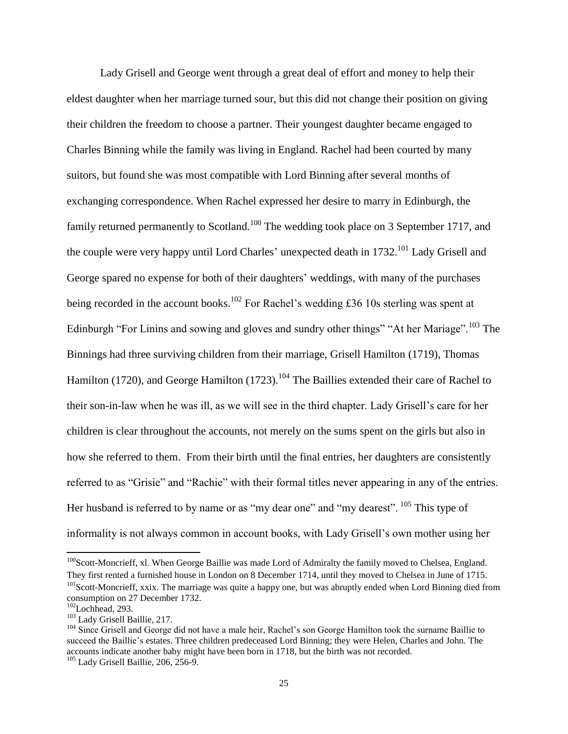Lady Grisell and George went through a great deal of effort and money to help their eldest daughter when her marriage turned sour, but this did not change their position on giving their children the freedom to choose a partner. Their youngest daughter became engaged to Charles Binning while the family was living in England. Rachel had been courted by many suitors, but found she was most compatible with Lord Binning after several months of exchanging correspondence. When Rachel expressed her desire to marry in Edinburgh, the family returned permanently to Scotland.[100] The wedding took place on 3 September 1717, and the couple were very happy until Lord Charles' unexpected death in 1732.[101] Lady Grisell and George spared no expense for both of their daughters' weddings, with many of the purchases being recorded in the account books.[102] For Rachel's wedding £36 10s sterling was spent at Edinburgh "For Linins and sowing and gloves and sundry other things" "At her Mariage".[103] The Binnings had three surviving children from their marriage, Grisell Hamilton (1719), Thomas Hamilton (1720), and George Hamilton (1723).[104] The Baillies extended their care of Rachel to their son-in-law when he was ill, as we will see in the third chapter. Lady Grisell's care for her children is clear throughout the accounts, not merely on the sums spent on the girls but also in how she referred to them. From their birth until the final entries, her daughters are consistently referred to as "Grisie" and "Rachie" with their formal titles never appearing in any of the entries. Her husband is referred to by name or as "my dear one" and "my dearest". [105] This type of informality is not always common in account books, with Lady Grisell's own mother using her

---

[100] Scott-Moncrieff, xl. When George Baillie was made Lord of Admiralty the family moved to Chelsea, England. They first rented a furnished house in London on 8 December 1714, until they moved to Chelsea in June of 1715.

[101] Scott-Moncrieff, xxix. The marriage was quite a happy one, but was abruptly ended when Lord Binning died from consumption on 27 December 1732.

[102] Lochhead, 293.

[103] Lady Grisell Baillie, 217.

[104] Since Grisell and George did not have a male heir, Rachel's son George Hamilton took the surname Baillie to succeed the Baillie's estates. Three children predeceased Lord Binning; they were Helen, Charles and John. The accounts indicate another baby might have been born in 1718, but the birth was not recorded.

[105] Lady Grisell Baillie, 206, 256-9.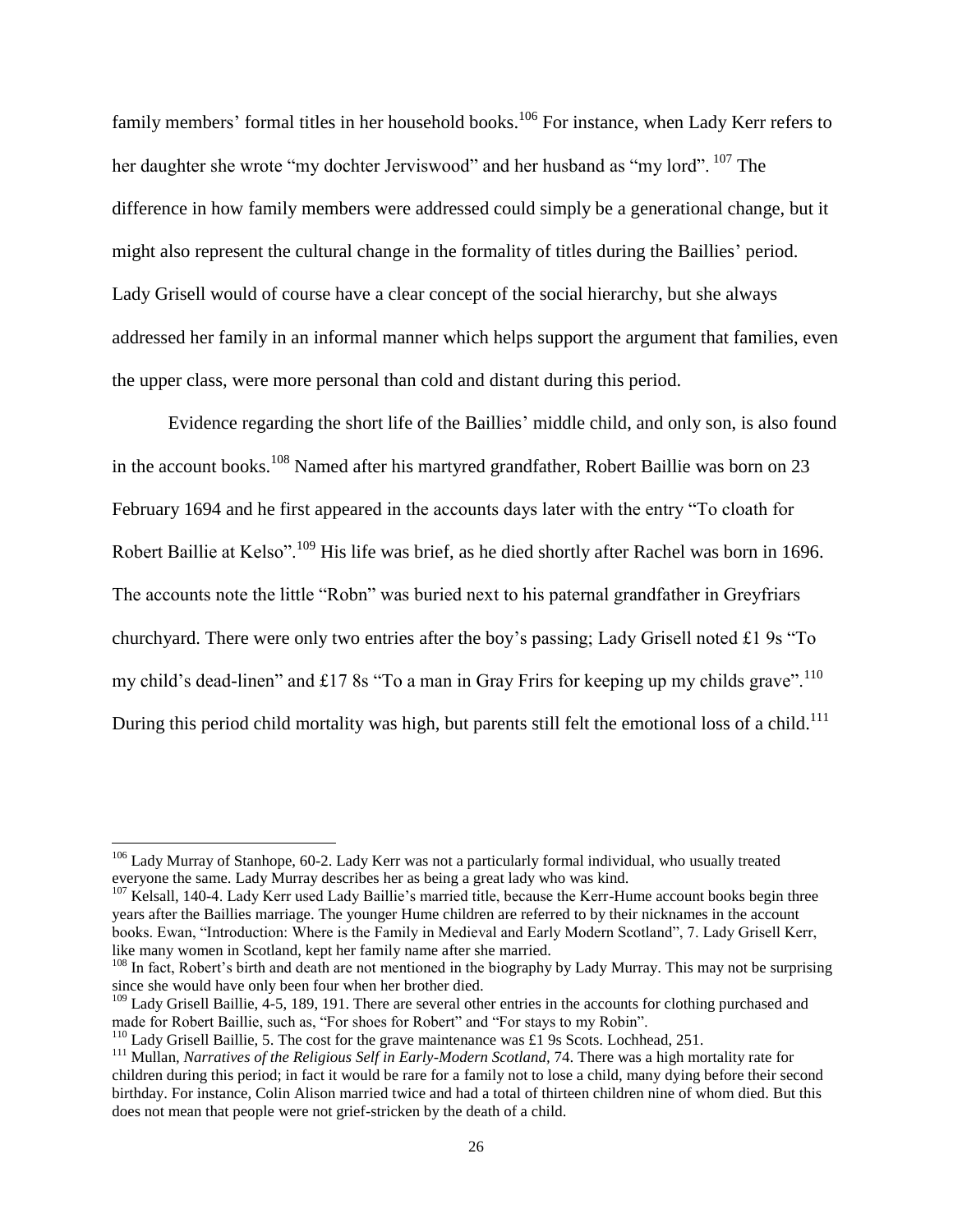family members' formal titles in her household books.[106] For instance, when Lady Kerr refers to her daughter she wrote "my dochter Jerviswood" and her husband as "my lord". [107] The difference in how family members were addressed could simply be a generational change, but it might also represent the cultural change in the formality of titles during the Baillies' period. Lady Grisell would of course have a clear concept of the social hierarchy, but she always addressed her family in an informal manner which helps support the argument that families, even the upper class, were more personal than cold and distant during this period.

Evidence regarding the short life of the Baillies' middle child, and only son, is also found in the account books.[108] Named after his martyred grandfather, Robert Baillie was born on 23 February 1694 and he first appeared in the accounts days later with the entry "To cloath for Robert Baillie at Kelso".[109] His life was brief, as he died shortly after Rachel was born in 1696. The accounts note the little "Robn" was buried next to his paternal grandfather in Greyfriars churchyard. There were only two entries after the boy's passing; Lady Grisell noted £1 9s "To my child's dead-linen" and £17 8s "To a man in Gray Frirs for keeping up my childs grave".[110] During this period child mortality was high, but parents still felt the emotional loss of a child.[111]

---

[106] Lady Murray of Stanhope, 60-2. Lady Kerr was not a particularly formal individual, who usually treated everyone the same. Lady Murray describes her as being a great lady who was kind.

[107] Kelsall, 140-4. Lady Kerr used Lady Baillie's married title, because the Kerr-Hume account books begin three years after the Baillies marriage. The younger Hume children are referred to by their nicknames in the account books. Ewan, "Introduction: Where is the Family in Medieval and Early Modern Scotland", 7. Lady Grisell Kerr, like many women in Scotland, kept her family name after she married.

[108] In fact, Robert's birth and death are not mentioned in the biography by Lady Murray. This may not be surprising since she would have only been four when her brother died.

[109] Lady Grisell Baillie, 4-5, 189, 191. There are several other entries in the accounts for clothing purchased and made for Robert Baillie, such as, "For shoes for Robert" and "For stays to my Robin".

[110] Lady Grisell Baillie, 5. The cost for the grave maintenance was £1 9s Scots. Lochhead, 251.

[111] Mullan, *Narratives of the Religious Self in Early-Modern Scotland,* 74. There was a high mortality rate for children during this period; in fact it would be rare for a family not to lose a child, many dying before their second birthday. For instance, Colin Alison married twice and had a total of thirteen children nine of whom died. But this does not mean that people were not grief-stricken by the death of a child.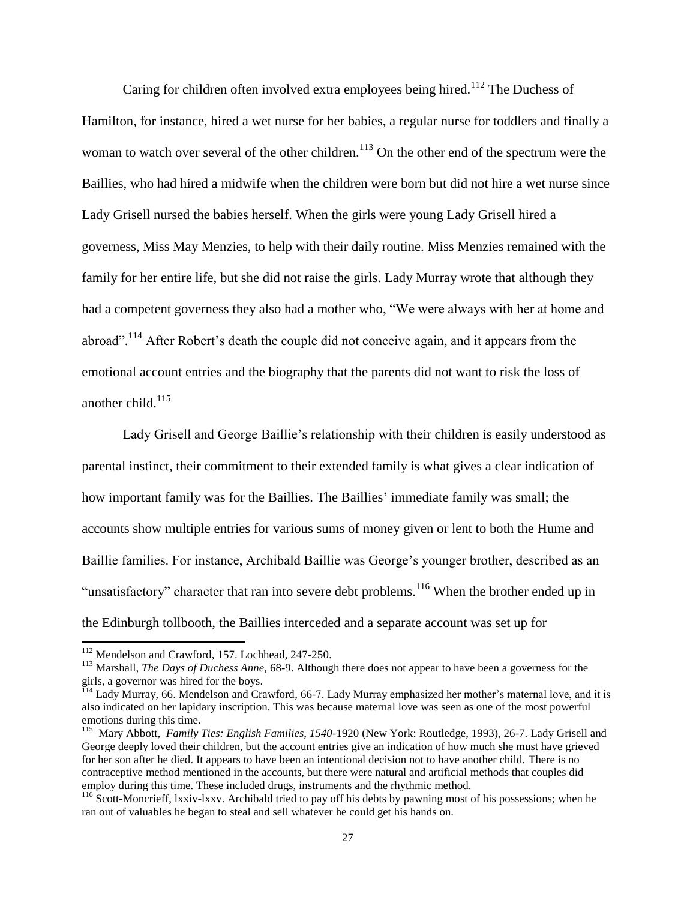Caring for children often involved extra employees being hired.[112] The Duchess of Hamilton, for instance, hired a wet nurse for her babies, a regular nurse for toddlers and finally a woman to watch over several of the other children.[113] On the other end of the spectrum were the Baillies, who had hired a midwife when the children were born but did not hire a wet nurse since Lady Grisell nursed the babies herself. When the girls were young Lady Grisell hired a governess, Miss May Menzies, to help with their daily routine. Miss Menzies remained with the family for her entire life, but she did not raise the girls. Lady Murray wrote that although they had a competent governess they also had a mother who, "We were always with her at home and abroad".[114] After Robert's death the couple did not conceive again, and it appears from the emotional account entries and the biography that the parents did not want to risk the loss of another child.[115]

Lady Grisell and George Baillie's relationship with their children is easily understood as parental instinct, their commitment to their extended family is what gives a clear indication of how important family was for the Baillies. The Baillies' immediate family was small; the accounts show multiple entries for various sums of money given or lent to both the Hume and Baillie families. For instance, Archibald Baillie was George's younger brother, described as an "unsatisfactory" character that ran into severe debt problems.[116] When the brother ended up in the Edinburgh tollbooth, the Baillies interceded and a separate account was set up for

---

[112] Mendelson and Crawford, 157. Lochhead, 247-250.

[113] Marshall, *The Days of Duchess Anne*, 68-9. Although there does not appear to have been a governess for the girls, a governor was hired for the boys.

[114] Lady Murray, 66. Mendelson and Crawford, 66-7. Lady Murray emphasized her mother's maternal love, and it is also indicated on her lapidary inscription. This was because maternal love was seen as one of the most powerful emotions during this time.

[115] Mary Abbott, *Family Ties: English Families, 1540*-1920 (New York: Routledge, 1993), 26-7. Lady Grisell and George deeply loved their children, but the account entries give an indication of how much she must have grieved for her son after he died. It appears to have been an intentional decision not to have another child. There is no contraceptive method mentioned in the accounts, but there were natural and artificial methods that couples did employ during this time. These included drugs, instruments and the rhythmic method.

[116] Scott-Moncrieff, lxxiv-lxxv. Archibald tried to pay off his debts by pawning most of his possessions; when he ran out of valuables he began to steal and sell whatever he could get his hands on.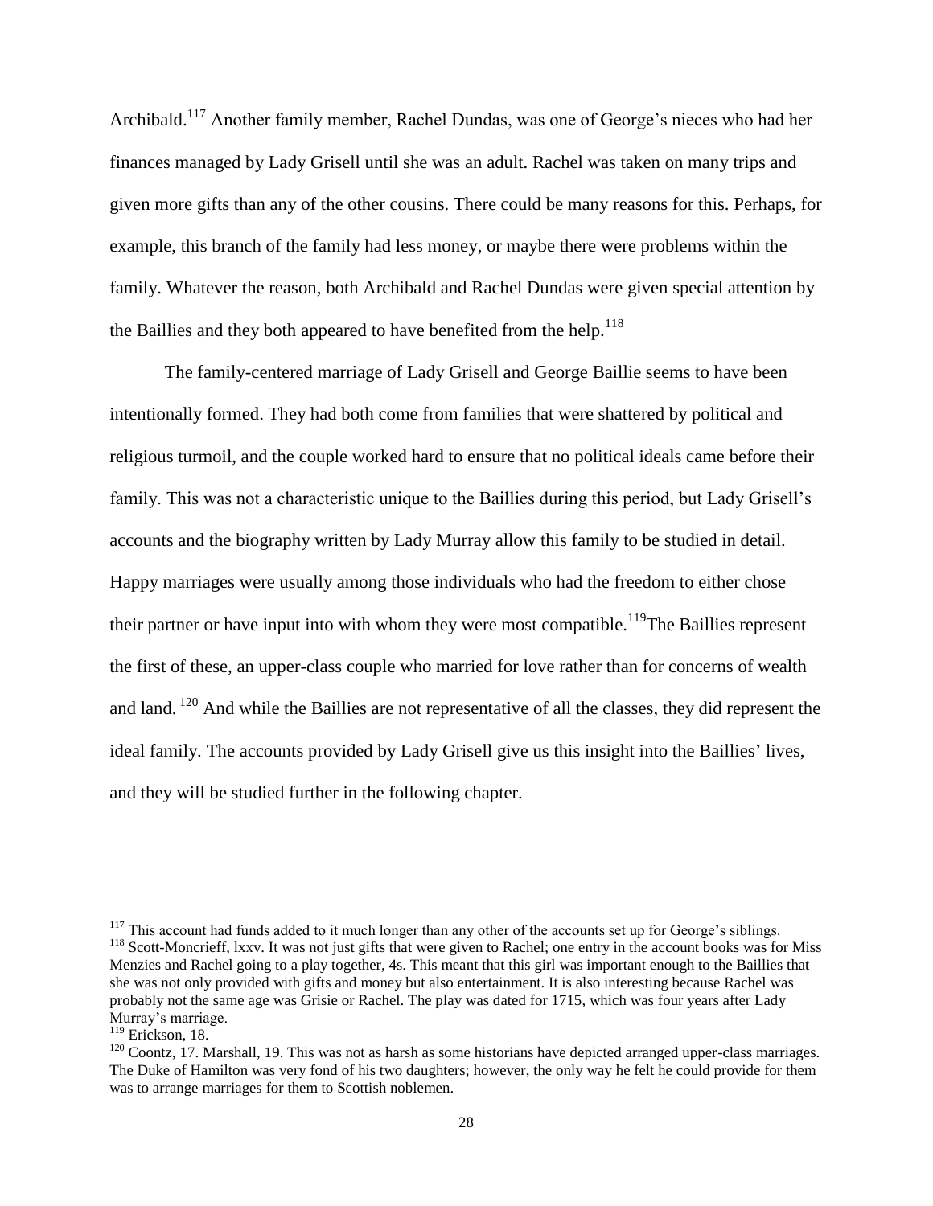Archibald.[117] Another family member, Rachel Dundas, was one of George's nieces who had her finances managed by Lady Grisell until she was an adult. Rachel was taken on many trips and given more gifts than any of the other cousins. There could be many reasons for this. Perhaps, for example, this branch of the family had less money, or maybe there were problems within the family. Whatever the reason, both Archibald and Rachel Dundas were given special attention by the Baillies and they both appeared to have benefited from the help.[118]

The family-centered marriage of Lady Grisell and George Baillie seems to have been intentionally formed. They had both come from families that were shattered by political and religious turmoil, and the couple worked hard to ensure that no political ideals came before their family. This was not a characteristic unique to the Baillies during this period, but Lady Grisell's accounts and the biography written by Lady Murray allow this family to be studied in detail. Happy marriages were usually among those individuals who had the freedom to either chose their partner or have input into with whom they were most compatible.[119]The Baillies represent the first of these, an upper-class couple who married for love rather than for concerns of wealth and land. [120] And while the Baillies are not representative of all the classes, they did represent the ideal family. The accounts provided by Lady Grisell give us this insight into the Baillies' lives, and they will be studied further in the following chapter.

---

[117] This account had funds added to it much longer than any other of the accounts set up for George's siblings.

[118] Scott-Moncrieff, lxxv. It was not just gifts that were given to Rachel; one entry in the account books was for Miss Menzies and Rachel going to a play together, 4s. This meant that this girl was important enough to the Baillies that she was not only provided with gifts and money but also entertainment. It is also interesting because Rachel was probably not the same age was Grisie or Rachel. The play was dated for 1715, which was four years after Lady Murray's marriage.

[119] Erickson, 18.

[120] Coontz, 17. Marshall, 19. This was not as harsh as some historians have depicted arranged upper-class marriages. The Duke of Hamilton was very fond of his two daughters; however, the only way he felt he could provide for them was to arrange marriages for them to Scottish noblemen.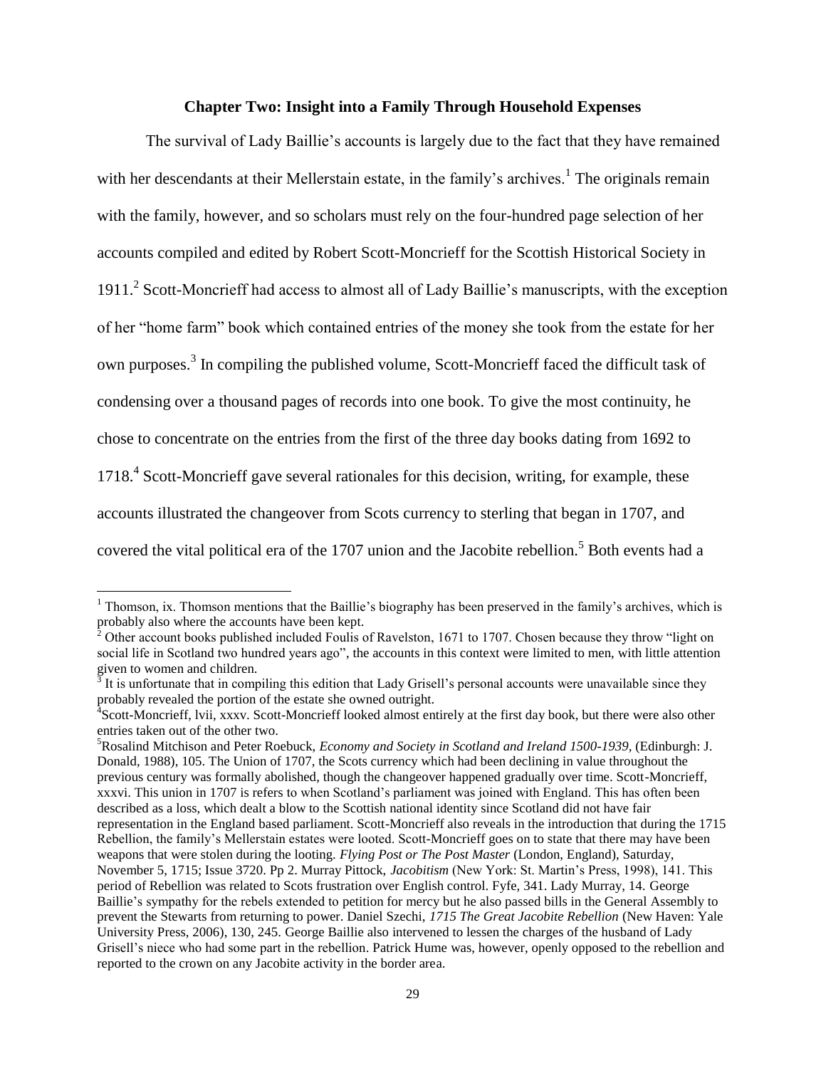## Chapter Two: Insight into a Family Through Household Expenses

The survival of Lady Baillie's accounts is largely due to the fact that they have remained with her descendants at their Mellerstain estate, in the family's archives.[1] The originals remain with the family, however, and so scholars must rely on the four-hundred page selection of her accounts compiled and edited by Robert Scott-Moncrieff for the Scottish Historical Society in 1911.[2] Scott-Moncrieff had access to almost all of Lady Baillie's manuscripts, with the exception of her "home farm" book which contained entries of the money she took from the estate for her own purposes.[3] In compiling the published volume, Scott-Moncrieff faced the difficult task of condensing over a thousand pages of records into one book. To give the most continuity, he chose to concentrate on the entries from the first of the three day books dating from 1692 to 1718.[4] Scott-Moncrieff gave several rationales for this decision, writing, for example, these accounts illustrated the changeover from Scots currency to sterling that began in 1707, and covered the vital political era of the 1707 union and the Jacobite rebellion.[5] Both events had a

---

[1] Thomson, ix. Thomson mentions that the Baillie's biography has been preserved in the family's archives, which is probably also where the accounts have been kept.

[2] Other account books published included Foulis of Ravelston, 1671 to 1707. Chosen because they throw "light on social life in Scotland two hundred years ago", the accounts in this context were limited to men, with little attention given to women and children.

[3] It is unfortunate that in compiling this edition that Lady Grisell's personal accounts were unavailable since they probably revealed the portion of the estate she owned outright.

[4] Scott-Moncrieff, lvii, xxxv. Scott-Moncrieff looked almost entirely at the first day book, but there were also other entries taken out of the other two.

[5] Rosalind Mitchison and Peter Roebuck, *Economy and Society in Scotland and Ireland 1500-1939*, (Edinburgh: J. Donald, 1988), 105. The Union of 1707, the Scots currency which had been declining in value throughout the previous century was formally abolished, though the changeover happened gradually over time. Scott-Moncrieff, xxxvi. This union in 1707 is refers to when Scotland's parliament was joined with England. This has often been described as a loss, which dealt a blow to the Scottish national identity since Scotland did not have fair representation in the England based parliament. Scott-Moncrieff also reveals in the introduction that during the 1715 Rebellion, the family's Mellerstain estates were looted. Scott-Moncrieff goes on to state that there may have been weapons that were stolen during the looting. *Flying Post or The Post Master* (London, England), Saturday, November 5, 1715; Issue 3720. Pp 2. Murray Pittock, *Jacobitism* (New York: St. Martin's Press, 1998), 141. This period of Rebellion was related to Scots frustration over English control. Fyfe, 341. Lady Murray, 14. George Baillie's sympathy for the rebels extended to petition for mercy but he also passed bills in the General Assembly to prevent the Stewarts from returning to power. Daniel Szechi, *1715 The Great Jacobite Rebellion* (New Haven: Yale University Press, 2006), 130, 245. George Baillie also intervened to lessen the charges of the husband of Lady Grisell's niece who had some part in the rebellion. Patrick Hume was, however, openly opposed to the rebellion and reported to the crown on any Jacobite activity in the border area.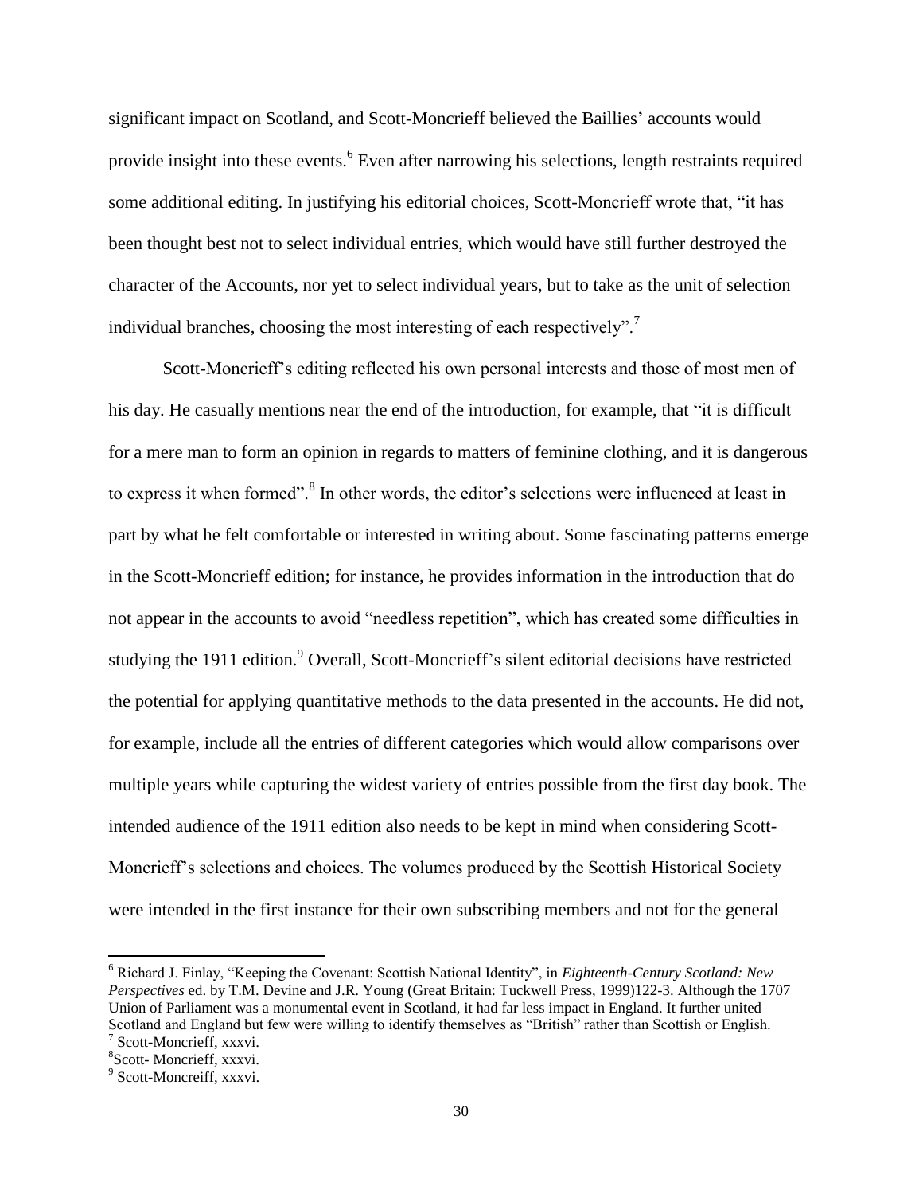significant impact on Scotland, and Scott-Moncrieff believed the Baillies' accounts would provide insight into these events.[6] Even after narrowing his selections, length restraints required some additional editing. In justifying his editorial choices, Scott-Moncrieff wrote that, "it has been thought best not to select individual entries, which would have still further destroyed the character of the Accounts, nor yet to select individual years, but to take as the unit of selection individual branches, choosing the most interesting of each respectively".[7]

Scott-Moncrieff's editing reflected his own personal interests and those of most men of his day. He casually mentions near the end of the introduction, for example, that "it is difficult for a mere man to form an opinion in regards to matters of feminine clothing, and it is dangerous to express it when formed".[8] In other words, the editor's selections were influenced at least in part by what he felt comfortable or interested in writing about. Some fascinating patterns emerge in the Scott-Moncrieff edition; for instance, he provides information in the introduction that do not appear in the accounts to avoid "needless repetition", which has created some difficulties in studying the 1911 edition.[9] Overall, Scott-Moncrieff's silent editorial decisions have restricted the potential for applying quantitative methods to the data presented in the accounts. He did not, for example, include all the entries of different categories which would allow comparisons over multiple years while capturing the widest variety of entries possible from the first day book. The intended audience of the 1911 edition also needs to be kept in mind when considering Scott-Moncrieff's selections and choices. The volumes produced by the Scottish Historical Society were intended in the first instance for their own subscribing members and not for the general

---

[6] Richard J. Finlay, "Keeping the Covenant: Scottish National Identity", in *Eighteenth-Century Scotland: New Perspectives* ed. by T.M. Devine and J.R. Young (Great Britain: Tuckwell Press, 1999)122-3. Although the 1707 Union of Parliament was a monumental event in Scotland, it had far less impact in England. It further united Scotland and England but few were willing to identify themselves as "British" rather than Scottish or English.

[7] Scott-Moncrieff, xxxvi.

[8] Scott- Moncrieff, xxxvi.

[9] Scott-Moncreiff, xxxvi.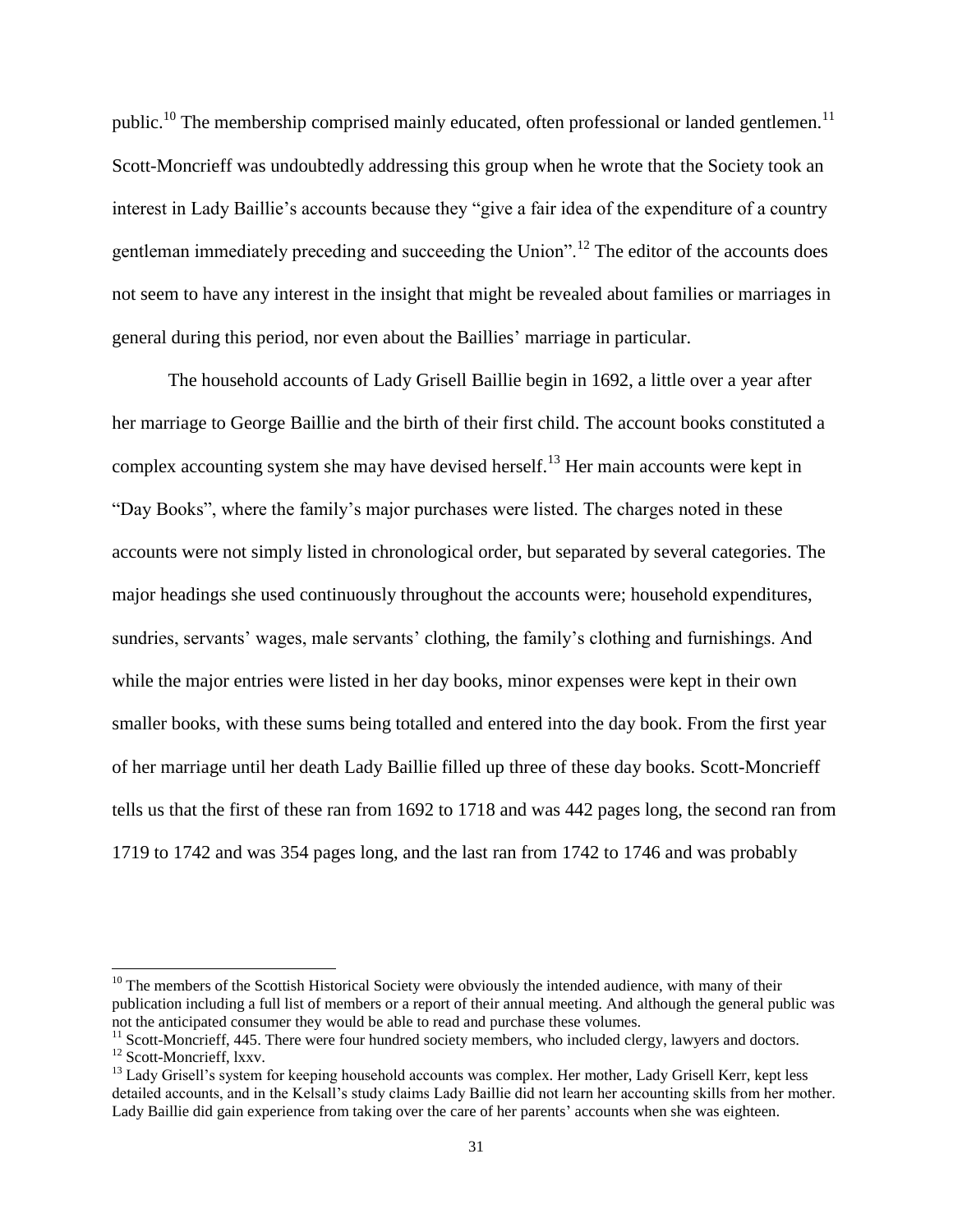public.[10] The membership comprised mainly educated, often professional or landed gentlemen.[11] Scott-Moncrieff was undoubtedly addressing this group when he wrote that the Society took an interest in Lady Baillie's accounts because they "give a fair idea of the expenditure of a country gentleman immediately preceding and succeeding the Union".[12] The editor of the accounts does not seem to have any interest in the insight that might be revealed about families or marriages in general during this period, nor even about the Baillies' marriage in particular.

The household accounts of Lady Grisell Baillie begin in 1692, a little over a year after her marriage to George Baillie and the birth of their first child. The account books constituted a complex accounting system she may have devised herself.[13] Her main accounts were kept in "Day Books", where the family's major purchases were listed. The charges noted in these accounts were not simply listed in chronological order, but separated by several categories. The major headings she used continuously throughout the accounts were; household expenditures, sundries, servants' wages, male servants' clothing, the family's clothing and furnishings. And while the major entries were listed in her day books, minor expenses were kept in their own smaller books, with these sums being totalled and entered into the day book. From the first year of her marriage until her death Lady Baillie filled up three of these day books. Scott-Moncrieff tells us that the first of these ran from 1692 to 1718 and was 442 pages long, the second ran from 1719 to 1742 and was 354 pages long, and the last ran from 1742 to 1746 and was probably

---

[10] The members of the Scottish Historical Society were obviously the intended audience, with many of their publication including a full list of members or a report of their annual meeting. And although the general public was not the anticipated consumer they would be able to read and purchase these volumes.

[11] Scott-Moncrieff, 445. There were four hundred society members, who included clergy, lawyers and doctors.

[12] Scott-Moncrieff, lxxv.

[13] Lady Grisell's system for keeping household accounts was complex. Her mother, Lady Grisell Kerr, kept less detailed accounts, and in the Kelsall's study claims Lady Baillie did not learn her accounting skills from her mother. Lady Baillie did gain experience from taking over the care of her parents' accounts when she was eighteen.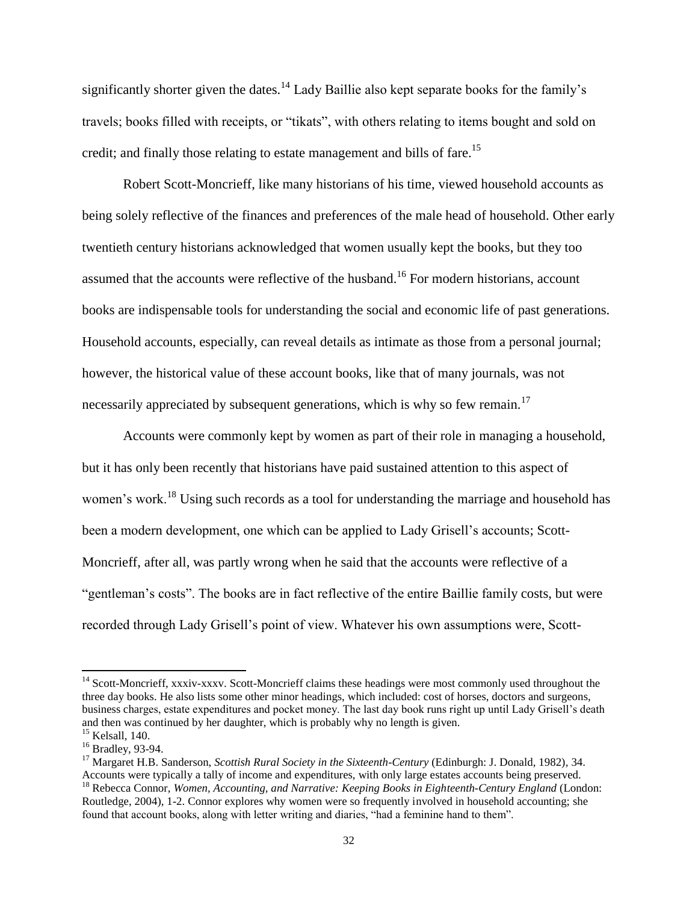significantly shorter given the dates.[14] Lady Baillie also kept separate books for the family's travels; books filled with receipts, or "tikats", with others relating to items bought and sold on credit; and finally those relating to estate management and bills of fare.[15]

Robert Scott-Moncrieff, like many historians of his time, viewed household accounts as being solely reflective of the finances and preferences of the male head of household. Other early twentieth century historians acknowledged that women usually kept the books, but they too assumed that the accounts were reflective of the husband.[16] For modern historians, account books are indispensable tools for understanding the social and economic life of past generations. Household accounts, especially, can reveal details as intimate as those from a personal journal; however, the historical value of these account books, like that of many journals, was not necessarily appreciated by subsequent generations, which is why so few remain.[17]

Accounts were commonly kept by women as part of their role in managing a household, but it has only been recently that historians have paid sustained attention to this aspect of women's work.[18] Using such records as a tool for understanding the marriage and household has been a modern development, one which can be applied to Lady Grisell's accounts; Scott-Moncrieff, after all, was partly wrong when he said that the accounts were reflective of a "gentleman's costs". The books are in fact reflective of the entire Baillie family costs, but were recorded through Lady Grisell's point of view. Whatever his own assumptions were, Scott-

---

[14] Scott-Moncrieff, xxxiv-xxxv. Scott-Moncrieff claims these headings were most commonly used throughout the three day books. He also lists some other minor headings, which included: cost of horses, doctors and surgeons, business charges, estate expenditures and pocket money. The last day book runs right up until Lady Grisell's death and then was continued by her daughter, which is probably why no length is given.

[15] Kelsall, 140.

[16] Bradley, 93-94.

[17] Margaret H.B. Sanderson, *Scottish Rural Society in the Sixteenth-Century* (Edinburgh: J. Donald, 1982), 34. Accounts were typically a tally of income and expenditures, with only large estates accounts being preserved.

[18] Rebecca Connor, *Women, Accounting, and Narrative: Keeping Books in Eighteenth-Century England* (London: Routledge, 2004), 1-2. Connor explores why women were so frequently involved in household accounting; she found that account books, along with letter writing and diaries, "had a feminine hand to them".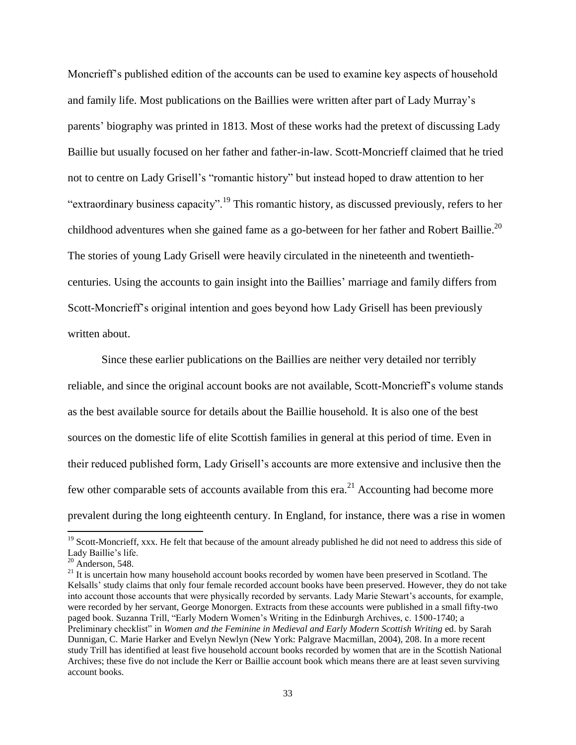Moncrieff's published edition of the accounts can be used to examine key aspects of household and family life. Most publications on the Baillies were written after part of Lady Murray's parents' biography was printed in 1813. Most of these works had the pretext of discussing Lady Baillie but usually focused on her father and father-in-law. Scott-Moncrieff claimed that he tried not to centre on Lady Grisell's "romantic history" but instead hoped to draw attention to her "extraordinary business capacity".[19] This romantic history, as discussed previously, refers to her childhood adventures when she gained fame as a go-between for her father and Robert Baillie.[20] The stories of young Lady Grisell were heavily circulated in the nineteenth and twentieth-centuries. Using the accounts to gain insight into the Baillies' marriage and family differs from Scott-Moncrieff's original intention and goes beyond how Lady Grisell has been previously written about.

Since these earlier publications on the Baillies are neither very detailed nor terribly reliable, and since the original account books are not available, Scott-Moncrieff's volume stands as the best available source for details about the Baillie household. It is also one of the best sources on the domestic life of elite Scottish families in general at this period of time. Even in their reduced published form, Lady Grisell's accounts are more extensive and inclusive then the few other comparable sets of accounts available from this era.[21] Accounting had become more prevalent during the long eighteenth century. In England, for instance, there was a rise in women

---

[19] Scott-Moncrieff, xxx. He felt that because of the amount already published he did not need to address this side of Lady Baillie's life.

[20] Anderson, 548.

[21] It is uncertain how many household account books recorded by women have been preserved in Scotland. The Kelsalls' study claims that only four female recorded account books have been preserved. However, they do not take into account those accounts that were physically recorded by servants. Lady Marie Stewart's accounts, for example, were recorded by her servant, George Monorgen. Extracts from these accounts were published in a small fifty-two paged book. Suzanna Trill, "Early Modern Women's Writing in the Edinburgh Archives, c. 1500-1740; a Preliminary checklist" in *Women and the Feminine in Medieval and Early Modern Scottish Writing* ed. by Sarah Dunnigan, C. Marie Harker and Evelyn Newlyn (New York: Palgrave Macmillan, 2004), 208. In a more recent study Trill has identified at least five household account books recorded by women that are in the Scottish National Archives; these five do not include the Kerr or Baillie account book which means there are at least seven surviving account books.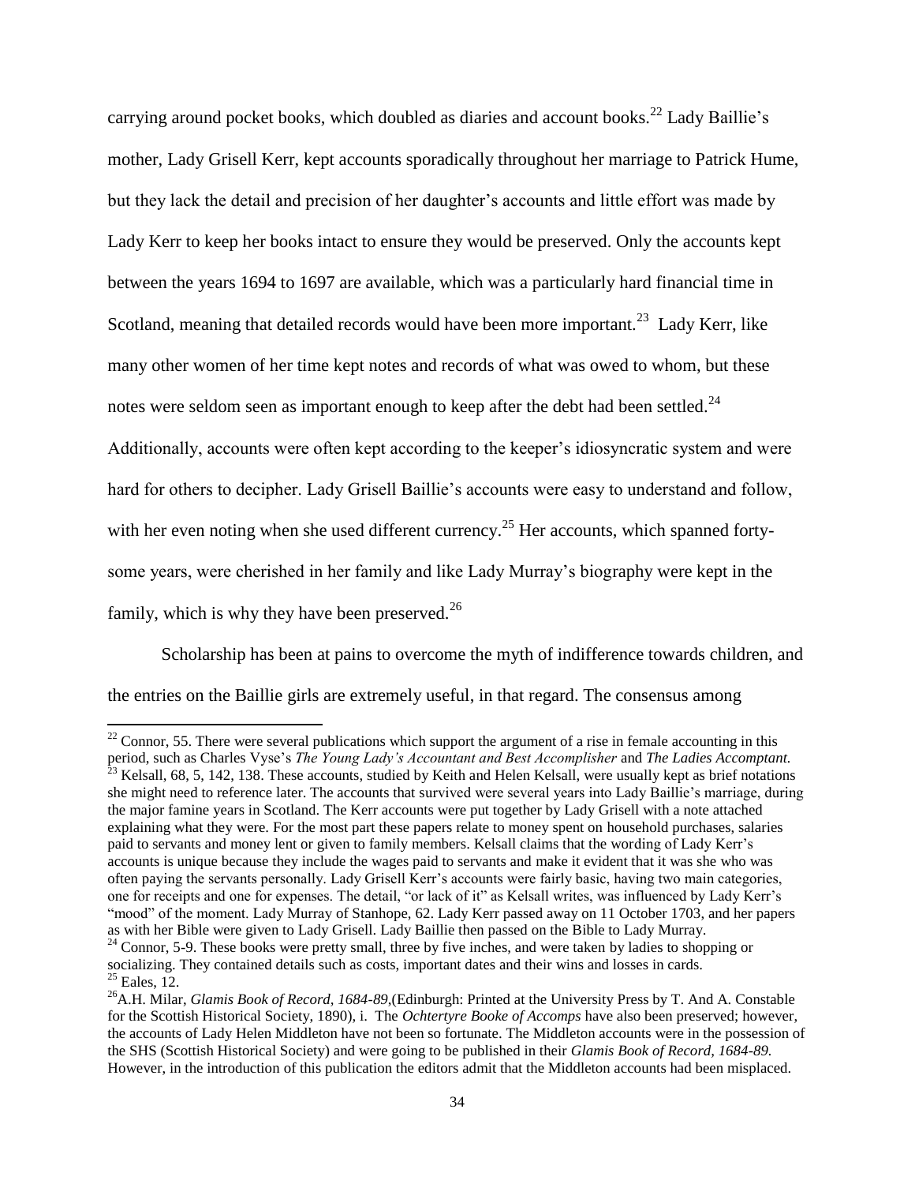carrying around pocket books, which doubled as diaries and account books.[22] Lady Baillie's mother, Lady Grisell Kerr, kept accounts sporadically throughout her marriage to Patrick Hume, but they lack the detail and precision of her daughter's accounts and little effort was made by Lady Kerr to keep her books intact to ensure they would be preserved. Only the accounts kept between the years 1694 to 1697 are available, which was a particularly hard financial time in Scotland, meaning that detailed records would have been more important.[23] Lady Kerr, like many other women of her time kept notes and records of what was owed to whom, but these notes were seldom seen as important enough to keep after the debt had been settled.[24] Additionally, accounts were often kept according to the keeper's idiosyncratic system and were hard for others to decipher. Lady Grisell Baillie's accounts were easy to understand and follow, with her even noting when she used different currency.[25] Her accounts, which spanned forty-some years, were cherished in her family and like Lady Murray's biography were kept in the family, which is why they have been preserved.[26]

Scholarship has been at pains to overcome the myth of indifference towards children, and the entries on the Baillie girls are extremely useful, in that regard. The consensus among

---

[22] Connor, 55. There were several publications which support the argument of a rise in female accounting in this period, such as Charles Vyse's *The Young Lady's Accountant and Best Accomplisher* and *The Ladies Accomptant.*

[23] Kelsall, 68, 5, 142, 138. These accounts, studied by Keith and Helen Kelsall, were usually kept as brief notations she might need to reference later. The accounts that survived were several years into Lady Baillie's marriage, during the major famine years in Scotland. The Kerr accounts were put together by Lady Grisell with a note attached explaining what they were. For the most part these papers relate to money spent on household purchases, salaries paid to servants and money lent or given to family members. Kelsall claims that the wording of Lady Kerr's accounts is unique because they include the wages paid to servants and make it evident that it was she who was often paying the servants personally. Lady Grisell Kerr's accounts were fairly basic, having two main categories, one for receipts and one for expenses. The detail, "or lack of it" as Kelsall writes, was influenced by Lady Kerr's "mood" of the moment. Lady Murray of Stanhope, 62. Lady Kerr passed away on 11 October 1703, and her papers as with her Bible were given to Lady Grisell. Lady Baillie then passed on the Bible to Lady Murray.

[24] Connor, 5-9. These books were pretty small, three by five inches, and were taken by ladies to shopping or socializing. They contained details such as costs, important dates and their wins and losses in cards.

[25] Eales, 12.

[26] A.H. Milar, *Glamis Book of Record, 1684-89*,(Edinburgh: Printed at the University Press by T. And A. Constable for the Scottish Historical Society, 1890), i. The *Ochtertyre Booke of Accomps* have also been preserved; however, the accounts of Lady Helen Middleton have not been so fortunate. The Middleton accounts were in the possession of the SHS (Scottish Historical Society) and were going to be published in their *Glamis Book of Record, 1684-89.* However, in the introduction of this publication the editors admit that the Middleton accounts had been misplaced.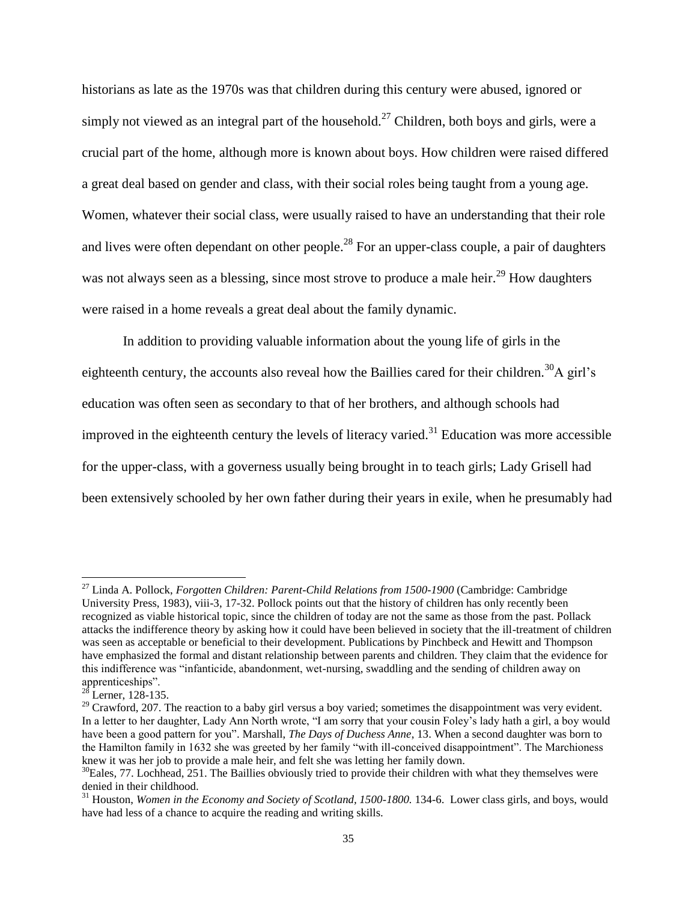historians as late as the 1970s was that children during this century were abused, ignored or simply not viewed as an integral part of the household.[27] Children, both boys and girls, were a crucial part of the home, although more is known about boys. How children were raised differed a great deal based on gender and class, with their social roles being taught from a young age. Women, whatever their social class, were usually raised to have an understanding that their role and lives were often dependant on other people.[28] For an upper-class couple, a pair of daughters was not always seen as a blessing, since most strove to produce a male heir.[29] How daughters were raised in a home reveals a great deal about the family dynamic.

In addition to providing valuable information about the young life of girls in the eighteenth century, the accounts also reveal how the Baillies cared for their children.[30]A girl's education was often seen as secondary to that of her brothers, and although schools had improved in the eighteenth century the levels of literacy varied.[31] Education was more accessible for the upper-class, with a governess usually being brought in to teach girls; Lady Grisell had been extensively schooled by her own father during their years in exile, when he presumably had

---

[27] Linda A. Pollock, *Forgotten Children: Parent-Child Relations from 1500-1900* (Cambridge: Cambridge University Press, 1983), viii-3, 17-32. Pollock points out that the history of children has only recently been recognized as viable historical topic, since the children of today are not the same as those from the past. Pollack attacks the indifference theory by asking how it could have been believed in society that the ill-treatment of children was seen as acceptable or beneficial to their development. Publications by Pinchbeck and Hewitt and Thompson have emphasized the formal and distant relationship between parents and children. They claim that the evidence for this indifference was "infanticide, abandonment, wet-nursing, swaddling and the sending of children away on apprenticeships".

[28] Lerner, 128-135.

[29] Crawford, 207. The reaction to a baby girl versus a boy varied; sometimes the disappointment was very evident. In a letter to her daughter, Lady Ann North wrote, "I am sorry that your cousin Foley's lady hath a girl, a boy would have been a good pattern for you". Marshall, *The Days of Duchess Anne*, 13. When a second daughter was born to the Hamilton family in 1632 she was greeted by her family "with ill-conceived disappointment". The Marchioness knew it was her job to provide a male heir, and felt she was letting her family down.

[30]Eales, 77. Lochhead, 251. The Baillies obviously tried to provide their children with what they themselves were denied in their childhood.

[31] Houston, *Women in the Economy and Society of Scotland, 1500-1800.* 134-6. Lower class girls, and boys, would have had less of a chance to acquire the reading and writing skills.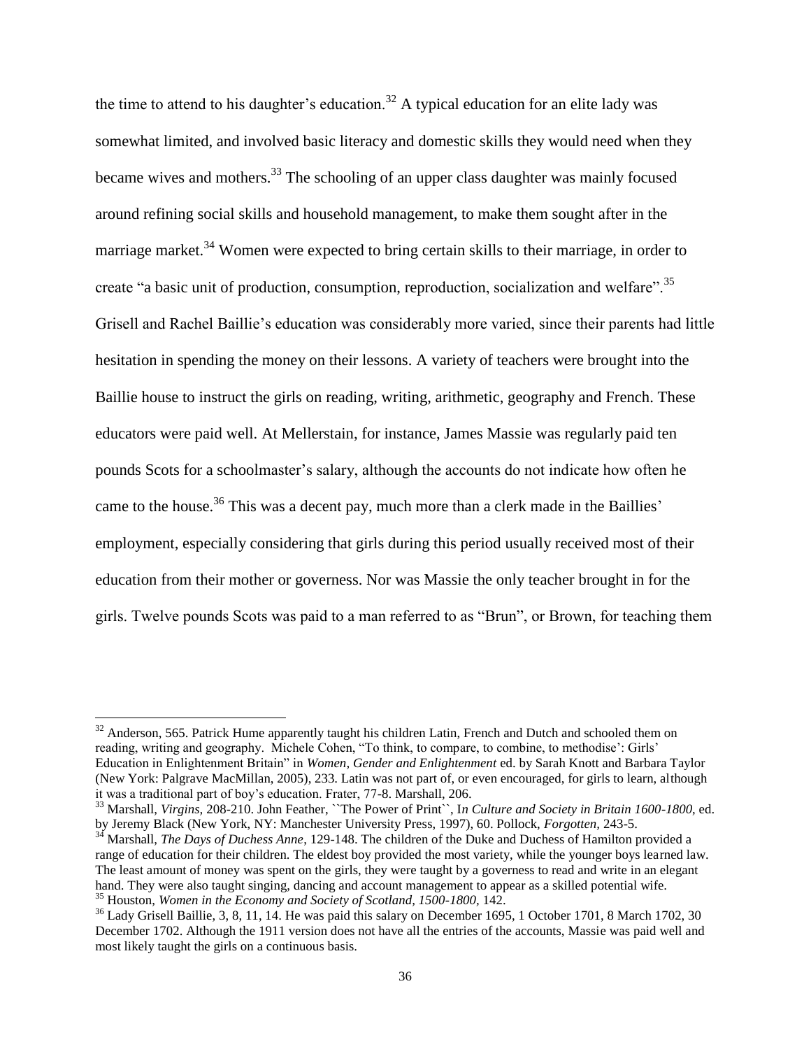the time to attend to his daughter's education.[32] A typical education for an elite lady was somewhat limited, and involved basic literacy and domestic skills they would need when they became wives and mothers.[33] The schooling of an upper class daughter was mainly focused around refining social skills and household management, to make them sought after in the marriage market.[34] Women were expected to bring certain skills to their marriage, in order to create "a basic unit of production, consumption, reproduction, socialization and welfare".[35] Grisell and Rachel Baillie's education was considerably more varied, since their parents had little hesitation in spending the money on their lessons. A variety of teachers were brought into the Baillie house to instruct the girls on reading, writing, arithmetic, geography and French. These educators were paid well. At Mellerstain, for instance, James Massie was regularly paid ten pounds Scots for a schoolmaster's salary, although the accounts do not indicate how often he came to the house.[36] This was a decent pay, much more than a clerk made in the Baillies' employment, especially considering that girls during this period usually received most of their education from their mother or governess. Nor was Massie the only teacher brought in for the girls. Twelve pounds Scots was paid to a man referred to as "Brun", or Brown, for teaching them

---

[32] Anderson, 565. Patrick Hume apparently taught his children Latin, French and Dutch and schooled them on reading, writing and geography. Michele Cohen, "To think, to compare, to combine, to methodise': Girls' Education in Enlightenment Britain" in *Women, Gender and Enlightenment* ed. by Sarah Knott and Barbara Taylor (New York: Palgrave MacMillan, 2005), 233. Latin was not part of, or even encouraged, for girls to learn, although it was a traditional part of boy's education. Frater, 77-8. Marshall, 206.

[33] Marshall, *Virgins*, 208-210. John Feather, ``The Power of Print``, I*n Culture and Society in Britain 1600-1800*, ed. by Jeremy Black (New York, NY: Manchester University Press, 1997), 60. Pollock, *Forgotten*, 243-5.

[34] Marshall, *The Days of Duchess Anne*, 129-148. The children of the Duke and Duchess of Hamilton provided a range of education for their children. The eldest boy provided the most variety, while the younger boys learned law. The least amount of money was spent on the girls, they were taught by a governess to read and write in an elegant hand. They were also taught singing, dancing and account management to appear as a skilled potential wife.

[35] Houston, *Women in the Economy and Society of Scotland, 1500-1800*, 142.

[36] Lady Grisell Baillie, 3, 8, 11, 14. He was paid this salary on December 1695, 1 October 1701, 8 March 1702, 30 December 1702. Although the 1911 version does not have all the entries of the accounts, Massie was paid well and most likely taught the girls on a continuous basis.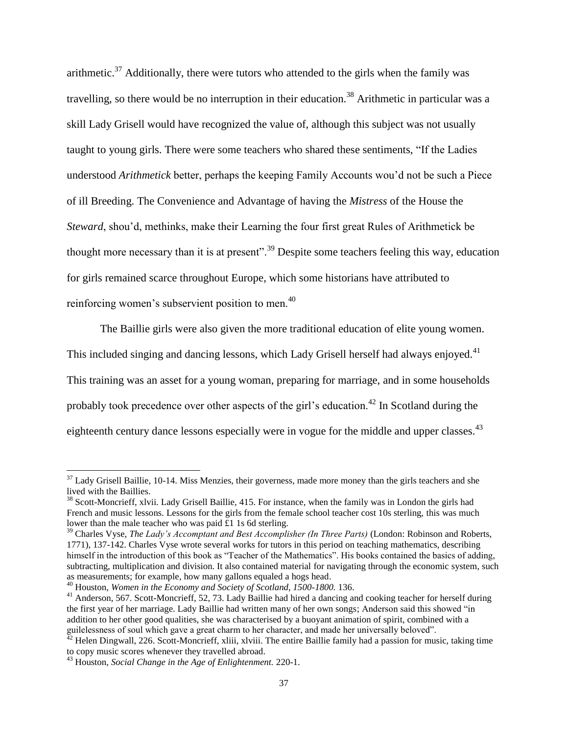arithmetic.[37] Additionally, there were tutors who attended to the girls when the family was travelling, so there would be no interruption in their education.[38] Arithmetic in particular was a skill Lady Grisell would have recognized the value of, although this subject was not usually taught to young girls. There were some teachers who shared these sentiments, "If the Ladies understood *Arithmetick* better, perhaps the keeping Family Accounts wou'd not be such a Piece of ill Breeding. The Convenience and Advantage of having the *Mistress* of the House the *Steward*, shou'd, methinks, make their Learning the four first great Rules of Arithmetick be thought more necessary than it is at present".[39] Despite some teachers feeling this way, education for girls remained scarce throughout Europe, which some historians have attributed to reinforcing women's subservient position to men.[40]

The Baillie girls were also given the more traditional education of elite young women. This included singing and dancing lessons, which Lady Grisell herself had always enjoyed.[41] This training was an asset for a young woman, preparing for marriage, and in some households probably took precedence over other aspects of the girl's education.[42] In Scotland during the eighteenth century dance lessons especially were in vogue for the middle and upper classes.[43]

---

[37] Lady Grisell Baillie, 10-14. Miss Menzies, their governess, made more money than the girls teachers and she lived with the Baillies.

[38] Scott-Moncrieff, xlvii. Lady Grisell Baillie, 415. For instance, when the family was in London the girls had French and music lessons. Lessons for the girls from the female school teacher cost 10s sterling, this was much lower than the male teacher who was paid £1 1s 6d sterling.

[39] Charles Vyse, *The Lady's Accomptant and Best Accomplisher (In Three Parts)* (London: Robinson and Roberts, 1771), 137-142. Charles Vyse wrote several works for tutors in this period on teaching mathematics, describing himself in the introduction of this book as "Teacher of the Mathematics". His books contained the basics of adding, subtracting, multiplication and division. It also contained material for navigating through the economic system, such as measurements; for example, how many gallons equaled a hogs head.

[40] Houston, *Women in the Economy and Society of Scotland, 1500-1800.* 136.

[41] Anderson, 567. Scott-Moncrieff, 52, 73. Lady Baillie had hired a dancing and cooking teacher for herself during the first year of her marriage. Lady Baillie had written many of her own songs; Anderson said this showed "in addition to her other good qualities, she was characterised by a buoyant animation of spirit, combined with a guilelessness of soul which gave a great charm to her character, and made her universally beloved".

[42] Helen Dingwall, 226. Scott-Moncrieff, xliii, xlviii. The entire Baillie family had a passion for music, taking time to copy music scores whenever they travelled abroad.

[43] Houston, *Social Change in the Age of Enlightenment.* 220-1.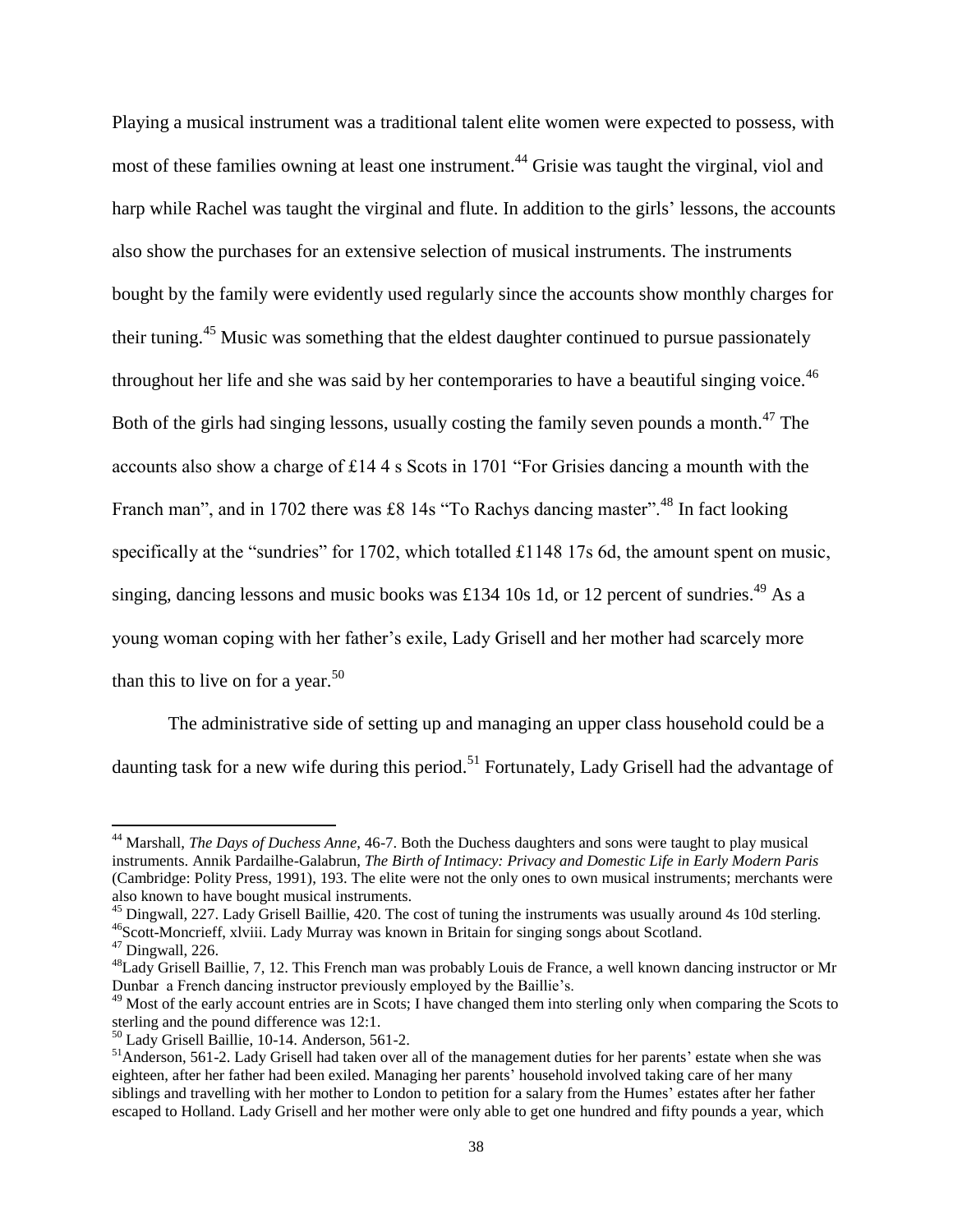Playing a musical instrument was a traditional talent elite women were expected to possess, with most of these families owning at least one instrument.[44] Grisie was taught the virginal, viol and harp while Rachel was taught the virginal and flute. In addition to the girls' lessons, the accounts also show the purchases for an extensive selection of musical instruments. The instruments bought by the family were evidently used regularly since the accounts show monthly charges for their tuning.[45] Music was something that the eldest daughter continued to pursue passionately throughout her life and she was said by her contemporaries to have a beautiful singing voice.[46] Both of the girls had singing lessons, usually costing the family seven pounds a month.[47] The accounts also show a charge of £14 4 s Scots in 1701 "For Grisies dancing a mounth with the Franch man", and in 1702 there was £8 14s "To Rachys dancing master".[48] In fact looking specifically at the "sundries" for 1702, which totalled £1148 17s 6d, the amount spent on music, singing, dancing lessons and music books was £134 10s 1d, or 12 percent of sundries.[49] As a young woman coping with her father's exile, Lady Grisell and her mother had scarcely more than this to live on for a year.[50]

The administrative side of setting up and managing an upper class household could be a daunting task for a new wife during this period.[51] Fortunately, Lady Grisell had the advantage of

---

[44] Marshall, *The Days of Duchess Anne*, 46-7. Both the Duchess daughters and sons were taught to play musical instruments. Annik Pardailhe-Galabrun, *The Birth of Intimacy: Privacy and Domestic Life in Early Modern Paris* (Cambridge: Polity Press, 1991), 193. The elite were not the only ones to own musical instruments; merchants were also known to have bought musical instruments.

[45] Dingwall, 227. Lady Grisell Baillie, 420. The cost of tuning the instruments was usually around 4s 10d sterling.

[46] Scott-Moncrieff, xlviii. Lady Murray was known in Britain for singing songs about Scotland.

[47] Dingwall, 226.

[48] Lady Grisell Baillie, 7, 12. This French man was probably Louis de France, a well known dancing instructor or Mr Dunbar a French dancing instructor previously employed by the Baillie's.

[49] Most of the early account entries are in Scots; I have changed them into sterling only when comparing the Scots to sterling and the pound difference was 12:1.

[50] Lady Grisell Baillie, 10-14. Anderson, 561-2.

[51] Anderson, 561-2. Lady Grisell had taken over all of the management duties for her parents' estate when she was eighteen, after her father had been exiled. Managing her parents' household involved taking care of her many siblings and travelling with her mother to London to petition for a salary from the Humes' estates after her father escaped to Holland. Lady Grisell and her mother were only able to get one hundred and fifty pounds a year, which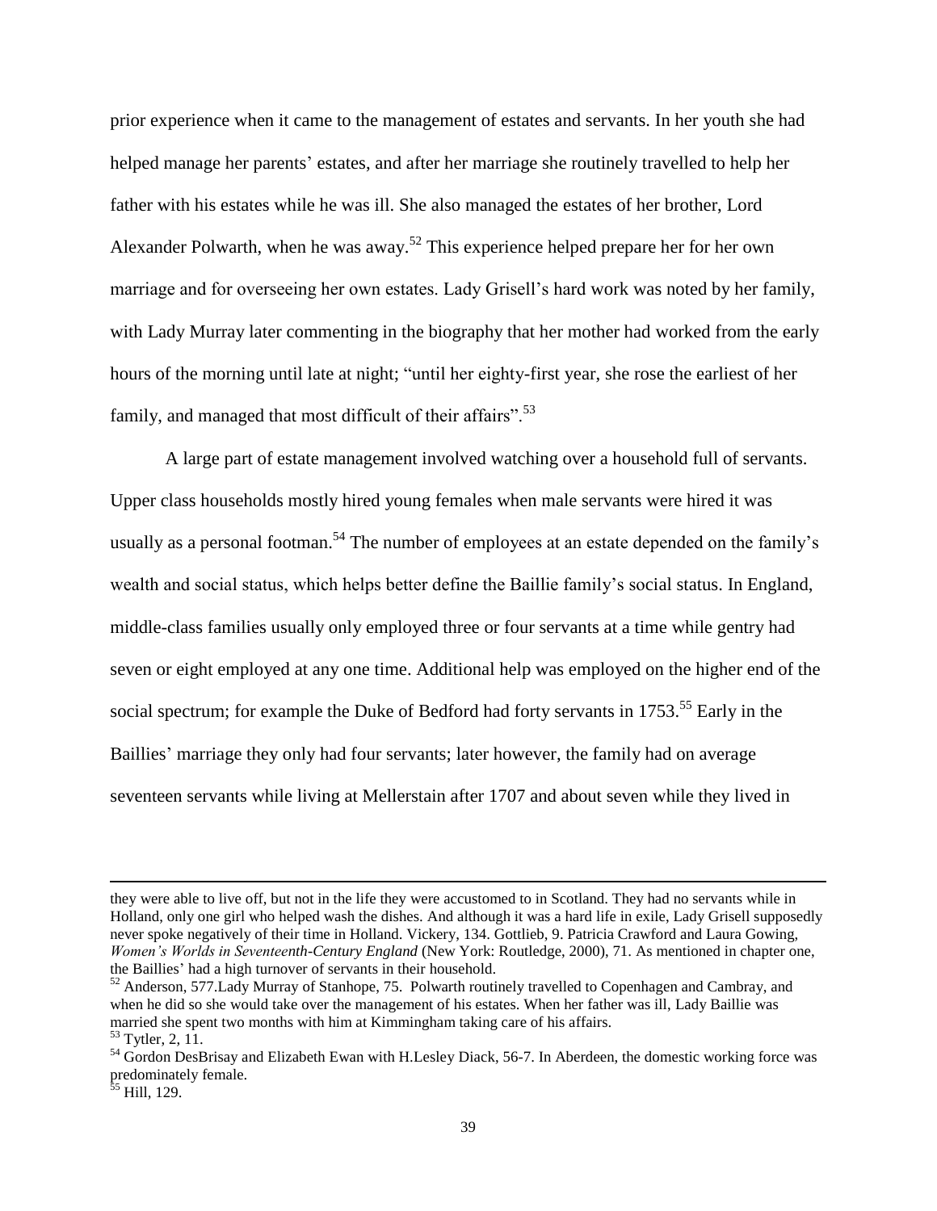prior experience when it came to the management of estates and servants. In her youth she had helped manage her parents' estates, and after her marriage she routinely travelled to help her father with his estates while he was ill. She also managed the estates of her brother, Lord Alexander Polwarth, when he was away.[52] This experience helped prepare her for her own marriage and for overseeing her own estates. Lady Grisell's hard work was noted by her family, with Lady Murray later commenting in the biography that her mother had worked from the early hours of the morning until late at night; "until her eighty-first year, she rose the earliest of her family, and managed that most difficult of their affairs".[53]

A large part of estate management involved watching over a household full of servants. Upper class households mostly hired young females when male servants were hired it was usually as a personal footman.[54] The number of employees at an estate depended on the family's wealth and social status, which helps better define the Baillie family's social status. In England, middle-class families usually only employed three or four servants at a time while gentry had seven or eight employed at any one time. Additional help was employed on the higher end of the social spectrum; for example the Duke of Bedford had forty servants in 1753.[55] Early in the Baillies' marriage they only had four servants; later however, the family had on average seventeen servants while living at Mellerstain after 1707 and about seven while they lived in

---

they were able to live off, but not in the life they were accustomed to in Scotland. They had no servants while in Holland, only one girl who helped wash the dishes. And although it was a hard life in exile, Lady Grisell supposedly never spoke negatively of their time in Holland. Vickery, 134. Gottlieb, 9. Patricia Crawford and Laura Gowing, *Women's Worlds in Seventeenth-Century England* (New York: Routledge, 2000), 71. As mentioned in chapter one, the Baillies' had a high turnover of servants in their household.

[52] Anderson, 577.Lady Murray of Stanhope, 75. Polwarth routinely travelled to Copenhagen and Cambray, and when he did so she would take over the management of his estates. When her father was ill, Lady Baillie was married she spent two months with him at Kimmingham taking care of his affairs.

[53] Tytler, 2, 11.

[54] Gordon DesBrisay and Elizabeth Ewan with H.Lesley Diack, 56-7. In Aberdeen, the domestic working force was predominately female.

[55] Hill, 129.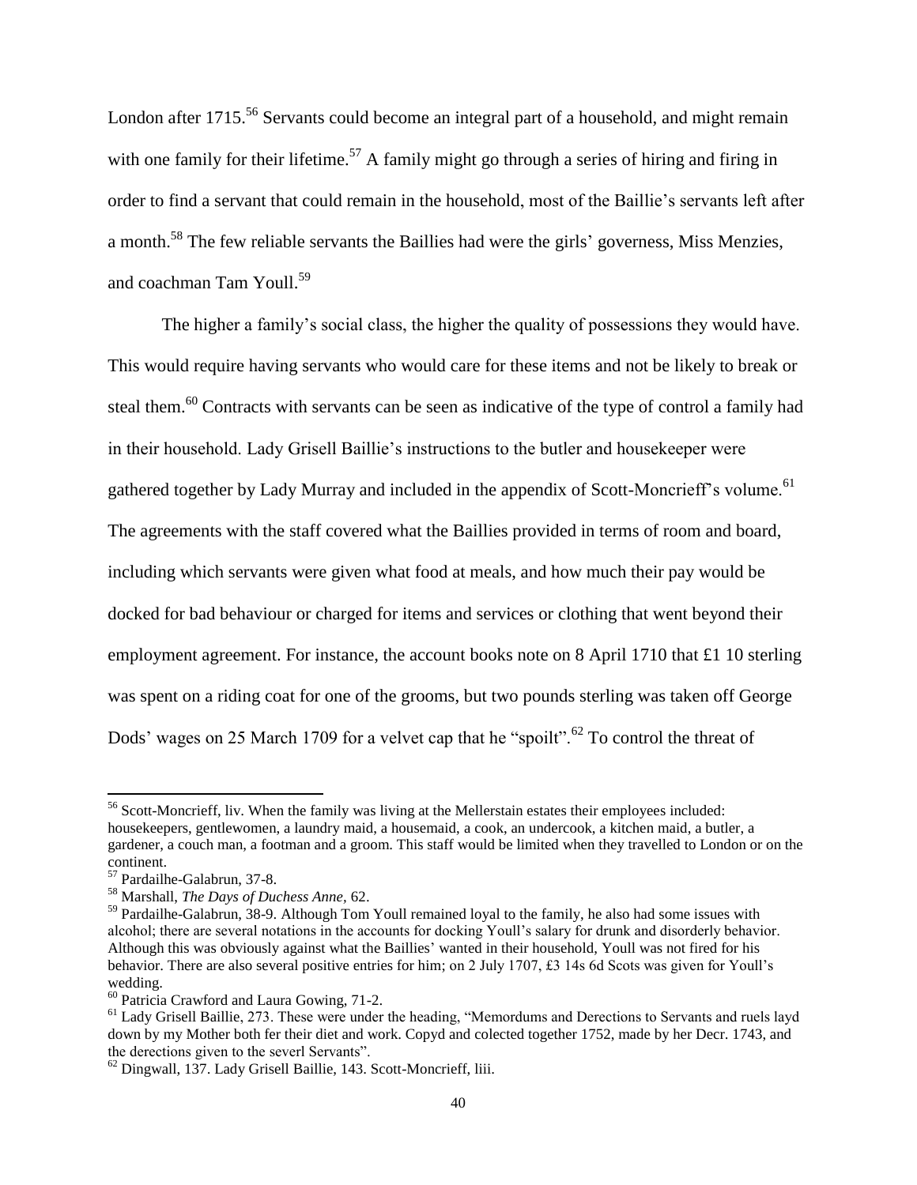London after 1715.[56] Servants could become an integral part of a household, and might remain with one family for their lifetime.[57] A family might go through a series of hiring and firing in order to find a servant that could remain in the household, most of the Baillie's servants left after a month.[58] The few reliable servants the Baillies had were the girls' governess, Miss Menzies, and coachman Tam Youll.[59]

The higher a family's social class, the higher the quality of possessions they would have. This would require having servants who would care for these items and not be likely to break or steal them.[60] Contracts with servants can be seen as indicative of the type of control a family had in their household. Lady Grisell Baillie's instructions to the butler and housekeeper were gathered together by Lady Murray and included in the appendix of Scott-Moncrieff's volume.[61] The agreements with the staff covered what the Baillies provided in terms of room and board, including which servants were given what food at meals, and how much their pay would be docked for bad behaviour or charged for items and services or clothing that went beyond their employment agreement. For instance, the account books note on 8 April 1710 that £1 10 sterling was spent on a riding coat for one of the grooms, but two pounds sterling was taken off George Dods' wages on 25 March 1709 for a velvet cap that he "spoilt".[62] To control the threat of

---

[56] Scott-Moncrieff, liv. When the family was living at the Mellerstain estates their employees included: housekeepers, gentlewomen, a laundry maid, a housemaid, a cook, an undercook, a kitchen maid, a butler, a gardener, a couch man, a footman and a groom. This staff would be limited when they travelled to London or on the continent.

[57] Pardailhe-Galabrun, 37-8.

[58] Marshall, *The Days of Duchess Anne*, 62.

[59] Pardailhe-Galabrun, 38-9. Although Tom Youll remained loyal to the family, he also had some issues with alcohol; there are several notations in the accounts for docking Youll's salary for drunk and disorderly behavior. Although this was obviously against what the Baillies' wanted in their household, Youll was not fired for his behavior. There are also several positive entries for him; on 2 July 1707, £3 14s 6d Scots was given for Youll's wedding.

[60] Patricia Crawford and Laura Gowing, 71-2.

[61] Lady Grisell Baillie, 273. These were under the heading, "Memordums and Derections to Servants and ruels layd down by my Mother both fer their diet and work. Copyd and colected together 1752, made by her Decr. 1743, and the derections given to the severl Servants".

[62] Dingwall, 137. Lady Grisell Baillie, 143. Scott-Moncrieff, liii.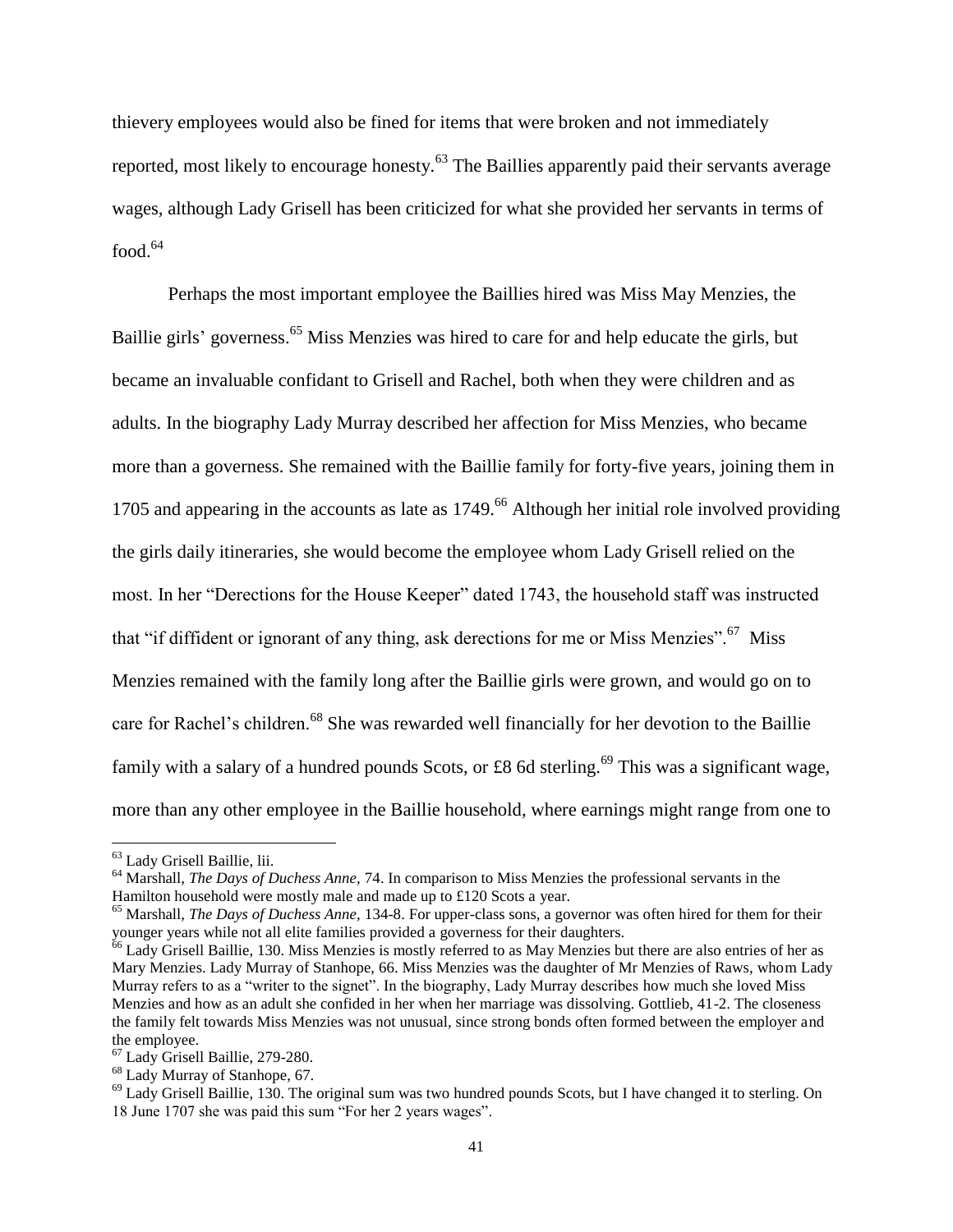thievery employees would also be fined for items that were broken and not immediately reported, most likely to encourage honesty.[63] The Baillies apparently paid their servants average wages, although Lady Grisell has been criticized for what she provided her servants in terms of food.[64]

Perhaps the most important employee the Baillies hired was Miss May Menzies, the Baillie girls' governess.[65] Miss Menzies was hired to care for and help educate the girls, but became an invaluable confidant to Grisell and Rachel, both when they were children and as adults. In the biography Lady Murray described her affection for Miss Menzies, who became more than a governess. She remained with the Baillie family for forty-five years, joining them in 1705 and appearing in the accounts as late as 1749.[66] Although her initial role involved providing the girls daily itineraries, she would become the employee whom Lady Grisell relied on the most. In her "Derections for the House Keeper" dated 1743, the household staff was instructed that "if diffident or ignorant of any thing, ask derections for me or Miss Menzies".[67] Miss Menzies remained with the family long after the Baillie girls were grown, and would go on to care for Rachel's children.[68] She was rewarded well financially for her devotion to the Baillie family with a salary of a hundred pounds Scots, or £8 6d sterling.[69] This was a significant wage, more than any other employee in the Baillie household, where earnings might range from one to

---

[63] Lady Grisell Baillie, lii.

[64] Marshall, *The Days of Duchess Anne*, 74. In comparison to Miss Menzies the professional servants in the Hamilton household were mostly male and made up to £120 Scots a year.

[65] Marshall, *The Days of Duchess Anne*, 134-8. For upper-class sons, a governor was often hired for them for their younger years while not all elite families provided a governess for their daughters.

[66] Lady Grisell Baillie, 130. Miss Menzies is mostly referred to as May Menzies but there are also entries of her as Mary Menzies. Lady Murray of Stanhope, 66. Miss Menzies was the daughter of Mr Menzies of Raws, whom Lady Murray refers to as a "writer to the signet". In the biography, Lady Murray describes how much she loved Miss Menzies and how as an adult she confided in her when her marriage was dissolving. Gottlieb, 41-2. The closeness the family felt towards Miss Menzies was not unusual, since strong bonds often formed between the employer and the employee.

[67] Lady Grisell Baillie, 279-280.

[68] Lady Murray of Stanhope, 67.

[69] Lady Grisell Baillie, 130. The original sum was two hundred pounds Scots, but I have changed it to sterling. On 18 June 1707 she was paid this sum "For her 2 years wages".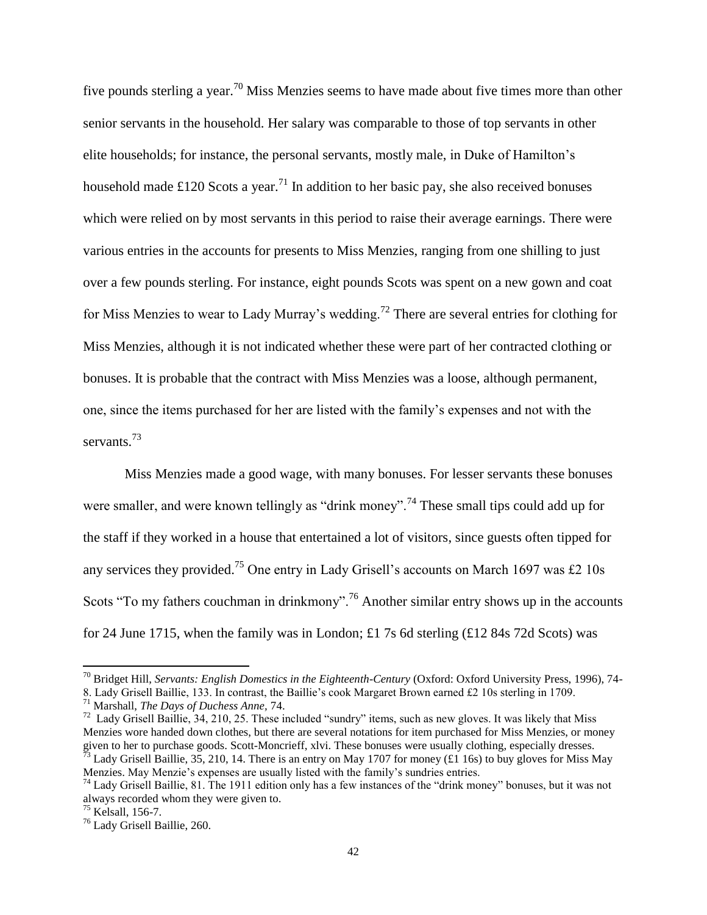five pounds sterling a year.[70] Miss Menzies seems to have made about five times more than other senior servants in the household. Her salary was comparable to those of top servants in other elite households; for instance, the personal servants, mostly male, in Duke of Hamilton's household made £120 Scots a year.[71] In addition to her basic pay, she also received bonuses which were relied on by most servants in this period to raise their average earnings. There were various entries in the accounts for presents to Miss Menzies, ranging from one shilling to just over a few pounds sterling. For instance, eight pounds Scots was spent on a new gown and coat for Miss Menzies to wear to Lady Murray's wedding.[72] There are several entries for clothing for Miss Menzies, although it is not indicated whether these were part of her contracted clothing or bonuses. It is probable that the contract with Miss Menzies was a loose, although permanent, one, since the items purchased for her are listed with the family's expenses and not with the servants.[73]

Miss Menzies made a good wage, with many bonuses. For lesser servants these bonuses were smaller, and were known tellingly as "drink money".[74] These small tips could add up for the staff if they worked in a house that entertained a lot of visitors, since guests often tipped for any services they provided.[75] One entry in Lady Grisell's accounts on March 1697 was £2 10s Scots "To my fathers couchman in drinkmony".[76] Another similar entry shows up in the accounts for 24 June 1715, when the family was in London; £1 7s 6d sterling (£12 84s 72d Scots) was

[70] Bridget Hill, *Servants: English Domestics in the Eighteenth-Century* (Oxford: Oxford University Press, 1996), 74-8. Lady Grisell Baillie, 133. In contrast, the Baillie's cook Margaret Brown earned £2 10s sterling in 1709.

[71] Marshall, *The Days of Duchess Anne*, 74.

[72] Lady Grisell Baillie, 34, 210, 25. These included "sundry" items, such as new gloves. It was likely that Miss Menzies wore handed down clothes, but there are several notations for item purchased for Miss Menzies, or money given to her to purchase goods. Scott-Moncrieff, xlvi. These bonuses were usually clothing, especially dresses.

[73] Lady Grisell Baillie, 35, 210, 14. There is an entry on May 1707 for money (£1 16s) to buy gloves for Miss May Menzies. May Menzie's expenses are usually listed with the family's sundries entries.

[74] Lady Grisell Baillie, 81. The 1911 edition only has a few instances of the "drink money" bonuses, but it was not always recorded whom they were given to.

[75] Kelsall, 156-7.

[76] Lady Grisell Baillie, 260.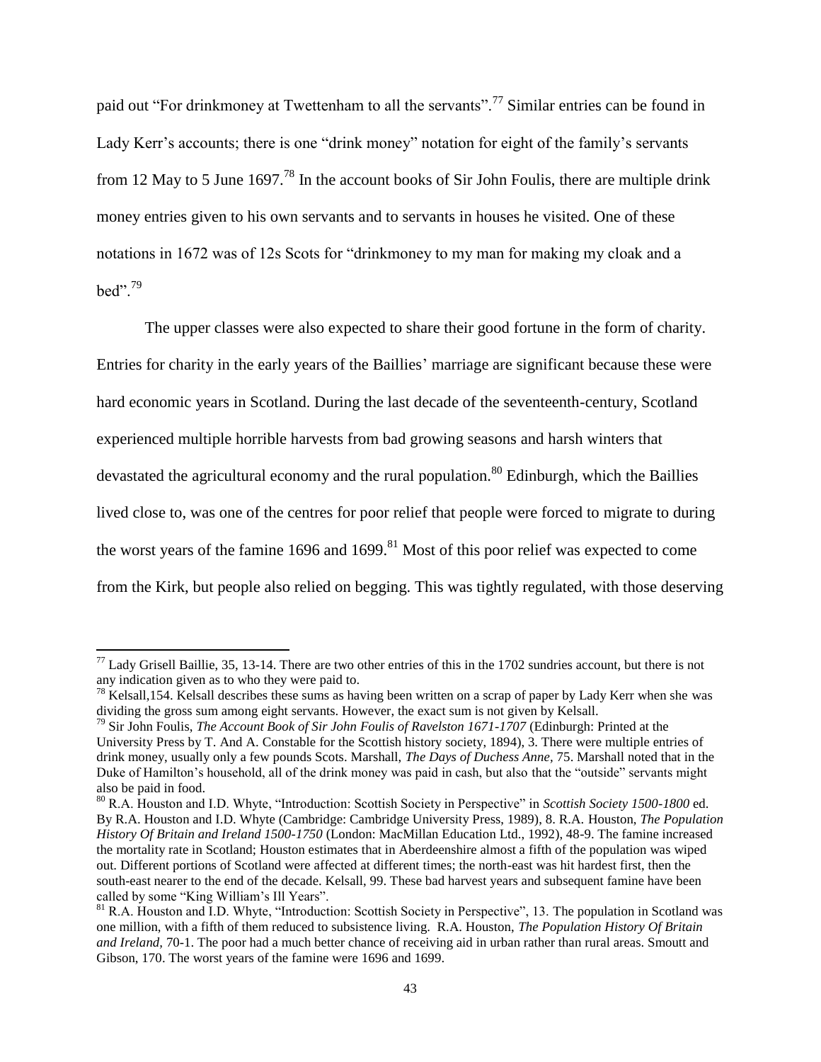paid out “For drinkmoney at Twettenham to all the servants”.[77] Similar entries can be found in Lady Kerr’s accounts; there is one “drink money” notation for eight of the family’s servants from 12 May to 5 June 1697.[78] In the account books of Sir John Foulis, there are multiple drink money entries given to his own servants and to servants in houses he visited. One of these notations in 1672 was of 12s Scots for “drinkmoney to my man for making my cloak and a bed”.[79]

The upper classes were also expected to share their good fortune in the form of charity. Entries for charity in the early years of the Baillies’ marriage are significant because these were hard economic years in Scotland. During the last decade of the seventeenth-century, Scotland experienced multiple horrible harvests from bad growing seasons and harsh winters that devastated the agricultural economy and the rural population.[80] Edinburgh, which the Baillies lived close to, was one of the centres for poor relief that people were forced to migrate to during the worst years of the famine 1696 and 1699.[81] Most of this poor relief was expected to come from the Kirk, but people also relied on begging. This was tightly regulated, with those deserving

---

[77] Lady Grisell Baillie, 35, 13-14. There are two other entries of this in the 1702 sundries account, but there is not any indication given as to who they were paid to.

[78] Kelsall,154. Kelsall describes these sums as having been written on a scrap of paper by Lady Kerr when she was dividing the gross sum among eight servants. However, the exact sum is not given by Kelsall.

[79] Sir John Foulis, *The Account Book of Sir John Foulis of Ravelston 1671-1707* (Edinburgh: Printed at the University Press by T. And A. Constable for the Scottish history society, 1894), 3. There were multiple entries of drink money, usually only a few pounds Scots. Marshall, *The Days of Duchess Anne,* 75. Marshall noted that in the Duke of Hamilton’s household, all of the drink money was paid in cash, but also that the “outside” servants might also be paid in food.

[80] R.A. Houston and I.D. Whyte, “Introduction: Scottish Society in Perspective” in *Scottish Society 1500-1800* ed. By R.A. Houston and I.D. Whyte (Cambridge: Cambridge University Press, 1989), 8. R.A. Houston, *The Population History Of Britain and Ireland 1500-1750* (London: MacMillan Education Ltd., 1992), 48-9. The famine increased the mortality rate in Scotland; Houston estimates that in Aberdeenshire almost a fifth of the population was wiped out. Different portions of Scotland were affected at different times; the north-east was hit hardest first, then the south-east nearer to the end of the decade. Kelsall, 99. These bad harvest years and subsequent famine have been called by some “King William’s Ill Years”.

[81] R.A. Houston and I.D. Whyte, “Introduction: Scottish Society in Perspective”, 13. The population in Scotland was one million, with a fifth of them reduced to subsistence living. R.A. Houston, *The Population History Of Britain and Ireland,* 70-1. The poor had a much better chance of receiving aid in urban rather than rural areas. Smoutt and Gibson, 170. The worst years of the famine were 1696 and 1699.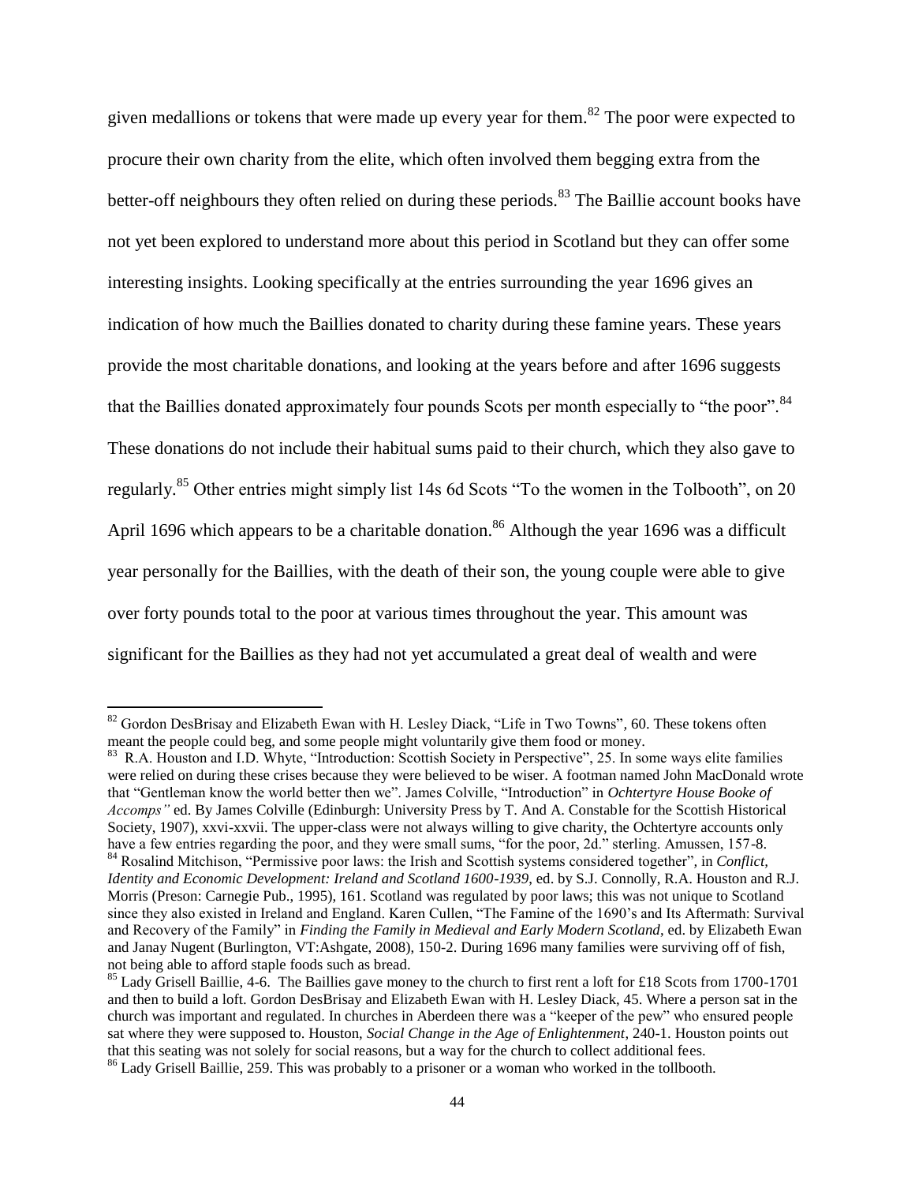given medallions or tokens that were made up every year for them.[82] The poor were expected to procure their own charity from the elite, which often involved them begging extra from the better-off neighbours they often relied on during these periods.[83] The Baillie account books have not yet been explored to understand more about this period in Scotland but they can offer some interesting insights. Looking specifically at the entries surrounding the year 1696 gives an indication of how much the Baillies donated to charity during these famine years. These years provide the most charitable donations, and looking at the years before and after 1696 suggests that the Baillies donated approximately four pounds Scots per month especially to "the poor".[84] These donations do not include their habitual sums paid to their church, which they also gave to regularly.[85] Other entries might simply list 14s 6d Scots "To the women in the Tolbooth", on 20 April 1696 which appears to be a charitable donation.[86] Although the year 1696 was a difficult year personally for the Baillies, with the death of their son, the young couple were able to give over forty pounds total to the poor at various times throughout the year. This amount was significant for the Baillies as they had not yet accumulated a great deal of wealth and were

---

[82] Gordon DesBrisay and Elizabeth Ewan with H. Lesley Diack, "Life in Two Towns", 60. These tokens often meant the people could beg, and some people might voluntarily give them food or money.

[83] R.A. Houston and I.D. Whyte, "Introduction: Scottish Society in Perspective", 25. In some ways elite families were relied on during these crises because they were believed to be wiser. A footman named John MacDonald wrote that "Gentleman know the world better then we". James Colville, "Introduction" in *Ochtertyre House Booke of Accomps"* ed. By James Colville (Edinburgh: University Press by T. And A. Constable for the Scottish Historical Society, 1907), xxvi-xxvii. The upper-class were not always willing to give charity, the Ochtertyre accounts only have a few entries regarding the poor, and they were small sums, "for the poor, 2d." sterling. Amussen, 157-8.

[84] Rosalind Mitchison, "Permissive poor laws: the Irish and Scottish systems considered together", in *Conflict, Identity and Economic Development: Ireland and Scotland 1600-1939*, ed. by S.J. Connolly, R.A. Houston and R.J. Morris (Preson: Carnegie Pub., 1995), 161. Scotland was regulated by poor laws; this was not unique to Scotland since they also existed in Ireland and England. Karen Cullen, "The Famine of the 1690's and Its Aftermath: Survival and Recovery of the Family" in *Finding the Family in Medieval and Early Modern Scotland*, ed. by Elizabeth Ewan and Janay Nugent (Burlington, VT:Ashgate, 2008), 150-2. During 1696 many families were surviving off of fish, not being able to afford staple foods such as bread.

[85] Lady Grisell Baillie, 4-6. The Baillies gave money to the church to first rent a loft for £18 Scots from 1700-1701 and then to build a loft. Gordon DesBrisay and Elizabeth Ewan with H. Lesley Diack, 45. Where a person sat in the church was important and regulated. In churches in Aberdeen there was a "keeper of the pew" who ensured people sat where they were supposed to. Houston, *Social Change in the Age of Enlightenment*, 240-1. Houston points out that this seating was not solely for social reasons, but a way for the church to collect additional fees.

[86] Lady Grisell Baillie, 259. This was probably to a prisoner or a woman who worked in the tollbooth.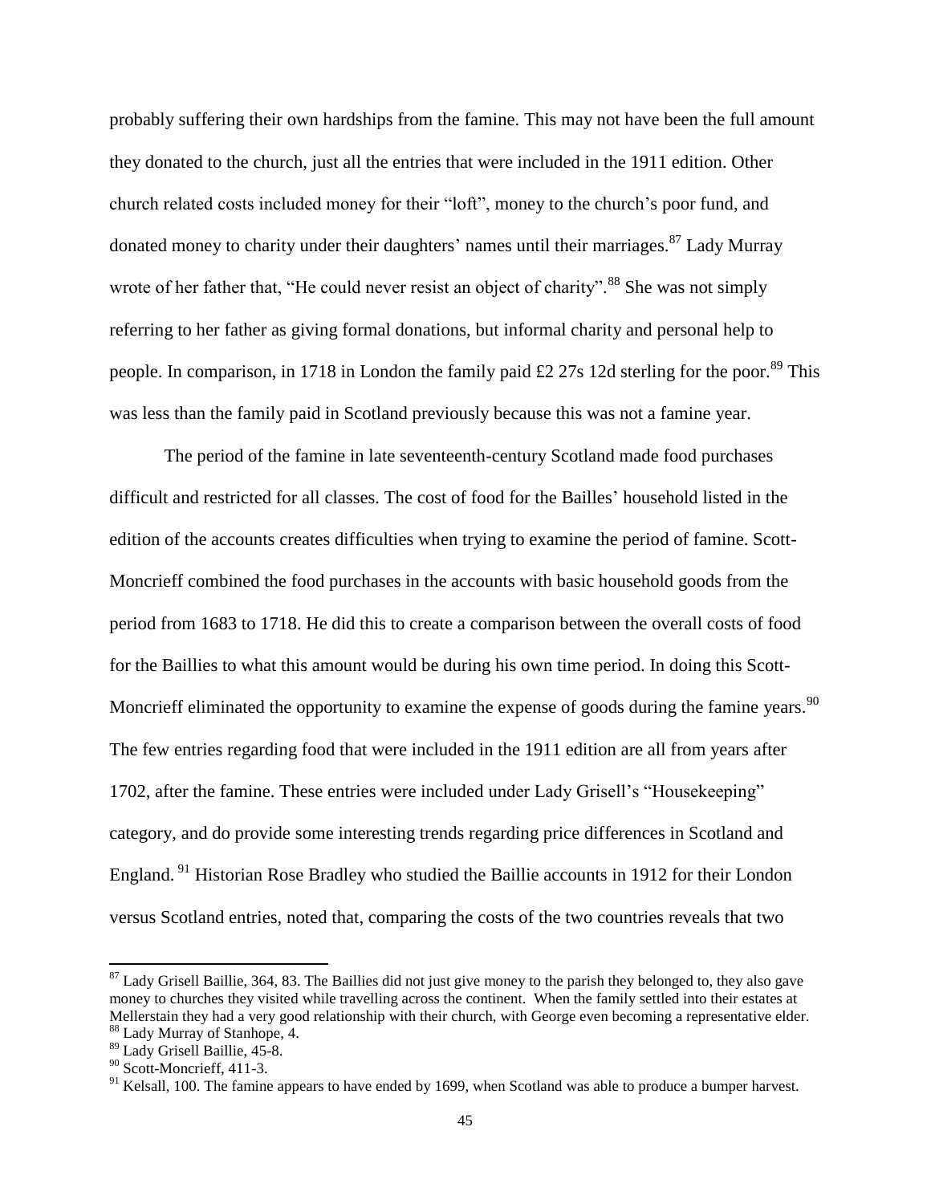probably suffering their own hardships from the famine. This may not have been the full amount they donated to the church, just all the entries that were included in the 1911 edition. Other church related costs included money for their "loft", money to the church's poor fund, and donated money to charity under their daughters' names until their marriages.[87] Lady Murray wrote of her father that, "He could never resist an object of charity".[88] She was not simply referring to her father as giving formal donations, but informal charity and personal help to people. In comparison, in 1718 in London the family paid £2 27s 12d sterling for the poor.[89] This was less than the family paid in Scotland previously because this was not a famine year.

The period of the famine in late seventeenth-century Scotland made food purchases difficult and restricted for all classes. The cost of food for the Bailles' household listed in the edition of the accounts creates difficulties when trying to examine the period of famine. Scott-Moncrieff combined the food purchases in the accounts with basic household goods from the period from 1683 to 1718. He did this to create a comparison between the overall costs of food for the Baillies to what this amount would be during his own time period. In doing this Scott-Moncrieff eliminated the opportunity to examine the expense of goods during the famine years.[90] The few entries regarding food that were included in the 1911 edition are all from years after 1702, after the famine. These entries were included under Lady Grisell's "Housekeeping" category, and do provide some interesting trends regarding price differences in Scotland and England.[91] Historian Rose Bradley who studied the Baillie accounts in 1912 for their London versus Scotland entries, noted that, comparing the costs of the two countries reveals that two

---

[87] Lady Grisell Baillie, 364, 83. The Baillies did not just give money to the parish they belonged to, they also gave money to churches they visited while travelling across the continent. When the family settled into their estates at Mellerstain they had a very good relationship with their church, with George even becoming a representative elder.

[88] Lady Murray of Stanhope, 4.

[89] Lady Grisell Baillie, 45-8.

[90] Scott-Moncrieff, 411-3.

[91] Kelsall, 100. The famine appears to have ended by 1699, when Scotland was able to produce a bumper harvest.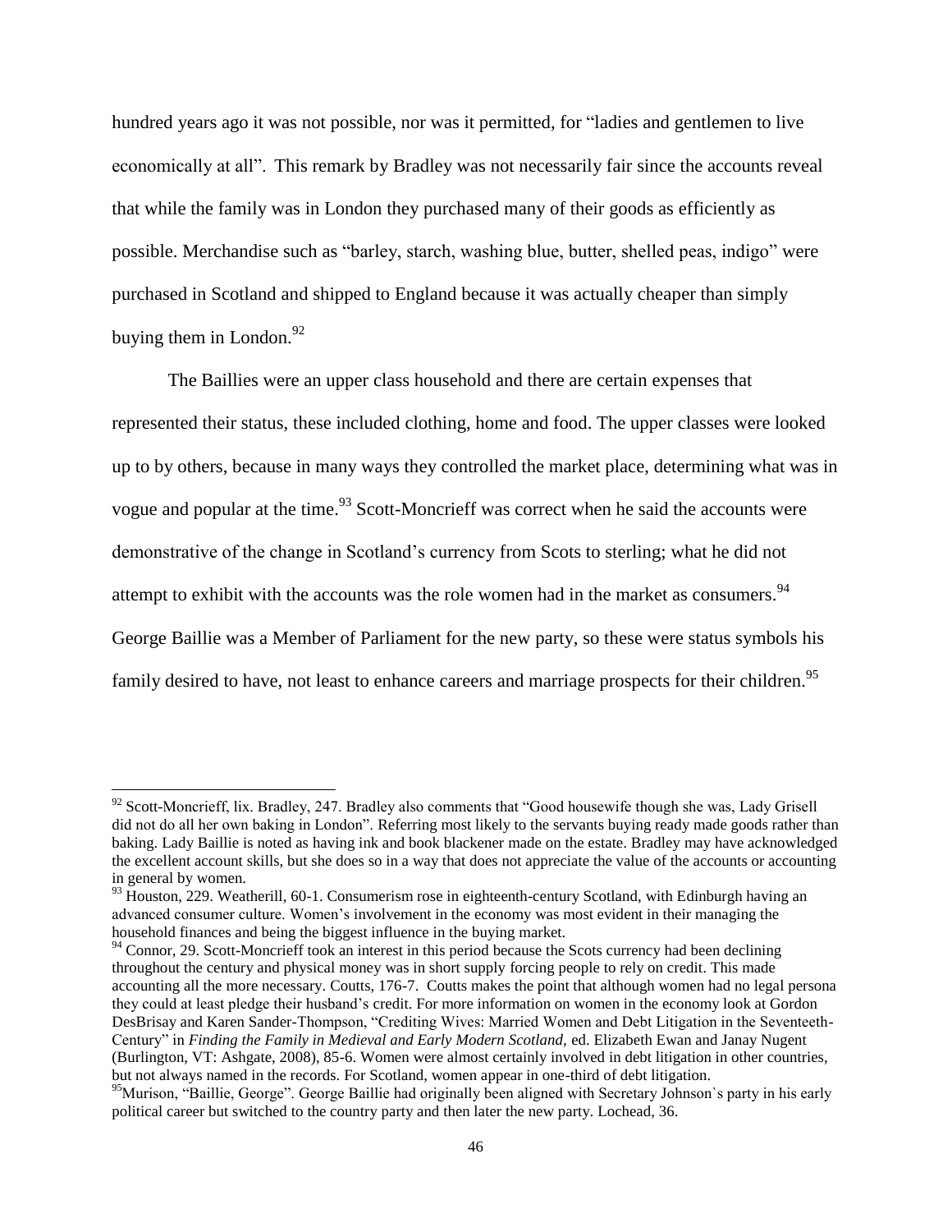hundred years ago it was not possible, nor was it permitted, for "ladies and gentlemen to live economically at all". This remark by Bradley was not necessarily fair since the accounts reveal that while the family was in London they purchased many of their goods as efficiently as possible. Merchandise such as "barley, starch, washing blue, butter, shelled peas, indigo" were purchased in Scotland and shipped to England because it was actually cheaper than simply buying them in London.[92]

The Baillies were an upper class household and there are certain expenses that represented their status, these included clothing, home and food. The upper classes were looked up to by others, because in many ways they controlled the market place, determining what was in vogue and popular at the time.[93] Scott-Moncrieff was correct when he said the accounts were demonstrative of the change in Scotland's currency from Scots to sterling; what he did not attempt to exhibit with the accounts was the role women had in the market as consumers.[94] George Baillie was a Member of Parliament for the new party, so these were status symbols his family desired to have, not least to enhance careers and marriage prospects for their children.[95]

---

[92] Scott-Moncrieff, lix. Bradley, 247. Bradley also comments that "Good housewife though she was, Lady Grisell did not do all her own baking in London". Referring most likely to the servants buying ready made goods rather than baking. Lady Baillie is noted as having ink and book blackener made on the estate. Bradley may have acknowledged the excellent account skills, but she does so in a way that does not appreciate the value of the accounts or accounting in general by women.

[93] Houston, 229. Weatherill, 60-1. Consumerism rose in eighteenth-century Scotland, with Edinburgh having an advanced consumer culture. Women's involvement in the economy was most evident in their managing the household finances and being the biggest influence in the buying market.

[94] Connor, 29. Scott-Moncrieff took an interest in this period because the Scots currency had been declining throughout the century and physical money was in short supply forcing people to rely on credit. This made accounting all the more necessary. Coutts, 176-7. Coutts makes the point that although women had no legal persona they could at least pledge their husband's credit. For more information on women in the economy look at Gordon DesBrisay and Karen Sander-Thompson, "Crediting Wives: Married Women and Debt Litigation in the Seventeeth-Century" in *Finding the Family in Medieval and Early Modern Scotland*, ed. Elizabeth Ewan and Janay Nugent (Burlington, VT: Ashgate, 2008), 85-6. Women were almost certainly involved in debt litigation in other countries, but not always named in the records. For Scotland, women appear in one-third of debt litigation.

[95] Murison, "Baillie, George". George Baillie had originally been aligned with Secretary Johnson`s party in his early political career but switched to the country party and then later the new party. Lochead, 36.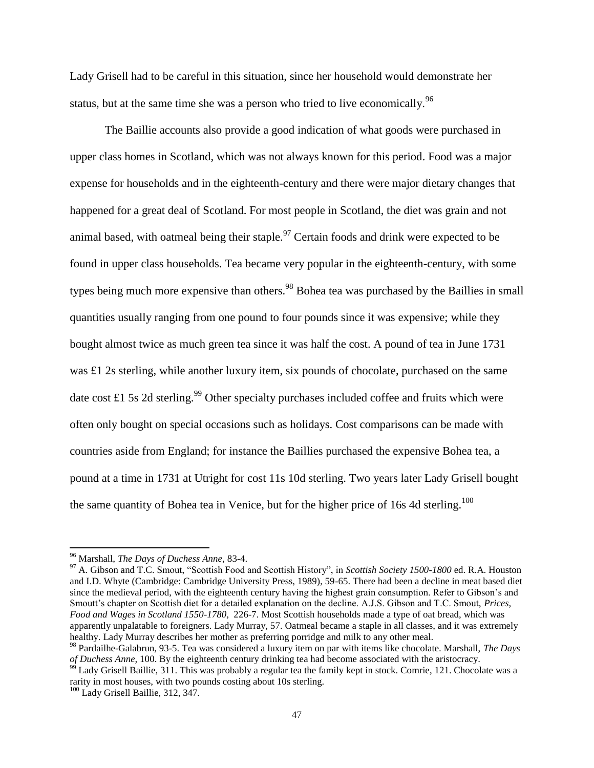Lady Grisell had to be careful in this situation, since her household would demonstrate her status, but at the same time she was a person who tried to live economically.[96]

The Baillie accounts also provide a good indication of what goods were purchased in upper class homes in Scotland, which was not always known for this period. Food was a major expense for households and in the eighteenth-century and there were major dietary changes that happened for a great deal of Scotland. For most people in Scotland, the diet was grain and not animal based, with oatmeal being their staple.[97] Certain foods and drink were expected to be found in upper class households. Tea became very popular in the eighteenth-century, with some types being much more expensive than others.[98] Bohea tea was purchased by the Baillies in small quantities usually ranging from one pound to four pounds since it was expensive; while they bought almost twice as much green tea since it was half the cost. A pound of tea in June 1731 was £1 2s sterling, while another luxury item, six pounds of chocolate, purchased on the same date cost £1 5s 2d sterling.[99] Other specialty purchases included coffee and fruits which were often only bought on special occasions such as holidays. Cost comparisons can be made with countries aside from England; for instance the Baillies purchased the expensive Bohea tea, a pound at a time in 1731 at Utright for cost 11s 10d sterling. Two years later Lady Grisell bought the same quantity of Bohea tea in Venice, but for the higher price of 16s 4d sterling.[100]

---

[96] Marshall, *The Days of Duchess Anne*, 83-4.

[97] A. Gibson and T.C. Smout, "Scottish Food and Scottish History", in *Scottish Society 1500-1800* ed. R.A. Houston and I.D. Whyte (Cambridge: Cambridge University Press, 1989), 59-65. There had been a decline in meat based diet since the medieval period, with the eighteenth century having the highest grain consumption. Refer to Gibson's and Smoutt's chapter on Scottish diet for a detailed explanation on the decline. A.J.S. Gibson and T.C. Smout, *Prices, Food and Wages in Scotland 1550-1780*, 226-7. Most Scottish households made a type of oat bread, which was apparently unpalatable to foreigners. Lady Murray, 57. Oatmeal became a staple in all classes, and it was extremely healthy. Lady Murray describes her mother as preferring porridge and milk to any other meal.

[98] Pardailhe-Galabrun, 93-5. Tea was considered a luxury item on par with items like chocolate. Marshall, *The Days of Duchess Anne*, 100. By the eighteenth century drinking tea had become associated with the aristocracy.

[99] Lady Grisell Baillie, 311. This was probably a regular tea the family kept in stock. Comrie, 121. Chocolate was a rarity in most houses, with two pounds costing about 10s sterling.

[100] Lady Grisell Baillie, 312, 347.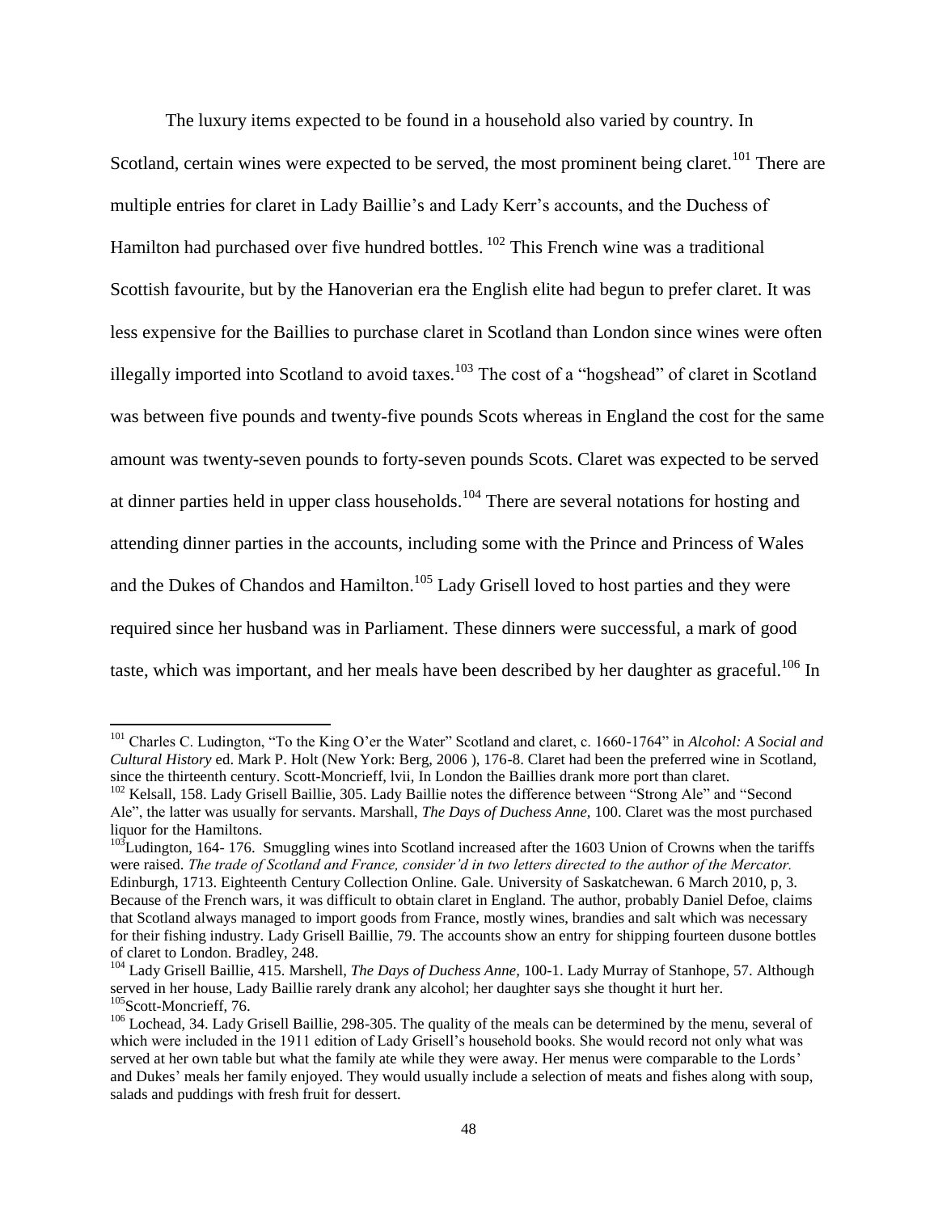The luxury items expected to be found in a household also varied by country. In Scotland, certain wines were expected to be served, the most prominent being claret.[101] There are multiple entries for claret in Lady Baillie's and Lady Kerr's accounts, and the Duchess of Hamilton had purchased over five hundred bottles. [102] This French wine was a traditional Scottish favourite, but by the Hanoverian era the English elite had begun to prefer claret. It was less expensive for the Baillies to purchase claret in Scotland than London since wines were often illegally imported into Scotland to avoid taxes.[103] The cost of a "hogshead" of claret in Scotland was between five pounds and twenty-five pounds Scots whereas in England the cost for the same amount was twenty-seven pounds to forty-seven pounds Scots. Claret was expected to be served at dinner parties held in upper class households.[104] There are several notations for hosting and attending dinner parties in the accounts, including some with the Prince and Princess of Wales and the Dukes of Chandos and Hamilton.[105] Lady Grisell loved to host parties and they were required since her husband was in Parliament. These dinners were successful, a mark of good taste, which was important, and her meals have been described by her daughter as graceful.[106] In

---

[101] Charles C. Ludington, "To the King O'er the Water" Scotland and claret, c. 1660-1764" in *Alcohol: A Social and Cultural History* ed. Mark P. Holt (New York: Berg, 2006 ), 176-8. Claret had been the preferred wine in Scotland, since the thirteenth century. Scott-Moncrieff, lvii, In London the Baillies drank more port than claret.

[102] Kelsall, 158. Lady Grisell Baillie, 305. Lady Baillie notes the difference between "Strong Ale" and "Second Ale", the latter was usually for servants. Marshall, *The Days of Duchess Anne*, 100. Claret was the most purchased liquor for the Hamiltons.

[103] Ludington, 164- 176. Smuggling wines into Scotland increased after the 1603 Union of Crowns when the tariffs were raised. *The trade of Scotland and France, consider'd in two letters directed to the author of the Mercator.* Edinburgh, 1713. Eighteenth Century Collection Online. Gale. University of Saskatchewan. 6 March 2010, p, 3. Because of the French wars, it was difficult to obtain claret in England. The author, probably Daniel Defoe, claims that Scotland always managed to import goods from France, mostly wines, brandies and salt which was necessary for their fishing industry. Lady Grisell Baillie, 79. The accounts show an entry for shipping fourteen dusone bottles of claret to London. Bradley, 248.

[104] Lady Grisell Baillie, 415. Marshell, *The Days of Duchess Anne*, 100-1. Lady Murray of Stanhope, 57. Although served in her house, Lady Baillie rarely drank any alcohol; her daughter says she thought it hurt her.

[105] Scott-Moncrieff, 76.

[106] Lochead, 34. Lady Grisell Baillie, 298-305. The quality of the meals can be determined by the menu, several of which were included in the 1911 edition of Lady Grisell's household books. She would record not only what was served at her own table but what the family ate while they were away. Her menus were comparable to the Lords' and Dukes' meals her family enjoyed. They would usually include a selection of meats and fishes along with soup, salads and puddings with fresh fruit for dessert.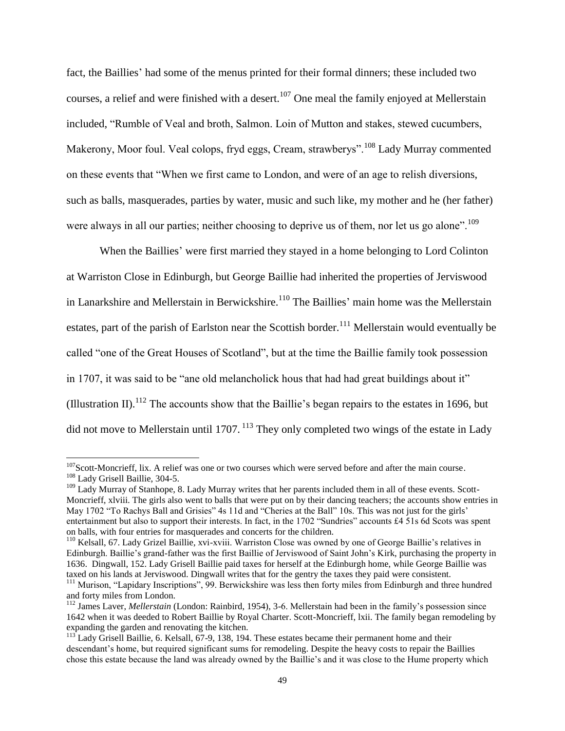fact, the Baillies' had some of the menus printed for their formal dinners; these included two courses, a relief and were finished with a desert.[107] One meal the family enjoyed at Mellerstain included, "Rumble of Veal and broth, Salmon. Loin of Mutton and stakes, stewed cucumbers, Makerony, Moor foul. Veal colops, fryd eggs, Cream, strawberys".[108] Lady Murray commented on these events that "When we first came to London, and were of an age to relish diversions, such as balls, masquerades, parties by water, music and such like, my mother and he (her father) were always in all our parties; neither choosing to deprive us of them, nor let us go alone".[109]

When the Baillies' were first married they stayed in a home belonging to Lord Colinton at Warriston Close in Edinburgh, but George Baillie had inherited the properties of Jerviswood in Lanarkshire and Mellerstain in Berwickshire.[110] The Baillies' main home was the Mellerstain estates, part of the parish of Earlston near the Scottish border.[111] Mellerstain would eventually be called "one of the Great Houses of Scotland", but at the time the Baillie family took possession in 1707, it was said to be "ane old melancholick hous that had had great buildings about it" (Illustration II).[112] The accounts show that the Baillie's began repairs to the estates in 1696, but did not move to Mellerstain until 1707. [113] They only completed two wings of the estate in Lady

---

[107] Scott-Moncrieff, lix. A relief was one or two courses which were served before and after the main course.

[108] Lady Grisell Baillie, 304-5.

[109] Lady Murray of Stanhope, 8. Lady Murray writes that her parents included them in all of these events. Scott-Moncrieff, xlviii. The girls also went to balls that were put on by their dancing teachers; the accounts show entries in May 1702 "To Rachys Ball and Grisies" 4s 11d and "Cheries at the Ball" 10s. This was not just for the girls' entertainment but also to support their interests. In fact, in the 1702 "Sundries" accounts £4 51s 6d Scots was spent on balls, with four entries for masquerades and concerts for the children.

[110] Kelsall, 67. Lady Grizel Baillie, xvi-xviii. Warriston Close was owned by one of George Baillie's relatives in Edinburgh. Baillie's grand-father was the first Baillie of Jerviswood of Saint John's Kirk, purchasing the property in 1636. Dingwall, 152. Lady Grisell Baillie paid taxes for herself at the Edinburgh home, while George Baillie was taxed on his lands at Jerviswood. Dingwall writes that for the gentry the taxes they paid were consistent.

[111] Murison, "Lapidary Inscriptions", 99. Berwickshire was less then forty miles from Edinburgh and three hundred and forty miles from London.

[112] James Laver, *Mellerstain* (London: Rainbird, 1954), 3-6. Mellerstain had been in the family's possession since 1642 when it was deeded to Robert Baillie by Royal Charter. Scott-Moncrieff, lxii. The family began remodeling by expanding the garden and renovating the kitchen.

[113] Lady Grisell Baillie, 6. Kelsall, 67-9, 138, 194. These estates became their permanent home and their descendant's home, but required significant sums for remodeling. Despite the heavy costs to repair the Baillies chose this estate because the land was already owned by the Baillie's and it was close to the Hume property which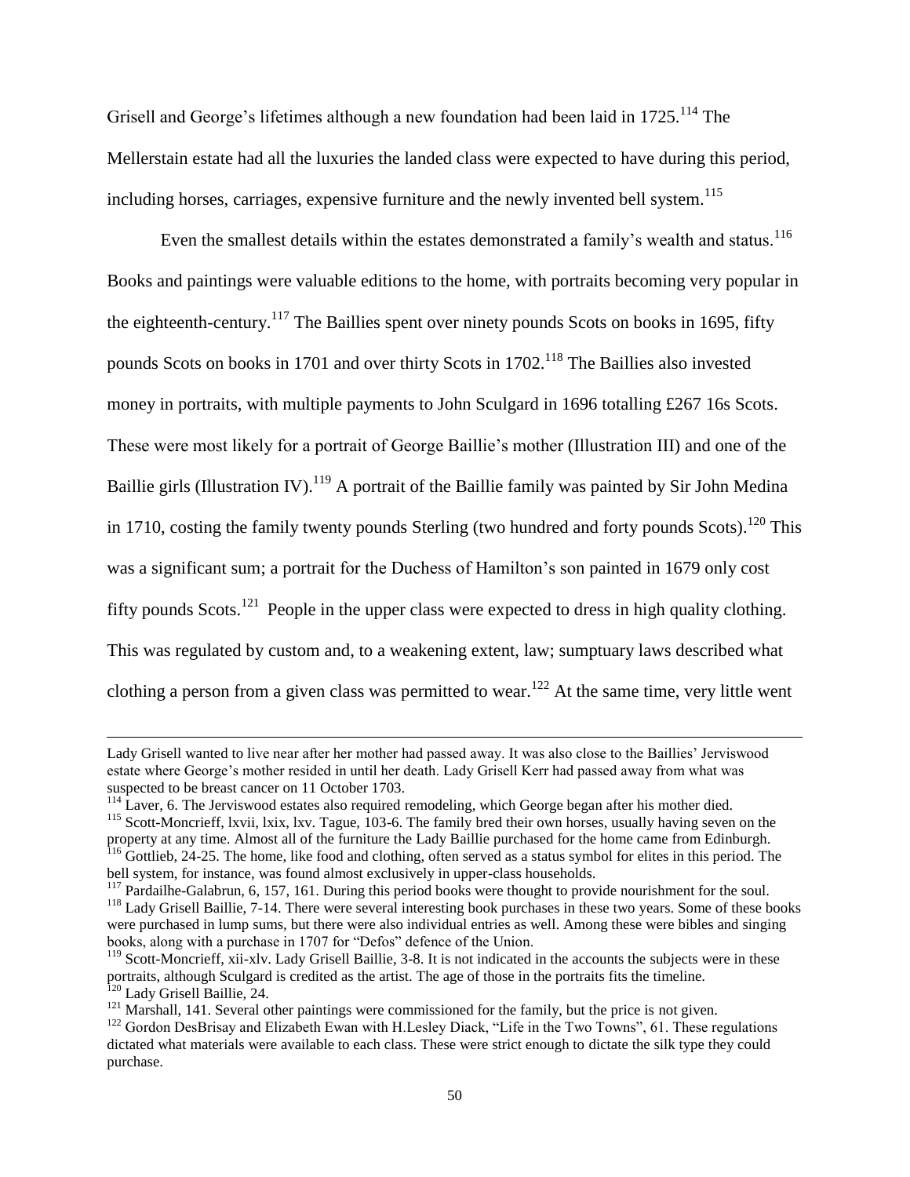Grisell and George's lifetimes although a new foundation had been laid in 1725.[114] The Mellerstain estate had all the luxuries the landed class were expected to have during this period, including horses, carriages, expensive furniture and the newly invented bell system.[115]

Even the smallest details within the estates demonstrated a family's wealth and status.[116] Books and paintings were valuable editions to the home, with portraits becoming very popular in the eighteenth-century.[117] The Baillies spent over ninety pounds Scots on books in 1695, fifty pounds Scots on books in 1701 and over thirty Scots in 1702.[118] The Baillies also invested money in portraits, with multiple payments to John Sculgard in 1696 totalling £267 16s Scots. These were most likely for a portrait of George Baillie's mother (Illustration III) and one of the Baillie girls (Illustration IV).[119] A portrait of the Baillie family was painted by Sir John Medina in 1710, costing the family twenty pounds Sterling (two hundred and forty pounds Scots).[120] This was a significant sum; a portrait for the Duchess of Hamilton's son painted in 1679 only cost fifty pounds Scots.[121] People in the upper class were expected to dress in high quality clothing. This was regulated by custom and, to a weakening extent, law; sumptuary laws described what clothing a person from a given class was permitted to wear.[122] At the same time, very little went

---

Lady Grisell wanted to live near after her mother had passed away. It was also close to the Baillies' Jerviswood estate where George's mother resided in until her death. Lady Grisell Kerr had passed away from what was suspected to be breast cancer on 11 October 1703.

[114] Laver, 6. The Jerviswood estates also required remodeling, which George began after his mother died.

[115] Scott-Moncrieff, lxvii, lxix, lxv. Tague, 103-6. The family bred their own horses, usually having seven on the property at any time. Almost all of the furniture the Lady Baillie purchased for the home came from Edinburgh.

[116] Gottlieb, 24-25. The home, like food and clothing, often served as a status symbol for elites in this period. The bell system, for instance, was found almost exclusively in upper-class households.

[117] Pardailhe-Galabrun, 6, 157, 161. During this period books were thought to provide nourishment for the soul.

[118] Lady Grisell Baillie, 7-14. There were several interesting book purchases in these two years. Some of these books were purchased in lump sums, but there were also individual entries as well. Among these were bibles and singing books, along with a purchase in 1707 for "Defos" defence of the Union.

[119] Scott-Moncrieff, xii-xlv. Lady Grisell Baillie, 3-8. It is not indicated in the accounts the subjects were in these portraits, although Sculgard is credited as the artist. The age of those in the portraits fits the timeline.

[120] Lady Grisell Baillie, 24.

[121] Marshall, 141. Several other paintings were commissioned for the family, but the price is not given.

[122] Gordon DesBrisay and Elizabeth Ewan with H.Lesley Diack, "Life in the Two Towns", 61. These regulations dictated what materials were available to each class. These were strict enough to dictate the silk type they could purchase.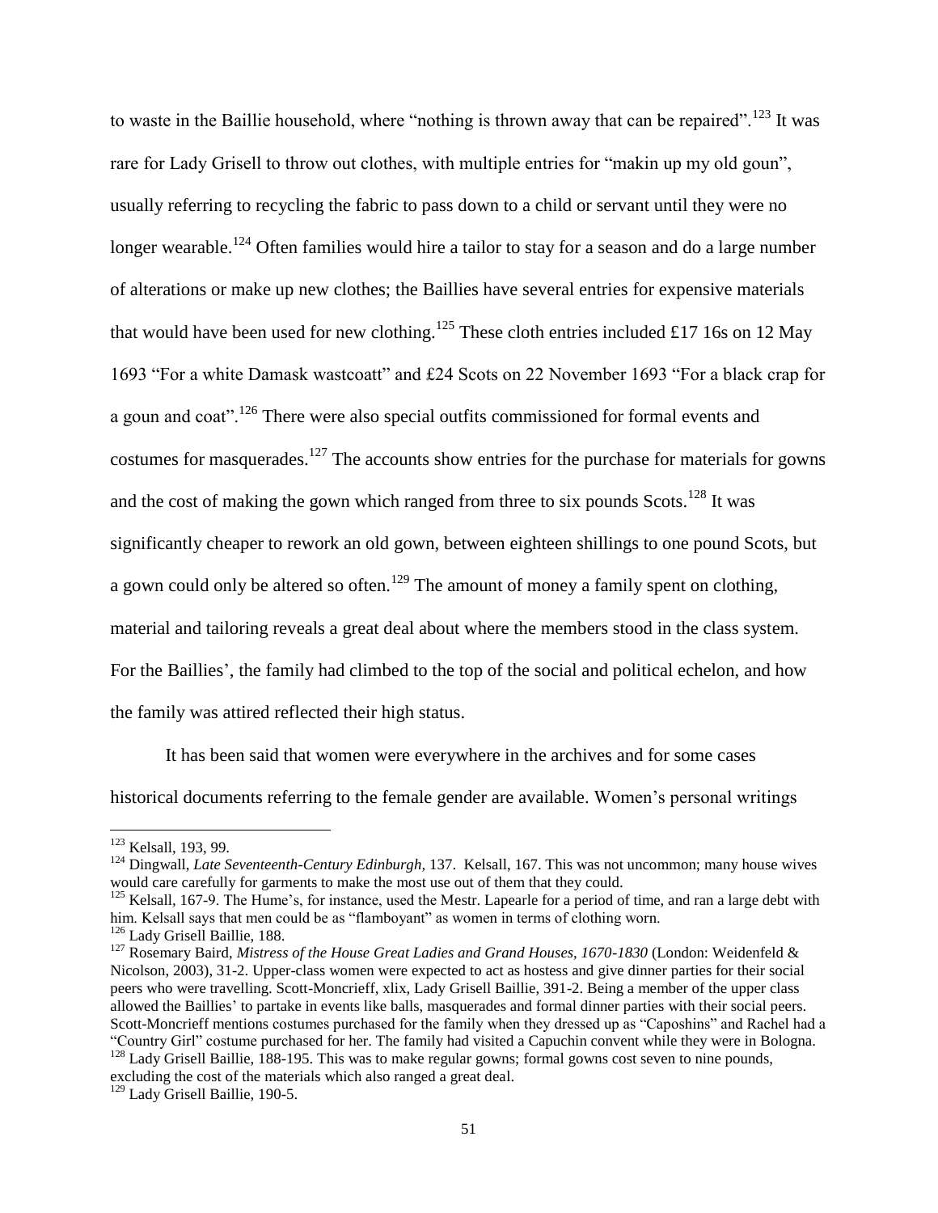to waste in the Baillie household, where "nothing is thrown away that can be repaired".[123] It was rare for Lady Grisell to throw out clothes, with multiple entries for "makin up my old goun", usually referring to recycling the fabric to pass down to a child or servant until they were no longer wearable.[124] Often families would hire a tailor to stay for a season and do a large number of alterations or make up new clothes; the Baillies have several entries for expensive materials that would have been used for new clothing.[125] These cloth entries included £17 16s on 12 May 1693 "For a white Damask wastcoatt" and £24 Scots on 22 November 1693 "For a black crap for a goun and coat".[126] There were also special outfits commissioned for formal events and costumes for masquerades.[127] The accounts show entries for the purchase for materials for gowns and the cost of making the gown which ranged from three to six pounds Scots.[128] It was significantly cheaper to rework an old gown, between eighteen shillings to one pound Scots, but a gown could only be altered so often.[129] The amount of money a family spent on clothing, material and tailoring reveals a great deal about where the members stood in the class system. For the Baillies', the family had climbed to the top of the social and political echelon, and how the family was attired reflected their high status.

It has been said that women were everywhere in the archives and for some cases historical documents referring to the female gender are available. Women's personal writings

---

[123] Kelsall, 193, 99.

[124] Dingwall, *Late Seventeenth-Century Edinburgh,* 137. Kelsall, 167. This was not uncommon; many house wives would care carefully for garments to make the most use out of them that they could.

[125] Kelsall, 167-9. The Hume's, for instance, used the Mestr. Lapearle for a period of time, and ran a large debt with him. Kelsall says that men could be as "flamboyant" as women in terms of clothing worn.

[126] Lady Grisell Baillie, 188.

[127] Rosemary Baird, *Mistress of the House Great Ladies and Grand Houses, 1670-1830* (London: Weidenfeld & Nicolson, 2003), 31-2. Upper-class women were expected to act as hostess and give dinner parties for their social peers who were travelling. Scott-Moncrieff, xlix, Lady Grisell Baillie, 391-2. Being a member of the upper class allowed the Baillies' to partake in events like balls, masquerades and formal dinner parties with their social peers. Scott-Moncrieff mentions costumes purchased for the family when they dressed up as "Caposhins" and Rachel had a "Country Girl" costume purchased for her. The family had visited a Capuchin convent while they were in Bologna.

[128] Lady Grisell Baillie, 188-195. This was to make regular gowns; formal gowns cost seven to nine pounds, excluding the cost of the materials which also ranged a great deal.

[129] Lady Grisell Baillie, 190-5.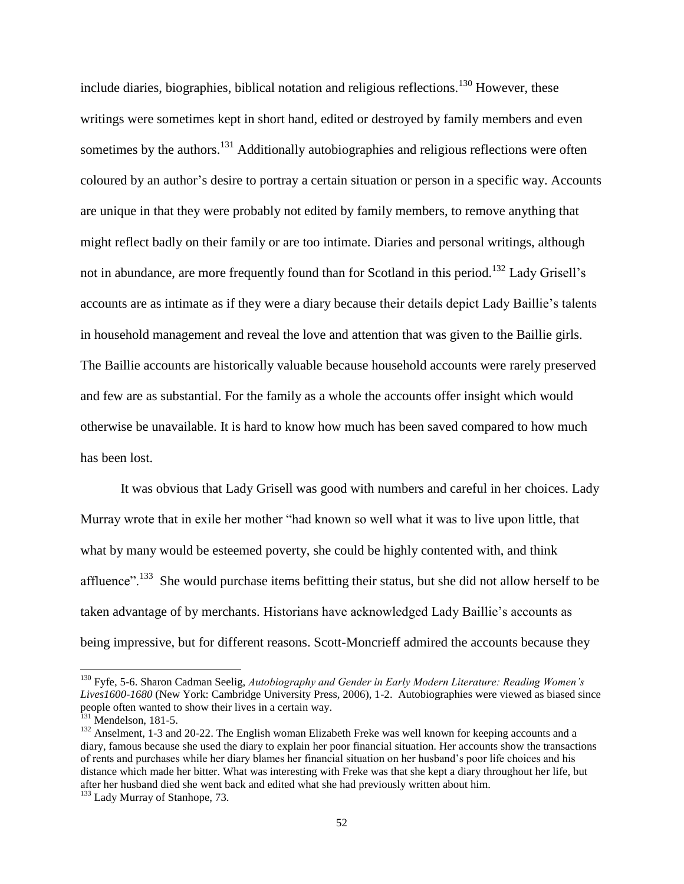include diaries, biographies, biblical notation and religious reflections.[130] However, these writings were sometimes kept in short hand, edited or destroyed by family members and even sometimes by the authors.[131] Additionally autobiographies and religious reflections were often coloured by an author's desire to portray a certain situation or person in a specific way. Accounts are unique in that they were probably not edited by family members, to remove anything that might reflect badly on their family or are too intimate. Diaries and personal writings, although not in abundance, are more frequently found than for Scotland in this period.[132] Lady Grisell's accounts are as intimate as if they were a diary because their details depict Lady Baillie's talents in household management and reveal the love and attention that was given to the Baillie girls. The Baillie accounts are historically valuable because household accounts were rarely preserved and few are as substantial. For the family as a whole the accounts offer insight which would otherwise be unavailable. It is hard to know how much has been saved compared to how much has been lost.

It was obvious that Lady Grisell was good with numbers and careful in her choices. Lady Murray wrote that in exile her mother "had known so well what it was to live upon little, that what by many would be esteemed poverty, she could be highly contented with, and think affluence".[133] She would purchase items befitting their status, but she did not allow herself to be taken advantage of by merchants. Historians have acknowledged Lady Baillie's accounts as being impressive, but for different reasons. Scott-Moncrieff admired the accounts because they

---

[130] Fyfe, 5-6. Sharon Cadman Seelig, *Autobiography and Gender in Early Modern Literature: Reading Women's Lives1600-1680* (New York: Cambridge University Press, 2006), 1-2. Autobiographies were viewed as biased since people often wanted to show their lives in a certain way.

[131] Mendelson, 181-5.

[132] Anselment, 1-3 and 20-22. The English woman Elizabeth Freke was well known for keeping accounts and a diary, famous because she used the diary to explain her poor financial situation. Her accounts show the transactions of rents and purchases while her diary blames her financial situation on her husband's poor life choices and his distance which made her bitter. What was interesting with Freke was that she kept a diary throughout her life, but after her husband died she went back and edited what she had previously written about him.

[133] Lady Murray of Stanhope, 73.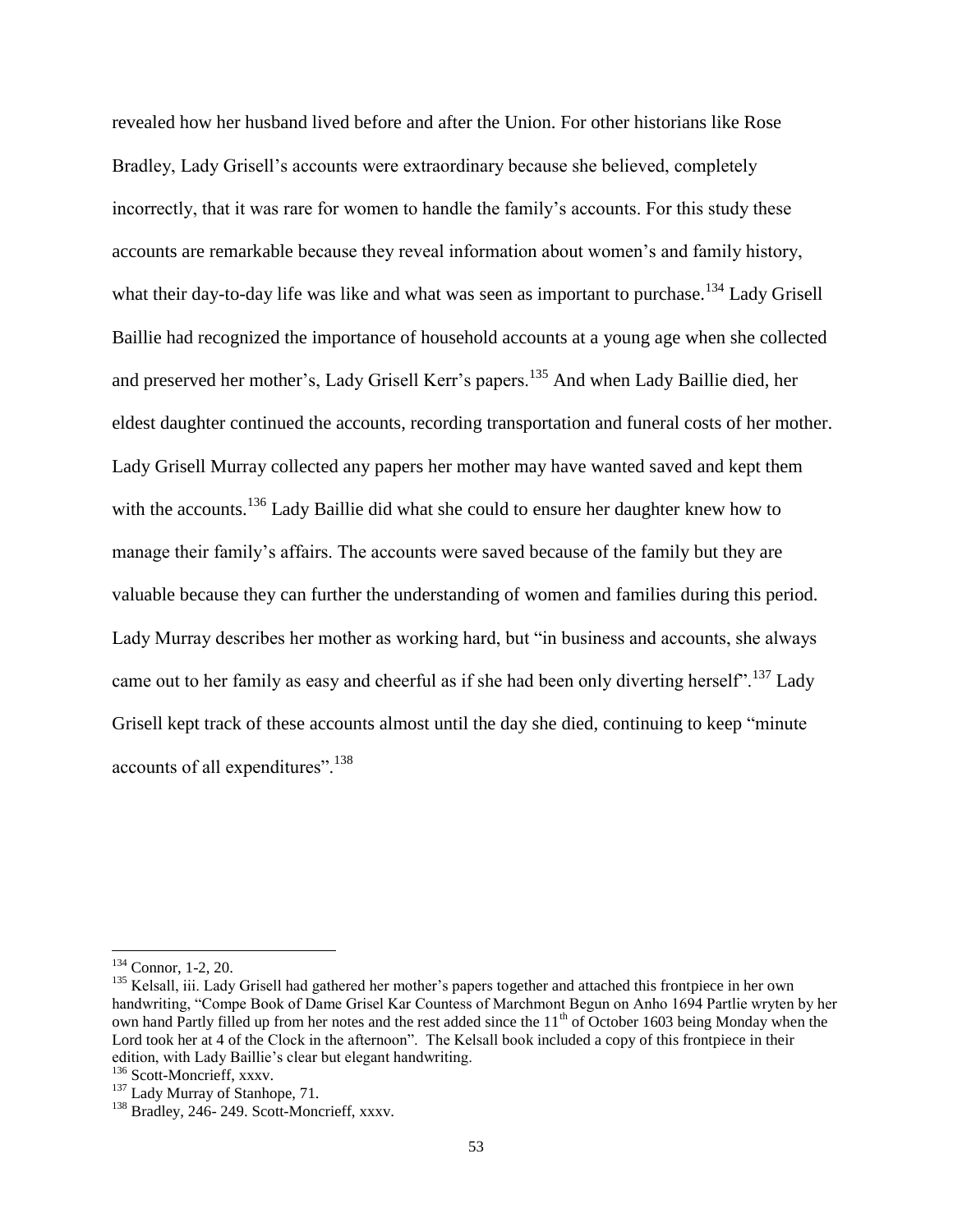revealed how her husband lived before and after the Union. For other historians like Rose Bradley, Lady Grisell's accounts were extraordinary because she believed, completely incorrectly, that it was rare for women to handle the family's accounts. For this study these accounts are remarkable because they reveal information about women's and family history, what their day-to-day life was like and what was seen as important to purchase.[134] Lady Grisell Baillie had recognized the importance of household accounts at a young age when she collected and preserved her mother's, Lady Grisell Kerr's papers.[135] And when Lady Baillie died, her eldest daughter continued the accounts, recording transportation and funeral costs of her mother. Lady Grisell Murray collected any papers her mother may have wanted saved and kept them with the accounts.[136] Lady Baillie did what she could to ensure her daughter knew how to manage their family's affairs. The accounts were saved because of the family but they are valuable because they can further the understanding of women and families during this period. Lady Murray describes her mother as working hard, but "in business and accounts, she always came out to her family as easy and cheerful as if she had been only diverting herself".[137] Lady Grisell kept track of these accounts almost until the day she died, continuing to keep "minute accounts of all expenditures".[138]

---

[134] Connor, 1-2, 20.

[135] Kelsall, iii. Lady Grisell had gathered her mother's papers together and attached this frontpiece in her own handwriting, "Compe Book of Dame Grisel Kar Countess of Marchmont Begun on Anho 1694 Partlie wryten by her own hand Partly filled up from her notes and the rest added since the 11th of October 1603 being Monday when the Lord took her at 4 of the Clock in the afternoon". The Kelsall book included a copy of this frontpiece in their edition, with Lady Baillie's clear but elegant handwriting.

[136] Scott-Moncrieff, xxxv.

[137] Lady Murray of Stanhope, 71.

[138] Bradley, 246- 249. Scott-Moncrieff, xxxv.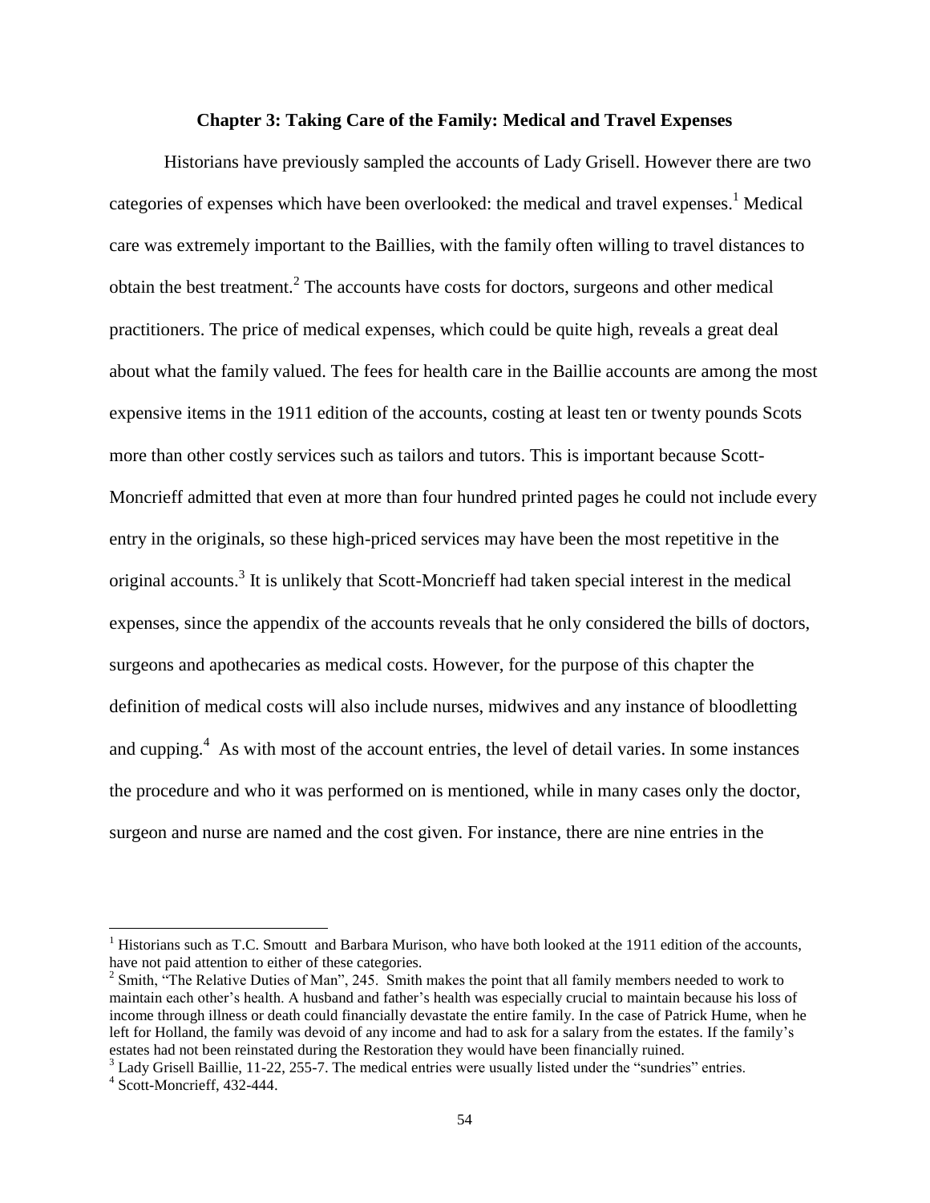## Chapter 3: Taking Care of the Family: Medical and Travel Expenses

Historians have previously sampled the accounts of Lady Grisell. However there are two categories of expenses which have been overlooked: the medical and travel expenses.[1] Medical care was extremely important to the Baillies, with the family often willing to travel distances to obtain the best treatment.[2] The accounts have costs for doctors, surgeons and other medical practitioners. The price of medical expenses, which could be quite high, reveals a great deal about what the family valued. The fees for health care in the Baillie accounts are among the most expensive items in the 1911 edition of the accounts, costing at least ten or twenty pounds Scots more than other costly services such as tailors and tutors. This is important because Scott-Moncrieff admitted that even at more than four hundred printed pages he could not include every entry in the originals, so these high-priced services may have been the most repetitive in the original accounts.[3] It is unlikely that Scott-Moncrieff had taken special interest in the medical expenses, since the appendix of the accounts reveals that he only considered the bills of doctors, surgeons and apothecaries as medical costs. However, for the purpose of this chapter the definition of medical costs will also include nurses, midwives and any instance of bloodletting and cupping.[4] As with most of the account entries, the level of detail varies. In some instances the procedure and who it was performed on is mentioned, while in many cases only the doctor, surgeon and nurse are named and the cost given. For instance, there are nine entries in the

---

[1] Historians such as T.C. Smoutt and Barbara Murison, who have both looked at the 1911 edition of the accounts, have not paid attention to either of these categories.

[2] Smith, "The Relative Duties of Man", 245. Smith makes the point that all family members needed to work to maintain each other's health. A husband and father's health was especially crucial to maintain because his loss of income through illness or death could financially devastate the entire family. In the case of Patrick Hume, when he left for Holland, the family was devoid of any income and had to ask for a salary from the estates. If the family's estates had not been reinstated during the Restoration they would have been financially ruined.

[3] Lady Grisell Baillie, 11-22, 255-7. The medical entries were usually listed under the "sundries" entries.

[4] Scott-Moncrieff, 432-444.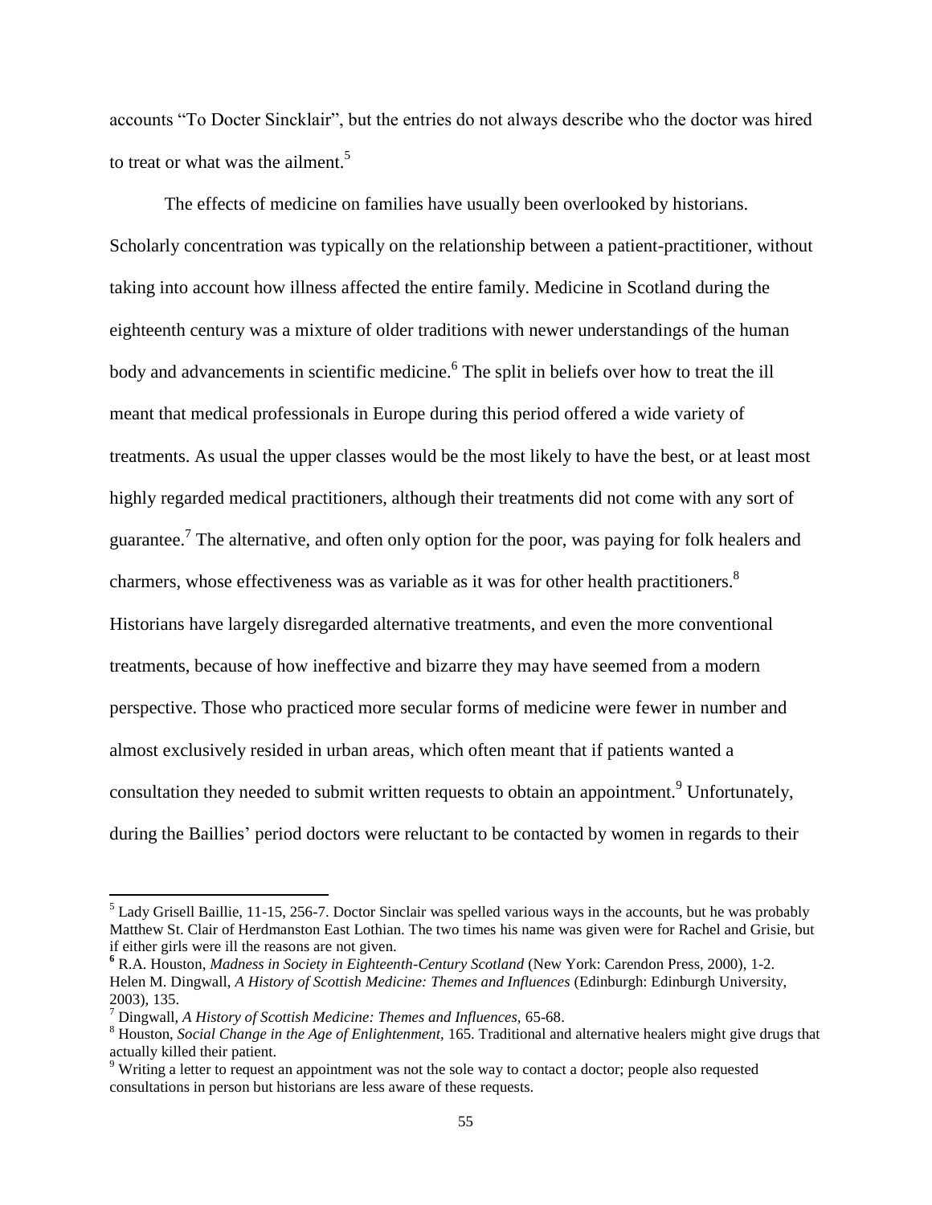accounts "To Docter Sincklair", but the entries do not always describe who the doctor was hired to treat or what was the ailment.[5]

The effects of medicine on families have usually been overlooked by historians. Scholarly concentration was typically on the relationship between a patient-practitioner, without taking into account how illness affected the entire family. Medicine in Scotland during the eighteenth century was a mixture of older traditions with newer understandings of the human body and advancements in scientific medicine.[6] The split in beliefs over how to treat the ill meant that medical professionals in Europe during this period offered a wide variety of treatments. As usual the upper classes would be the most likely to have the best, or at least most highly regarded medical practitioners, although their treatments did not come with any sort of guarantee.[7] The alternative, and often only option for the poor, was paying for folk healers and charmers, whose effectiveness was as variable as it was for other health practitioners.[8] Historians have largely disregarded alternative treatments, and even the more conventional treatments, because of how ineffective and bizarre they may have seemed from a modern perspective. Those who practiced more secular forms of medicine were fewer in number and almost exclusively resided in urban areas, which often meant that if patients wanted a consultation they needed to submit written requests to obtain an appointment.[9] Unfortunately, during the Baillies' period doctors were reluctant to be contacted by women in regards to their

---

[5] Lady Grisell Baillie, 11-15, 256-7. Doctor Sinclair was spelled various ways in the accounts, but he was probably Matthew St. Clair of Herdmanston East Lothian. The two times his name was given were for Rachel and Grisie, but if either girls were ill the reasons are not given.

[6] R.A. Houston, *Madness in Society in Eighteenth-Century Scotland* (New York: Carendon Press, 2000), 1-2. Helen M. Dingwall, *A History of Scottish Medicine: Themes and Influences* (Edinburgh: Edinburgh University, 2003), 135.

[7] Dingwall, *A History of Scottish Medicine: Themes and Influences*, 65-68.

[8] Houston, *Social Change in the Age of Enlightenment*, 165. Traditional and alternative healers might give drugs that actually killed their patient.

[9] Writing a letter to request an appointment was not the sole way to contact a doctor; people also requested consultations in person but historians are less aware of these requests.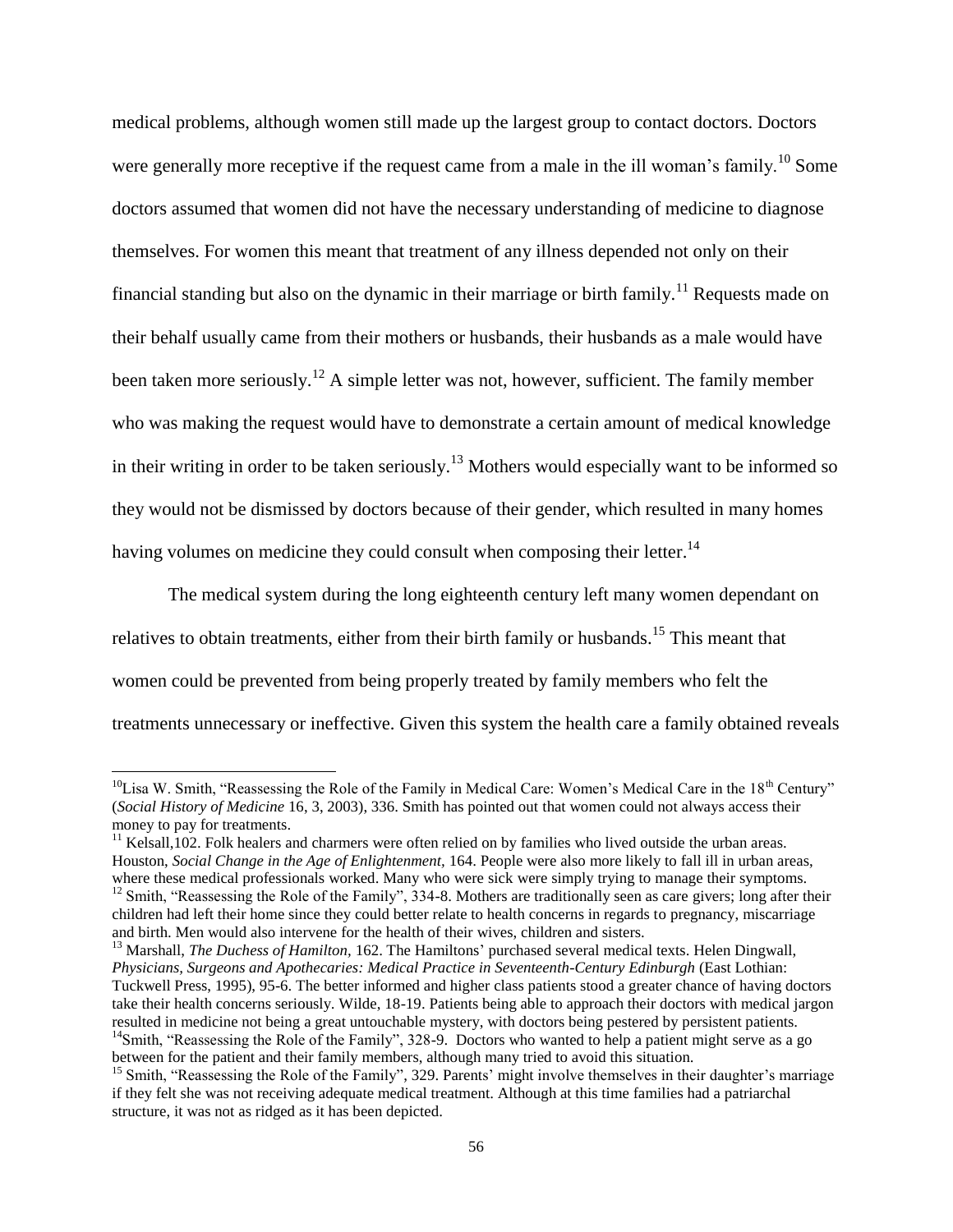medical problems, although women still made up the largest group to contact doctors. Doctors were generally more receptive if the request came from a male in the ill woman's family.[10] Some doctors assumed that women did not have the necessary understanding of medicine to diagnose themselves. For women this meant that treatment of any illness depended not only on their financial standing but also on the dynamic in their marriage or birth family.[11] Requests made on their behalf usually came from their mothers or husbands, their husbands as a male would have been taken more seriously.[12] A simple letter was not, however, sufficient. The family member who was making the request would have to demonstrate a certain amount of medical knowledge in their writing in order to be taken seriously.[13] Mothers would especially want to be informed so they would not be dismissed by doctors because of their gender, which resulted in many homes having volumes on medicine they could consult when composing their letter.[14]

The medical system during the long eighteenth century left many women dependant on relatives to obtain treatments, either from their birth family or husbands.[15] This meant that women could be prevented from being properly treated by family members who felt the treatments unnecessary or ineffective. Given this system the health care a family obtained reveals

---

[10]Lisa W. Smith, "Reassessing the Role of the Family in Medical Care: Women's Medical Care in the 18th Century" (*Social History of Medicine* 16, 3, 2003), 336. Smith has pointed out that women could not always access their money to pay for treatments.

[11] Kelsall,102. Folk healers and charmers were often relied on by families who lived outside the urban areas. Houston, *Social Change in the Age of Enlightenment,* 164. People were also more likely to fall ill in urban areas, where these medical professionals worked. Many who were sick were simply trying to manage their symptoms.

[12] Smith, "Reassessing the Role of the Family", 334-8. Mothers are traditionally seen as care givers; long after their children had left their home since they could better relate to health concerns in regards to pregnancy, miscarriage and birth. Men would also intervene for the health of their wives, children and sisters.

[13] Marshall, *The Duchess of Hamilton,* 162. The Hamiltons' purchased several medical texts. Helen Dingwall, *Physicians, Surgeons and Apothecaries: Medical Practice in Seventeenth-Century Edinburgh* (East Lothian: Tuckwell Press, 1995), 95-6. The better informed and higher class patients stood a greater chance of having doctors take their health concerns seriously. Wilde, 18-19. Patients being able to approach their doctors with medical jargon resulted in medicine not being a great untouchable mystery, with doctors being pestered by persistent patients.

[14]Smith, "Reassessing the Role of the Family", 328-9. Doctors who wanted to help a patient might serve as a go between for the patient and their family members, although many tried to avoid this situation.

[15] Smith, "Reassessing the Role of the Family", 329. Parents' might involve themselves in their daughter's marriage if they felt she was not receiving adequate medical treatment. Although at this time families had a patriarchal structure, it was not as ridged as it has been depicted.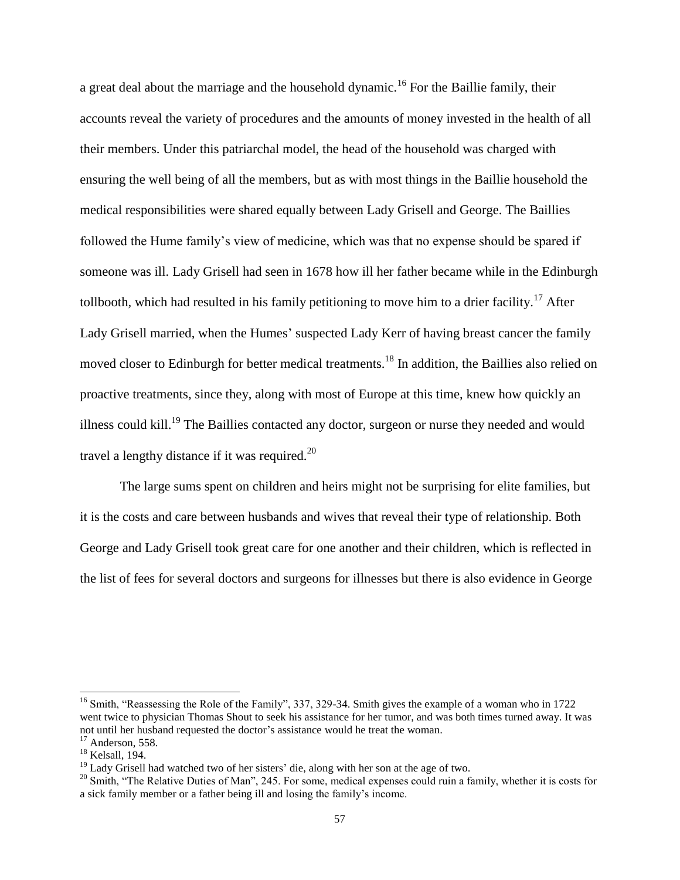a great deal about the marriage and the household dynamic.[16] For the Baillie family, their accounts reveal the variety of procedures and the amounts of money invested in the health of all their members. Under this patriarchal model, the head of the household was charged with ensuring the well being of all the members, but as with most things in the Baillie household the medical responsibilities were shared equally between Lady Grisell and George. The Baillies followed the Hume family's view of medicine, which was that no expense should be spared if someone was ill. Lady Grisell had seen in 1678 how ill her father became while in the Edinburgh tollbooth, which had resulted in his family petitioning to move him to a drier facility.[17] After Lady Grisell married, when the Humes' suspected Lady Kerr of having breast cancer the family moved closer to Edinburgh for better medical treatments.[18] In addition, the Baillies also relied on proactive treatments, since they, along with most of Europe at this time, knew how quickly an illness could kill.[19] The Baillies contacted any doctor, surgeon or nurse they needed and would travel a lengthy distance if it was required.[20]

The large sums spent on children and heirs might not be surprising for elite families, but it is the costs and care between husbands and wives that reveal their type of relationship. Both George and Lady Grisell took great care for one another and their children, which is reflected in the list of fees for several doctors and surgeons for illnesses but there is also evidence in George

---

[16] Smith, "Reassessing the Role of the Family", 337, 329-34. Smith gives the example of a woman who in 1722 went twice to physician Thomas Shout to seek his assistance for her tumor, and was both times turned away. It was not until her husband requested the doctor's assistance would he treat the woman.

[17] Anderson, 558.

[18] Kelsall, 194.

[19] Lady Grisell had watched two of her sisters' die, along with her son at the age of two.

[20] Smith, "The Relative Duties of Man", 245. For some, medical expenses could ruin a family, whether it is costs for a sick family member or a father being ill and losing the family's income.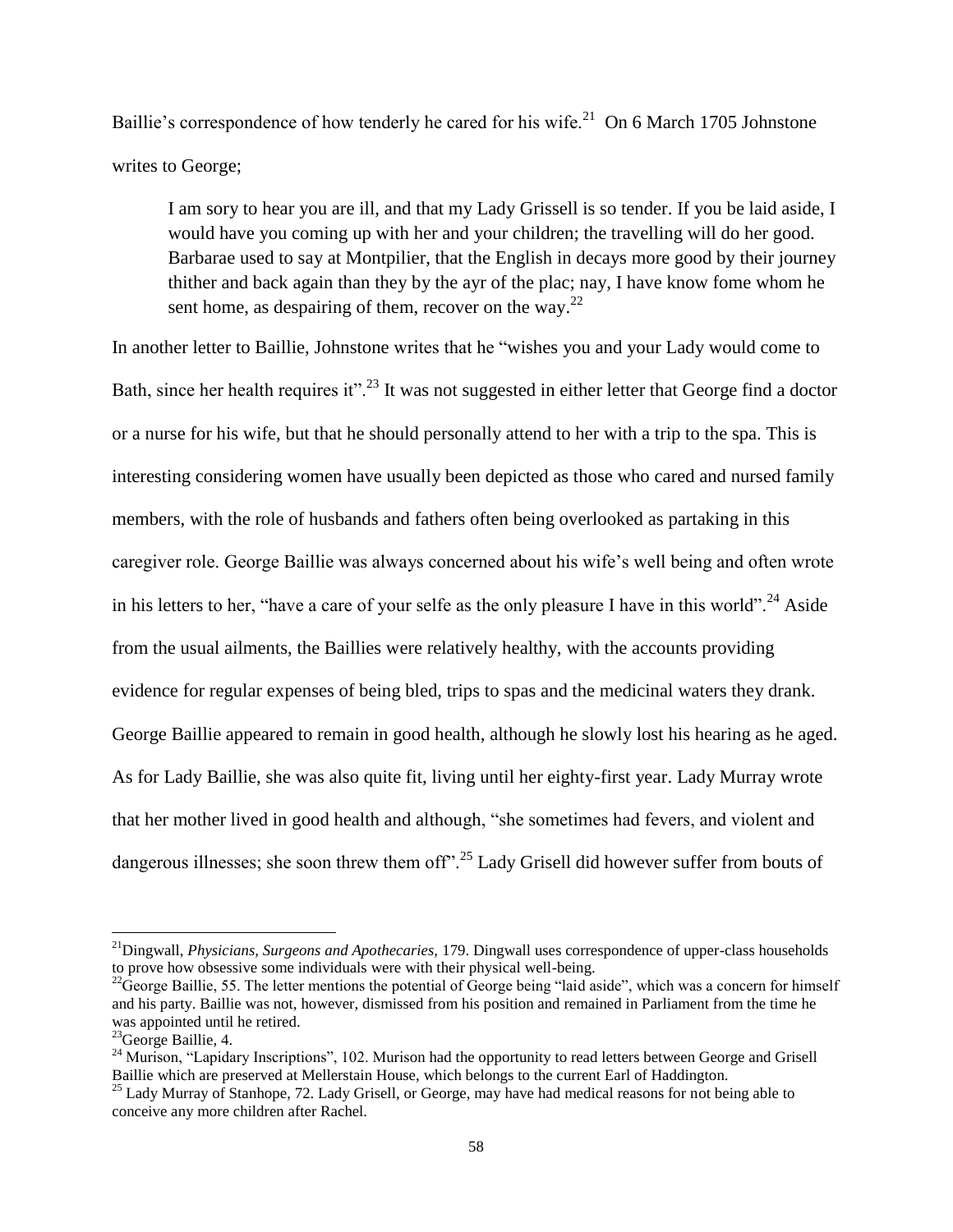Baillie's correspondence of how tenderly he cared for his wife.[21] On 6 March 1705 Johnstone writes to George;

> I am sory to hear you are ill, and that my Lady Grissell is so tender. If you be laid aside, I would have you coming up with her and your children; the travelling will do her good. Barbarae used to say at Montpilier, that the English in decays more good by their journey thither and back again than they by the ayr of the plac; nay, I have know fome whom he sent home, as despairing of them, recover on the way.[22]

In another letter to Baillie, Johnstone writes that he "wishes you and your Lady would come to Bath, since her health requires it".[23] It was not suggested in either letter that George find a doctor or a nurse for his wife, but that he should personally attend to her with a trip to the spa. This is interesting considering women have usually been depicted as those who cared and nursed family members, with the role of husbands and fathers often being overlooked as partaking in this caregiver role. George Baillie was always concerned about his wife's well being and often wrote in his letters to her, "have a care of your selfe as the only pleasure I have in this world".[24] Aside from the usual ailments, the Baillies were relatively healthy, with the accounts providing evidence for regular expenses of being bled, trips to spas and the medicinal waters they drank. George Baillie appeared to remain in good health, although he slowly lost his hearing as he aged. As for Lady Baillie, she was also quite fit, living until her eighty-first year. Lady Murray wrote that her mother lived in good health and although, "she sometimes had fevers, and violent and dangerous illnesses; she soon threw them off".[25] Lady Grisell did however suffer from bouts of

---

[21] Dingwall, *Physicians, Surgeons and Apothecaries*, 179. Dingwall uses correspondence of upper-class households to prove how obsessive some individuals were with their physical well-being.

[22] George Baillie, 55. The letter mentions the potential of George being "laid aside", which was a concern for himself and his party. Baillie was not, however, dismissed from his position and remained in Parliament from the time he was appointed until he retired.

[23] George Baillie, 4.

[24] Murison, "Lapidary Inscriptions", 102. Murison had the opportunity to read letters between George and Grisell Baillie which are preserved at Mellerstain House, which belongs to the current Earl of Haddington.

[25] Lady Murray of Stanhope, 72. Lady Grisell, or George, may have had medical reasons for not being able to conceive any more children after Rachel.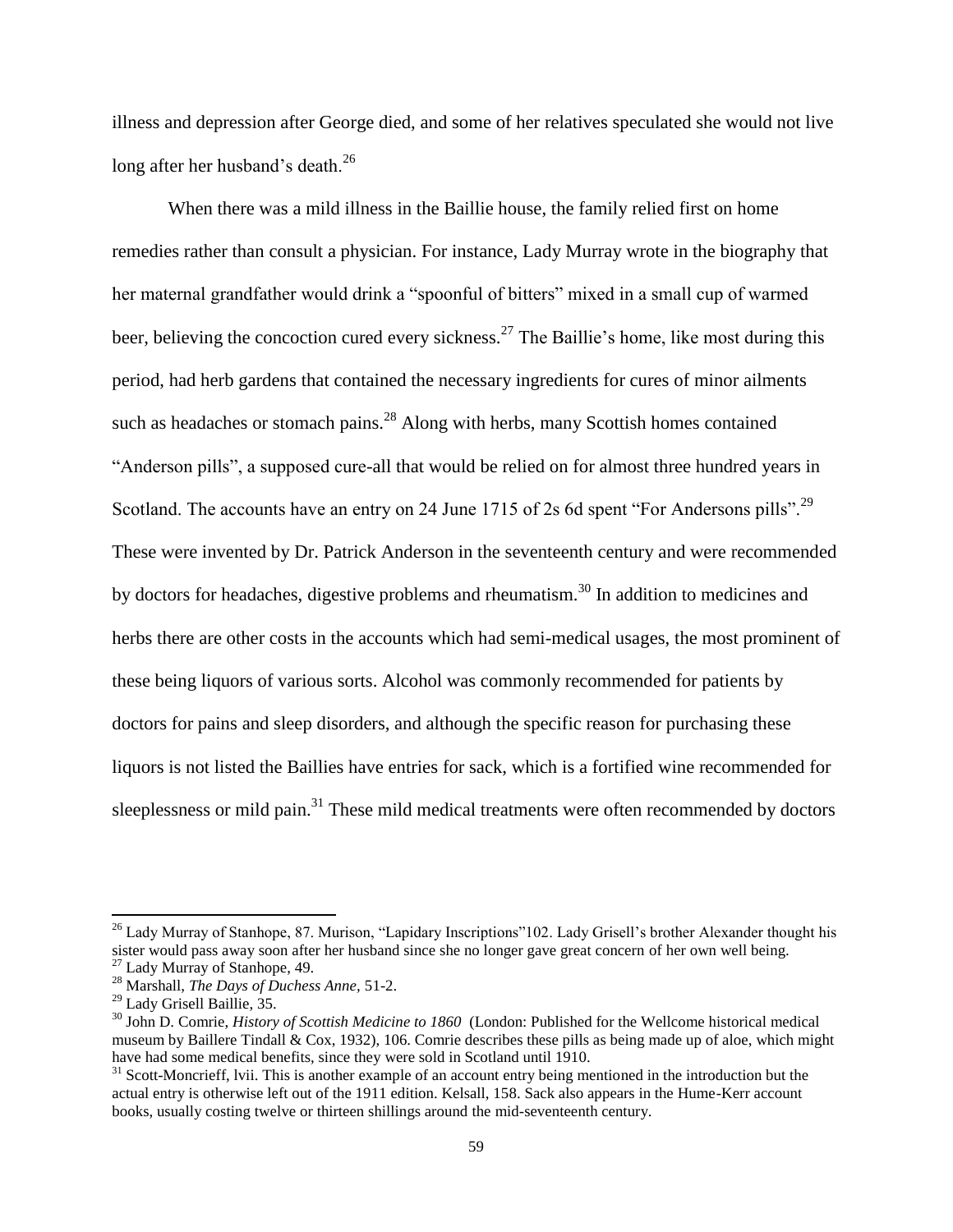illness and depression after George died, and some of her relatives speculated she would not live long after her husband's death.[26]

When there was a mild illness in the Baillie house, the family relied first on home remedies rather than consult a physician. For instance, Lady Murray wrote in the biography that her maternal grandfather would drink a "spoonful of bitters" mixed in a small cup of warmed beer, believing the concoction cured every sickness.[27] The Baillie's home, like most during this period, had herb gardens that contained the necessary ingredients for cures of minor ailments such as headaches or stomach pains.[28] Along with herbs, many Scottish homes contained "Anderson pills", a supposed cure-all that would be relied on for almost three hundred years in Scotland. The accounts have an entry on 24 June 1715 of 2s 6d spent "For Andersons pills".[29] These were invented by Dr. Patrick Anderson in the seventeenth century and were recommended by doctors for headaches, digestive problems and rheumatism.[30] In addition to medicines and herbs there are other costs in the accounts which had semi-medical usages, the most prominent of these being liquors of various sorts. Alcohol was commonly recommended for patients by doctors for pains and sleep disorders, and although the specific reason for purchasing these liquors is not listed the Baillies have entries for sack, which is a fortified wine recommended for sleeplessness or mild pain.[31] These mild medical treatments were often recommended by doctors

---

[26] Lady Murray of Stanhope, 87. Murison, "Lapidary Inscriptions"102. Lady Grisell's brother Alexander thought his sister would pass away soon after her husband since she no longer gave great concern of her own well being.

[27] Lady Murray of Stanhope, 49.

[28] Marshall, *The Days of Duchess Anne*, 51-2.

[29] Lady Grisell Baillie, 35.

[30] John D. Comrie, *History of Scottish Medicine to 1860* (London: Published for the Wellcome historical medical museum by Baillere Tindall & Cox, 1932), 106. Comrie describes these pills as being made up of aloe, which might have had some medical benefits, since they were sold in Scotland until 1910.

[31] Scott-Moncrieff, lvii. This is another example of an account entry being mentioned in the introduction but the actual entry is otherwise left out of the 1911 edition. Kelsall, 158. Sack also appears in the Hume-Kerr account books, usually costing twelve or thirteen shillings around the mid-seventeenth century.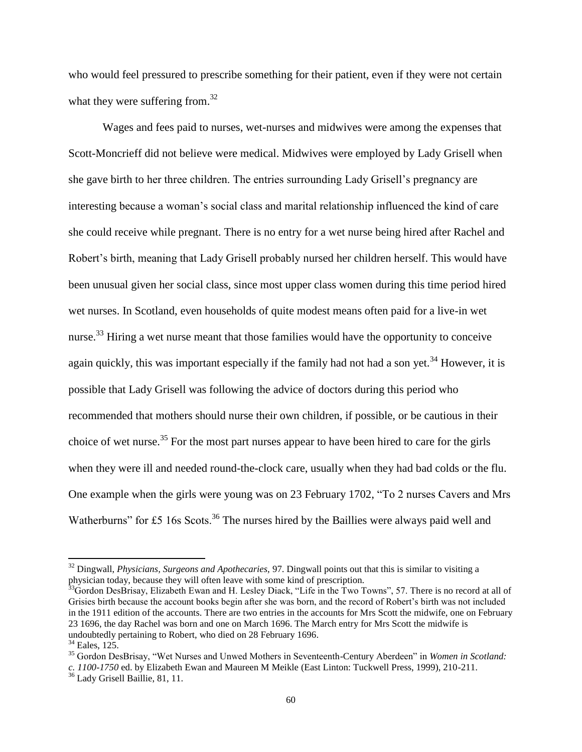who would feel pressured to prescribe something for their patient, even if they were not certain what they were suffering from.[32]

Wages and fees paid to nurses, wet-nurses and midwives were among the expenses that Scott-Moncrieff did not believe were medical. Midwives were employed by Lady Grisell when she gave birth to her three children. The entries surrounding Lady Grisell's pregnancy are interesting because a woman's social class and marital relationship influenced the kind of care she could receive while pregnant. There is no entry for a wet nurse being hired after Rachel and Robert's birth, meaning that Lady Grisell probably nursed her children herself. This would have been unusual given her social class, since most upper class women during this time period hired wet nurses. In Scotland, even households of quite modest means often paid for a live-in wet nurse.[33] Hiring a wet nurse meant that those families would have the opportunity to conceive again quickly, this was important especially if the family had not had a son yet.[34] However, it is possible that Lady Grisell was following the advice of doctors during this period who recommended that mothers should nurse their own children, if possible, or be cautious in their choice of wet nurse.[35] For the most part nurses appear to have been hired to care for the girls when they were ill and needed round-the-clock care, usually when they had bad colds or the flu. One example when the girls were young was on 23 February 1702, "To 2 nurses Cavers and Mrs Watherburns" for £5 16s Scots.[36] The nurses hired by the Baillies were always paid well and

---

[32] Dingwall, *Physicians, Surgeons and Apothecaries,* 97. Dingwall points out that this is similar to visiting a physician today, because they will often leave with some kind of prescription.

[33] Gordon DesBrisay, Elizabeth Ewan and H. Lesley Diack, "Life in the Two Towns", 57. There is no record at all of Grisies birth because the account books begin after she was born, and the record of Robert's birth was not included in the 1911 edition of the accounts. There are two entries in the accounts for Mrs Scott the midwife, one on February 23 1696, the day Rachel was born and one on March 1696. The March entry for Mrs Scott the midwife is undoubtedly pertaining to Robert, who died on 28 February 1696.

[34] Eales, 125.

[35] Gordon DesBrisay, "Wet Nurses and Unwed Mothers in Seventeenth-Century Aberdeen" in *Women in Scotland: c. 1100-1750* ed. by Elizabeth Ewan and Maureen M Meikle (East Linton: Tuckwell Press, 1999), 210-211.

[36] Lady Grisell Baillie, 81, 11.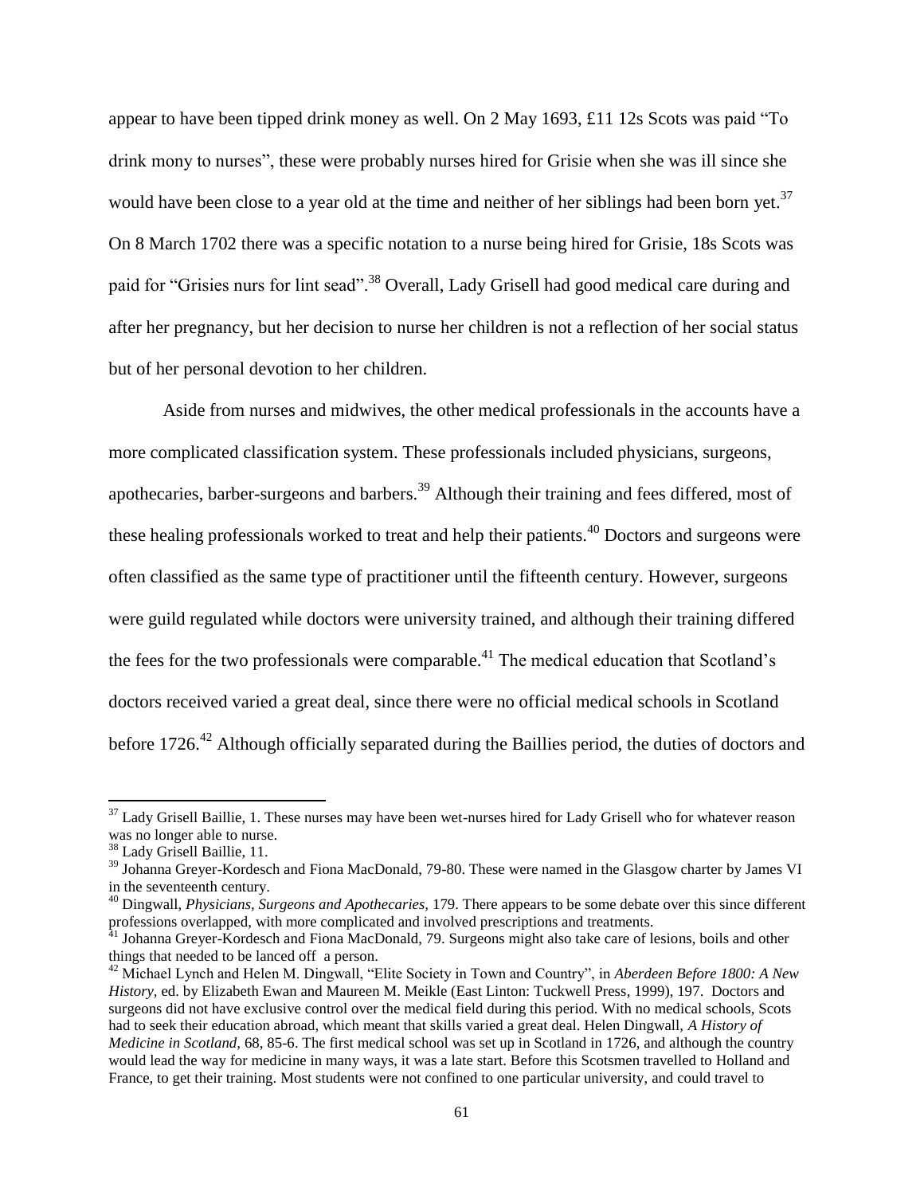appear to have been tipped drink money as well. On 2 May 1693, £11 12s Scots was paid "To drink mony to nurses", these were probably nurses hired for Grisie when she was ill since she would have been close to a year old at the time and neither of her siblings had been born yet.[37] On 8 March 1702 there was a specific notation to a nurse being hired for Grisie, 18s Scots was paid for "Grisies nurs for lint sead".[38] Overall, Lady Grisell had good medical care during and after her pregnancy, but her decision to nurse her children is not a reflection of her social status but of her personal devotion to her children.

Aside from nurses and midwives, the other medical professionals in the accounts have a more complicated classification system. These professionals included physicians, surgeons, apothecaries, barber-surgeons and barbers.[39] Although their training and fees differed, most of these healing professionals worked to treat and help their patients.[40] Doctors and surgeons were often classified as the same type of practitioner until the fifteenth century. However, surgeons were guild regulated while doctors were university trained, and although their training differed the fees for the two professionals were comparable.[41] The medical education that Scotland's doctors received varied a great deal, since there were no official medical schools in Scotland before 1726.[42] Although officially separated during the Baillies period, the duties of doctors and

---

[37] Lady Grisell Baillie, 1. These nurses may have been wet-nurses hired for Lady Grisell who for whatever reason was no longer able to nurse.

[38] Lady Grisell Baillie, 11.

[39] Johanna Greyer-Kordesch and Fiona MacDonald, 79-80. These were named in the Glasgow charter by James VI in the seventeenth century.

[40] Dingwall, *Physicians, Surgeons and Apothecaries,* 179. There appears to be some debate over this since different professions overlapped, with more complicated and involved prescriptions and treatments.

[41] Johanna Greyer-Kordesch and Fiona MacDonald, 79. Surgeons might also take care of lesions, boils and other things that needed to be lanced off a person.

[42] Michael Lynch and Helen M. Dingwall, "Elite Society in Town and Country", in *Aberdeen Before 1800: A New History*, ed. by Elizabeth Ewan and Maureen M. Meikle (East Linton: Tuckwell Press, 1999), 197. Doctors and surgeons did not have exclusive control over the medical field during this period. With no medical schools, Scots had to seek their education abroad, which meant that skills varied a great deal. Helen Dingwall, *A History of Medicine in Scotland,* 68, 85-6. The first medical school was set up in Scotland in 1726, and although the country would lead the way for medicine in many ways, it was a late start. Before this Scotsmen travelled to Holland and France, to get their training. Most students were not confined to one particular university, and could travel to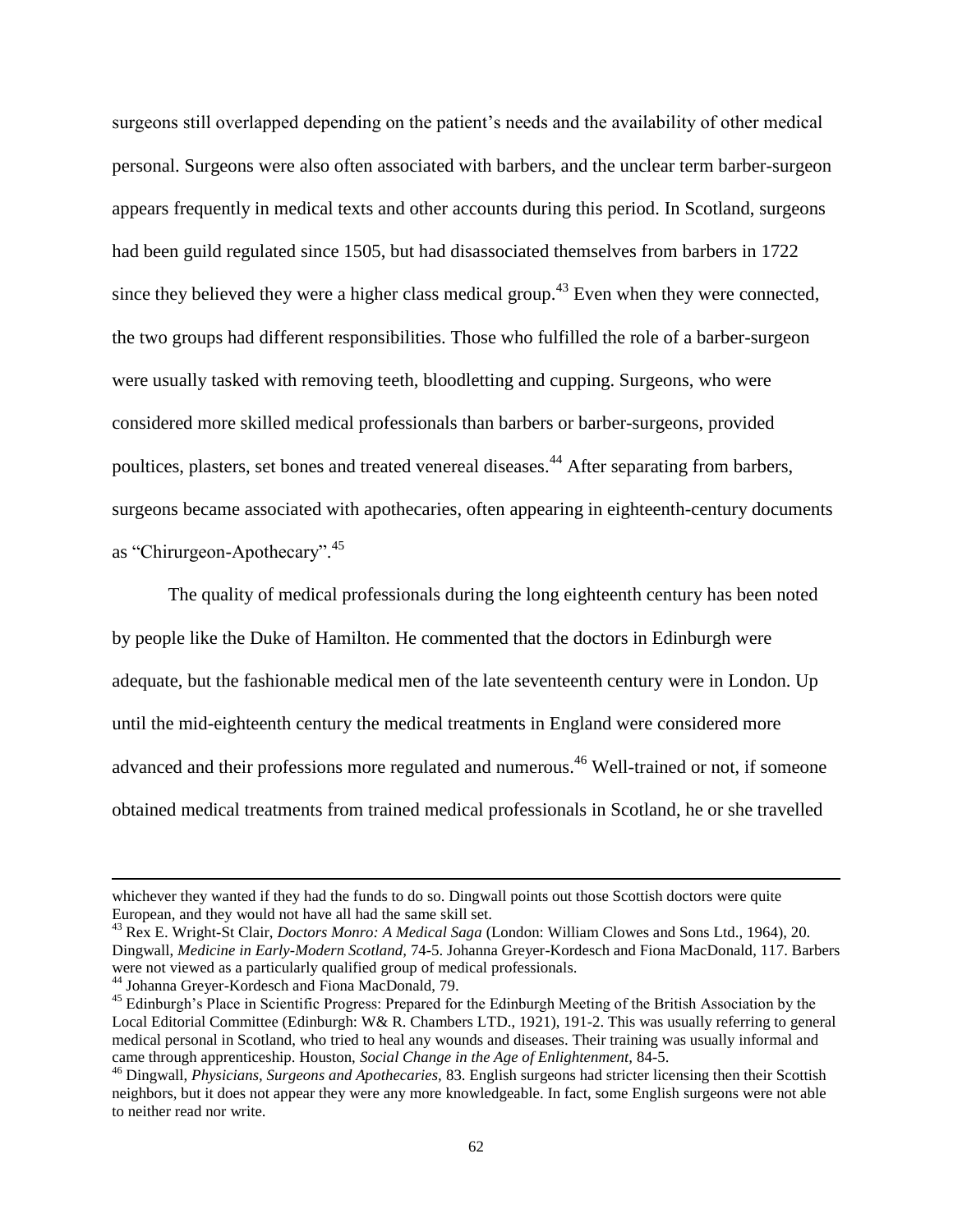surgeons still overlapped depending on the patient's needs and the availability of other medical personal. Surgeons were also often associated with barbers, and the unclear term barber-surgeon appears frequently in medical texts and other accounts during this period. In Scotland, surgeons had been guild regulated since 1505, but had disassociated themselves from barbers in 1722 since they believed they were a higher class medical group.[43] Even when they were connected, the two groups had different responsibilities. Those who fulfilled the role of a barber-surgeon were usually tasked with removing teeth, bloodletting and cupping. Surgeons, who were considered more skilled medical professionals than barbers or barber-surgeons, provided poultices, plasters, set bones and treated venereal diseases.[44] After separating from barbers, surgeons became associated with apothecaries, often appearing in eighteenth-century documents as "Chirurgeon-Apothecary".[45]

The quality of medical professionals during the long eighteenth century has been noted by people like the Duke of Hamilton. He commented that the doctors in Edinburgh were adequate, but the fashionable medical men of the late seventeenth century were in London. Up until the mid-eighteenth century the medical treatments in England were considered more advanced and their professions more regulated and numerous.[46] Well-trained or not, if someone obtained medical treatments from trained medical professionals in Scotland, he or she travelled

---

whichever they wanted if they had the funds to do so. Dingwall points out those Scottish doctors were quite European, and they would not have all had the same skill set.

[43] Rex E. Wright-St Clair, *Doctors Monro: A Medical Saga* (London: William Clowes and Sons Ltd., 1964), 20. Dingwall, *Medicine in Early-Modern Scotland*, 74-5. Johanna Greyer-Kordesch and Fiona MacDonald, 117. Barbers were not viewed as a particularly qualified group of medical professionals.

[44] Johanna Greyer-Kordesch and Fiona MacDonald, 79.

[45] Edinburgh's Place in Scientific Progress: Prepared for the Edinburgh Meeting of the British Association by the Local Editorial Committee (Edinburgh: W& R. Chambers LTD., 1921), 191-2. This was usually referring to general medical personal in Scotland, who tried to heal any wounds and diseases. Their training was usually informal and came through apprenticeship. Houston, *Social Change in the Age of Enlightenment*, 84-5.

[46] Dingwall, *Physicians, Surgeons and Apothecaries*, 83. English surgeons had stricter licensing then their Scottish neighbors, but it does not appear they were any more knowledgeable. In fact, some English surgeons were not able to neither read nor write.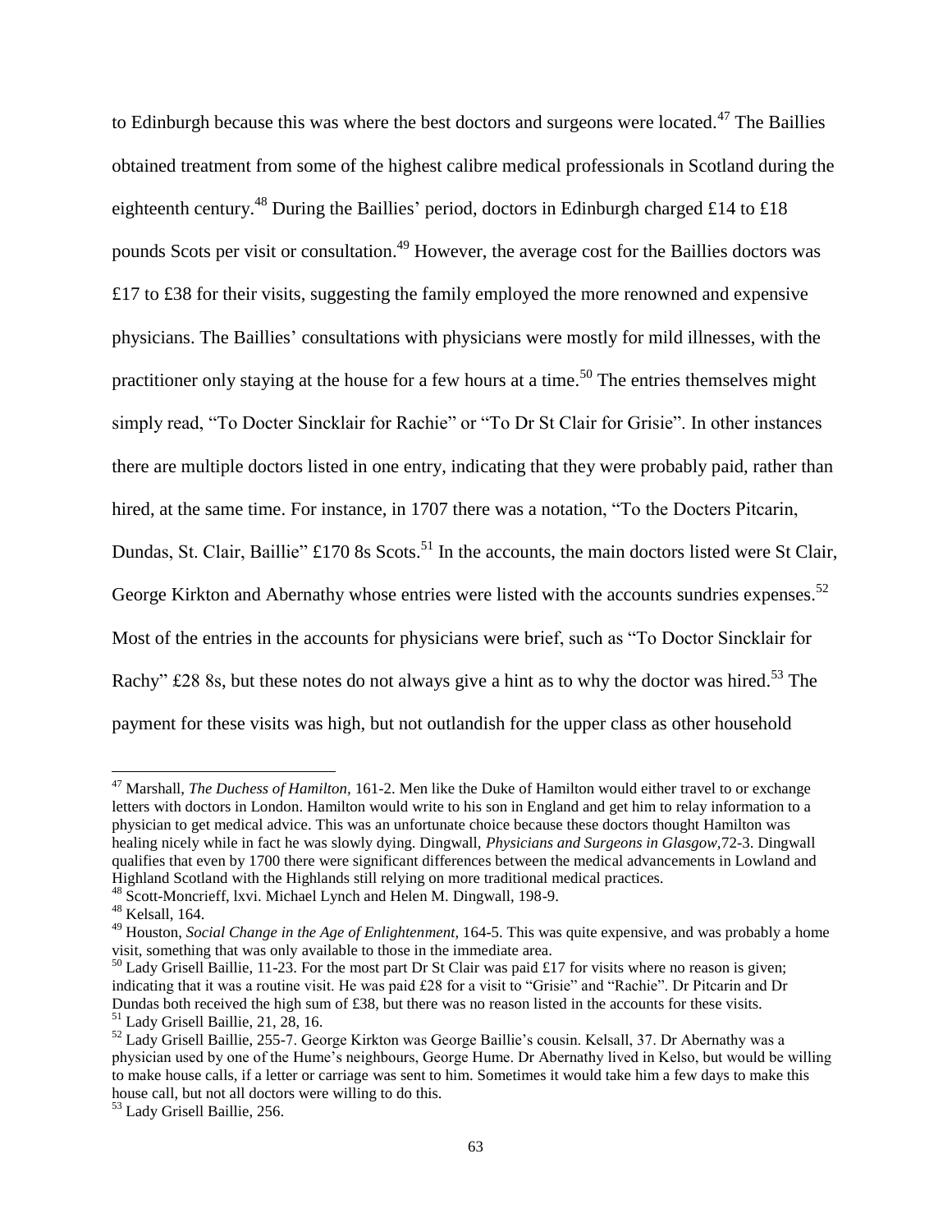to Edinburgh because this was where the best doctors and surgeons were located.[47] The Baillies obtained treatment from some of the highest calibre medical professionals in Scotland during the eighteenth century.[48] During the Baillies' period, doctors in Edinburgh charged £14 to £18 pounds Scots per visit or consultation.[49] However, the average cost for the Baillies doctors was £17 to £38 for their visits, suggesting the family employed the more renowned and expensive physicians. The Baillies' consultations with physicians were mostly for mild illnesses, with the practitioner only staying at the house for a few hours at a time.[50] The entries themselves might simply read, "To Docter Sincklair for Rachie" or "To Dr St Clair for Grisie". In other instances there are multiple doctors listed in one entry, indicating that they were probably paid, rather than hired, at the same time. For instance, in 1707 there was a notation, "To the Docters Pitcarin, Dundas, St. Clair, Baillie" £170 8s Scots.[51] In the accounts, the main doctors listed were St Clair, George Kirkton and Abernathy whose entries were listed with the accounts sundries expenses.[52] Most of the entries in the accounts for physicians were brief, such as "To Doctor Sincklair for Rachy" £28 8s, but these notes do not always give a hint as to why the doctor was hired.[53] The payment for these visits was high, but not outlandish for the upper class as other household

---

[47] Marshall, *The Duchess of Hamilton*, 161-2. Men like the Duke of Hamilton would either travel to or exchange letters with doctors in London. Hamilton would write to his son in England and get him to relay information to a physician to get medical advice. This was an unfortunate choice because these doctors thought Hamilton was healing nicely while in fact he was slowly dying. Dingwall, *Physicians and Surgeons in Glasgow*,72-3. Dingwall qualifies that even by 1700 there were significant differences between the medical advancements in Lowland and Highland Scotland with the Highlands still relying on more traditional medical practices.

[48] Scott-Moncrieff, lxvi. Michael Lynch and Helen M. Dingwall, 198-9.

[48] Kelsall, 164.

[49] Houston, *Social Change in the Age of Enlightenment*, 164-5. This was quite expensive, and was probably a home visit, something that was only available to those in the immediate area.

[50] Lady Grisell Baillie, 11-23. For the most part Dr St Clair was paid £17 for visits where no reason is given; indicating that it was a routine visit. He was paid £28 for a visit to "Grisie" and "Rachie". Dr Pitcarin and Dr Dundas both received the high sum of £38, but there was no reason listed in the accounts for these visits.

[51] Lady Grisell Baillie, 21, 28, 16.

[52] Lady Grisell Baillie, 255-7. George Kirkton was George Baillie's cousin. Kelsall, 37. Dr Abernathy was a physician used by one of the Hume's neighbours, George Hume. Dr Abernathy lived in Kelso, but would be willing to make house calls, if a letter or carriage was sent to him. Sometimes it would take him a few days to make this house call, but not all doctors were willing to do this.

[53] Lady Grisell Baillie, 256.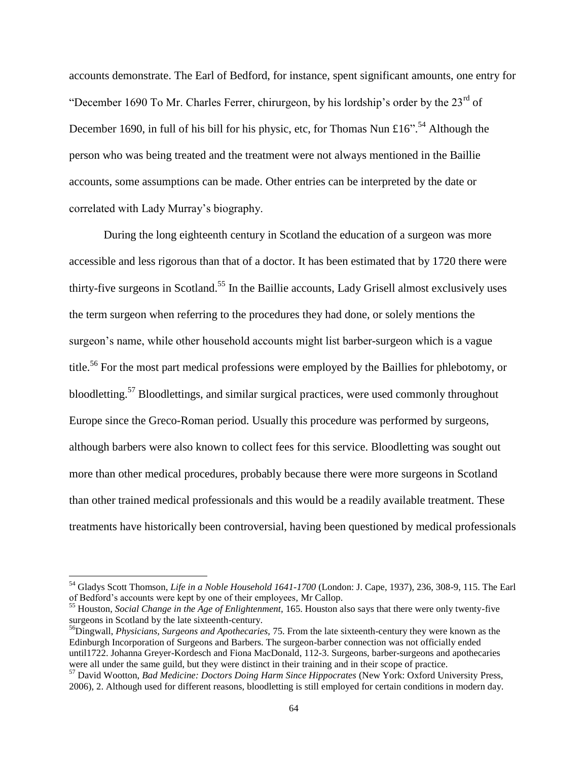accounts demonstrate. The Earl of Bedford, for instance, spent significant amounts, one entry for "December 1690 To Mr. Charles Ferrer, chirurgeon, by his lordship's order by the 23rd of December 1690, in full of his bill for his physic, etc, for Thomas Nun £16".[54] Although the person who was being treated and the treatment were not always mentioned in the Baillie accounts, some assumptions can be made. Other entries can be interpreted by the date or correlated with Lady Murray's biography.

During the long eighteenth century in Scotland the education of a surgeon was more accessible and less rigorous than that of a doctor. It has been estimated that by 1720 there were thirty-five surgeons in Scotland.[55] In the Baillie accounts, Lady Grisell almost exclusively uses the term surgeon when referring to the procedures they had done, or solely mentions the surgeon's name, while other household accounts might list barber-surgeon which is a vague title.[56] For the most part medical professions were employed by the Baillies for phlebotomy, or bloodletting.[57] Bloodlettings, and similar surgical practices, were used commonly throughout Europe since the Greco-Roman period. Usually this procedure was performed by surgeons, although barbers were also known to collect fees for this service. Bloodletting was sought out more than other medical procedures, probably because there were more surgeons in Scotland than other trained medical professionals and this would be a readily available treatment. These treatments have historically been controversial, having been questioned by medical professionals

---

[54] Gladys Scott Thomson, *Life in a Noble Household 1641-1700* (London: J. Cape, 1937), 236, 308-9, 115. The Earl of Bedford's accounts were kept by one of their employees, Mr Callop.

[55] Houston, *Social Change in the Age of Enlightenment*, 165. Houston also says that there were only twenty-five surgeons in Scotland by the late sixteenth-century.

[56] Dingwall, *Physicians, Surgeons and Apothecaries*, 75. From the late sixteenth-century they were known as the Edinburgh Incorporation of Surgeons and Barbers. The surgeon-barber connection was not officially ended until1722. Johanna Greyer-Kordesch and Fiona MacDonald, 112-3. Surgeons, barber-surgeons and apothecaries were all under the same guild, but they were distinct in their training and in their scope of practice.

[57] David Wootton, *Bad Medicine: Doctors Doing Harm Since Hippocrates* (New York: Oxford University Press, 2006), 2. Although used for different reasons, bloodletting is still employed for certain conditions in modern day.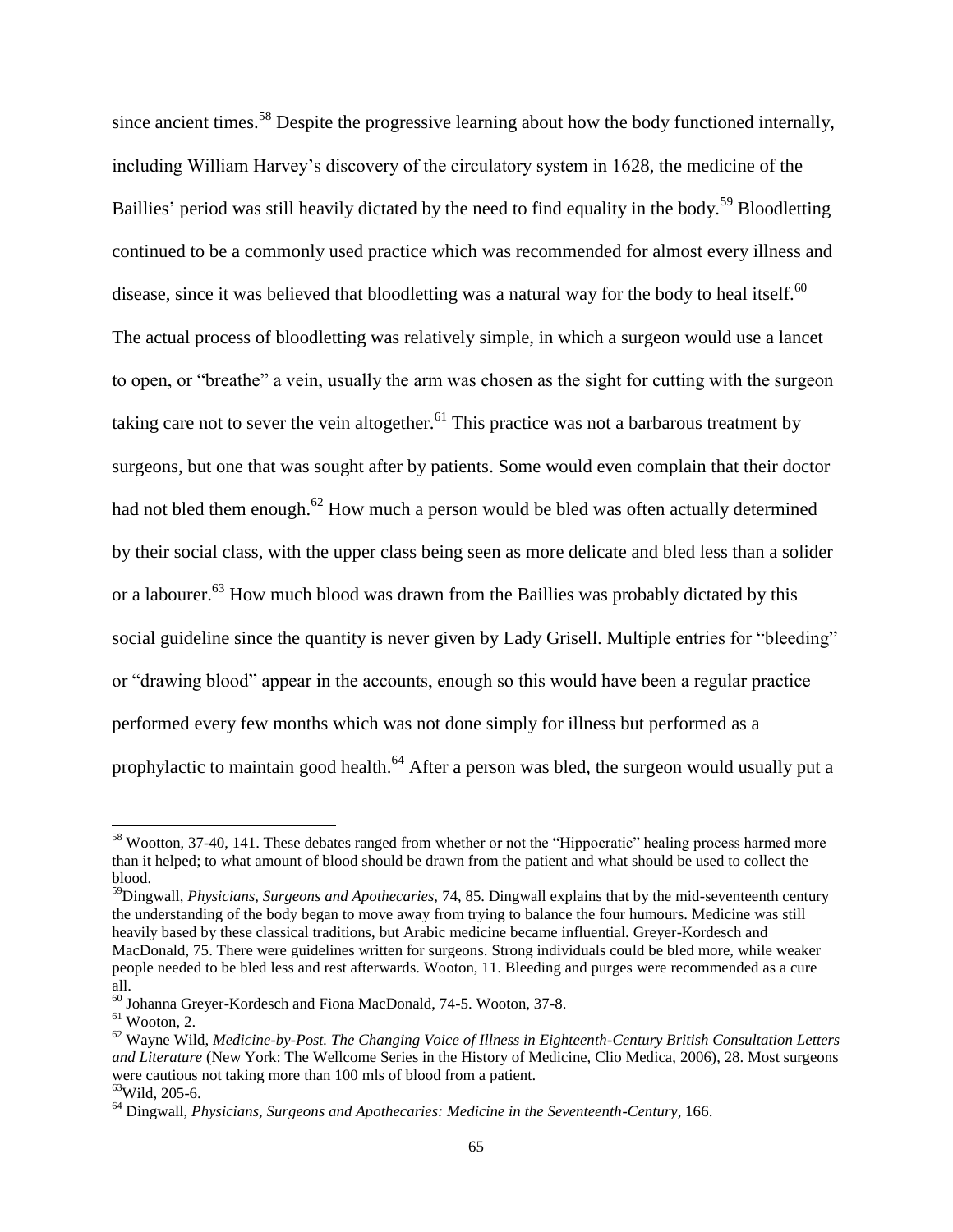since ancient times.[58] Despite the progressive learning about how the body functioned internally, including William Harvey's discovery of the circulatory system in 1628, the medicine of the Baillies' period was still heavily dictated by the need to find equality in the body.[59] Bloodletting continued to be a commonly used practice which was recommended for almost every illness and disease, since it was believed that bloodletting was a natural way for the body to heal itself.[60] The actual process of bloodletting was relatively simple, in which a surgeon would use a lancet to open, or "breathe" a vein, usually the arm was chosen as the sight for cutting with the surgeon taking care not to sever the vein altogether.[61] This practice was not a barbarous treatment by surgeons, but one that was sought after by patients. Some would even complain that their doctor had not bled them enough.[62] How much a person would be bled was often actually determined by their social class, with the upper class being seen as more delicate and bled less than a solider or a labourer.[63] How much blood was drawn from the Baillies was probably dictated by this social guideline since the quantity is never given by Lady Grisell. Multiple entries for "bleeding" or "drawing blood" appear in the accounts, enough so this would have been a regular practice performed every few months which was not done simply for illness but performed as a prophylactic to maintain good health.[64] After a person was bled, the surgeon would usually put a

---

[58] Wootton, 37-40, 141. These debates ranged from whether or not the "Hippocratic" healing process harmed more than it helped; to what amount of blood should be drawn from the patient and what should be used to collect the blood.

[59] Dingwall, *Physicians, Surgeons and Apothecaries,* 74, 85. Dingwall explains that by the mid-seventeenth century the understanding of the body began to move away from trying to balance the four humours. Medicine was still heavily based by these classical traditions, but Arabic medicine became influential. Greyer-Kordesch and MacDonald, 75. There were guidelines written for surgeons. Strong individuals could be bled more, while weaker people needed to be bled less and rest afterwards. Wooton, 11. Bleeding and purges were recommended as a cure all.

[60] Johanna Greyer-Kordesch and Fiona MacDonald, 74-5. Wooton, 37-8.

[61] Wooton, 2.

[62] Wayne Wild, *Medicine-by-Post. The Changing Voice of Illness in Eighteenth-Century British Consultation Letters and Literature* (New York: The Wellcome Series in the History of Medicine, Clio Medica, 2006), 28. Most surgeons were cautious not taking more than 100 mls of blood from a patient.

[63] Wild, 205-6.

[64] Dingwall, *Physicians, Surgeons and Apothecaries: Medicine in the Seventeenth-Century,* 166.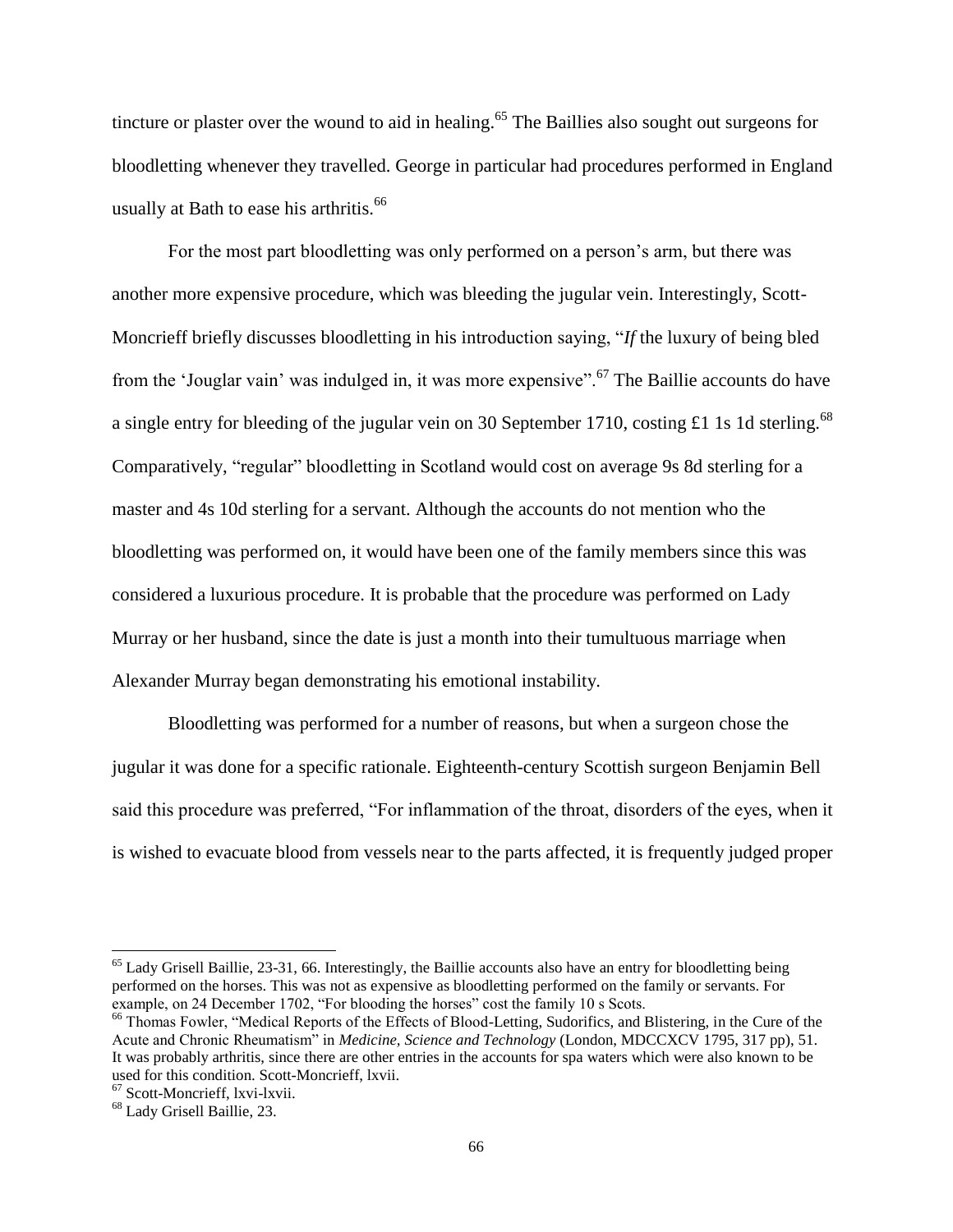tincture or plaster over the wound to aid in healing.[65] The Baillies also sought out surgeons for bloodletting whenever they travelled. George in particular had procedures performed in England usually at Bath to ease his arthritis.[66]

For the most part bloodletting was only performed on a person's arm, but there was another more expensive procedure, which was bleeding the jugular vein. Interestingly, Scott-Moncrieff briefly discusses bloodletting in his introduction saying, "*If* the luxury of being bled from the 'Jouglar vain' was indulged in, it was more expensive".[67] The Baillie accounts do have a single entry for bleeding of the jugular vein on 30 September 1710, costing £1 1s 1d sterling.[68] Comparatively, "regular" bloodletting in Scotland would cost on average 9s 8d sterling for a master and 4s 10d sterling for a servant. Although the accounts do not mention who the bloodletting was performed on, it would have been one of the family members since this was considered a luxurious procedure. It is probable that the procedure was performed on Lady Murray or her husband, since the date is just a month into their tumultuous marriage when Alexander Murray began demonstrating his emotional instability.

Bloodletting was performed for a number of reasons, but when a surgeon chose the jugular it was done for a specific rationale. Eighteenth-century Scottish surgeon Benjamin Bell said this procedure was preferred, "For inflammation of the throat, disorders of the eyes, when it is wished to evacuate blood from vessels near to the parts affected, it is frequently judged proper

---

[65] Lady Grisell Baillie, 23-31, 66. Interestingly, the Baillie accounts also have an entry for bloodletting being performed on the horses. This was not as expensive as bloodletting performed on the family or servants. For example, on 24 December 1702, "For blooding the horses" cost the family 10 s Scots.

[66] Thomas Fowler, "Medical Reports of the Effects of Blood-Letting, Sudorifics, and Blistering, in the Cure of the Acute and Chronic Rheumatism" in *Medicine, Science and Technology* (London, MDCCXCV 1795, 317 pp), 51. It was probably arthritis, since there are other entries in the accounts for spa waters which were also known to be used for this condition. Scott-Moncrieff, lxvii.

[67] Scott-Moncrieff, lxvi-lxvii.

[68] Lady Grisell Baillie, 23.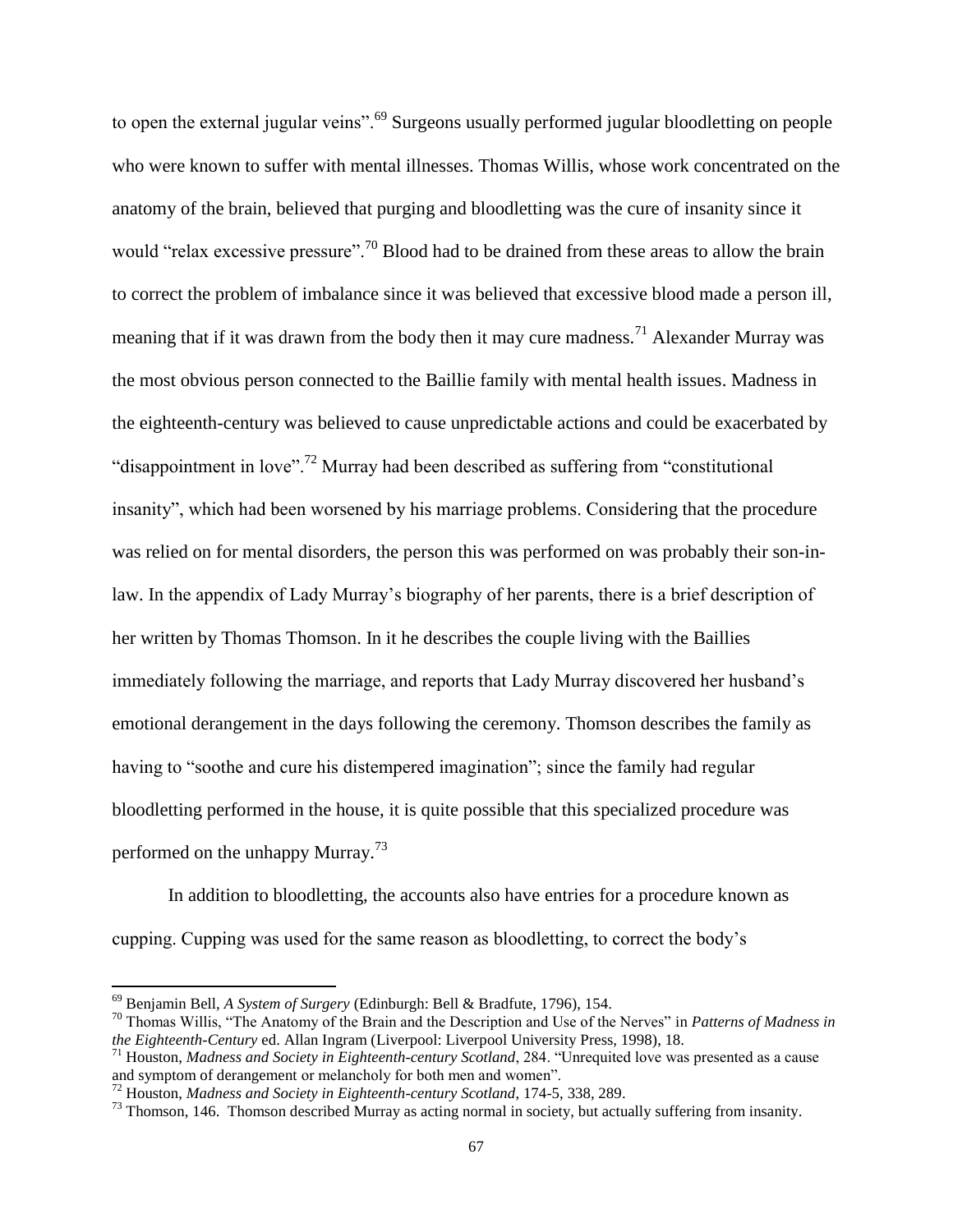to open the external jugular veins".[69] Surgeons usually performed jugular bloodletting on people who were known to suffer with mental illnesses. Thomas Willis, whose work concentrated on the anatomy of the brain, believed that purging and bloodletting was the cure of insanity since it would "relax excessive pressure".[70] Blood had to be drained from these areas to allow the brain to correct the problem of imbalance since it was believed that excessive blood made a person ill, meaning that if it was drawn from the body then it may cure madness.[71] Alexander Murray was the most obvious person connected to the Baillie family with mental health issues. Madness in the eighteenth-century was believed to cause unpredictable actions and could be exacerbated by "disappointment in love".[72] Murray had been described as suffering from "constitutional insanity", which had been worsened by his marriage problems. Considering that the procedure was relied on for mental disorders, the person this was performed on was probably their son-in-law. In the appendix of Lady Murray's biography of her parents, there is a brief description of her written by Thomas Thomson. In it he describes the couple living with the Baillies immediately following the marriage, and reports that Lady Murray discovered her husband's emotional derangement in the days following the ceremony. Thomson describes the family as having to "soothe and cure his distempered imagination"; since the family had regular bloodletting performed in the house, it is quite possible that this specialized procedure was performed on the unhappy Murray.[73]

In addition to bloodletting, the accounts also have entries for a procedure known as cupping. Cupping was used for the same reason as bloodletting, to correct the body's

---

[69] Benjamin Bell, *A System of Surgery* (Edinburgh: Bell & Bradfute, 1796), 154.

[70] Thomas Willis, "The Anatomy of the Brain and the Description and Use of the Nerves" in *Patterns of Madness in the Eighteenth-Century* ed. Allan Ingram (Liverpool: Liverpool University Press, 1998), 18.

[71] Houston, *Madness and Society in Eighteenth-century Scotland*, 284. "Unrequited love was presented as a cause and symptom of derangement or melancholy for both men and women".

[72] Houston, *Madness and Society in Eighteenth-century Scotland*, 174-5, 338, 289.

[73] Thomson, 146. Thomson described Murray as acting normal in society, but actually suffering from insanity.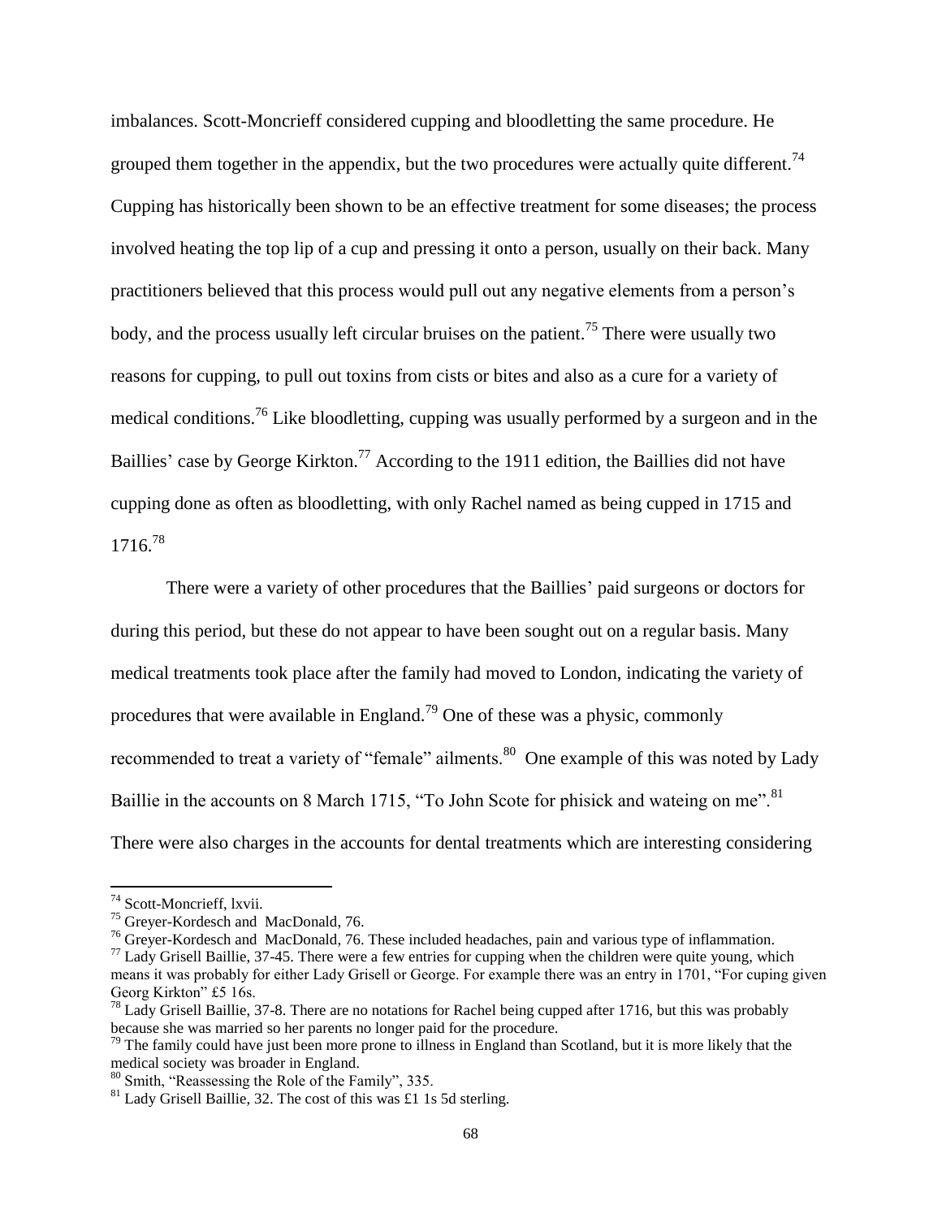imbalances. Scott-Moncrieff considered cupping and bloodletting the same procedure. He grouped them together in the appendix, but the two procedures were actually quite different.[74] Cupping has historically been shown to be an effective treatment for some diseases; the process involved heating the top lip of a cup and pressing it onto a person, usually on their back. Many practitioners believed that this process would pull out any negative elements from a person's body, and the process usually left circular bruises on the patient.[75] There were usually two reasons for cupping, to pull out toxins from cists or bites and also as a cure for a variety of medical conditions.[76] Like bloodletting, cupping was usually performed by a surgeon and in the Baillies' case by George Kirkton.[77] According to the 1911 edition, the Baillies did not have cupping done as often as bloodletting, with only Rachel named as being cupped in 1715 and 1716.[78]

There were a variety of other procedures that the Baillies' paid surgeons or doctors for during this period, but these do not appear to have been sought out on a regular basis. Many medical treatments took place after the family had moved to London, indicating the variety of procedures that were available in England.[79] One of these was a physic, commonly recommended to treat a variety of "female" ailments.[80] One example of this was noted by Lady Baillie in the accounts on 8 March 1715, "To John Scote for phisick and wateing on me".[81] There were also charges in the accounts for dental treatments which are interesting considering

---

[74] Scott-Moncrieff, lxvii.

[75] Greyer-Kordesch and MacDonald, 76.

[76] Greyer-Kordesch and MacDonald, 76. These included headaches, pain and various type of inflammation.

[77] Lady Grisell Baillie, 37-45. There were a few entries for cupping when the children were quite young, which means it was probably for either Lady Grisell or George. For example there was an entry in 1701, "For cuping given Georg Kirkton" £5 16s.

[78] Lady Grisell Baillie, 37-8. There are no notations for Rachel being cupped after 1716, but this was probably because she was married so her parents no longer paid for the procedure.

[79] The family could have just been more prone to illness in England than Scotland, but it is more likely that the medical society was broader in England.

[80] Smith, "Reassessing the Role of the Family", 335.

[81] Lady Grisell Baillie, 32. The cost of this was £1 1s 5d sterling.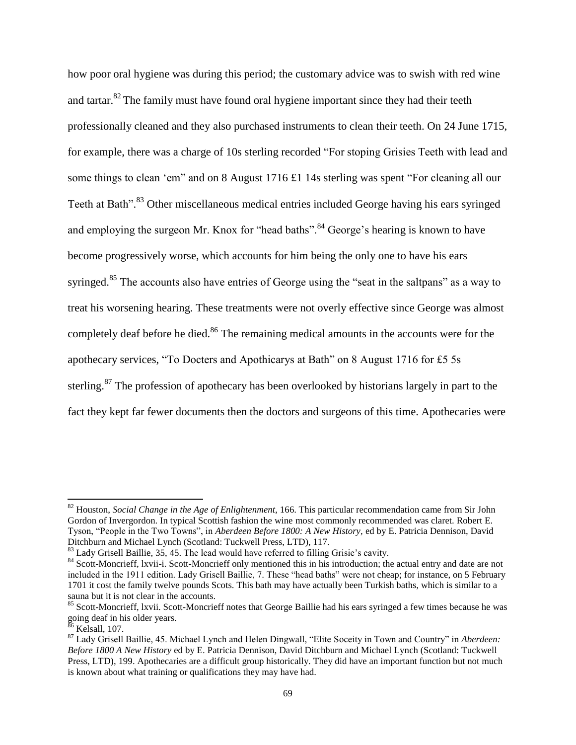how poor oral hygiene was during this period; the customary advice was to swish with red wine and tartar.[82] The family must have found oral hygiene important since they had their teeth professionally cleaned and they also purchased instruments to clean their teeth. On 24 June 1715, for example, there was a charge of 10s sterling recorded "For stoping Grisies Teeth with lead and some things to clean 'em" and on 8 August 1716 £1 14s sterling was spent "For cleaning all our Teeth at Bath".[83] Other miscellaneous medical entries included George having his ears syringed and employing the surgeon Mr. Knox for "head baths".[84] George's hearing is known to have become progressively worse, which accounts for him being the only one to have his ears syringed.[85] The accounts also have entries of George using the "seat in the saltpans" as a way to treat his worsening hearing. These treatments were not overly effective since George was almost completely deaf before he died.[86] The remaining medical amounts in the accounts were for the apothecary services, "To Docters and Apothicarys at Bath" on 8 August 1716 for £5 5s sterling.[87] The profession of apothecary has been overlooked by historians largely in part to the fact they kept far fewer documents then the doctors and surgeons of this time. Apothecaries were

---

[82] Houston, *Social Change in the Age of Enlightenment*, 166. This particular recommendation came from Sir John Gordon of Invergordon. In typical Scottish fashion the wine most commonly recommended was claret. Robert E. Tyson, "People in the Two Towns", in *Aberdeen Before 1800: A New History*, ed by E. Patricia Dennison, David Ditchburn and Michael Lynch (Scotland: Tuckwell Press, LTD), 117.

[83] Lady Grisell Baillie, 35, 45. The lead would have referred to filling Grisie's cavity.

[84] Scott-Moncrieff, lxvii-i. Scott-Moncrieff only mentioned this in his introduction; the actual entry and date are not included in the 1911 edition. Lady Grisell Baillie, 7. These "head baths" were not cheap; for instance, on 5 February 1701 it cost the family twelve pounds Scots. This bath may have actually been Turkish baths, which is similar to a sauna but it is not clear in the accounts.

[85] Scott-Moncrieff, lxvii. Scott-Moncrieff notes that George Baillie had his ears syringed a few times because he was going deaf in his older years.

[86] Kelsall, 107.

[87] Lady Grisell Baillie, 45. Michael Lynch and Helen Dingwall, "Elite Soceity in Town and Country" in *Aberdeen: Before 1800 A New History* ed by E. Patricia Dennison, David Ditchburn and Michael Lynch (Scotland: Tuckwell Press, LTD), 199. Apothecaries are a difficult group historically. They did have an important function but not much is known about what training or qualifications they may have had.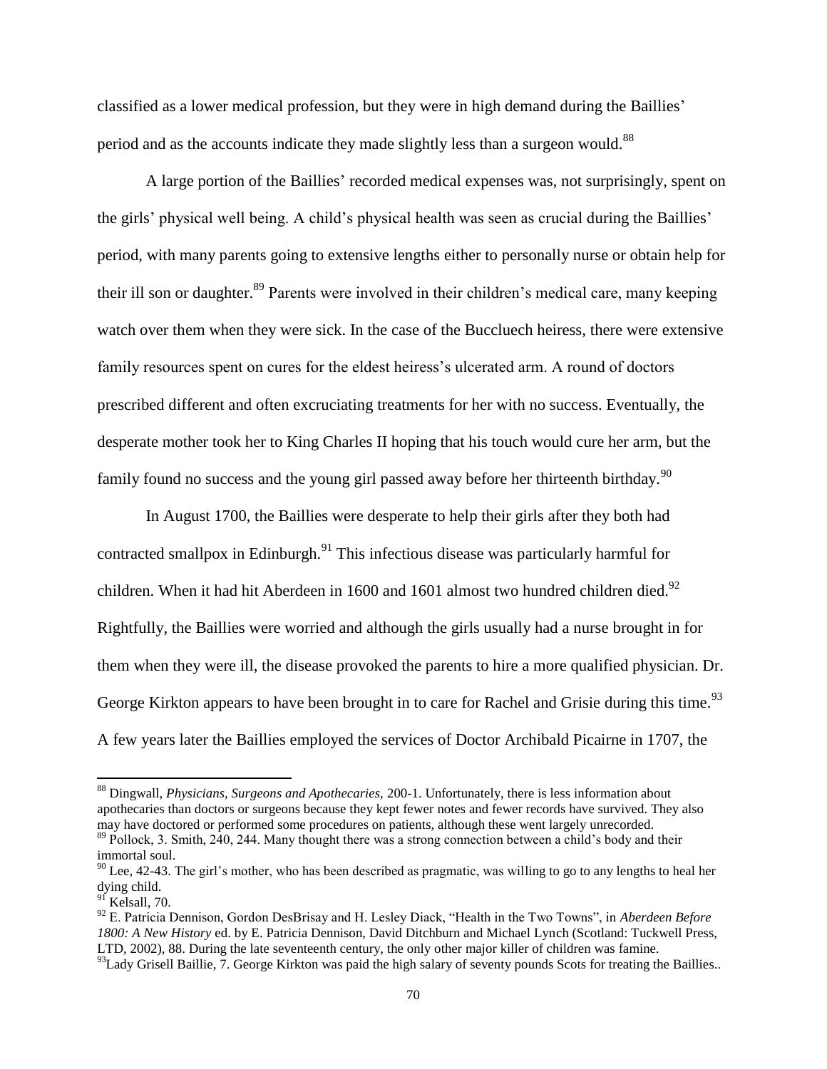classified as a lower medical profession, but they were in high demand during the Baillies' period and as the accounts indicate they made slightly less than a surgeon would.[88]

A large portion of the Baillies' recorded medical expenses was, not surprisingly, spent on the girls' physical well being. A child's physical health was seen as crucial during the Baillies' period, with many parents going to extensive lengths either to personally nurse or obtain help for their ill son or daughter.[89] Parents were involved in their children's medical care, many keeping watch over them when they were sick. In the case of the Buccluech heiress, there were extensive family resources spent on cures for the eldest heiress's ulcerated arm. A round of doctors prescribed different and often excruciating treatments for her with no success. Eventually, the desperate mother took her to King Charles II hoping that his touch would cure her arm, but the family found no success and the young girl passed away before her thirteenth birthday.[90]

In August 1700, the Baillies were desperate to help their girls after they both had contracted smallpox in Edinburgh.[91] This infectious disease was particularly harmful for children. When it had hit Aberdeen in 1600 and 1601 almost two hundred children died.[92] Rightfully, the Baillies were worried and although the girls usually had a nurse brought in for them when they were ill, the disease provoked the parents to hire a more qualified physician. Dr. George Kirkton appears to have been brought in to care for Rachel and Grisie during this time.[93] A few years later the Baillies employed the services of Doctor Archibald Picairne in 1707, the

---

[88] Dingwall, *Physicians, Surgeons and Apothecaries,* 200-1. Unfortunately, there is less information about apothecaries than doctors or surgeons because they kept fewer notes and fewer records have survived. They also may have doctored or performed some procedures on patients, although these went largely unrecorded.

[89] Pollock, 3. Smith, 240, 244. Many thought there was a strong connection between a child's body and their immortal soul.

[90] Lee, 42-43. The girl's mother, who has been described as pragmatic, was willing to go to any lengths to heal her dying child.

[91] Kelsall, 70.

[92] E. Patricia Dennison, Gordon DesBrisay and H. Lesley Diack, "Health in the Two Towns", in *Aberdeen Before 1800: A New History* ed. by E. Patricia Dennison, David Ditchburn and Michael Lynch (Scotland: Tuckwell Press, LTD, 2002), 88. During the late seventeenth century, the only other major killer of children was famine.

[93] Lady Grisell Baillie, 7. George Kirkton was paid the high salary of seventy pounds Scots for treating the Baillies..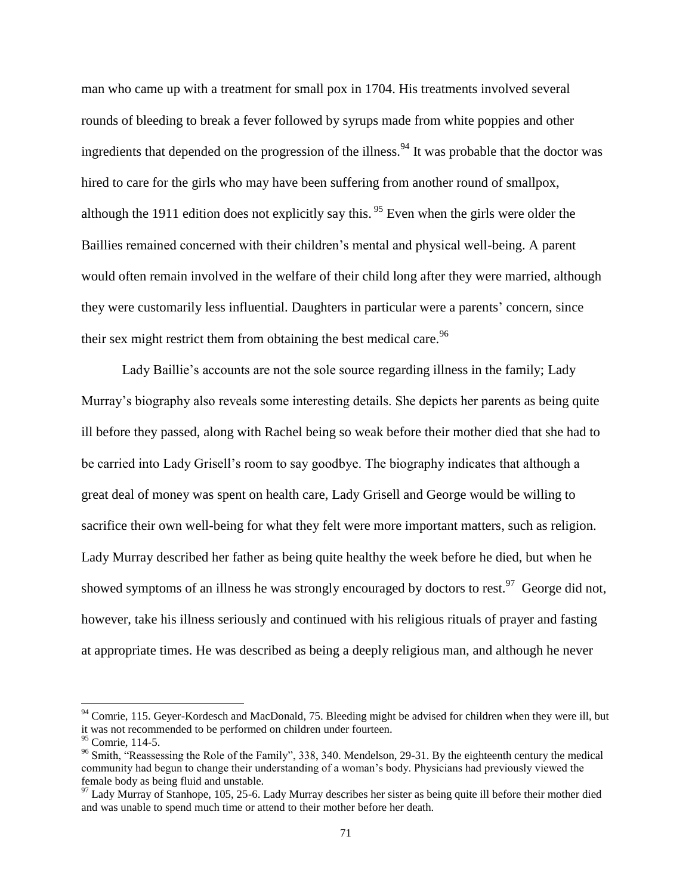man who came up with a treatment for small pox in 1704. His treatments involved several rounds of bleeding to break a fever followed by syrups made from white poppies and other ingredients that depended on the progression of the illness.[94] It was probable that the doctor was hired to care for the girls who may have been suffering from another round of smallpox, although the 1911 edition does not explicitly say this.[95] Even when the girls were older the Baillies remained concerned with their children's mental and physical well-being. A parent would often remain involved in the welfare of their child long after they were married, although they were customarily less influential. Daughters in particular were a parents' concern, since their sex might restrict them from obtaining the best medical care.[96]

Lady Baillie's accounts are not the sole source regarding illness in the family; Lady Murray's biography also reveals some interesting details. She depicts her parents as being quite ill before they passed, along with Rachel being so weak before their mother died that she had to be carried into Lady Grisell's room to say goodbye. The biography indicates that although a great deal of money was spent on health care, Lady Grisell and George would be willing to sacrifice their own well-being for what they felt were more important matters, such as religion. Lady Murray described her father as being quite healthy the week before he died, but when he showed symptoms of an illness he was strongly encouraged by doctors to rest.[97] George did not, however, take his illness seriously and continued with his religious rituals of prayer and fasting at appropriate times. He was described as being a deeply religious man, and although he never

---

[94] Comrie, 115. Geyer-Kordesch and MacDonald, 75. Bleeding might be advised for children when they were ill, but it was not recommended to be performed on children under fourteen.

[95] Comrie, 114-5.

[96] Smith, "Reassessing the Role of the Family", 338, 340. Mendelson, 29-31. By the eighteenth century the medical community had begun to change their understanding of a woman's body. Physicians had previously viewed the female body as being fluid and unstable.

[97] Lady Murray of Stanhope, 105, 25-6. Lady Murray describes her sister as being quite ill before their mother died and was unable to spend much time or attend to their mother before her death.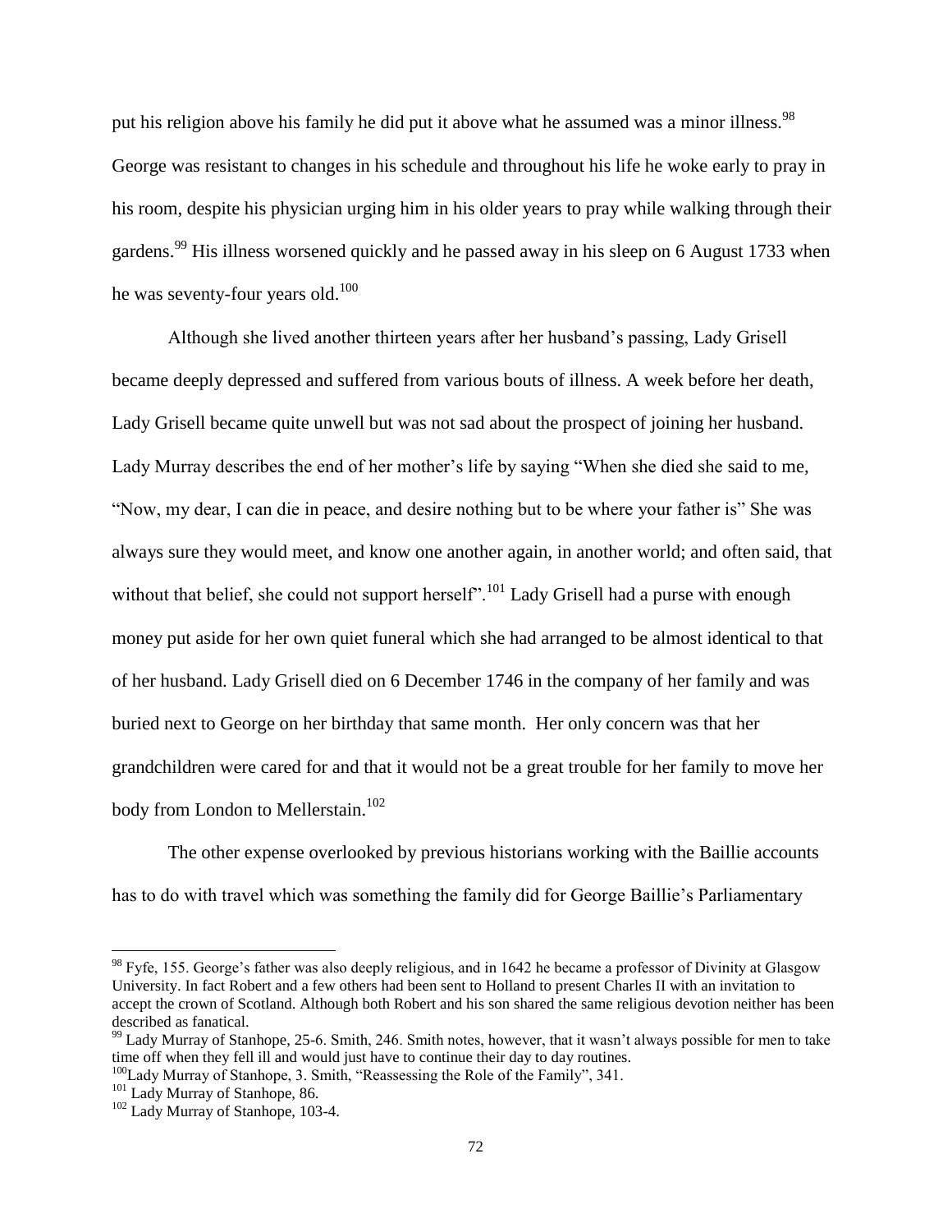put his religion above his family he did put it above what he assumed was a minor illness.[98] George was resistant to changes in his schedule and throughout his life he woke early to pray in his room, despite his physician urging him in his older years to pray while walking through their gardens.[99] His illness worsened quickly and he passed away in his sleep on 6 August 1733 when he was seventy-four years old.[100]

Although she lived another thirteen years after her husband's passing, Lady Grisell became deeply depressed and suffered from various bouts of illness. A week before her death, Lady Grisell became quite unwell but was not sad about the prospect of joining her husband. Lady Murray describes the end of her mother's life by saying "When she died she said to me, "Now, my dear, I can die in peace, and desire nothing but to be where your father is" She was always sure they would meet, and know one another again, in another world; and often said, that without that belief, she could not support herself".[101] Lady Grisell had a purse with enough money put aside for her own quiet funeral which she had arranged to be almost identical to that of her husband. Lady Grisell died on 6 December 1746 in the company of her family and was buried next to George on her birthday that same month. Her only concern was that her grandchildren were cared for and that it would not be a great trouble for her family to move her body from London to Mellerstain.[102]

The other expense overlooked by previous historians working with the Baillie accounts has to do with travel which was something the family did for George Baillie's Parliamentary

---

[98] Fyfe, 155. George's father was also deeply religious, and in 1642 he became a professor of Divinity at Glasgow University. In fact Robert and a few others had been sent to Holland to present Charles II with an invitation to accept the crown of Scotland. Although both Robert and his son shared the same religious devotion neither has been described as fanatical.

[99] Lady Murray of Stanhope, 25-6. Smith, 246. Smith notes, however, that it wasn't always possible for men to take time off when they fell ill and would just have to continue their day to day routines.

[100] Lady Murray of Stanhope, 3. Smith, "Reassessing the Role of the Family", 341.

[101] Lady Murray of Stanhope, 86.

[102] Lady Murray of Stanhope, 103-4.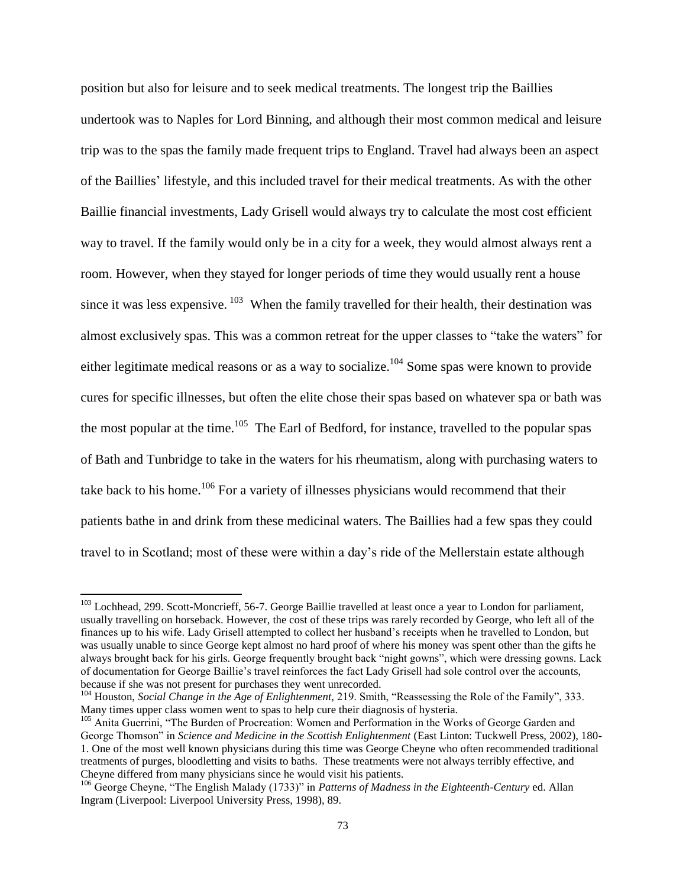position but also for leisure and to seek medical treatments. The longest trip the Baillies undertook was to Naples for Lord Binning, and although their most common medical and leisure trip was to the spas the family made frequent trips to England. Travel had always been an aspect of the Baillies' lifestyle, and this included travel for their medical treatments. As with the other Baillie financial investments, Lady Grisell would always try to calculate the most cost efficient way to travel. If the family would only be in a city for a week, they would almost always rent a room. However, when they stayed for longer periods of time they would usually rent a house since it was less expensive.[103] When the family travelled for their health, their destination was almost exclusively spas. This was a common retreat for the upper classes to "take the waters" for either legitimate medical reasons or as a way to socialize.[104] Some spas were known to provide cures for specific illnesses, but often the elite chose their spas based on whatever spa or bath was the most popular at the time.[105] The Earl of Bedford, for instance, travelled to the popular spas of Bath and Tunbridge to take in the waters for his rheumatism, along with purchasing waters to take back to his home.[106] For a variety of illnesses physicians would recommend that their patients bathe in and drink from these medicinal waters. The Baillies had a few spas they could travel to in Scotland; most of these were within a day's ride of the Mellerstain estate although

---

[103] Lochhead, 299. Scott-Moncrieff, 56-7. George Baillie travelled at least once a year to London for parliament, usually travelling on horseback. However, the cost of these trips was rarely recorded by George, who left all of the finances up to his wife. Lady Grisell attempted to collect her husband's receipts when he travelled to London, but was usually unable to since George kept almost no hard proof of where his money was spent other than the gifts he always brought back for his girls. George frequently brought back "night gowns", which were dressing gowns. Lack of documentation for George Baillie's travel reinforces the fact Lady Grisell had sole control over the accounts, because if she was not present for purchases they went unrecorded.

[104] Houston, *Social Change in the Age of Enlightenment*, 219. Smith, "Reassessing the Role of the Family", 333. Many times upper class women went to spas to help cure their diagnosis of hysteria.

[105] Anita Guerrini, "The Burden of Procreation: Women and Performation in the Works of George Garden and George Thomson" in *Science and Medicine in the Scottish Enlightenment* (East Linton: Tuckwell Press, 2002), 180-1. One of the most well known physicians during this time was George Cheyne who often recommended traditional treatments of purges, bloodletting and visits to baths. These treatments were not always terribly effective, and Cheyne differed from many physicians since he would visit his patients.

[106] George Cheyne, "The English Malady (1733)" in *Patterns of Madness in the Eighteenth-Century* ed. Allan Ingram (Liverpool: Liverpool University Press, 1998), 89.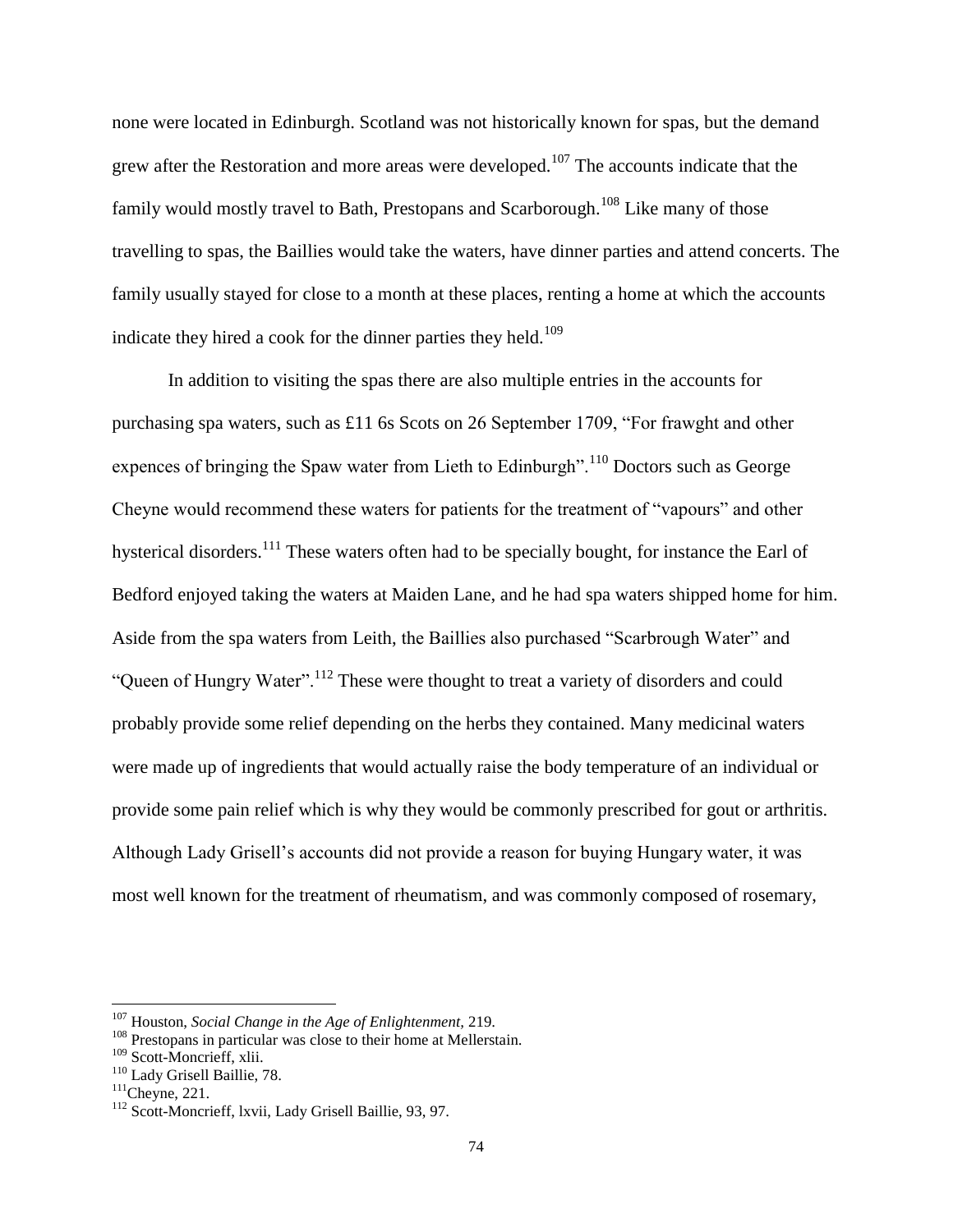none were located in Edinburgh. Scotland was not historically known for spas, but the demand grew after the Restoration and more areas were developed.[107] The accounts indicate that the family would mostly travel to Bath, Prestopans and Scarborough.[108] Like many of those travelling to spas, the Baillies would take the waters, have dinner parties and attend concerts. The family usually stayed for close to a month at these places, renting a home at which the accounts indicate they hired a cook for the dinner parties they held.[109]

In addition to visiting the spas there are also multiple entries in the accounts for purchasing spa waters, such as £11 6s Scots on 26 September 1709, "For frawght and other expences of bringing the Spaw water from Lieth to Edinburgh".[110] Doctors such as George Cheyne would recommend these waters for patients for the treatment of "vapours" and other hysterical disorders.[111] These waters often had to be specially bought, for instance the Earl of Bedford enjoyed taking the waters at Maiden Lane, and he had spa waters shipped home for him. Aside from the spa waters from Leith, the Baillies also purchased "Scarbrough Water" and "Queen of Hungry Water".[112] These were thought to treat a variety of disorders and could probably provide some relief depending on the herbs they contained. Many medicinal waters were made up of ingredients that would actually raise the body temperature of an individual or provide some pain relief which is why they would be commonly prescribed for gout or arthritis. Although Lady Grisell's accounts did not provide a reason for buying Hungary water, it was most well known for the treatment of rheumatism, and was commonly composed of rosemary,

---

[107] Houston, *Social Change in the Age of Enlightenment*, 219.
[108] Prestopans in particular was close to their home at Mellerstain.
[109] Scott-Moncrieff, xlii.
[110] Lady Grisell Baillie, 78.
[111] Cheyne, 221.
[112] Scott-Moncrieff, lxvii, Lady Grisell Baillie, 93, 97.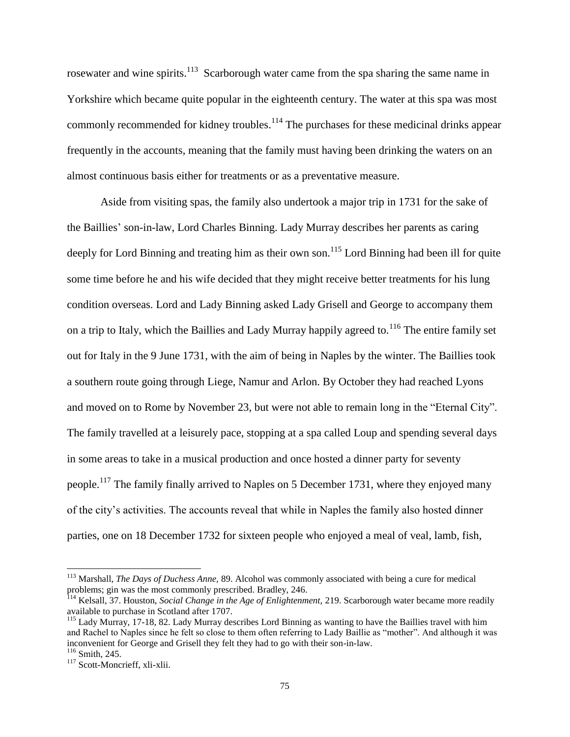rosewater and wine spirits.[113] Scarborough water came from the spa sharing the same name in Yorkshire which became quite popular in the eighteenth century. The water at this spa was most commonly recommended for kidney troubles.[114] The purchases for these medicinal drinks appear frequently in the accounts, meaning that the family must having been drinking the waters on an almost continuous basis either for treatments or as a preventative measure.

Aside from visiting spas, the family also undertook a major trip in 1731 for the sake of the Baillies' son-in-law, Lord Charles Binning. Lady Murray describes her parents as caring deeply for Lord Binning and treating him as their own son.[115] Lord Binning had been ill for quite some time before he and his wife decided that they might receive better treatments for his lung condition overseas. Lord and Lady Binning asked Lady Grisell and George to accompany them on a trip to Italy, which the Baillies and Lady Murray happily agreed to.[116] The entire family set out for Italy in the 9 June 1731, with the aim of being in Naples by the winter. The Baillies took a southern route going through Liege, Namur and Arlon. By October they had reached Lyons and moved on to Rome by November 23, but were not able to remain long in the "Eternal City". The family travelled at a leisurely pace, stopping at a spa called Loup and spending several days in some areas to take in a musical production and once hosted a dinner party for seventy people.[117] The family finally arrived to Naples on 5 December 1731, where they enjoyed many of the city's activities. The accounts reveal that while in Naples the family also hosted dinner parties, one on 18 December 1732 for sixteen people who enjoyed a meal of veal, lamb, fish,

---

[113] Marshall, *The Days of Duchess Anne,* 89. Alcohol was commonly associated with being a cure for medical problems; gin was the most commonly prescribed. Bradley, 246.

[114] Kelsall, 37. Houston, *Social Change in the Age of Enlightenment,* 219. Scarborough water became more readily available to purchase in Scotland after 1707.

[115] Lady Murray, 17-18, 82. Lady Murray describes Lord Binning as wanting to have the Baillies travel with him and Rachel to Naples since he felt so close to them often referring to Lady Baillie as "mother". And although it was inconvenient for George and Grisell they felt they had to go with their son-in-law.

[116] Smith, 245.

[117] Scott-Moncrieff, xli-xlii.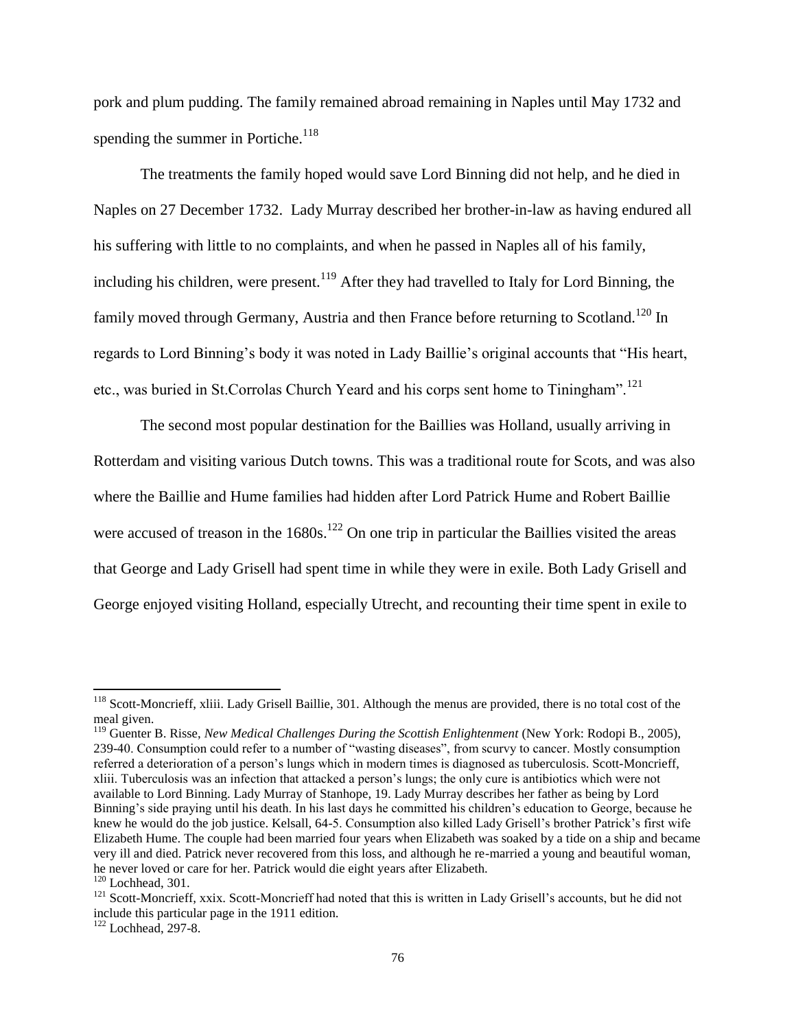pork and plum pudding. The family remained abroad remaining in Naples until May 1732 and spending the summer in Portiche.[118]

The treatments the family hoped would save Lord Binning did not help, and he died in Naples on 27 December 1732. Lady Murray described her brother-in-law as having endured all his suffering with little to no complaints, and when he passed in Naples all of his family, including his children, were present.[119] After they had travelled to Italy for Lord Binning, the family moved through Germany, Austria and then France before returning to Scotland.[120] In regards to Lord Binning's body it was noted in Lady Baillie's original accounts that "His heart, etc., was buried in St.Corrolas Church Yeard and his corps sent home to Tiningham".[121]

The second most popular destination for the Baillies was Holland, usually arriving in Rotterdam and visiting various Dutch towns. This was a traditional route for Scots, and was also where the Baillie and Hume families had hidden after Lord Patrick Hume and Robert Baillie were accused of treason in the 1680s.[122] On one trip in particular the Baillies visited the areas that George and Lady Grisell had spent time in while they were in exile. Both Lady Grisell and George enjoyed visiting Holland, especially Utrecht, and recounting their time spent in exile to

---

[118] Scott-Moncrieff, xliii. Lady Grisell Baillie, 301. Although the menus are provided, there is no total cost of the meal given.

[119] Guenter B. Risse, *New Medical Challenges During the Scottish Enlightenment* (New York: Rodopi B., 2005), 239-40. Consumption could refer to a number of "wasting diseases", from scurvy to cancer. Mostly consumption referred a deterioration of a person's lungs which in modern times is diagnosed as tuberculosis. Scott-Moncrieff, xliii. Tuberculosis was an infection that attacked a person's lungs; the only cure is antibiotics which were not available to Lord Binning. Lady Murray of Stanhope, 19. Lady Murray describes her father as being by Lord Binning's side praying until his death. In his last days he committed his children's education to George, because he knew he would do the job justice. Kelsall, 64-5. Consumption also killed Lady Grisell's brother Patrick's first wife Elizabeth Hume. The couple had been married four years when Elizabeth was soaked by a tide on a ship and became very ill and died. Patrick never recovered from this loss, and although he re-married a young and beautiful woman, he never loved or care for her. Patrick would die eight years after Elizabeth.

[120] Lochhead, 301.

[121] Scott-Moncrieff, xxix. Scott-Moncrieff had noted that this is written in Lady Grisell's accounts, but he did not include this particular page in the 1911 edition.

[122] Lochhead, 297-8.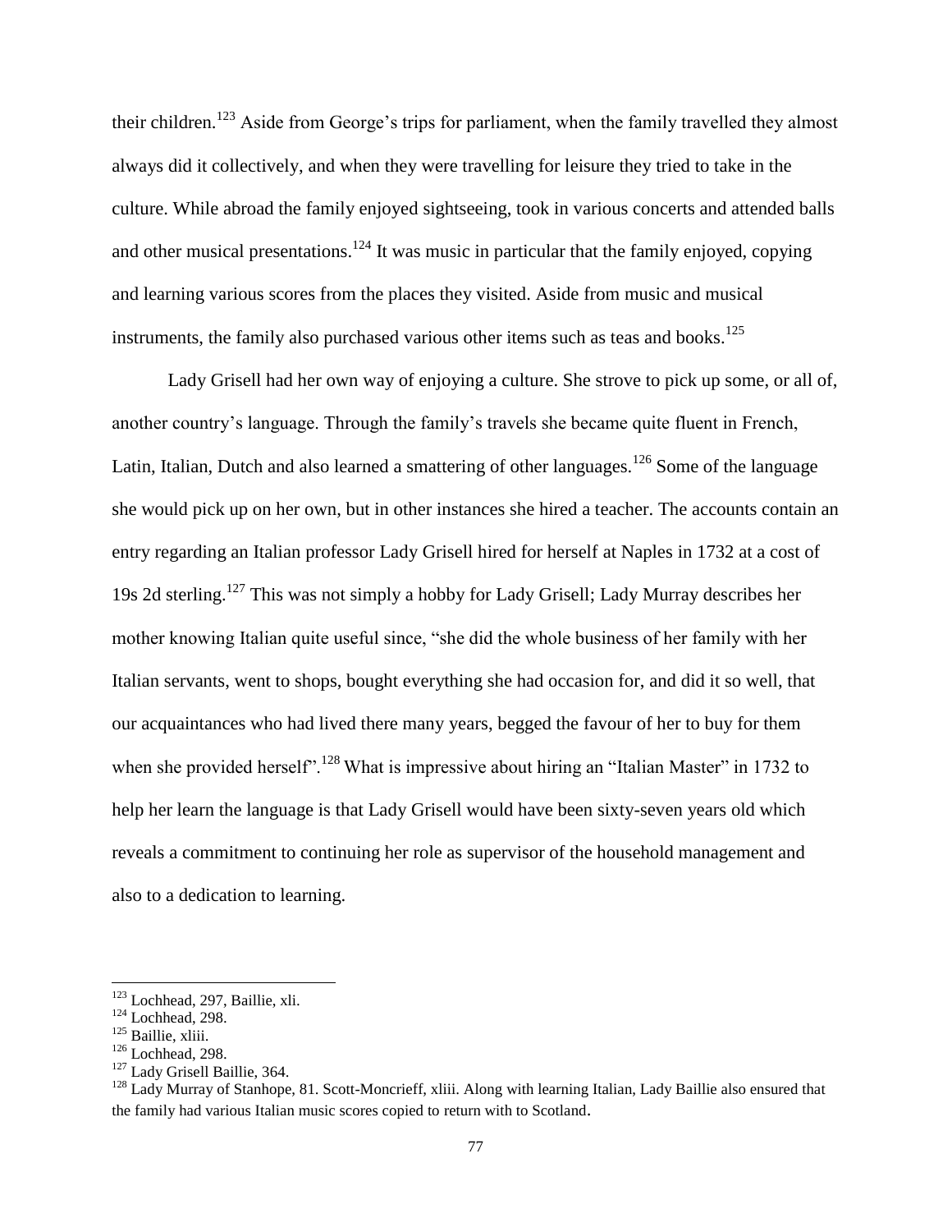their children.[123] Aside from George's trips for parliament, when the family travelled they almost always did it collectively, and when they were travelling for leisure they tried to take in the culture. While abroad the family enjoyed sightseeing, took in various concerts and attended balls and other musical presentations.[124] It was music in particular that the family enjoyed, copying and learning various scores from the places they visited. Aside from music and musical instruments, the family also purchased various other items such as teas and books.[125]

Lady Grisell had her own way of enjoying a culture. She strove to pick up some, or all of, another country's language. Through the family's travels she became quite fluent in French, Latin, Italian, Dutch and also learned a smattering of other languages.[126] Some of the language she would pick up on her own, but in other instances she hired a teacher. The accounts contain an entry regarding an Italian professor Lady Grisell hired for herself at Naples in 1732 at a cost of 19s 2d sterling.[127] This was not simply a hobby for Lady Grisell; Lady Murray describes her mother knowing Italian quite useful since, "she did the whole business of her family with her Italian servants, went to shops, bought everything she had occasion for, and did it so well, that our acquaintances who had lived there many years, begged the favour of her to buy for them when she provided herself".[128] What is impressive about hiring an "Italian Master" in 1732 to help her learn the language is that Lady Grisell would have been sixty-seven years old which reveals a commitment to continuing her role as supervisor of the household management and also to a dedication to learning.

---

[123] Lochhead, 297, Baillie, xli.

[124] Lochhead, 298.

[125] Baillie, xliii.

[126] Lochhead, 298.

[127] Lady Grisell Baillie, 364.

[128] Lady Murray of Stanhope, 81. Scott-Moncrieff, xliii. Along with learning Italian, Lady Baillie also ensured that the family had various Italian music scores copied to return with to Scotland.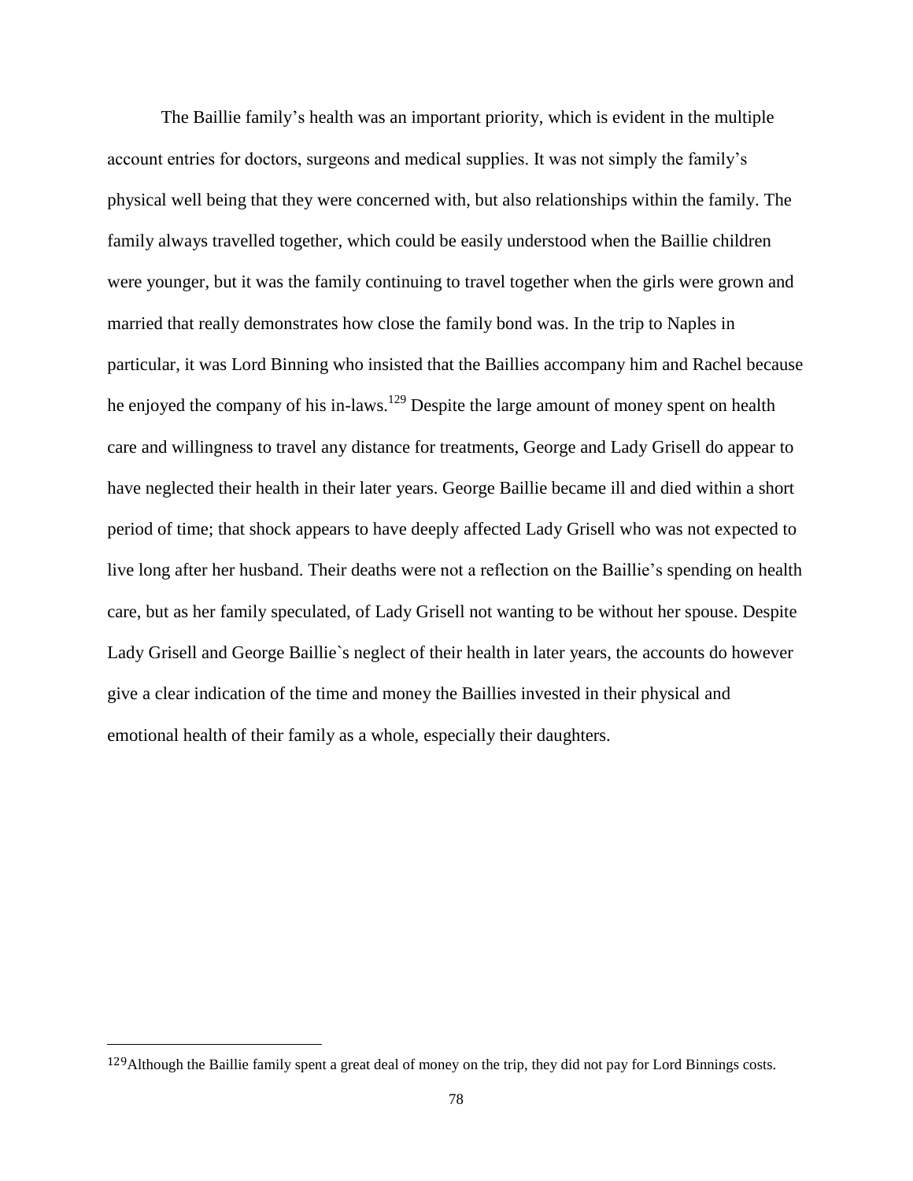The Baillie family's health was an important priority, which is evident in the multiple account entries for doctors, surgeons and medical supplies. It was not simply the family's physical well being that they were concerned with, but also relationships within the family. The family always travelled together, which could be easily understood when the Baillie children were younger, but it was the family continuing to travel together when the girls were grown and married that really demonstrates how close the family bond was. In the trip to Naples in particular, it was Lord Binning who insisted that the Baillies accompany him and Rachel because he enjoyed the company of his in-laws.[129] Despite the large amount of money spent on health care and willingness to travel any distance for treatments, George and Lady Grisell do appear to have neglected their health in their later years. George Baillie became ill and died within a short period of time; that shock appears to have deeply affected Lady Grisell who was not expected to live long after her husband. Their deaths were not a reflection on the Baillie's spending on health care, but as her family speculated, of Lady Grisell not wanting to be without her spouse. Despite Lady Grisell and George Baillie`s neglect of their health in later years, the accounts do however give a clear indication of the time and money the Baillies invested in their physical and emotional health of their family as a whole, especially their daughters.

---

[129] Although the Baillie family spent a great deal of money on the trip, they did not pay for Lord Binnings costs.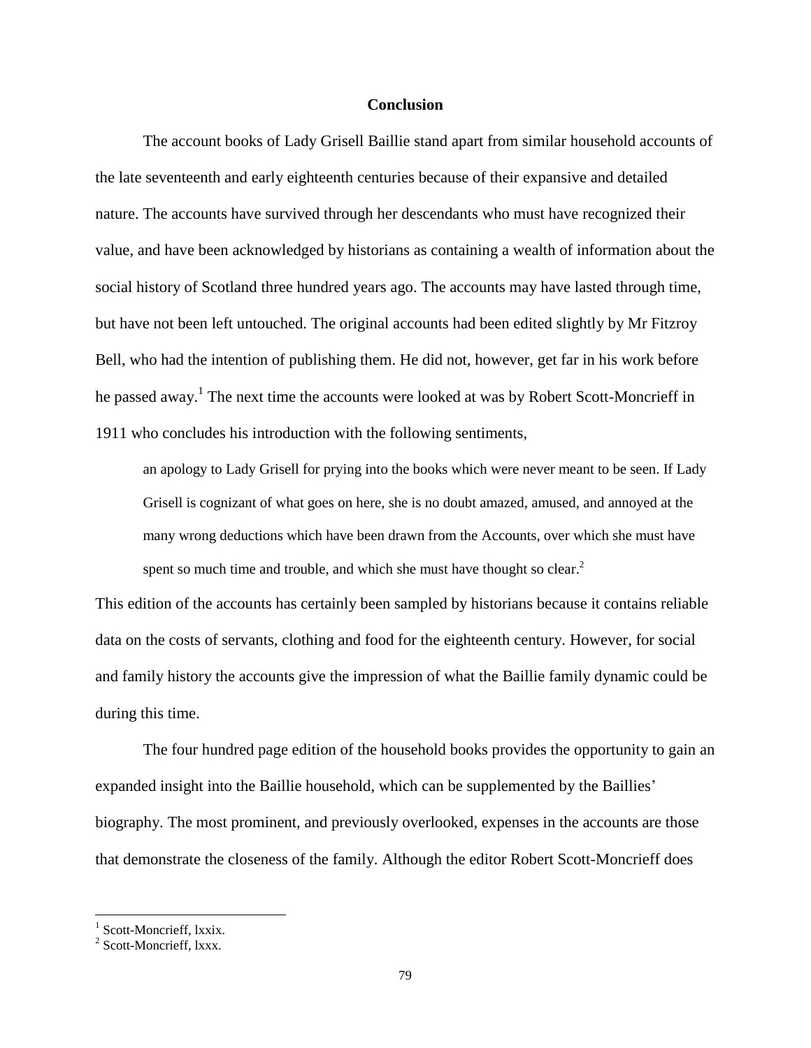# Conclusion

The account books of Lady Grisell Baillie stand apart from similar household accounts of the late seventeenth and early eighteenth centuries because of their expansive and detailed nature. The accounts have survived through her descendants who must have recognized their value, and have been acknowledged by historians as containing a wealth of information about the social history of Scotland three hundred years ago. The accounts may have lasted through time, but have not been left untouched. The original accounts had been edited slightly by Mr Fitzroy Bell, who had the intention of publishing them. He did not, however, get far in his work before he passed away.[1] The next time the accounts were looked at was by Robert Scott-Moncrieff in 1911 who concludes his introduction with the following sentiments,

> an apology to Lady Grisell for prying into the books which were never meant to be seen. If Lady Grisell is cognizant of what goes on here, she is no doubt amazed, amused, and annoyed at the many wrong deductions which have been drawn from the Accounts, over which she must have spent so much time and trouble, and which she must have thought so clear.[2]

This edition of the accounts has certainly been sampled by historians because it contains reliable data on the costs of servants, clothing and food for the eighteenth century. However, for social and family history the accounts give the impression of what the Baillie family dynamic could be during this time.

The four hundred page edition of the household books provides the opportunity to gain an expanded insight into the Baillie household, which can be supplemented by the Baillies' biography. The most prominent, and previously overlooked, expenses in the accounts are those that demonstrate the closeness of the family. Although the editor Robert Scott-Moncrieff does

---

[1] Scott-Moncrieff, lxxix.

[2] Scott-Moncrieff, lxxx.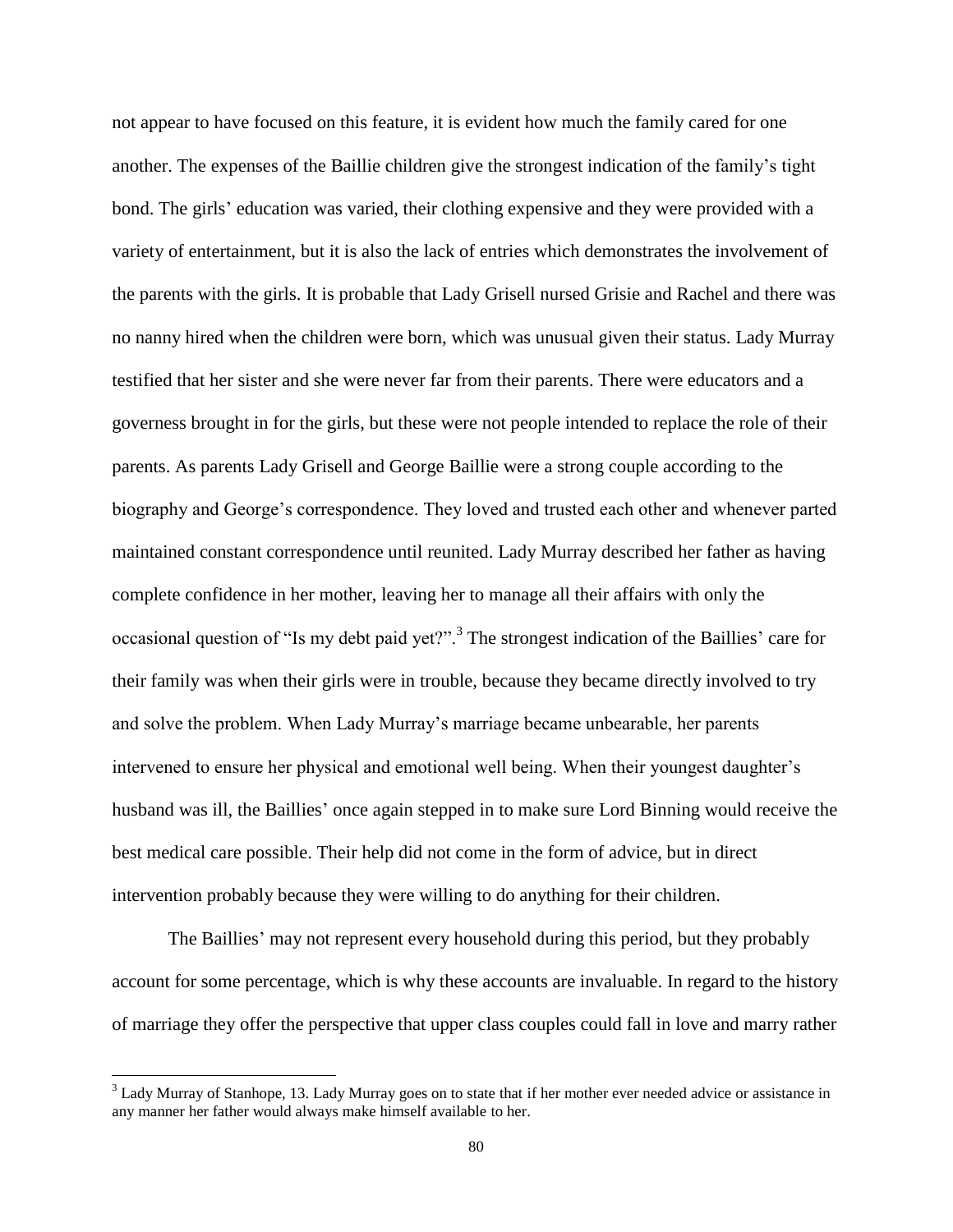not appear to have focused on this feature, it is evident how much the family cared for one another. The expenses of the Baillie children give the strongest indication of the family's tight bond. The girls' education was varied, their clothing expensive and they were provided with a variety of entertainment, but it is also the lack of entries which demonstrates the involvement of the parents with the girls. It is probable that Lady Grisell nursed Grisie and Rachel and there was no nanny hired when the children were born, which was unusual given their status. Lady Murray testified that her sister and she were never far from their parents. There were educators and a governess brought in for the girls, but these were not people intended to replace the role of their parents. As parents Lady Grisell and George Baillie were a strong couple according to the biography and George's correspondence. They loved and trusted each other and whenever parted maintained constant correspondence until reunited. Lady Murray described her father as having complete confidence in her mother, leaving her to manage all their affairs with only the occasional question of "Is my debt paid yet?".[3] The strongest indication of the Baillies' care for their family was when their girls were in trouble, because they became directly involved to try and solve the problem. When Lady Murray's marriage became unbearable, her parents intervened to ensure her physical and emotional well being. When their youngest daughter's husband was ill, the Baillies' once again stepped in to make sure Lord Binning would receive the best medical care possible. Their help did not come in the form of advice, but in direct intervention probably because they were willing to do anything for their children.

The Baillies' may not represent every household during this period, but they probably account for some percentage, which is why these accounts are invaluable. In regard to the history of marriage they offer the perspective that upper class couples could fall in love and marry rather

---

[3] Lady Murray of Stanhope, 13. Lady Murray goes on to state that if her mother ever needed advice or assistance in any manner her father would always make himself available to her.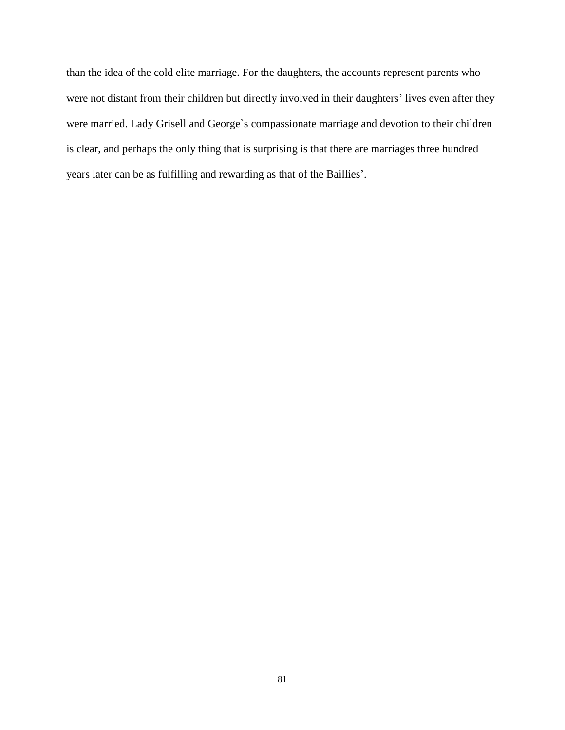than the idea of the cold elite marriage. For the daughters, the accounts represent parents who were not distant from their children but directly involved in their daughters' lives even after they were married. Lady Grisell and George`s compassionate marriage and devotion to their children is clear, and perhaps the only thing that is surprising is that there are marriages three hundred years later can be as fulfilling and rewarding as that of the Baillies'.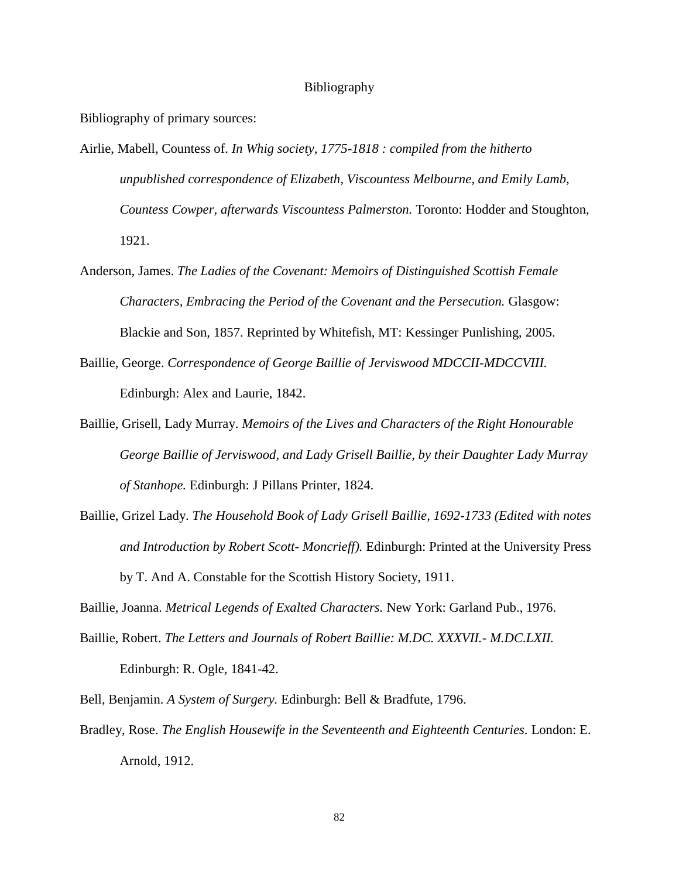# Bibliography

Bibliography of primary sources:

Airlie, Mabell, Countess of. *In Whig society, 1775-1818 : compiled from the hitherto unpublished correspondence of Elizabeth, Viscountess Melbourne, and Emily Lamb, Countess Cowper, afterwards Viscountess Palmerston.* Toronto: Hodder and Stoughton, 1921.

Anderson, James. *The Ladies of the Covenant: Memoirs of Distinguished Scottish Female Characters, Embracing the Period of the Covenant and the Persecution.* Glasgow: Blackie and Son, 1857. Reprinted by Whitefish, MT: Kessinger Punlishing, 2005.

Baillie, George. *Correspondence of George Baillie of Jerviswood MDCCII-MDCCVIII.* Edinburgh: Alex and Laurie, 1842.

Baillie, Grisell, Lady Murray. *Memoirs of the Lives and Characters of the Right Honourable George Baillie of Jerviswood, and Lady Grisell Baillie, by their Daughter Lady Murray of Stanhope.* Edinburgh: J Pillans Printer, 1824.

Baillie, Grizel Lady. *The Household Book of Lady Grisell Baillie, 1692-1733 (Edited with notes and Introduction by Robert Scott- Moncrieff).* Edinburgh: Printed at the University Press by T. And A. Constable for the Scottish History Society, 1911.

Baillie, Joanna. *Metrical Legends of Exalted Characters.* New York: Garland Pub., 1976.

Baillie, Robert. *The Letters and Journals of Robert Baillie: M.DC. XXXVII.- M.DC.LXII.* Edinburgh: R. Ogle, 1841-42.

Bell, Benjamin. *A System of Surgery.* Edinburgh: Bell & Bradfute, 1796.

Bradley, Rose. *The English Housewife in the Seventeenth and Eighteenth Centuries.* London: E. Arnold, 1912.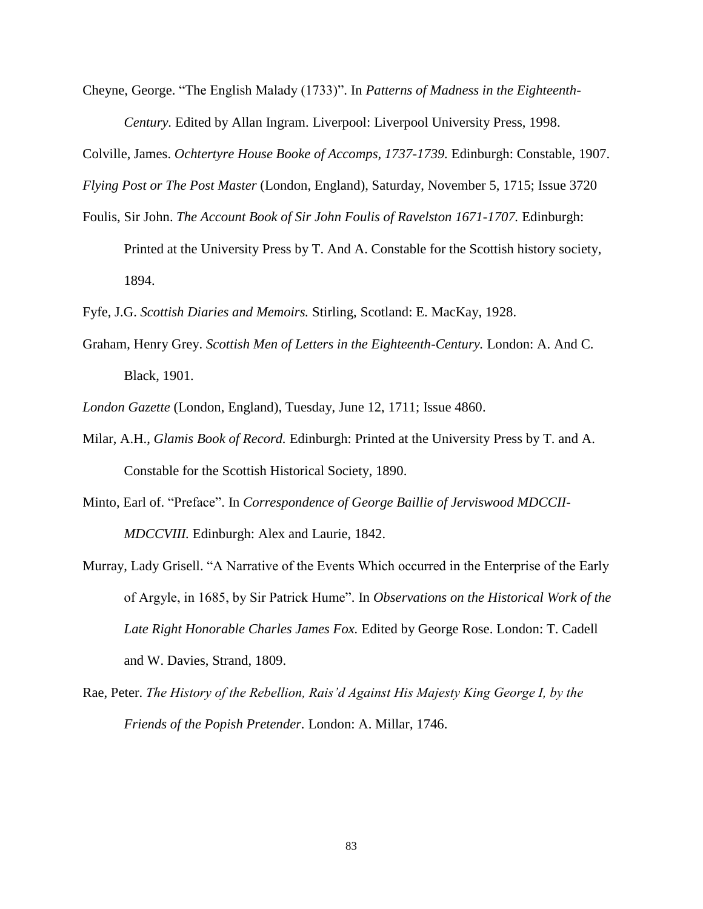Cheyne, George. "The English Malady (1733)". In *Patterns of Madness in the Eighteenth-Century.* Edited by Allan Ingram. Liverpool: Liverpool University Press, 1998.

Colville, James. *Ochtertyre House Booke of Accomps, 1737-1739.* Edinburgh: Constable, 1907.

*Flying Post or The Post Master* (London, England), Saturday, November 5, 1715; Issue 3720

Foulis, Sir John. *The Account Book of Sir John Foulis of Ravelston 1671-1707.* Edinburgh: Printed at the University Press by T. And A. Constable for the Scottish history society, 1894.

Fyfe, J.G. *Scottish Diaries and Memoirs.* Stirling, Scotland: E. MacKay, 1928.

Graham, Henry Grey. *Scottish Men of Letters in the Eighteenth-Century.* London: A. And C. Black, 1901.

*London Gazette* (London, England), Tuesday, June 12, 1711; Issue 4860.

Milar, A.H., *Glamis Book of Record.* Edinburgh: Printed at the University Press by T. and A. Constable for the Scottish Historical Society, 1890.

Minto, Earl of. "Preface". In *Correspondence of George Baillie of Jerviswood MDCCII-MDCCVIII.* Edinburgh: Alex and Laurie, 1842.

Murray, Lady Grisell. "A Narrative of the Events Which occurred in the Enterprise of the Early of Argyle, in 1685, by Sir Patrick Hume". In *Observations on the Historical Work of the Late Right Honorable Charles James Fox.* Edited by George Rose. London: T. Cadell and W. Davies, Strand, 1809.

Rae, Peter. *The History of the Rebellion, Rais'd Against His Majesty King George I, by the Friends of the Popish Pretender.* London: A. Millar, 1746.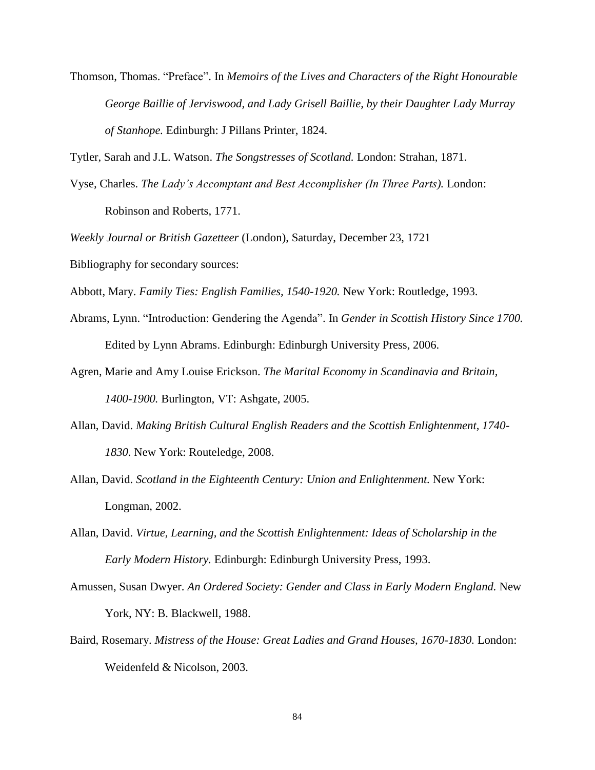Thomson, Thomas. “Preface”. In *Memoirs of the Lives and Characters of the Right Honourable George Baillie of Jerviswood, and Lady Grisell Baillie, by their Daughter Lady Murray of Stanhope.* Edinburgh: J Pillans Printer, 1824.

Tytler, Sarah and J.L. Watson. *The Songstresses of Scotland.* London: Strahan, 1871.

Vyse, Charles. *The Lady's Accomptant and Best Accomplisher (In Three Parts).* London: Robinson and Roberts, 1771.

*Weekly Journal or British Gazetteer* (London), Saturday, December 23, 1721

Bibliography for secondary sources:

Abbott, Mary. *Family Ties: English Families, 1540-1920.* New York: Routledge, 1993.

Abrams, Lynn. “Introduction: Gendering the Agenda”. In *Gender in Scottish History Since 1700.* Edited by Lynn Abrams. Edinburgh: Edinburgh University Press, 2006.

Agren, Marie and Amy Louise Erickson. *The Marital Economy in Scandinavia and Britain, 1400-1900.* Burlington, VT: Ashgate, 2005.

Allan, David. *Making British Cultural English Readers and the Scottish Enlightenment, 1740-1830.* New York: Routeledge, 2008.

Allan, David. *Scotland in the Eighteenth Century: Union and Enlightenment.* New York: Longman, 2002.

Allan, David. *Virtue, Learning, and the Scottish Enlightenment: Ideas of Scholarship in the Early Modern History.* Edinburgh: Edinburgh University Press, 1993.

Amussen, Susan Dwyer. *An Ordered Society: Gender and Class in Early Modern England.* New York, NY: B. Blackwell, 1988.

Baird, Rosemary. *Mistress of the House: Great Ladies and Grand Houses, 1670-1830.* London: Weidenfeld & Nicolson, 2003.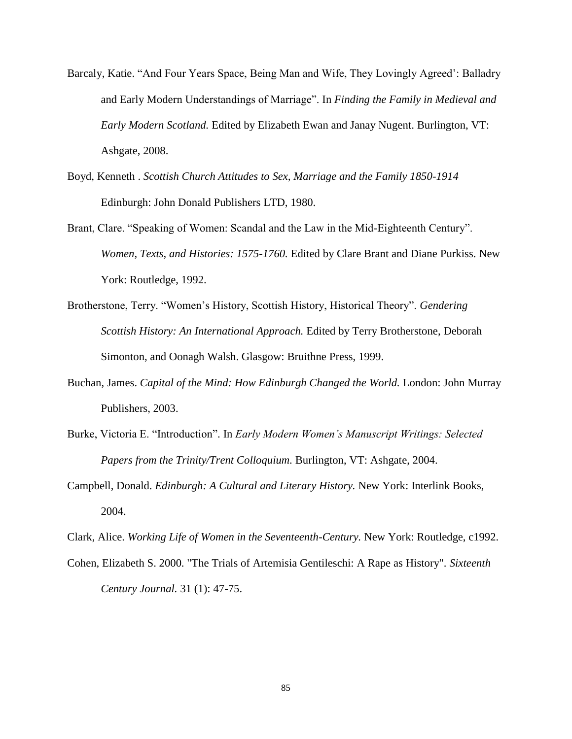Barcaly, Katie. "And Four Years Space, Being Man and Wife, They Lovingly Agreed': Balladry and Early Modern Understandings of Marriage". In *Finding the Family in Medieval and Early Modern Scotland.* Edited by Elizabeth Ewan and Janay Nugent. Burlington, VT: Ashgate, 2008.

Boyd, Kenneth . *Scottish Church Attitudes to Sex, Marriage and the Family 1850-1914* Edinburgh: John Donald Publishers LTD, 1980.

Brant, Clare. "Speaking of Women: Scandal and the Law in the Mid-Eighteenth Century". *Women, Texts, and Histories: 1575-1760.* Edited by Clare Brant and Diane Purkiss. New York: Routledge, 1992.

Brotherstone, Terry. "Women's History, Scottish History, Historical Theory". *Gendering Scottish History: An International Approach.* Edited by Terry Brotherstone, Deborah Simonton, and Oonagh Walsh. Glasgow: Bruithne Press, 1999.

Buchan, James. *Capital of the Mind: How Edinburgh Changed the World.* London: John Murray Publishers, 2003.

Burke, Victoria E. "Introduction". In *Early Modern Women's Manuscript Writings: Selected Papers from the Trinity/Trent Colloquium.* Burlington, VT: Ashgate, 2004.

Campbell, Donald. *Edinburgh: A Cultural and Literary History.* New York: Interlink Books, 2004.

Clark, Alice. *Working Life of Women in the Seventeenth-Century.* New York: Routledge, c1992.

Cohen, Elizabeth S. 2000. "The Trials of Artemisia Gentileschi: A Rape as History". *Sixteenth Century Journal.* 31 (1): 47-75.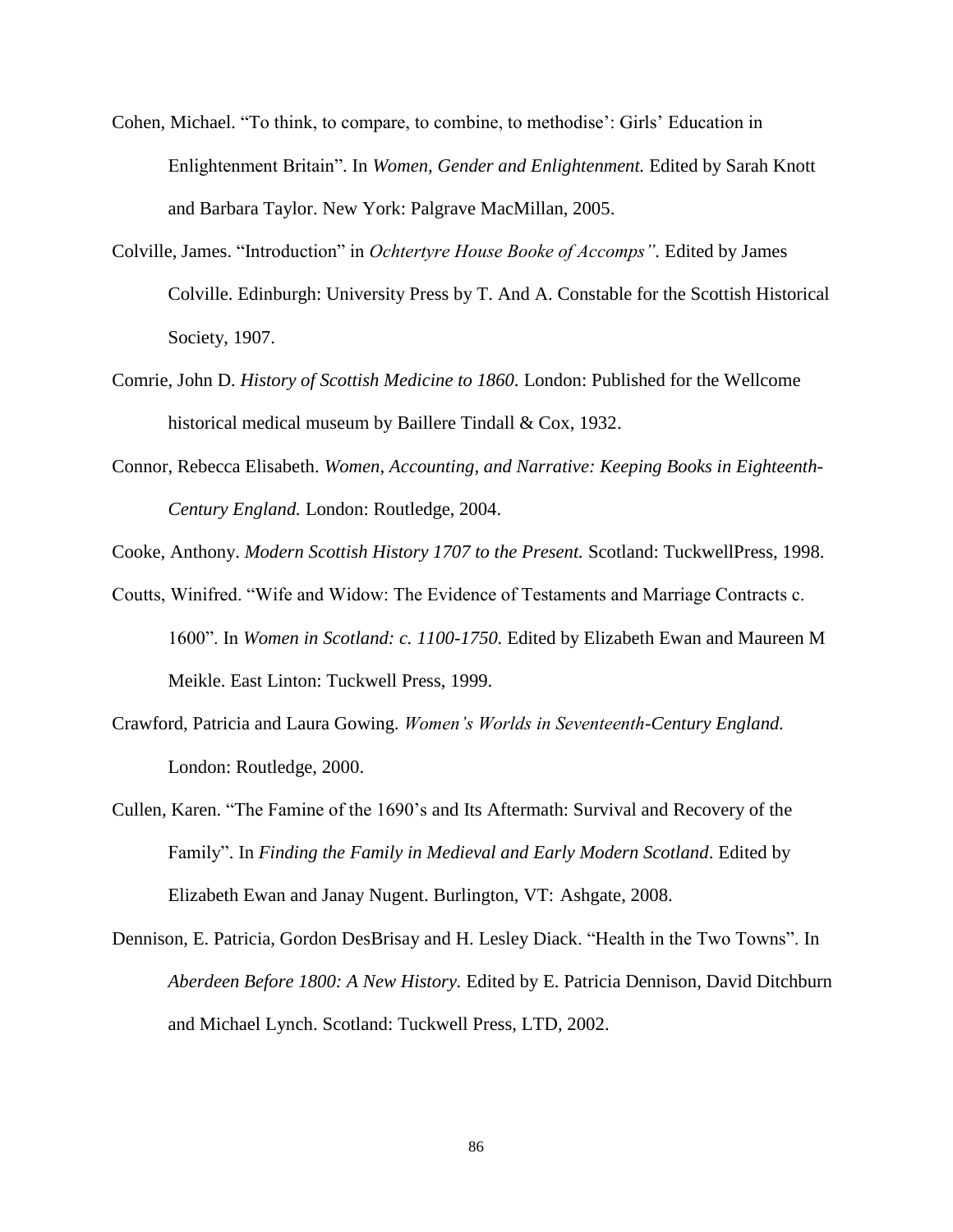Cohen, Michael. "To think, to compare, to combine, to methodise': Girls' Education in Enlightenment Britain". In *Women, Gender and Enlightenment.* Edited by Sarah Knott and Barbara Taylor. New York: Palgrave MacMillan, 2005.

Colville, James. "Introduction" in *Ochtertyre House Booke of Accomps".* Edited by James Colville. Edinburgh: University Press by T. And A. Constable for the Scottish Historical Society, 1907.

Comrie, John D. *History of Scottish Medicine to 1860.* London: Published for the Wellcome historical medical museum by Baillere Tindall & Cox, 1932.

Connor, Rebecca Elisabeth. *Women, Accounting, and Narrative: Keeping Books in Eighteenth-Century England.* London: Routledge, 2004.

Cooke, Anthony. *Modern Scottish History 1707 to the Present.* Scotland: TuckwellPress, 1998.

Coutts, Winifred. "Wife and Widow: The Evidence of Testaments and Marriage Contracts c. 1600". In *Women in Scotland: c. 1100-1750.* Edited by Elizabeth Ewan and Maureen M Meikle. East Linton: Tuckwell Press, 1999.

Crawford, Patricia and Laura Gowing. *Women's Worlds in Seventeenth-Century England.* London: Routledge, 2000.

Cullen, Karen. "The Famine of the 1690's and Its Aftermath: Survival and Recovery of the Family". In *Finding the Family in Medieval and Early Modern Scotland*. Edited by Elizabeth Ewan and Janay Nugent. Burlington, VT: Ashgate, 2008.

Dennison, E. Patricia, Gordon DesBrisay and H. Lesley Diack. "Health in the Two Towns". In *Aberdeen Before 1800: A New History.* Edited by E. Patricia Dennison, David Ditchburn and Michael Lynch. Scotland: Tuckwell Press, LTD, 2002.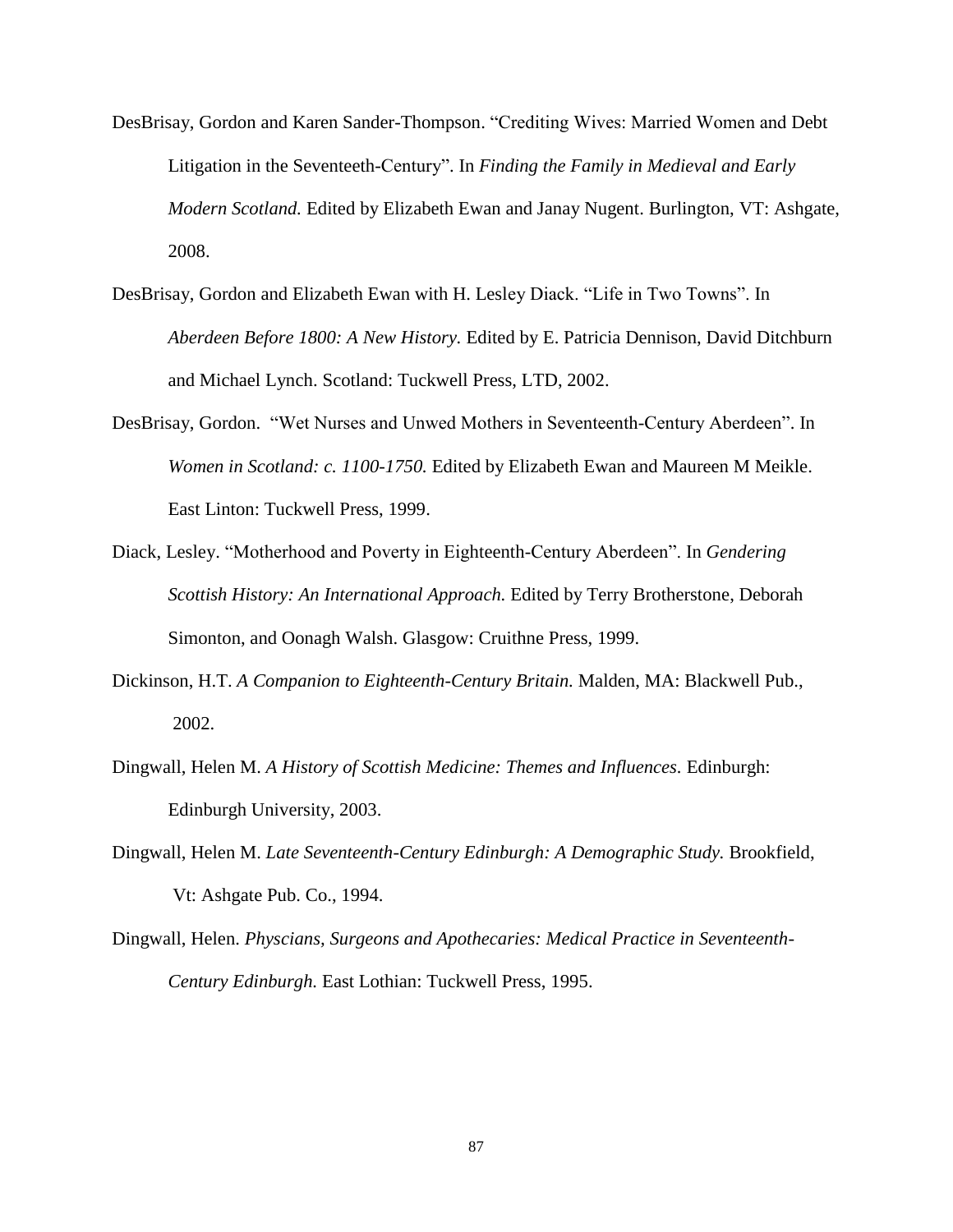DesBrisay, Gordon and Karen Sander-Thompson. “Crediting Wives: Married Women and Debt Litigation in the Seventeeth-Century”. In *Finding the Family in Medieval and Early Modern Scotland.* Edited by Elizabeth Ewan and Janay Nugent. Burlington, VT: Ashgate, 2008.

DesBrisay, Gordon and Elizabeth Ewan with H. Lesley Diack. “Life in Two Towns”. In *Aberdeen Before 1800: A New History.* Edited by E. Patricia Dennison, David Ditchburn and Michael Lynch. Scotland: Tuckwell Press, LTD, 2002.

DesBrisay, Gordon. “Wet Nurses and Unwed Mothers in Seventeenth-Century Aberdeen”. In *Women in Scotland: c. 1100-1750.* Edited by Elizabeth Ewan and Maureen M Meikle. East Linton: Tuckwell Press, 1999.

Diack, Lesley. “Motherhood and Poverty in Eighteenth-Century Aberdeen”. In *Gendering Scottish History: An International Approach.* Edited by Terry Brotherstone, Deborah Simonton, and Oonagh Walsh. Glasgow: Cruithne Press, 1999.

Dickinson, H.T. *A Companion to Eighteenth-Century Britain.* Malden, MA: Blackwell Pub., 2002.

Dingwall, Helen M. *A History of Scottish Medicine: Themes and Influences.* Edinburgh: Edinburgh University, 2003.

Dingwall, Helen M. *Late Seventeenth-Century Edinburgh: A Demographic Study.* Brookfield, Vt: Ashgate Pub. Co., 1994.

Dingwall, Helen. *Physcians, Surgeons and Apothecaries: Medical Practice in Seventeenth-Century Edinburgh.* East Lothian: Tuckwell Press, 1995.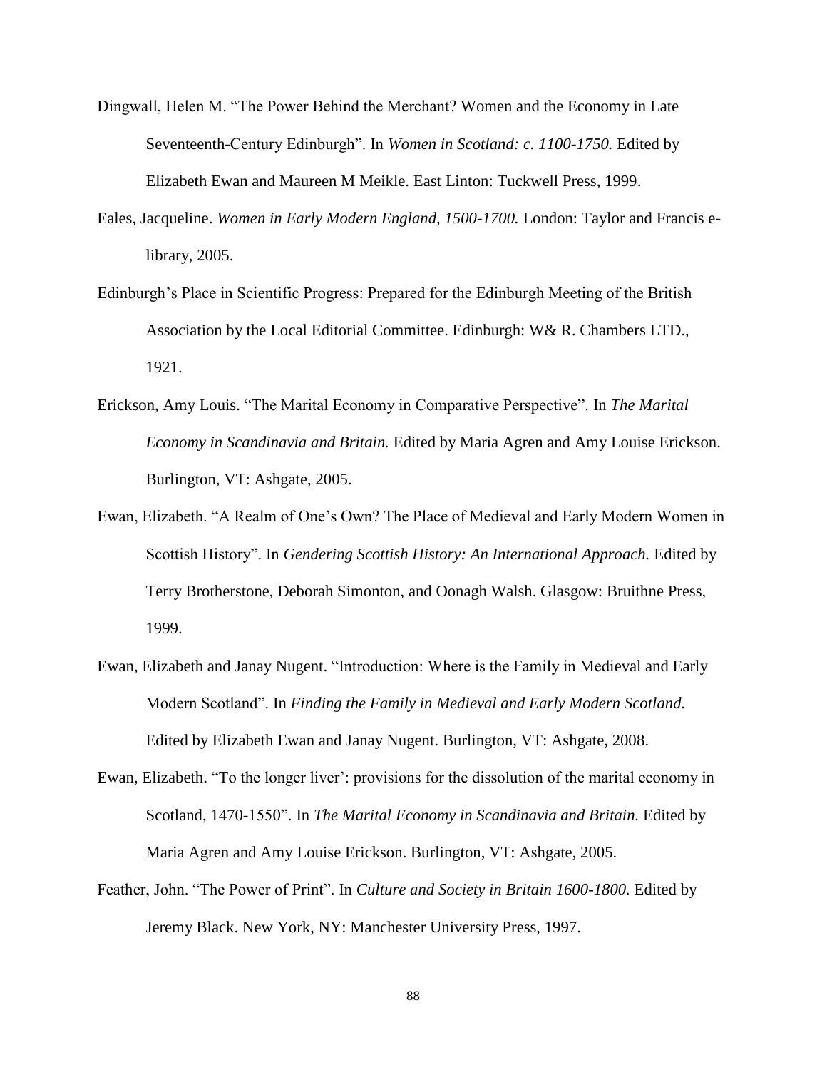Dingwall, Helen M. "The Power Behind the Merchant? Women and the Economy in Late Seventeenth-Century Edinburgh". In *Women in Scotland: c. 1100-1750.* Edited by Elizabeth Ewan and Maureen M Meikle. East Linton: Tuckwell Press, 1999.

Eales, Jacqueline. *Women in Early Modern England, 1500-1700.* London: Taylor and Francis e-library, 2005.

Edinburgh's Place in Scientific Progress: Prepared for the Edinburgh Meeting of the British Association by the Local Editorial Committee. Edinburgh: W& R. Chambers LTD., 1921.

Erickson, Amy Louis. "The Marital Economy in Comparative Perspective". In *The Marital Economy in Scandinavia and Britain.* Edited by Maria Agren and Amy Louise Erickson. Burlington, VT: Ashgate, 2005.

Ewan, Elizabeth. "A Realm of One's Own? The Place of Medieval and Early Modern Women in Scottish History". In *Gendering Scottish History: An International Approach.* Edited by Terry Brotherstone, Deborah Simonton, and Oonagh Walsh. Glasgow: Bruithne Press, 1999.

Ewan, Elizabeth and Janay Nugent. "Introduction: Where is the Family in Medieval and Early Modern Scotland". In *Finding the Family in Medieval and Early Modern Scotland.* Edited by Elizabeth Ewan and Janay Nugent. Burlington, VT: Ashgate, 2008.

Ewan, Elizabeth. "To the longer liver': provisions for the dissolution of the marital economy in Scotland, 1470-1550". In *The Marital Economy in Scandinavia and Britain.* Edited by Maria Agren and Amy Louise Erickson. Burlington, VT: Ashgate, 2005.

Feather, John. "The Power of Print". In *Culture and Society in Britain 1600-1800.* Edited by Jeremy Black. New York, NY: Manchester University Press, 1997.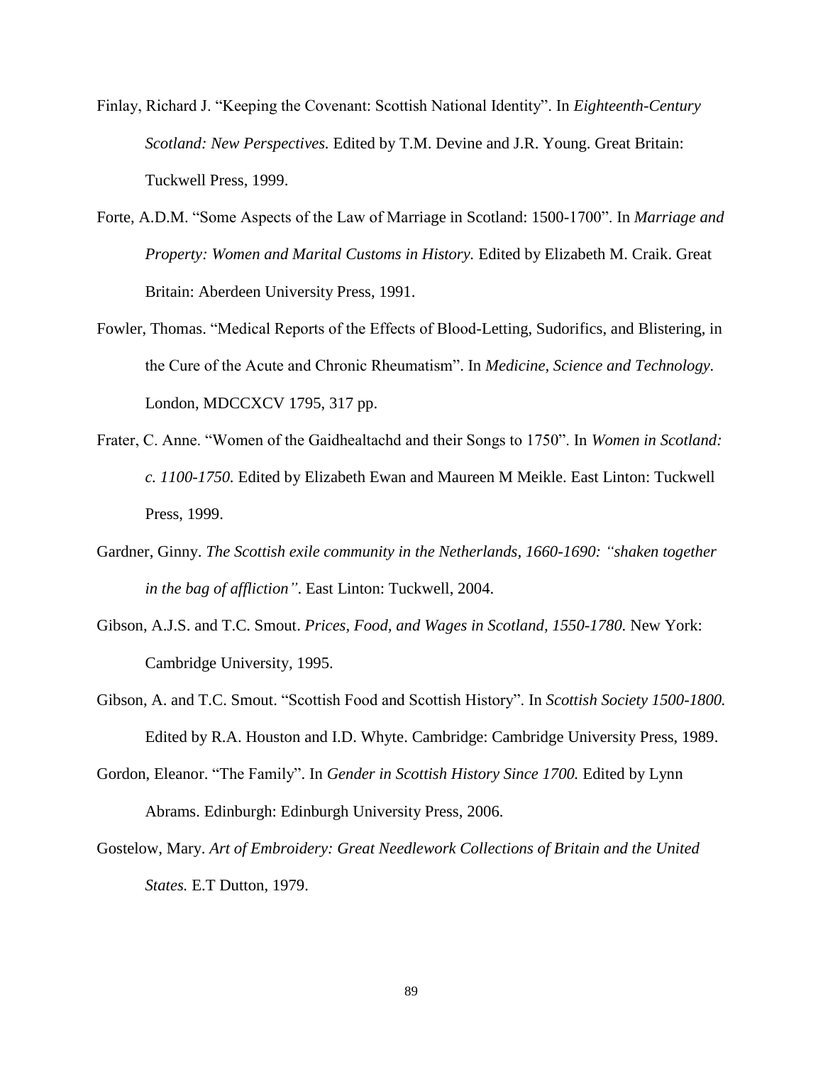Finlay, Richard J. "Keeping the Covenant: Scottish National Identity". In *Eighteenth-Century Scotland: New Perspectives.* Edited by T.M. Devine and J.R. Young. Great Britain: Tuckwell Press, 1999.

Forte, A.D.M. "Some Aspects of the Law of Marriage in Scotland: 1500-1700". In *Marriage and Property: Women and Marital Customs in History.* Edited by Elizabeth M. Craik. Great Britain: Aberdeen University Press, 1991.

Fowler, Thomas. "Medical Reports of the Effects of Blood-Letting, Sudorifics, and Blistering, in the Cure of the Acute and Chronic Rheumatism". In *Medicine, Science and Technology.* London, MDCCXCV 1795, 317 pp.

Frater, C. Anne. "Women of the Gaidhealtachd and their Songs to 1750". In *Women in Scotland: c. 1100-1750.* Edited by Elizabeth Ewan and Maureen M Meikle. East Linton: Tuckwell Press, 1999.

Gardner, Ginny. *The Scottish exile community in the Netherlands, 1660-1690: "shaken together in the bag of affliction".* East Linton: Tuckwell, 2004.

Gibson, A.J.S. and T.C. Smout. *Prices, Food, and Wages in Scotland, 1550-1780.* New York: Cambridge University, 1995.

Gibson, A. and T.C. Smout. "Scottish Food and Scottish History". In *Scottish Society 1500-1800.* Edited by R.A. Houston and I.D. Whyte. Cambridge: Cambridge University Press, 1989.

Gordon, Eleanor. "The Family". In *Gender in Scottish History Since 1700.* Edited by Lynn Abrams. Edinburgh: Edinburgh University Press, 2006.

Gostelow, Mary. *Art of Embroidery: Great Needlework Collections of Britain and the United States.* E.T Dutton, 1979.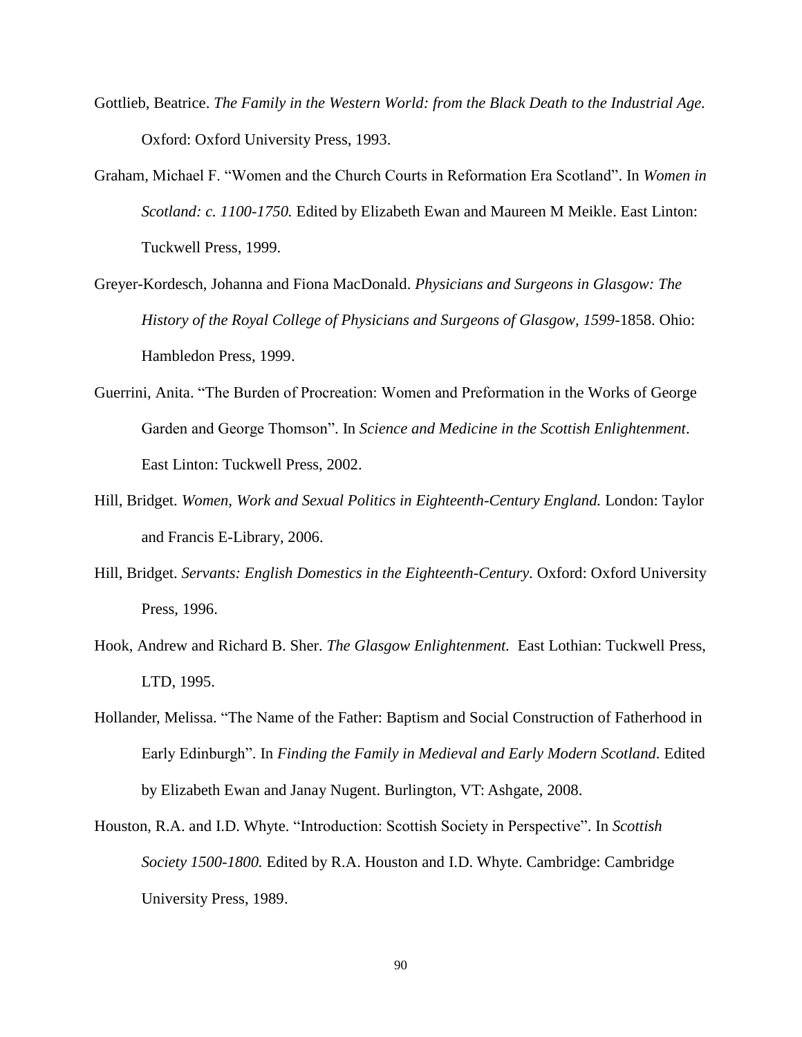Gottlieb, Beatrice. *The Family in the Western World: from the Black Death to the Industrial Age.* Oxford: Oxford University Press, 1993.

Graham, Michael F. "Women and the Church Courts in Reformation Era Scotland". In *Women in Scotland: c. 1100-1750.* Edited by Elizabeth Ewan and Maureen M Meikle. East Linton: Tuckwell Press, 1999.

Greyer-Kordesch, Johanna and Fiona MacDonald. *Physicians and Surgeons in Glasgow: The History of the Royal College of Physicians and Surgeons of Glasgow, 1599*-1858. Ohio: Hambledon Press, 1999.

Guerrini, Anita. "The Burden of Procreation: Women and Preformation in the Works of George Garden and George Thomson". In *Science and Medicine in the Scottish Enlightenment*. East Linton: Tuckwell Press, 2002.

Hill, Bridget. *Women, Work and Sexual Politics in Eighteenth-Century England.* London: Taylor and Francis E-Library, 2006.

Hill, Bridget. *Servants: English Domestics in the Eighteenth-Century*. Oxford: Oxford University Press, 1996.

Hook, Andrew and Richard B. Sher. *The Glasgow Enlightenment.* East Lothian: Tuckwell Press, LTD, 1995.

Hollander, Melissa. "The Name of the Father: Baptism and Social Construction of Fatherhood in Early Edinburgh". In *Finding the Family in Medieval and Early Modern Scotland*. Edited by Elizabeth Ewan and Janay Nugent. Burlington, VT: Ashgate, 2008.

Houston, R.A. and I.D. Whyte. "Introduction: Scottish Society in Perspective". In *Scottish Society 1500-1800.* Edited by R.A. Houston and I.D. Whyte. Cambridge: Cambridge University Press, 1989.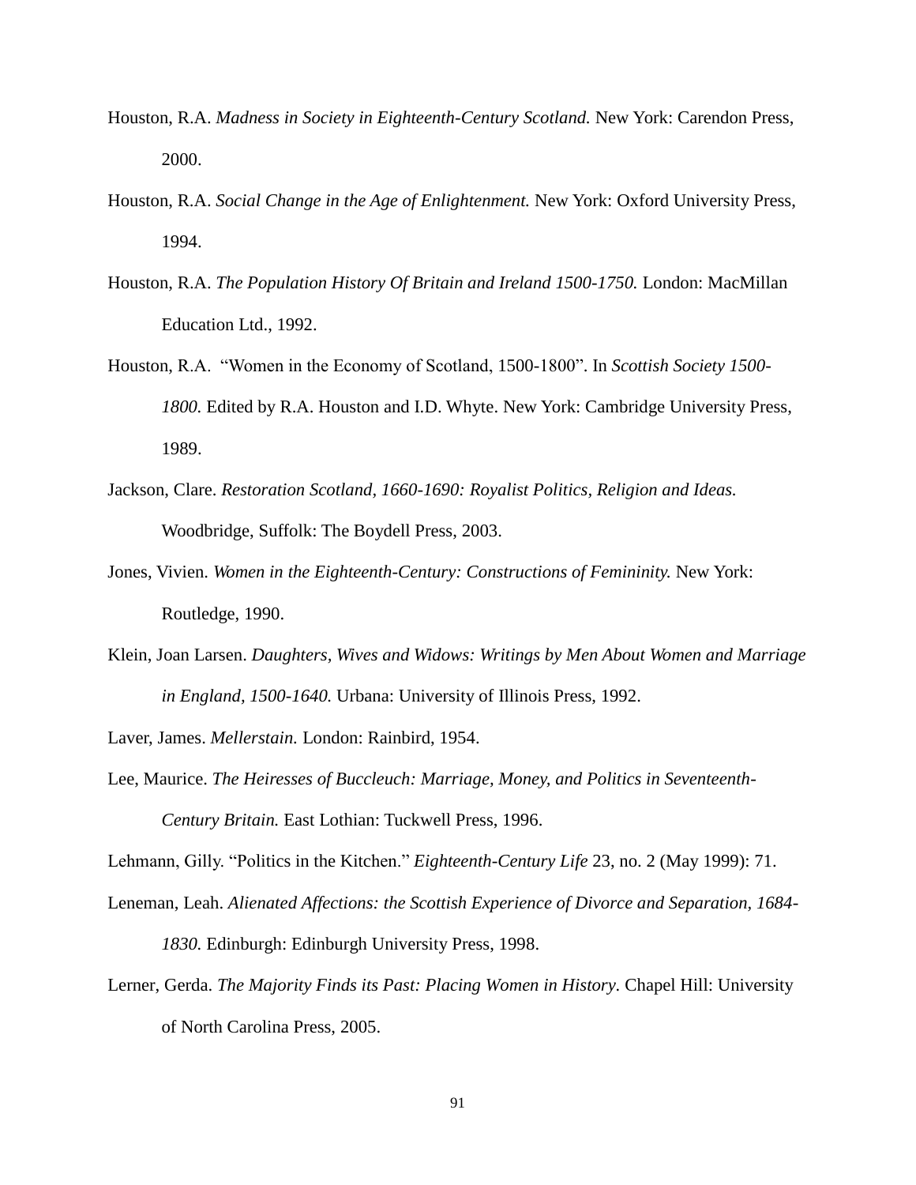Houston, R.A. *Madness in Society in Eighteenth-Century Scotland.* New York: Carendon Press, 2000.

Houston, R.A. *Social Change in the Age of Enlightenment.* New York: Oxford University Press, 1994.

Houston, R.A. *The Population History Of Britain and Ireland 1500-1750.* London: MacMillan Education Ltd., 1992.

Houston, R.A. "Women in the Economy of Scotland, 1500-1800". In *Scottish Society 1500-1800.* Edited by R.A. Houston and I.D. Whyte. New York: Cambridge University Press, 1989.

Jackson, Clare. *Restoration Scotland, 1660-1690: Royalist Politics, Religion and Ideas.* Woodbridge, Suffolk: The Boydell Press, 2003.

Jones, Vivien. *Women in the Eighteenth-Century: Constructions of Femininity.* New York: Routledge, 1990.

Klein, Joan Larsen. *Daughters, Wives and Widows: Writings by Men About Women and Marriage in England, 1500-1640.* Urbana: University of Illinois Press, 1992.

Laver, James. *Mellerstain.* London: Rainbird, 1954.

Lee, Maurice. *The Heiresses of Buccleuch: Marriage, Money, and Politics in Seventeenth-Century Britain.* East Lothian: Tuckwell Press, 1996.

Lehmann, Gilly. "Politics in the Kitchen." *Eighteenth-Century Life* 23, no. 2 (May 1999): 71.

Leneman, Leah. *Alienated Affections: the Scottish Experience of Divorce and Separation, 1684-1830.* Edinburgh: Edinburgh University Press, 1998.

Lerner, Gerda. *The Majority Finds its Past: Placing Women in History.* Chapel Hill: University of North Carolina Press, 2005.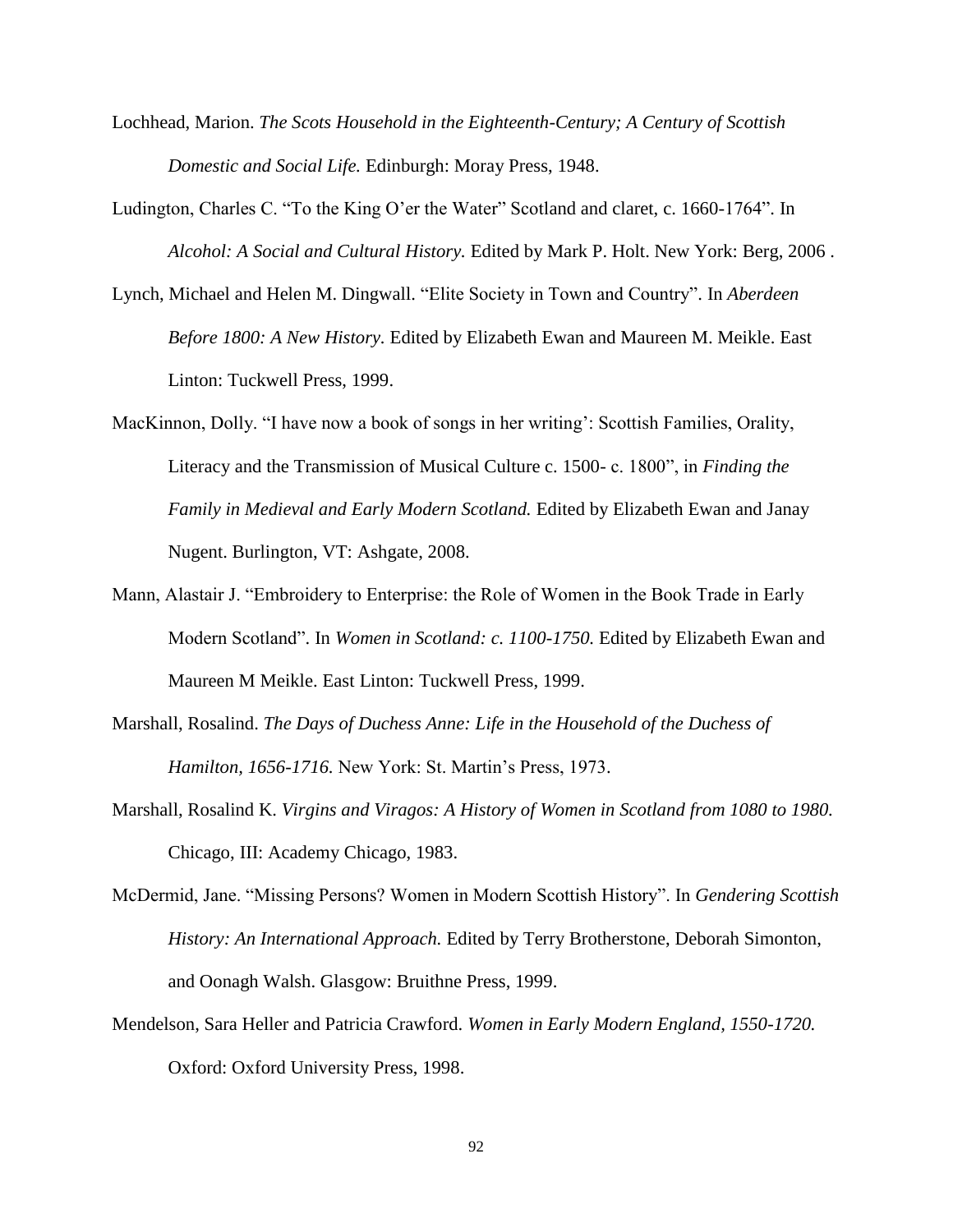Lochhead, Marion. *The Scots Household in the Eighteenth-Century; A Century of Scottish Domestic and Social Life.* Edinburgh: Moray Press, 1948.

Ludington, Charles C. "To the King O'er the Water" Scotland and claret, c. 1660-1764". In *Alcohol: A Social and Cultural History.* Edited by Mark P. Holt. New York: Berg, 2006 .

Lynch, Michael and Helen M. Dingwall. "Elite Society in Town and Country". In *Aberdeen Before 1800: A New History.* Edited by Elizabeth Ewan and Maureen M. Meikle. East Linton: Tuckwell Press, 1999.

MacKinnon, Dolly. "I have now a book of songs in her writing': Scottish Families, Orality, Literacy and the Transmission of Musical Culture c. 1500- c. 1800", in *Finding the Family in Medieval and Early Modern Scotland.* Edited by Elizabeth Ewan and Janay Nugent. Burlington, VT: Ashgate, 2008.

Mann, Alastair J. "Embroidery to Enterprise: the Role of Women in the Book Trade in Early Modern Scotland". In *Women in Scotland: c. 1100-1750.* Edited by Elizabeth Ewan and Maureen M Meikle. East Linton: Tuckwell Press, 1999.

Marshall, Rosalind. *The Days of Duchess Anne: Life in the Household of the Duchess of Hamilton, 1656-1716.* New York: St. Martin's Press, 1973.

Marshall, Rosalind K. *Virgins and Viragos: A History of Women in Scotland from 1080 to 1980.* Chicago, III: Academy Chicago, 1983.

McDermid, Jane. "Missing Persons? Women in Modern Scottish History". In *Gendering Scottish History: An International Approach.* Edited by Terry Brotherstone, Deborah Simonton, and Oonagh Walsh. Glasgow: Bruithne Press, 1999.

Mendelson, Sara Heller and Patricia Crawford. *Women in Early Modern England, 1550-1720.* Oxford: Oxford University Press, 1998.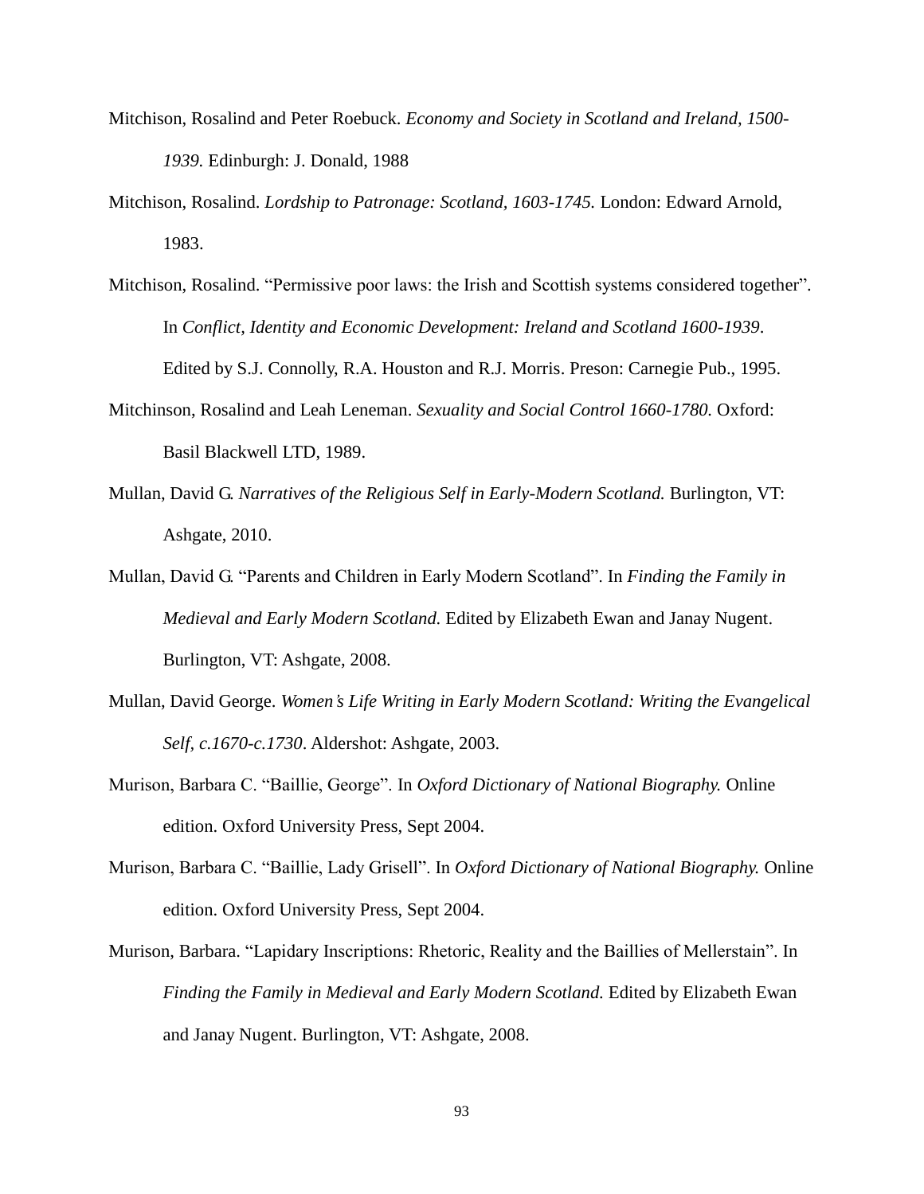Mitchison, Rosalind and Peter Roebuck. *Economy and Society in Scotland and Ireland, 1500-1939.* Edinburgh: J. Donald, 1988

Mitchison, Rosalind. *Lordship to Patronage: Scotland, 1603-1745.* London: Edward Arnold, 1983.

Mitchison, Rosalind. "Permissive poor laws: the Irish and Scottish systems considered together". In *Conflict, Identity and Economic Development: Ireland and Scotland 1600-1939*. Edited by S.J. Connolly, R.A. Houston and R.J. Morris. Preson: Carnegie Pub., 1995.

Mitchinson, Rosalind and Leah Leneman. *Sexuality and Social Control 1660-1780*. Oxford: Basil Blackwell LTD, 1989.

Mullan, David G. *Narratives of the Religious Self in Early-Modern Scotland.* Burlington, VT: Ashgate, 2010.

Mullan, David G. "Parents and Children in Early Modern Scotland". In *Finding the Family in Medieval and Early Modern Scotland.* Edited by Elizabeth Ewan and Janay Nugent. Burlington, VT: Ashgate, 2008.

Mullan, David George. *Women's Life Writing in Early Modern Scotland: Writing the Evangelical Self, c.1670-c.1730*. Aldershot: Ashgate, 2003.

Murison, Barbara C. "Baillie, George". In *Oxford Dictionary of National Biography.* Online edition. Oxford University Press, Sept 2004.

Murison, Barbara C. "Baillie, Lady Grisell". In *Oxford Dictionary of National Biography.* Online edition. Oxford University Press, Sept 2004.

Murison, Barbara. "Lapidary Inscriptions: Rhetoric, Reality and the Baillies of Mellerstain". In *Finding the Family in Medieval and Early Modern Scotland.* Edited by Elizabeth Ewan and Janay Nugent. Burlington, VT: Ashgate, 2008.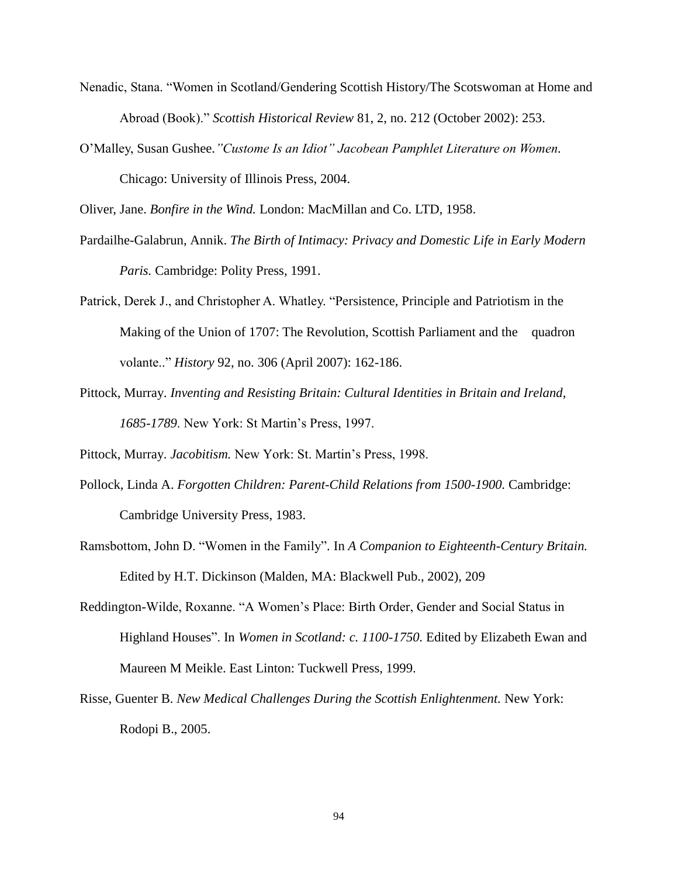Nenadic, Stana. "Women in Scotland/Gendering Scottish History/The Scotswoman at Home and Abroad (Book)." *Scottish Historical Review* 81, 2, no. 212 (October 2002): 253.

O'Malley, Susan Gushee.*"Custome Is an Idiot" Jacobean Pamphlet Literature on Women*. Chicago: University of Illinois Press, 2004.

Oliver, Jane. *Bonfire in the Wind.* London: MacMillan and Co. LTD, 1958.

Pardailhe-Galabrun, Annik. *The Birth of Intimacy: Privacy and Domestic Life in Early Modern Paris.* Cambridge: Polity Press, 1991.

Patrick, Derek J., and Christopher A. Whatley. "Persistence, Principle and Patriotism in the Making of the Union of 1707: The Revolution, Scottish Parliament and the  quadron volante.." *History* 92, no. 306 (April 2007): 162-186.

Pittock, Murray. *Inventing and Resisting Britain: Cultural Identities in Britain and Ireland, 1685-1789*. New York: St Martin's Press, 1997.

Pittock, Murray. *Jacobitism.* New York: St. Martin's Press, 1998.

Pollock, Linda A. *Forgotten Children: Parent-Child Relations from 1500-1900.* Cambridge: Cambridge University Press, 1983.

Ramsbottom, John D. "Women in the Family". In *A Companion to Eighteenth-Century Britain.* Edited by H.T. Dickinson (Malden, MA: Blackwell Pub., 2002), 209

Reddington-Wilde, Roxanne. "A Women's Place: Birth Order, Gender and Social Status in Highland Houses". In *Women in Scotland: c. 1100-1750.* Edited by Elizabeth Ewan and Maureen M Meikle. East Linton: Tuckwell Press, 1999.

Risse, Guenter B. *New Medical Challenges During the Scottish Enlightenment.* New York: Rodopi B., 2005.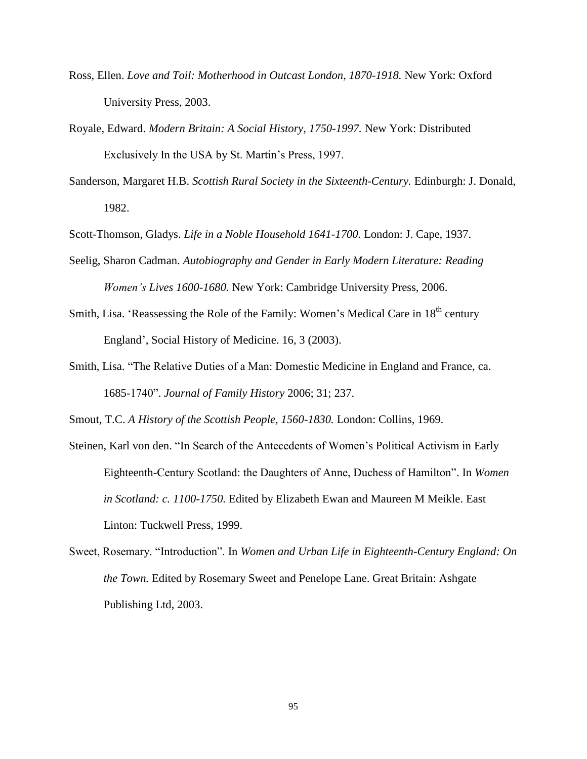Ross, Ellen. *Love and Toil: Motherhood in Outcast London, 1870-1918.* New York: Oxford University Press, 2003.

Royale, Edward. *Modern Britain: A Social History, 1750-1997.* New York: Distributed Exclusively In the USA by St. Martin's Press, 1997.

Sanderson, Margaret H.B. *Scottish Rural Society in the Sixteenth-Century.* Edinburgh: J. Donald, 1982.

Scott-Thomson, Gladys. *Life in a Noble Household 1641-1700.* London: J. Cape, 1937.

Seelig, Sharon Cadman. *Autobiography and Gender in Early Modern Literature: Reading Women's Lives 1600-1680.* New York: Cambridge University Press, 2006.

Smith, Lisa. 'Reassessing the Role of the Family: Women's Medical Care in 18th century England', Social History of Medicine. 16, 3 (2003).

Smith, Lisa. "The Relative Duties of a Man: Domestic Medicine in England and France, ca. 1685-1740". *Journal of Family History* 2006; 31; 237.

Smout, T.C. *A History of the Scottish People, 1560-1830.* London: Collins, 1969.

Steinen, Karl von den. "In Search of the Antecedents of Women's Political Activism in Early Eighteenth-Century Scotland: the Daughters of Anne, Duchess of Hamilton". In *Women in Scotland: c. 1100-1750.* Edited by Elizabeth Ewan and Maureen M Meikle. East Linton: Tuckwell Press, 1999.

Sweet, Rosemary. "Introduction". In *Women and Urban Life in Eighteenth-Century England: On the Town.* Edited by Rosemary Sweet and Penelope Lane. Great Britain: Ashgate Publishing Ltd, 2003.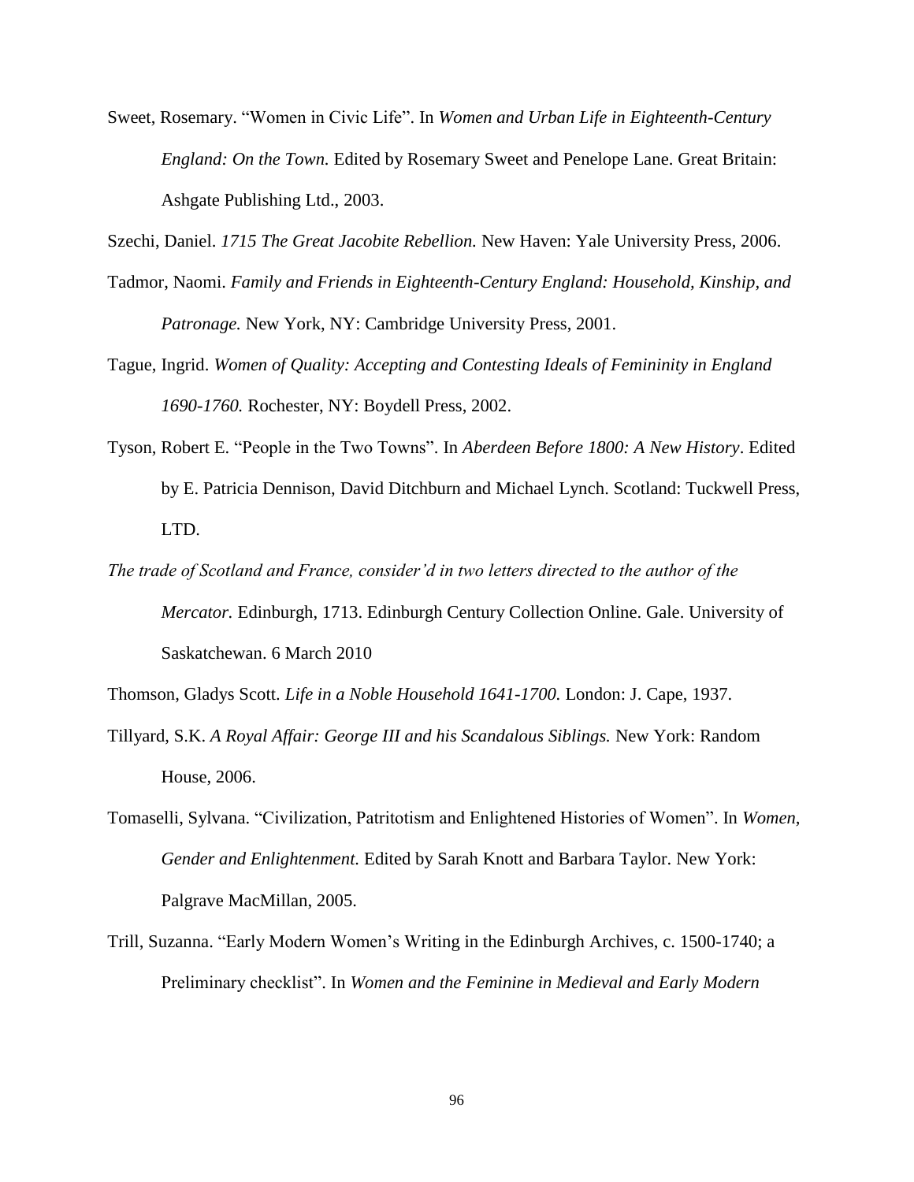Sweet, Rosemary. "Women in Civic Life". In *Women and Urban Life in Eighteenth-Century England: On the Town.* Edited by Rosemary Sweet and Penelope Lane. Great Britain: Ashgate Publishing Ltd., 2003.

Szechi, Daniel. *1715 The Great Jacobite Rebellion.* New Haven: Yale University Press, 2006.

Tadmor, Naomi. *Family and Friends in Eighteenth-Century England: Household, Kinship, and Patronage.* New York, NY: Cambridge University Press, 2001.

Tague, Ingrid. *Women of Quality: Accepting and Contesting Ideals of Femininity in England 1690-1760.* Rochester, NY: Boydell Press, 2002.

Tyson, Robert E. "People in the Two Towns". In *Aberdeen Before 1800: A New History*. Edited by E. Patricia Dennison, David Ditchburn and Michael Lynch. Scotland: Tuckwell Press, LTD.

*The trade of Scotland and France, consider'd in two letters directed to the author of the Mercator.* Edinburgh, 1713. Edinburgh Century Collection Online. Gale. University of Saskatchewan. 6 March 2010

Thomson, Gladys Scott. *Life in a Noble Household 1641-1700.* London: J. Cape, 1937.

Tillyard, S.K. *A Royal Affair: George III and his Scandalous Siblings.* New York: Random House, 2006.

Tomaselli, Sylvana. "Civilization, Patritotism and Enlightened Histories of Women". In *Women, Gender and Enlightenment.* Edited by Sarah Knott and Barbara Taylor. New York: Palgrave MacMillan, 2005.

Trill, Suzanna. "Early Modern Women's Writing in the Edinburgh Archives, c. 1500-1740; a Preliminary checklist". In *Women and the Feminine in Medieval and Early Modern*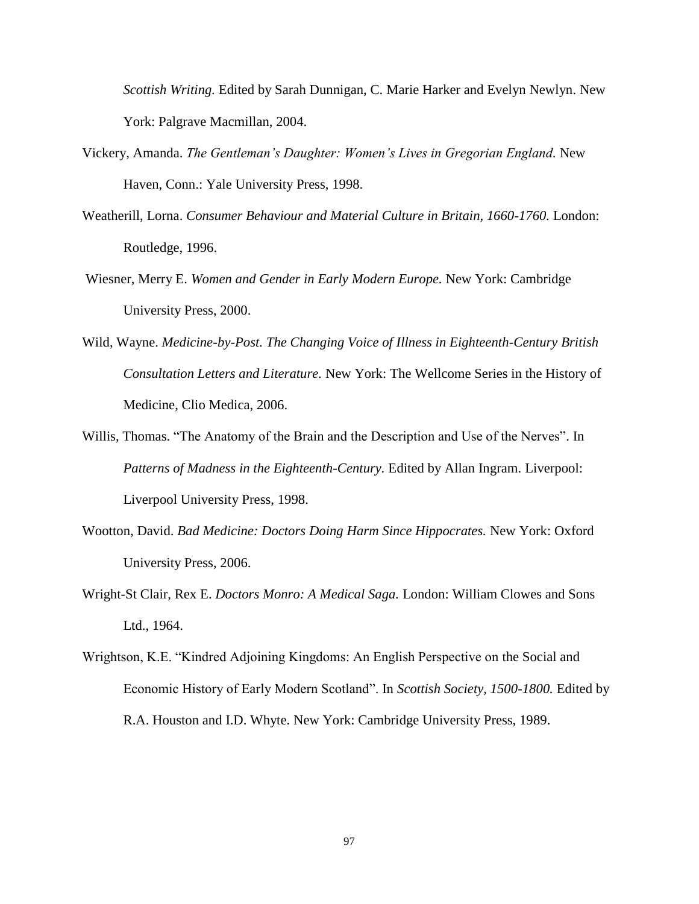*Scottish Writing.* Edited by Sarah Dunnigan, C. Marie Harker and Evelyn Newlyn. New York: Palgrave Macmillan, 2004.

Vickery, Amanda. *The Gentleman's Daughter: Women's Lives in Gregorian England*. New Haven, Conn.: Yale University Press, 1998.

Weatherill, Lorna. *Consumer Behaviour and Material Culture in Britain, 1660-1760.* London: Routledge, 1996.

Wiesner, Merry E. *Women and Gender in Early Modern Europe.* New York: Cambridge University Press, 2000.

Wild, Wayne. *Medicine-by-Post. The Changing Voice of Illness in Eighteenth-Century British Consultation Letters and Literature.* New York: The Wellcome Series in the History of Medicine, Clio Medica, 2006.

Willis, Thomas. "The Anatomy of the Brain and the Description and Use of the Nerves". In *Patterns of Madness in the Eighteenth-Century.* Edited by Allan Ingram. Liverpool: Liverpool University Press, 1998.

Wootton, David. *Bad Medicine: Doctors Doing Harm Since Hippocrates.* New York: Oxford University Press, 2006.

Wright-St Clair, Rex E. *Doctors Monro: A Medical Saga.* London: William Clowes and Sons Ltd., 1964.

Wrightson, K.E. "Kindred Adjoining Kingdoms: An English Perspective on the Social and Economic History of Early Modern Scotland". In *Scottish Society, 1500-1800.* Edited by R.A. Houston and I.D. Whyte. New York: Cambridge University Press, 1989.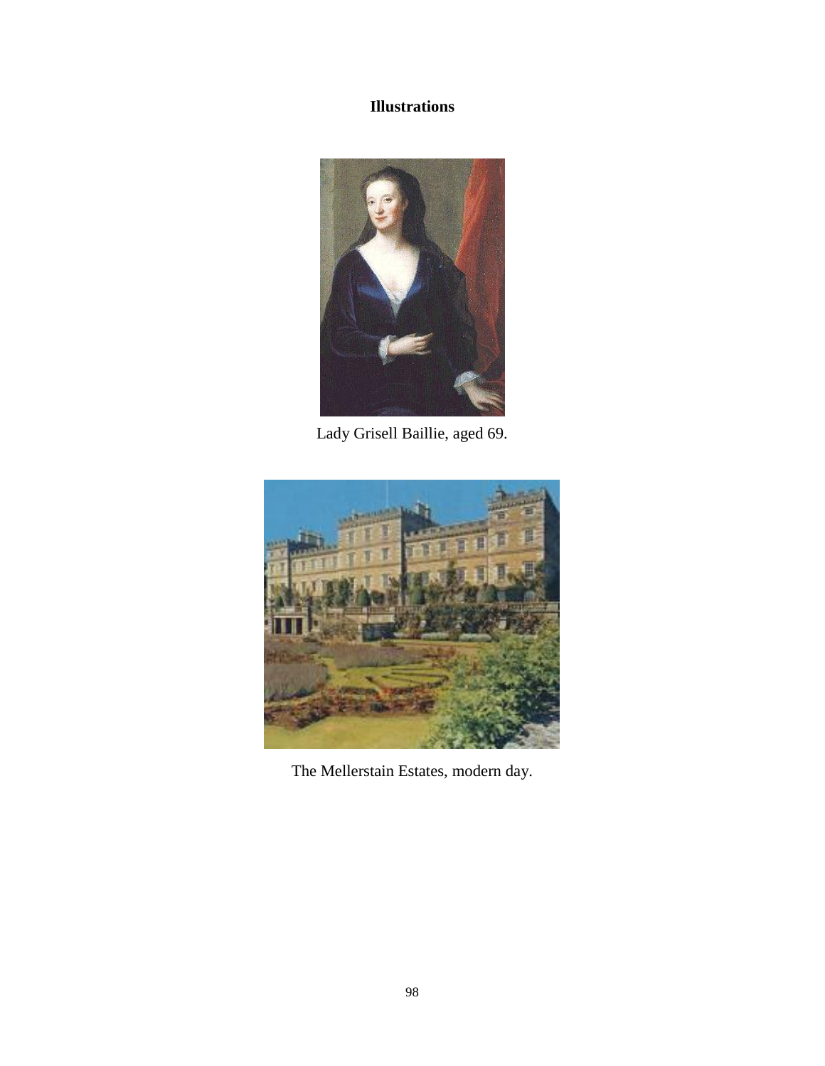# Illustrations

Lady Grisell Baillie, aged 69.

The Mellerstain Estates, modern day.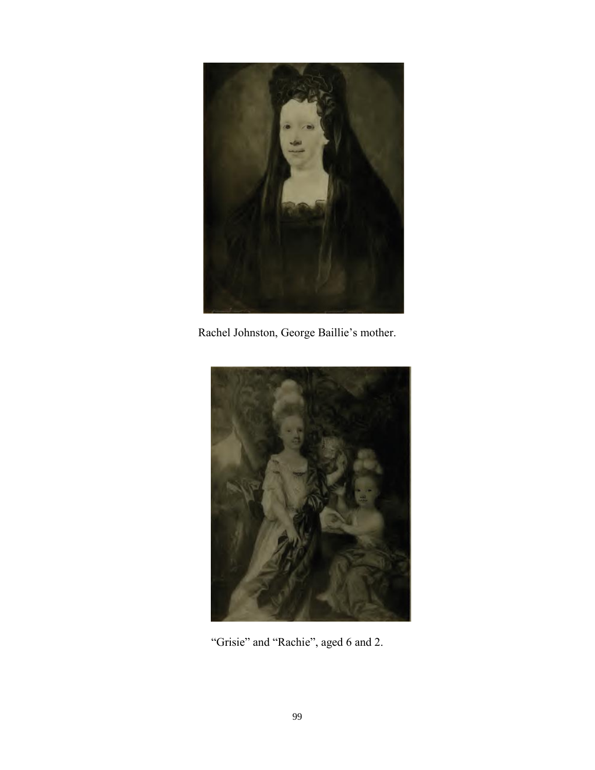Rachel Johnston, George Baillie's mother.

"Grisie" and "Rachie", aged 6 and 2.